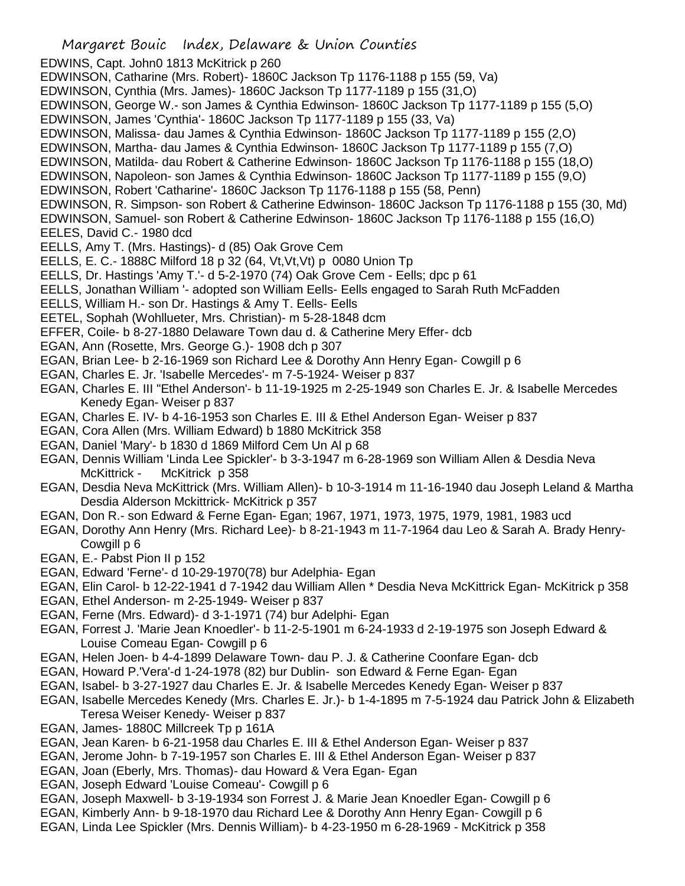EDWINS, Capt. John0 1813 McKitrick p 260

EDWINSON, Catharine (Mrs. Robert)- 1860C Jackson Tp 1176-1188 p 155 (59, Va)

EDWINSON, Cynthia (Mrs. James)- 1860C Jackson Tp 1177-1189 p 155 (31,O)

EDWINSON, George W.- son James & Cynthia Edwinson- 1860C Jackson Tp 1177-1189 p 155 (5,O)

EDWINSON, James 'Cynthia'- 1860C Jackson Tp 1177-1189 p 155 (33, Va)

EDWINSON, Malissa- dau James & Cynthia Edwinson- 1860C Jackson Tp 1177-1189 p 155 (2,O)

EDWINSON, Martha- dau James & Cynthia Edwinson- 1860C Jackson Tp 1177-1189 p 155 (7,O)

EDWINSON, Matilda- dau Robert & Catherine Edwinson- 1860C Jackson Tp 1176-1188 p 155 (18,O)

EDWINSON, Napoleon- son James & Cynthia Edwinson- 1860C Jackson Tp 1177-1189 p 155 (9,O)

EDWINSON, Robert 'Catharine'- 1860C Jackson Tp 1176-1188 p 155 (58, Penn)

EDWINSON, R. Simpson- son Robert & Catherine Edwinson- 1860C Jackson Tp 1176-1188 p 155 (30, Md)

EDWINSON, Samuel- son Robert & Catherine Edwinson- 1860C Jackson Tp 1176-1188 p 155 (16,O)

EELES, David C.- 1980 dcd

EELLS, Amy T. (Mrs. Hastings)- d (85) Oak Grove Cem

EELLS, E. C.- 1888C Milford 18 p 32 (64, Vt,Vt,Vt) p 0080 Union Tp

EELLS, Dr. Hastings 'Amy T.'- d 5-2-1970 (74) Oak Grove Cem - Eells; dpc p 61

EELLS, Jonathan William '- adopted son William Eells- Eells engaged to Sarah Ruth McFadden

EELLS, William H.- son Dr. Hastings & Amy T. Eells- Eells

EETEL, Sophah (Wohllueter, Mrs. Christian)- m 5-28-1848 dcm

EFFER, Coile- b 8-27-1880 Delaware Town dau d. & Catherine Mery Effer- dcb

EGAN, Ann (Rosette, Mrs. George G.)- 1908 dch p 307

EGAN, Brian Lee- b 2-16-1969 son Richard Lee & Dorothy Ann Henry Egan- Cowgill p 6

EGAN, Charles E. Jr. 'Isabelle Mercedes'- m 7-5-1924- Weiser p 837

EGAN, Charles E. III "Ethel Anderson'- b 11-19-1925 m 2-25-1949 son Charles E. Jr. & Isabelle Mercedes Kenedy Egan- Weiser p 837

EGAN, Charles E. IV- b 4-16-1953 son Charles E. III & Ethel Anderson Egan- Weiser p 837

EGAN, Cora Allen (Mrs. William Edward) b 1880 McKitrick 358

EGAN, Daniel 'Mary'- b 1830 d 1869 Milford Cem Un Al p 68

EGAN, Dennis William 'Linda Lee Spickler'- b 3-3-1947 m 6-28-1969 son William Allen & Desdia Neva McKittrick - McKitrick p 358

EGAN, Desdia Neva McKittrick (Mrs. William Allen)- b 10-3-1914 m 11-16-1940 dau Joseph Leland & Martha Desdia Alderson Mckittrick- McKitrick p 357

EGAN, Don R.- son Edward & Ferne Egan- Egan; 1967, 1971, 1973, 1975, 1979, 1981, 1983 ucd

EGAN, Dorothy Ann Henry (Mrs. Richard Lee)- b 8-21-1943 m 11-7-1964 dau Leo & Sarah A. Brady Henry- Cowgill p 6

EGAN, E.- Pabst Pion II p 152

EGAN, Edward 'Ferne'- d 10-29-1970(78) bur Adelphia- Egan

EGAN, Elin Carol- b 12-22-1941 d 7-1942 dau William Allen * Desdia Neva McKittrick Egan- McKitrick p 358

EGAN, Ethel Anderson- m 2-25-1949- Weiser p 837

EGAN, Ferne (Mrs. Edward)- d 3-1-1971 (74) bur Adelphi- Egan

EGAN, Forrest J. 'Marie Jean Knoedler'- b 11-2-5-1901 m 6-24-1933 d 2-19-1975 son Joseph Edward & Louise Comeau Egan- Cowgill p 6

EGAN, Helen Joen- b 4-4-1899 Delaware Town- dau P. J. & Catherine Coonfare Egan- dcb

EGAN, Howard P.'Vera'-d 1-24-1978 (82) bur Dublin- son Edward & Ferne Egan- Egan

EGAN, Isabel- b 3-27-1927 dau Charles E. Jr. & Isabelle Mercedes Kenedy Egan- Weiser p 837

EGAN, Isabelle Mercedes Kenedy (Mrs. Charles E. Jr.)- b 1-4-1895 m 7-5-1924 dau Patrick John & Elizabeth Teresa Weiser Kenedy- Weiser p 837

EGAN, James- 1880C Millcreek Tp p 161A

EGAN, Jean Karen- b 6-21-1958 dau Charles E. III & Ethel Anderson Egan- Weiser p 837

EGAN, Jerome John- b 7-19-1957 son Charles E. III & Ethel Anderson Egan- Weiser p 837

EGAN, Joan (Eberly, Mrs. Thomas)- dau Howard & Vera Egan- Egan

EGAN, Joseph Edward 'Louise Comeau'- Cowgill p 6

EGAN, Joseph Maxwell- b 3-19-1934 son Forrest J. & Marie Jean Knoedler Egan- Cowgill p 6

EGAN, Kimberly Ann- b 9-18-1970 dau Richard Lee & Dorothy Ann Henry Egan- Cowgill p 6

EGAN, Linda Lee Spickler (Mrs. Dennis William)- b 4-23-1950 m 6-28-1969 - McKitrick p 358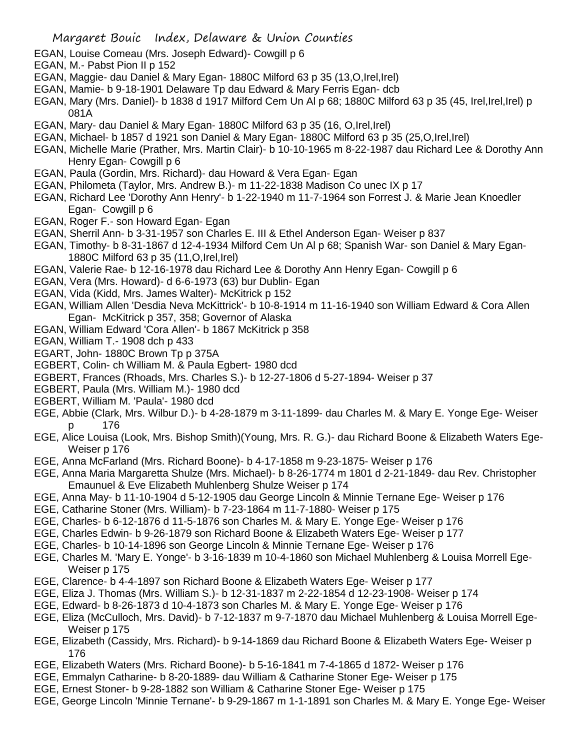EGAN, Louise Comeau (Mrs. Joseph Edward)- Cowgill p 6

EGAN, M.- Pabst Pion II p 152

EGAN, Maggie- dau Daniel & Mary Egan- 1880C Milford 63 p 35 (13,O,Irel,Irel)

EGAN, Mamie- b 9-18-1901 Delaware Tp dau Edward & Mary Ferris Egan- dcb

EGAN, Mary (Mrs. Daniel)- b 1838 d 1917 Milford Cem Un Al p 68; 1880C Milford 63 p 35 (45, Irel,Irel,Irel) p 081A

EGAN, Mary- dau Daniel & Mary Egan- 1880C Milford 63 p 35 (16, O,Irel,Irel)

EGAN, Michael- b 1857 d 1921 son Daniel & Mary Egan- 1880C Milford 63 p 35 (25,O,Irel,Irel)

EGAN, Michelle Marie (Prather, Mrs. Martin Clair)- b 10-10-1965 m 8-22-1987 dau Richard Lee & Dorothy Ann Henry Egan- Cowgill p 6

EGAN, Paula (Gordin, Mrs. Richard)- dau Howard & Vera Egan- Egan

EGAN, Philometa (Taylor, Mrs. Andrew B.)- m 11-22-1838 Madison Co unec IX p 17

EGAN, Richard Lee 'Dorothy Ann Henry'- b 1-22-1940 m 11-7-1964 son Forrest J. & Marie Jean Knoedler Egan- Cowgill p 6

EGAN, Roger F.- son Howard Egan- Egan

EGAN, Sherril Ann- b 3-31-1957 son Charles E. III & Ethel Anderson Egan- Weiser p 837

EGAN, Timothy- b 8-31-1867 d 12-4-1934 Milford Cem Un Al p 68; Spanish War- son Daniel & Mary Egan- 1880C Milford 63 p 35 (11,O,Irel,Irel)

EGAN, Valerie Rae- b 12-16-1978 dau Richard Lee & Dorothy Ann Henry Egan- Cowgill p 6

EGAN, Vera (Mrs. Howard)- d 6-6-1973 (63) bur Dublin- Egan

EGAN, Vida (Kidd, Mrs. James Walter)- McKitrick p 152

EGAN, William Allen 'Desdia Neva McKittrick'- b 10-8-1914 m 11-16-1940 son William Edward & Cora Allen Egan- McKitrick p 357, 358; Governor of Alaska

EGAN, William Edward 'Cora Allen'- b 1867 McKitrick p 358

EGAN, William T.- 1908 dch p 433

EGART, John- 1880C Brown Tp p 375A

EGBERT, Colin- ch William M. & Paula Egbert- 1980 dcd

EGBERT, Frances (Rhoads, Mrs. Charles S.)- b 12-27-1806 d 5-27-1894- Weiser p 37

EGBERT, Paula (Mrs. William M.)- 1980 dcd

EGBERT, William M. 'Paula'- 1980 dcd

EGE, Abbie (Clark, Mrs. Wilbur D.)- b 4-28-1879 m 3-11-1899- dau Charles M. & Mary E. Yonge Ege- Weiser p 176

EGE, Alice Louisa (Look, Mrs. Bishop Smith)(Young, Mrs. R. G.)- dau Richard Boone & Elizabeth Waters Ege- Weiser p 176

EGE, Anna McFarland (Mrs. Richard Boone)- b 4-17-1858 m 9-23-1875- Weiser p 176

EGE, Anna Maria Margaretta Shulze (Mrs. Michael)- b 8-26-1774 m 1801 d 2-21-1849- dau Rev. Christopher Emaunuel & Eve Elizabeth Muhlenberg Shulze Weiser p 174

EGE, Anna May- b 11-10-1904 d 5-12-1905 dau George Lincoln & Minnie Ternane Ege- Weiser p 176

EGE, Catharine Stoner (Mrs. William)- b 7-23-1864 m 11-7-1880- Weiser p 175

EGE, Charles- b 6-12-1876 d 11-5-1876 son Charles M. & Mary E. Yonge Ege- Weiser p 176

EGE, Charles Edwin- b 9-26-1879 son Richard Boone & Elizabeth Waters Ege- Weiser p 177

EGE, Charles- b 10-14-1896 son George Lincoln & Minnie Ternane Ege- Weiser p 176

EGE, Charles M. 'Mary E. Yonge'- b 3-16-1839 m 10-4-1860 son Michael Muhlenberg & Louisa Morrell Ege- Weiser p 175

EGE, Clarence- b 4-4-1897 son Richard Boone & Elizabeth Waters Ege- Weiser p 177

EGE, Eliza J. Thomas (Mrs. William S.)- b 12-31-1837 m 2-22-1854 d 12-23-1908- Weiser p 174

EGE, Edward- b 8-26-1873 d 10-4-1873 son Charles M. & Mary E. Yonge Ege- Weiser p 176

EGE, Eliza (McCulloch, Mrs. David)- b 7-12-1837 m 9-7-1870 dau Michael Muhlenberg & Louisa Morrell Ege- Weiser p 175

EGE, Elizabeth (Cassidy, Mrs. Richard)- b 9-14-1869 dau Richard Boone & Elizabeth Waters Ege- Weiser p 176

EGE, Elizabeth Waters (Mrs. Richard Boone)- b 5-16-1841 m 7-4-1865 d 1872- Weiser p 176

EGE, Emmalyn Catharine- b 8-20-1889- dau William & Catharine Stoner Ege- Weiser p 175

EGE, Ernest Stoner- b 9-28-1882 son William & Catharine Stoner Ege- Weiser p 175

EGE, George Lincoln 'Minnie Ternane'- b 9-29-1867 m 1-1-1891 son Charles M. & Mary E. Yonge Ege- Weiser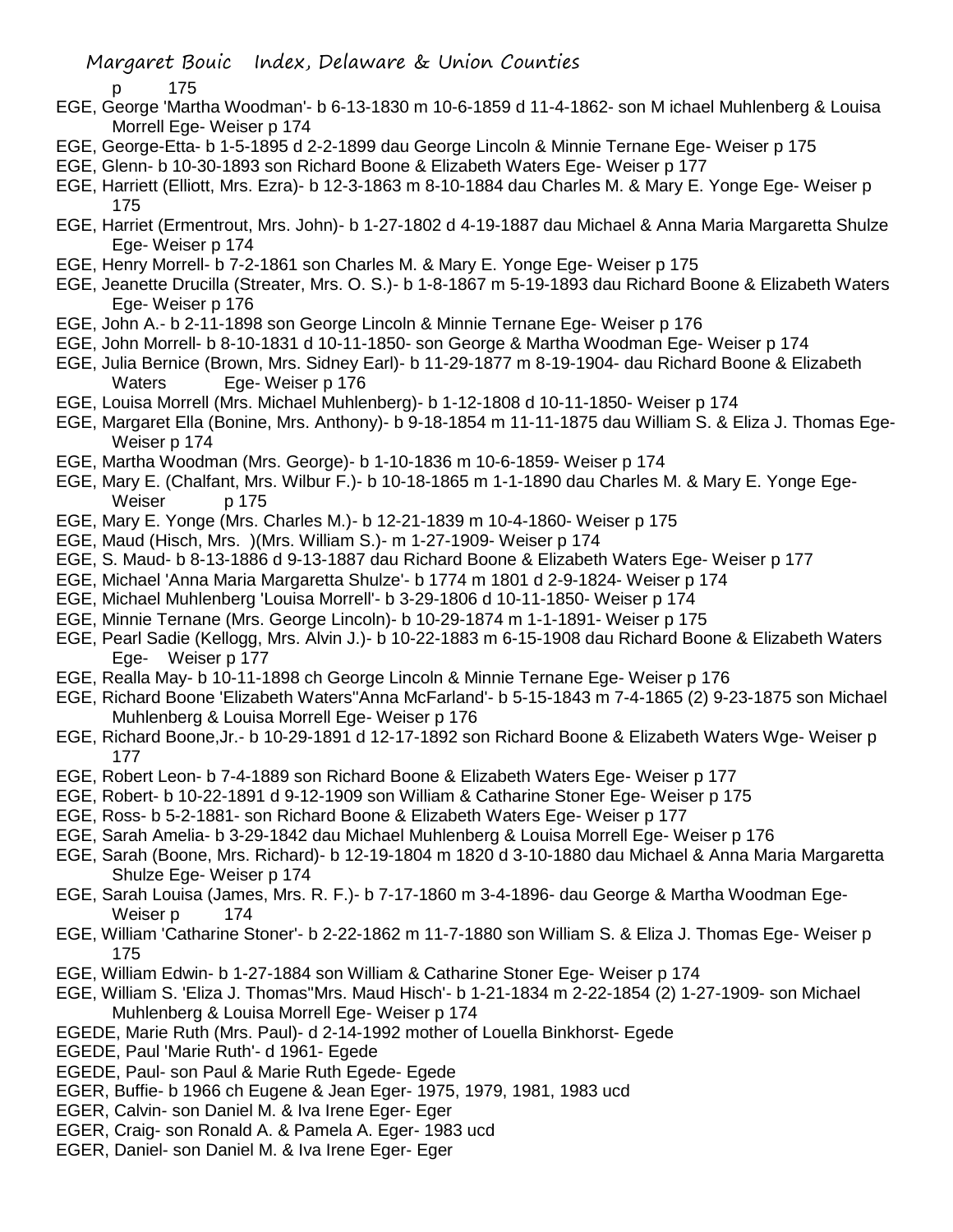p 175

EGE, George 'Martha Woodman'- b 6-13-1830 m 10-6-1859 d 11-4-1862- son M ichael Muhlenberg & Louisa Morrell Ege- Weiser p 174

EGE, George-Etta- b 1-5-1895 d 2-2-1899 dau George Lincoln & Minnie Ternane Ege- Weiser p 175

EGE, Glenn- b 10-30-1893 son Richard Boone & Elizabeth Waters Ege- Weiser p 177

EGE, Harriett (Elliott, Mrs. Ezra)- b 12-3-1863 m 8-10-1884 dau Charles M. & Mary E. Yonge Ege- Weiser p 175

EGE, Harriet (Ermentrout, Mrs. John)- b 1-27-1802 d 4-19-1887 dau Michael & Anna Maria Margaretta Shulze Ege- Weiser p 174

EGE, Henry Morrell- b 7-2-1861 son Charles M. & Mary E. Yonge Ege- Weiser p 175

EGE, Jeanette Drucilla (Streater, Mrs. O. S.)- b 1-8-1867 m 5-19-1893 dau Richard Boone & Elizabeth Waters Ege- Weiser p 176

EGE, John A.- b 2-11-1898 son George Lincoln & Minnie Ternane Ege- Weiser p 176

EGE, John Morrell- b 8-10-1831 d 10-11-1850- son George & Martha Woodman Ege- Weiser p 174

EGE, Julia Bernice (Brown, Mrs. Sidney Earl)- b 11-29-1877 m 8-19-1904- dau Richard Boone & Elizabeth Waters Ege- Weiser p 176

EGE, Louisa Morrell (Mrs. Michael Muhlenberg)- b 1-12-1808 d 10-11-1850- Weiser p 174

EGE, Margaret Ella (Bonine, Mrs. Anthony)- b 9-18-1854 m 11-11-1875 dau William S. & Eliza J. Thomas Ege- Weiser p 174

EGE, Martha Woodman (Mrs. George)- b 1-10-1836 m 10-6-1859- Weiser p 174

EGE, Mary E. (Chalfant, Mrs. Wilbur F.)- b 10-18-1865 m 1-1-1890 dau Charles M. & Mary E. Yonge Ege- Weiser p 175

EGE, Mary E. Yonge (Mrs. Charles M.)- b 12-21-1839 m 10-4-1860- Weiser p 175

EGE, Maud (Hisch, Mrs. )(Mrs. William S.)- m 1-27-1909- Weiser p 174

EGE, S. Maud- b 8-13-1886 d 9-13-1887 dau Richard Boone & Elizabeth Waters Ege- Weiser p 177

EGE, Michael 'Anna Maria Margaretta Shulze'- b 1774 m 1801 d 2-9-1824- Weiser p 174

EGE, Michael Muhlenberg 'Louisa Morrell'- b 3-29-1806 d 10-11-1850- Weiser p 174

EGE, Minnie Ternane (Mrs. George Lincoln)- b 10-29-1874 m 1-1-1891- Weiser p 175

EGE, Pearl Sadie (Kellogg, Mrs. Alvin J.)- b 10-22-1883 m 6-15-1908 dau Richard Boone & Elizabeth Waters Ege- Weiser p 177

EGE, Realla May- b 10-11-1898 ch George Lincoln & Minnie Ternane Ege- Weiser p 176

EGE, Richard Boone 'Elizabeth Waters''Anna McFarland'- b 5-15-1843 m 7-4-1865 (2) 9-23-1875 son Michael Muhlenberg & Louisa Morrell Ege- Weiser p 176

EGE, Richard Boone,Jr.- b 10-29-1891 d 12-17-1892 son Richard Boone & Elizabeth Waters Wge- Weiser p 177

EGE, Robert Leon- b 7-4-1889 son Richard Boone & Elizabeth Waters Ege- Weiser p 177

EGE, Robert- b 10-22-1891 d 9-12-1909 son William & Catharine Stoner Ege- Weiser p 175

EGE, Ross- b 5-2-1881- son Richard Boone & Elizabeth Waters Ege- Weiser p 177

EGE, Sarah Amelia- b 3-29-1842 dau Michael Muhlenberg & Louisa Morrell Ege- Weiser p 176

EGE, Sarah (Boone, Mrs. Richard)- b 12-19-1804 m 1820 d 3-10-1880 dau Michael & Anna Maria Margaretta Shulze Ege- Weiser p 174

EGE, Sarah Louisa (James, Mrs. R. F.)- b 7-17-1860 m 3-4-1896- dau George & Martha Woodman Ege- Weiser p 174

EGE, William 'Catharine Stoner'- b 2-22-1862 m 11-7-1880 son William S. & Eliza J. Thomas Ege- Weiser p 175

EGE, William Edwin- b 1-27-1884 son William & Catharine Stoner Ege- Weiser p 174

EGE, William S. 'Eliza J. Thomas''Mrs. Maud Hisch'- b 1-21-1834 m 2-22-1854 (2) 1-27-1909- son Michael Muhlenberg & Louisa Morrell Ege- Weiser p 174

EGEDE, Marie Ruth (Mrs. Paul)- d 2-14-1992 mother of Louella Binkhorst- Egede

EGEDE, Paul 'Marie Ruth'- d 1961- Egede

EGEDE, Paul- son Paul & Marie Ruth Egede- Egede

EGER, Buffie- b 1966 ch Eugene & Jean Eger- 1975, 1979, 1981, 1983 ucd

EGER, Calvin- son Daniel M. & Iva Irene Eger- Eger

EGER, Craig- son Ronald A. & Pamela A. Eger- 1983 ucd

EGER, Daniel- son Daniel M. & Iva Irene Eger- Eger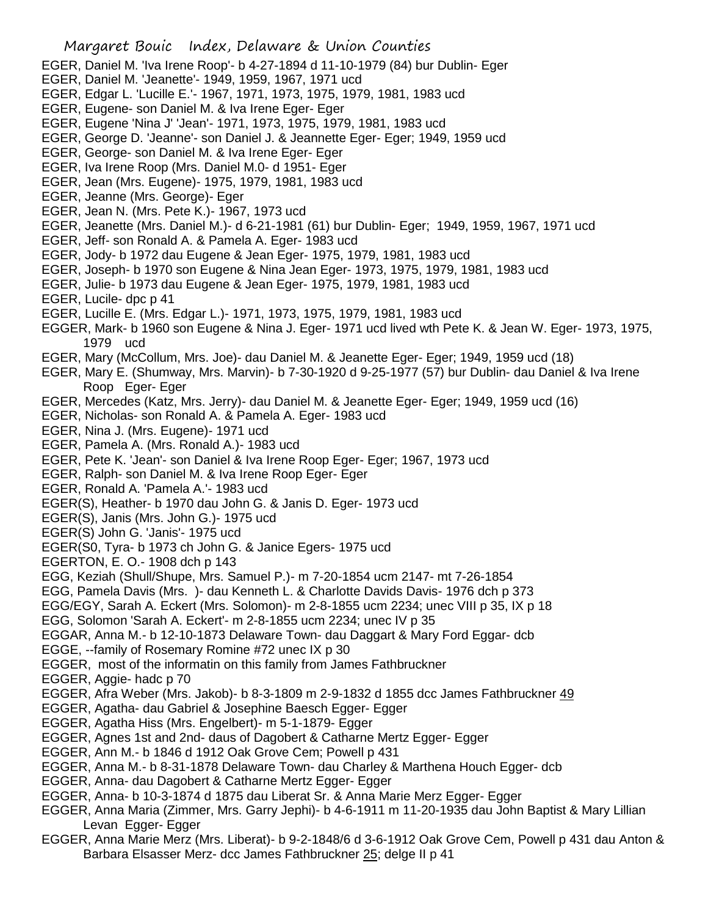EGER, Daniel M. 'Iva Irene Roop'- b 4-27-1894 d 11-10-1979 (84) bur Dublin- Eger
EGER, Daniel M. 'Jeanette'- 1949, 1959, 1967, 1971 ucd
EGER, Edgar L. 'Lucille E.'- 1967, 1971, 1973, 1975, 1979, 1981, 1983 ucd
EGER, Eugene- son Daniel M. & Iva Irene Eger- Eger
EGER, Eugene 'Nina J' 'Jean'- 1971, 1973, 1975, 1979, 1981, 1983 ucd
EGER, George D. 'Jeanne'- son Daniel J. & Jeannette Eger- Eger; 1949, 1959 ucd
EGER, George- son Daniel M. & Iva Irene Eger- Eger
EGER, Iva Irene Roop (Mrs. Daniel M.0- d 1951- Eger
EGER, Jean (Mrs. Eugene)- 1975, 1979, 1981, 1983 ucd
EGER, Jeanne (Mrs. George)- Eger
EGER, Jean N. (Mrs. Pete K.)- 1967, 1973 ucd
EGER, Jeanette (Mrs. Daniel M.)- d 6-21-1981 (61) bur Dublin- Eger; 1949, 1959, 1967, 1971 ucd
EGER, Jeff- son Ronald A. & Pamela A. Eger- 1983 ucd
EGER, Jody- b 1972 dau Eugene & Jean Eger- 1975, 1979, 1981, 1983 ucd
EGER, Joseph- b 1970 son Eugene & Nina Jean Eger- 1973, 1975, 1979, 1981, 1983 ucd
EGER, Julie- b 1973 dau Eugene & Jean Eger- 1975, 1979, 1981, 1983 ucd
EGER, Lucile- dpc p 41
EGER, Lucille E. (Mrs. Edgar L.)- 1971, 1973, 1975, 1979, 1981, 1983 ucd
EGGER, Mark- b 1960 son Eugene & Nina J. Eger- 1971 ucd lived wth Pete K. & Jean W. Eger- 1973, 1975, 1979 ucd
EGER, Mary (McCollum, Mrs. Joe)- dau Daniel M. & Jeanette Eger- Eger; 1949, 1959 ucd (18)
EGER, Mary E. (Shumway, Mrs. Marvin)- b 7-30-1920 d 9-25-1977 (57) bur Dublin- dau Daniel & Iva Irene Roop Eger- Eger
EGER, Mercedes (Katz, Mrs. Jerry)- dau Daniel M. & Jeanette Eger- Eger; 1949, 1959 ucd (16)
EGER, Nicholas- son Ronald A. & Pamela A. Eger- 1983 ucd
EGER, Nina J. (Mrs. Eugene)- 1971 ucd
EGER, Pamela A. (Mrs. Ronald A.)- 1983 ucd
EGER, Pete K. 'Jean'- son Daniel & Iva Irene Roop Eger- Eger; 1967, 1973 ucd
EGER, Ralph- son Daniel M. & Iva Irene Roop Eger- Eger
EGER, Ronald A. 'Pamela A.'- 1983 ucd
EGER(S), Heather- b 1970 dau John G. & Janis D. Eger- 1973 ucd
EGER(S), Janis (Mrs. John G.)- 1975 ucd
EGER(S) John G. 'Janis'- 1975 ucd
EGER(S0, Tyra- b 1973 ch John G. & Janice Egers- 1975 ucd
EGERTON, E. O.- 1908 dch p 143
EGG, Keziah (Shull/Shupe, Mrs. Samuel P.)- m 7-20-1854 ucm 2147- mt 7-26-1854
EGG, Pamela Davis (Mrs. )- dau Kenneth L. & Charlotte Davids Davis- 1976 dch p 373
EGG/EGY, Sarah A. Eckert (Mrs. Solomon)- m 2-8-1855 ucm 2234; unec VIII p 35, IX p 18
EGG, Solomon 'Sarah A. Eckert'- m 2-8-1855 ucm 2234; unec IV p 35
EGGAR, Anna M.- b 12-10-1873 Delaware Town- dau Daggart & Mary Ford Eggar- dcb
EGGE, --family of Rosemary Romine #72 unec IX p 30
EGGER, most of the informatin on this family from James Fathbruckner
EGGER, Aggie- hadc p 70
EGGER, Afra Weber (Mrs. Jakob)- b 8-3-1809 m 2-9-1832 d 1855 dcc James Fathbruckner 49
EGGER, Agatha- dau Gabriel & Josephine Baesch Egger- Egger
EGGER, Agatha Hiss (Mrs. Engelbert)- m 5-1-1879- Egger
EGGER, Agnes 1st and 2nd- daus of Dagobert & Catharne Mertz Egger- Egger
EGGER, Ann M.- b 1846 d 1912 Oak Grove Cem; Powell p 431
EGGER, Anna M.- b 8-31-1878 Delaware Town- dau Charley & Marthena Houch Egger- dcb
EGGER, Anna- dau Dagobert & Catharne Mertz Egger- Egger
EGGER, Anna- b 10-3-1874 d 1875 dau Liberat Sr. & Anna Marie Merz Egger- Egger
EGGER, Anna Maria (Zimmer, Mrs. Garry Jephi)- b 4-6-1911 m 11-20-1935 dau John Baptist & Mary Lillian Levan Egger- Egger
EGGER, Anna Marie Merz (Mrs. Liberat)- b 9-2-1848/6 d 3-6-1912 Oak Grove Cem, Powell p 431 dau Anton & Barbara Elsasser Merz- dcc James Fathbruckner 25; delge II p 41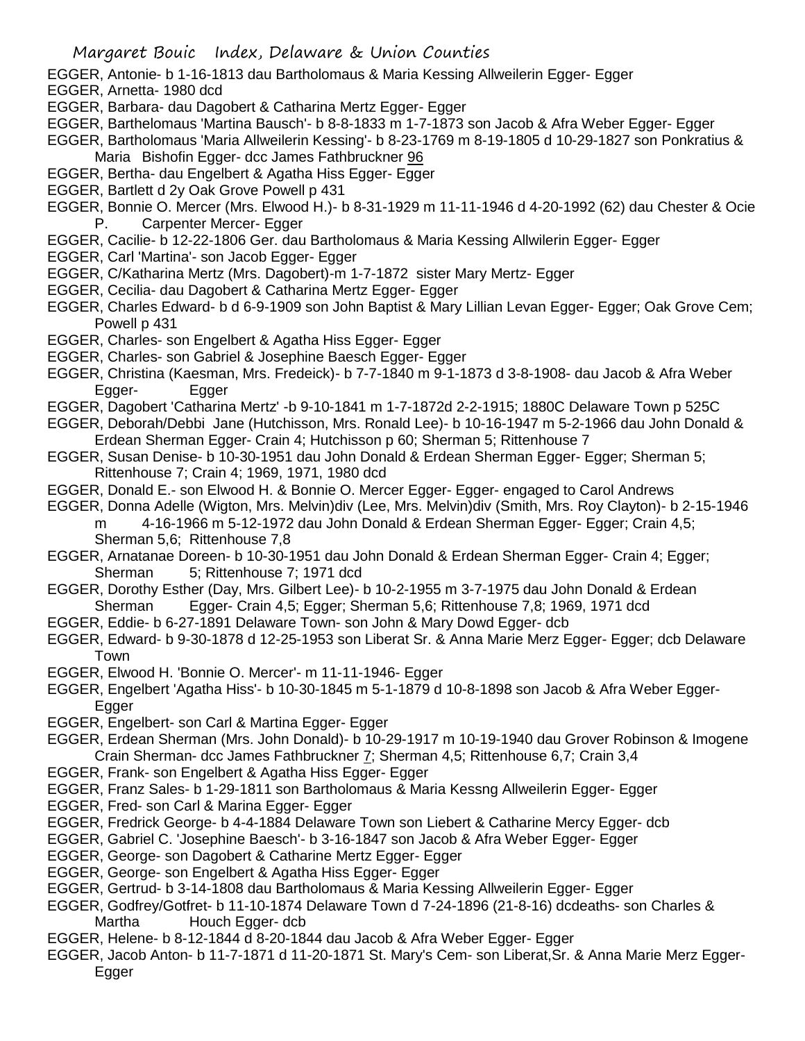EGGER, Antonie- b 1-16-1813 dau Bartholomaus & Maria Kessing Allweilerin Egger- Egger

EGGER, Arnetta- 1980 dcd

EGGER, Barbara- dau Dagobert & Catharina Mertz Egger- Egger

EGGER, Barthelomaus 'Martina Bausch'- b 8-8-1833 m 1-7-1873 son Jacob & Afra Weber Egger- Egger

EGGER, Bartholomaus 'Maria Allweilerin Kessing'- b 8-23-1769 m 8-19-1805 d 10-29-1827 son Ponkratius & Maria Bishofin Egger- dcc James Fathbruckner 96

EGGER, Bertha- dau Engelbert & Agatha Hiss Egger- Egger

EGGER, Bartlett d 2y Oak Grove Powell p 431

EGGER, Bonnie O. Mercer (Mrs. Elwood H.)- b 8-31-1929 m 11-11-1946 d 4-20-1992 (62) dau Chester & Ocie P. Carpenter Mercer- Egger

EGGER, Cacilie- b 12-22-1806 Ger. dau Bartholomaus & Maria Kessing Allwilerin Egger- Egger

EGGER, Carl 'Martina'- son Jacob Egger- Egger

EGGER, C/Katharina Mertz (Mrs. Dagobert)-m 1-7-1872 sister Mary Mertz- Egger

EGGER, Cecilia- dau Dagobert & Catharina Mertz Egger- Egger

EGGER, Charles Edward- b d 6-9-1909 son John Baptist & Mary Lillian Levan Egger- Egger; Oak Grove Cem; Powell p 431

EGGER, Charles- son Engelbert & Agatha Hiss Egger- Egger

EGGER, Charles- son Gabriel & Josephine Baesch Egger- Egger

EGGER, Christina (Kaesman, Mrs. Fredeick)- b 7-7-1840 m 9-1-1873 d 3-8-1908- dau Jacob & Afra Weber Egger- Egger

EGGER, Dagobert 'Catharina Mertz' -b 9-10-1841 m 1-7-1872d 2-2-1915; 1880C Delaware Town p 525C

EGGER, Deborah/Debbi Jane (Hutchisson, Mrs. Ronald Lee)- b 10-16-1947 m 5-2-1966 dau John Donald & Erdean Sherman Egger- Crain 4; Hutchisson p 60; Sherman 5; Rittenhouse 7

EGGER, Susan Denise- b 10-30-1951 dau John Donald & Erdean Sherman Egger- Egger; Sherman 5; Rittenhouse 7; Crain 4; 1969, 1971, 1980 dcd

EGGER, Donald E.- son Elwood H. & Bonnie O. Mercer Egger- Egger- engaged to Carol Andrews

EGGER, Donna Adelle (Wigton, Mrs. Melvin)div (Lee, Mrs. Melvin)div (Smith, Mrs. Roy Clayton)- b 2-15-1946 m 4-16-1966 m 5-12-1972 dau John Donald & Erdean Sherman Egger- Egger; Crain 4,5; Sherman 5,6; Rittenhouse 7,8

EGGER, Arnatanae Doreen- b 10-30-1951 dau John Donald & Erdean Sherman Egger- Crain 4; Egger; Sherman 5; Rittenhouse 7; 1971 dcd

EGGER, Dorothy Esther (Day, Mrs. Gilbert Lee)- b 10-2-1955 m 3-7-1975 dau John Donald & Erdean Sherman Egger- Crain 4,5; Egger; Sherman 5,6; Rittenhouse 7,8; 1969, 1971 dcd

EGGER, Eddie- b 6-27-1891 Delaware Town- son John & Mary Dowd Egger- dcb

EGGER, Edward- b 9-30-1878 d 12-25-1953 son Liberat Sr. & Anna Marie Merz Egger- Egger; dcb Delaware Town

EGGER, Elwood H. 'Bonnie O. Mercer'- m 11-11-1946- Egger

EGGER, Engelbert 'Agatha Hiss'- b 10-30-1845 m 5-1-1879 d 10-8-1898 son Jacob & Afra Weber Egger- Egger

EGGER, Engelbert- son Carl & Martina Egger- Egger

EGGER, Erdean Sherman (Mrs. John Donald)- b 10-29-1917 m 10-19-1940 dau Grover Robinson & Imogene Crain Sherman- dcc James Fathbruckner 7; Sherman 4,5; Rittenhouse 6,7; Crain 3,4

EGGER, Frank- son Engelbert & Agatha Hiss Egger- Egger

EGGER, Franz Sales- b 1-29-1811 son Bartholomaus & Maria Kessng Allweilerin Egger- Egger

EGGER, Fred- son Carl & Marina Egger- Egger

EGGER, Fredrick George- b 4-4-1884 Delaware Town son Liebert & Catharine Mercy Egger- dcb

EGGER, Gabriel C. 'Josephine Baesch'- b 3-16-1847 son Jacob & Afra Weber Egger- Egger

EGGER, George- son Dagobert & Catharine Mertz Egger- Egger

EGGER, George- son Engelbert & Agatha Hiss Egger- Egger

EGGER, Gertrud- b 3-14-1808 dau Bartholomaus & Maria Kessing Allweilerin Egger- Egger

EGGER, Godfrey/Gotfret- b 11-10-1874 Delaware Town d 7-24-1896 (21-8-16) dcdeaths- son Charles & Martha Houch Egger- dcb

EGGER, Helene- b 8-12-1844 d 8-20-1844 dau Jacob & Afra Weber Egger- Egger

EGGER, Jacob Anton- b 11-7-1871 d 11-20-1871 St. Mary's Cem- son Liberat,Sr. & Anna Marie Merz Egger- Egger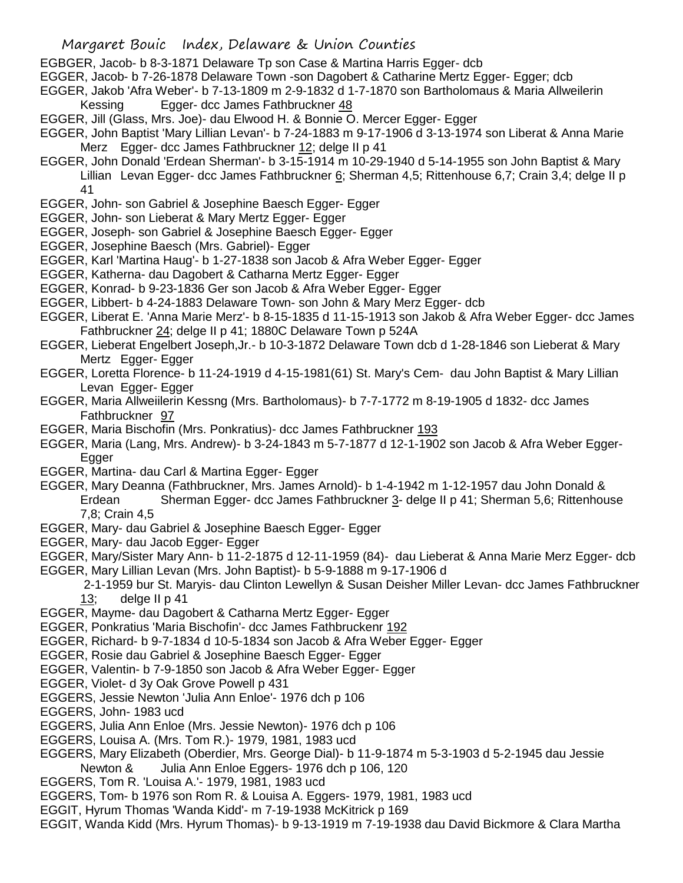EGBGER, Jacob- b 8-3-1871 Delaware Tp son Case & Martina Harris Egger- dcb

EGGER, Jacob- b 7-26-1878 Delaware Town -son Dagobert & Catharine Mertz Egger- Egger; dcb

EGGER, Jakob 'Afra Weber'- b 7-13-1809 m 2-9-1832 d 1-7-1870 son Bartholomaus & Maria Allweilerin Kessing Egger- dcc James Fathbruckner 48

EGGER, Jill (Glass, Mrs. Joe)- dau Elwood H. & Bonnie O. Mercer Egger- Egger

EGGER, John Baptist 'Mary Lillian Levan'- b 7-24-1883 m 9-17-1906 d 3-13-1974 son Liberat & Anna Marie Merz Egger- dcc James Fathbruckner 12; delge II p 41

EGGER, John Donald 'Erdean Sherman'- b 3-15-1914 m 10-29-1940 d 5-14-1955 son John Baptist & Mary Lillian Levan Egger- dcc James Fathbruckner 6; Sherman 4,5; Rittenhouse 6,7; Crain 3,4; delge II p 41

EGGER, John- son Gabriel & Josephine Baesch Egger- Egger

EGGER, John- son Lieberat & Mary Mertz Egger- Egger

EGGER, Joseph- son Gabriel & Josephine Baesch Egger- Egger

EGGER, Josephine Baesch (Mrs. Gabriel)- Egger

EGGER, Karl 'Martina Haug'- b 1-27-1838 son Jacob & Afra Weber Egger- Egger

EGGER, Katherna- dau Dagobert & Catharna Mertz Egger- Egger

EGGER, Konrad- b 9-23-1836 Ger son Jacob & Afra Weber Egger- Egger

EGGER, Libbert- b 4-24-1883 Delaware Town- son John & Mary Merz Egger- dcb

EGGER, Liberat E. 'Anna Marie Merz'- b 8-15-1835 d 11-15-1913 son Jakob & Afra Weber Egger- dcc James Fathbruckner 24; delge II p 41; 1880C Delaware Town p 524A

EGGER, Lieberat Engelbert Joseph,Jr.- b 10-3-1872 Delaware Town dcb d 1-28-1846 son Lieberat & Mary Mertz Egger- Egger

EGGER, Loretta Florence- b 11-24-1919 d 4-15-1981(61) St. Mary's Cem- dau John Baptist & Mary Lillian Levan Egger- Egger

EGGER, Maria Allweiilerin Kessng (Mrs. Bartholomaus)- b 7-7-1772 m 8-19-1905 d 1832- dcc James Fathbruckner 97

EGGER, Maria Bischofin (Mrs. Ponkratius)- dcc James Fathbruckner 193

EGGER, Maria (Lang, Mrs. Andrew)- b 3-24-1843 m 5-7-1877 d 12-1-1902 son Jacob & Afra Weber Egger- Egger

EGGER, Martina- dau Carl & Martina Egger- Egger

EGGER, Mary Deanna (Fathbruckner, Mrs. James Arnold)- b 1-4-1942 m 1-12-1957 dau John Donald & Erdean Sherman Egger- dcc James Fathbruckner 3- delge II p 41; Sherman 5,6; Rittenhouse 7,8; Crain 4,5

EGGER, Mary- dau Gabriel & Josephine Baesch Egger- Egger

EGGER, Mary- dau Jacob Egger- Egger

EGGER, Mary/Sister Mary Ann- b 11-2-1875 d 12-11-1959 (84)- dau Lieberat & Anna Marie Merz Egger- dcb

EGGER, Mary Lillian Levan (Mrs. John Baptist)- b 5-9-1888 m 9-17-1906 d 2-1-1959 bur St. Maryis- dau Clinton Lewellyn & Susan Deisher Miller Levan- dcc James Fathbruckner 13; delge II p 41

EGGER, Mayme- dau Dagobert & Catharna Mertz Egger- Egger

EGGER, Ponkratius 'Maria Bischofin'- dcc James Fathbruckenr 192

EGGER, Richard- b 9-7-1834 d 10-5-1834 son Jacob & Afra Weber Egger- Egger

EGGER, Rosie dau Gabriel & Josephine Baesch Egger- Egger

EGGER, Valentin- b 7-9-1850 son Jacob & Afra Weber Egger- Egger

EGGER, Violet- d 3y Oak Grove Powell p 431

EGGERS, Jessie Newton 'Julia Ann Enloe'- 1976 dch p 106

EGGERS, John- 1983 ucd

EGGERS, Julia Ann Enloe (Mrs. Jessie Newton)- 1976 dch p 106

EGGERS, Louisa A. (Mrs. Tom R.)- 1979, 1981, 1983 ucd

EGGERS, Mary Elizabeth (Oberdier, Mrs. George Dial)- b 11-9-1874 m 5-3-1903 d 5-2-1945 dau Jessie Newton & Julia Ann Enloe Eggers- 1976 dch p 106, 120

EGGERS, Tom R. 'Louisa A.'- 1979, 1981, 1983 ucd

EGGERS, Tom- b 1976 son Rom R. & Louisa A. Eggers- 1979, 1981, 1983 ucd

EGGIT, Hyrum Thomas 'Wanda Kidd'- m 7-19-1938 McKitrick p 169

EGGIT, Wanda Kidd (Mrs. Hyrum Thomas)- b 9-13-1919 m 7-19-1938 dau David Bickmore & Clara Martha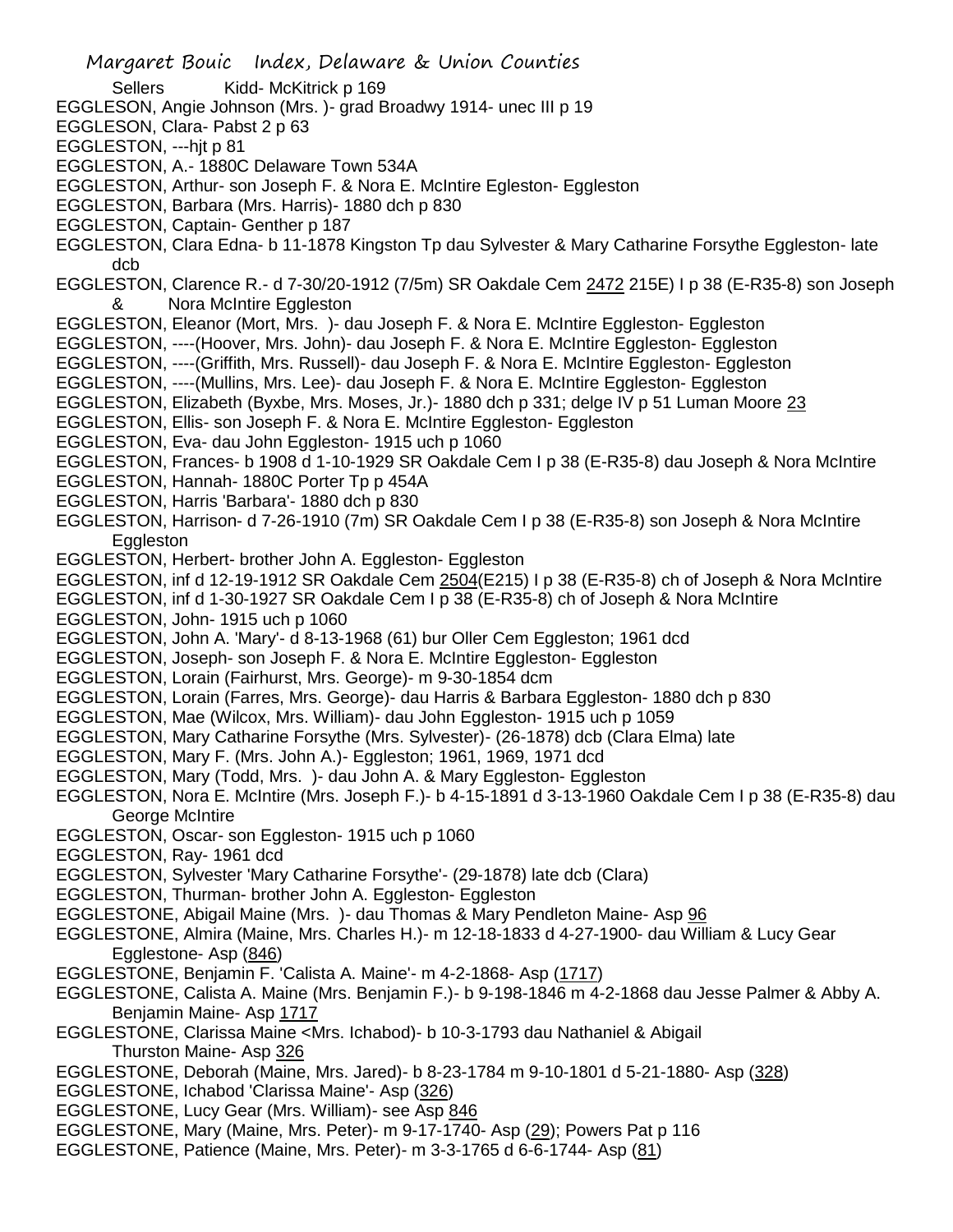Sellers Kidd- McKitrick p 169

EGGLESON, Angie Johnson (Mrs. )- grad Broadwy 1914- unec III p 19

EGGLESON, Clara- Pabst 2 p 63

EGGLESTON, ---hjt p 81

EGGLESTON, A.- 1880C Delaware Town 534A

EGGLESTON, Arthur- son Joseph F. & Nora E. McIntire Egleston- Eggleston

EGGLESTON, Barbara (Mrs. Harris)- 1880 dch p 830

EGGLESTON, Captain- Genther p 187

EGGLESTON, Clara Edna- b 11-1878 Kingston Tp dau Sylvester & Mary Catharine Forsythe Eggleston- late dcb

EGGLESTON, Clarence R.- d 7-30/20-1912 (7/5m) SR Oakdale Cem 2472 215E) I p 38 (E-R35-8) son Joseph & Nora McIntire Eggleston

EGGLESTON, Eleanor (Mort, Mrs. )- dau Joseph F. & Nora E. McIntire Eggleston- Eggleston

EGGLESTON, ----(Hoover, Mrs. John)- dau Joseph F. & Nora E. McIntire Eggleston- Eggleston

EGGLESTON, ----(Griffith, Mrs. Russell)- dau Joseph F. & Nora E. McIntire Eggleston- Eggleston

EGGLESTON, ----(Mullins, Mrs. Lee)- dau Joseph F. & Nora E. McIntire Eggleston- Eggleston

EGGLESTON, Elizabeth (Byxbe, Mrs. Moses, Jr.)- 1880 dch p 331; delge IV p 51 Luman Moore 23

EGGLESTON, Ellis- son Joseph F. & Nora E. McIntire Eggleston- Eggleston

EGGLESTON, Eva- dau John Eggleston- 1915 uch p 1060

EGGLESTON, Frances- b 1908 d 1-10-1929 SR Oakdale Cem I p 38 (E-R35-8) dau Joseph & Nora McIntire

EGGLESTON, Hannah- 1880C Porter Tp p 454A

EGGLESTON, Harris 'Barbara'- 1880 dch p 830

EGGLESTON, Harrison- d 7-26-1910 (7m) SR Oakdale Cem I p 38 (E-R35-8) son Joseph & Nora McIntire Eggleston

EGGLESTON, Herbert- brother John A. Eggleston- Eggleston

EGGLESTON, inf d 12-19-1912 SR Oakdale Cem 2504(E215) I p 38 (E-R35-8) ch of Joseph & Nora McIntire

EGGLESTON, inf d 1-30-1927 SR Oakdale Cem I p 38 (E-R35-8) ch of Joseph & Nora McIntire

EGGLESTON, John- 1915 uch p 1060

EGGLESTON, John A. 'Mary'- d 8-13-1968 (61) bur Oller Cem Eggleston; 1961 dcd

EGGLESTON, Joseph- son Joseph F. & Nora E. McIntire Eggleston- Eggleston

EGGLESTON, Lorain (Fairhurst, Mrs. George)- m 9-30-1854 dcm

EGGLESTON, Lorain (Farres, Mrs. George)- dau Harris & Barbara Eggleston- 1880 dch p 830

EGGLESTON, Mae (Wilcox, Mrs. William)- dau John Eggleston- 1915 uch p 1059

EGGLESTON, Mary Catharine Forsythe (Mrs. Sylvester)- (26-1878) dcb (Clara Elma) late

EGGLESTON, Mary F. (Mrs. John A.)- Eggleston; 1961, 1969, 1971 dcd

EGGLESTON, Mary (Todd, Mrs. )- dau John A. & Mary Eggleston- Eggleston

EGGLESTON, Nora E. McIntire (Mrs. Joseph F.)- b 4-15-1891 d 3-13-1960 Oakdale Cem I p 38 (E-R35-8) dau George McIntire

EGGLESTON, Oscar- son Eggleston- 1915 uch p 1060

EGGLESTON, Ray- 1961 dcd

EGGLESTON, Sylvester 'Mary Catharine Forsythe'- (29-1878) late dcb (Clara)

EGGLESTON, Thurman- brother John A. Eggleston- Eggleston

EGGLESTONE, Abigail Maine (Mrs. )- dau Thomas & Mary Pendleton Maine- Asp 96

EGGLESTONE, Almira (Maine, Mrs. Charles H.)- m 12-18-1833 d 4-27-1900- dau William & Lucy Gear Egglestone- Asp (846)

EGGLESTONE, Benjamin F. 'Calista A. Maine'- m 4-2-1868- Asp (1717)

EGGLESTONE, Calista A. Maine (Mrs. Benjamin F.)- b 9-198-1846 m 4-2-1868 dau Jesse Palmer & Abby A. Benjamin Maine- Asp 1717

EGGLESTONE, Clarissa Maine <Mrs. Ichabod)- b 10-3-1793 dau Nathaniel & Abigail Thurston Maine- Asp 326

EGGLESTONE, Deborah (Maine, Mrs. Jared)- b 8-23-1784 m 9-10-1801 d 5-21-1880- Asp (328)

EGGLESTONE, Ichabod 'Clarissa Maine'- Asp (326)

EGGLESTONE, Lucy Gear (Mrs. William)- see Asp 846

EGGLESTONE, Mary (Maine, Mrs. Peter)- m 9-17-1740- Asp (29); Powers Pat p 116

EGGLESTONE, Patience (Maine, Mrs. Peter)- m 3-3-1765 d 6-6-1744- Asp (81)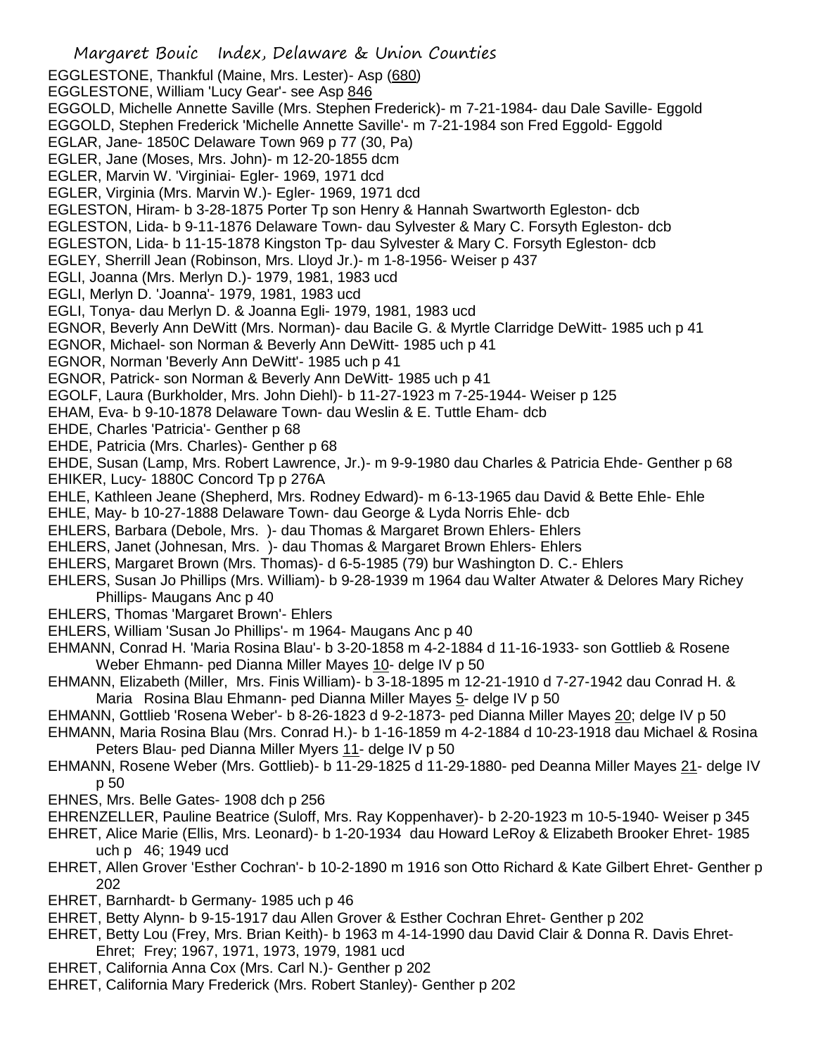EGGLESTONE, Thankful (Maine, Mrs. Lester)- Asp (680)
EGGLESTONE, William 'Lucy Gear'- see Asp 846
EGGOLD, Michelle Annette Saville (Mrs. Stephen Frederick)- m 7-21-1984- dau Dale Saville- Eggold
EGGOLD, Stephen Frederick 'Michelle Annette Saville'- m 7-21-1984 son Fred Eggold- Eggold
EGLAR, Jane- 1850C Delaware Town 969 p 77 (30, Pa)
EGLER, Jane (Moses, Mrs. John)- m 12-20-1855 dcm
EGLER, Marvin W. 'Virginiai- Egler- 1969, 1971 dcd
EGLER, Virginia (Mrs. Marvin W.)- Egler- 1969, 1971 dcd
EGLESTON, Hiram- b 3-28-1875 Porter Tp son Henry & Hannah Swartworth Egleston- dcb
EGLESTON, Lida- b 9-11-1876 Delaware Town- dau Sylvester & Mary C. Forsyth Egleston- dcb
EGLESTON, Lida- b 11-15-1878 Kingston Tp- dau Sylvester & Mary C. Forsyth Egleston- dcb
EGLEY, Sherrill Jean (Robinson, Mrs. Lloyd Jr.)- m 1-8-1956- Weiser p 437
EGLI, Joanna (Mrs. Merlyn D.)- 1979, 1981, 1983 ucd
EGLI, Merlyn D. 'Joanna'- 1979, 1981, 1983 ucd
EGLI, Tonya- dau Merlyn D. & Joanna Egli- 1979, 1981, 1983 ucd
EGNOR, Beverly Ann DeWitt (Mrs. Norman)- dau Bacile G. & Myrtle Clarridge DeWitt- 1985 uch p 41
EGNOR, Michael- son Norman & Beverly Ann DeWitt- 1985 uch p 41
EGNOR, Norman 'Beverly Ann DeWitt'- 1985 uch p 41
EGNOR, Patrick- son Norman & Beverly Ann DeWitt- 1985 uch p 41
EGOLF, Laura (Burkholder, Mrs. John Diehl)- b 11-27-1923 m 7-25-1944- Weiser p 125
EHAM, Eva- b 9-10-1878 Delaware Town- dau Weslin & E. Tuttle Eham- dcb
EHDE, Charles 'Patricia'- Genther p 68
EHDE, Patricia (Mrs. Charles)- Genther p 68
EHDE, Susan (Lamp, Mrs. Robert Lawrence, Jr.)- m 9-9-1980 dau Charles & Patricia Ehde- Genther p 68
EHIKER, Lucy- 1880C Concord Tp p 276A
EHLE, Kathleen Jeane (Shepherd, Mrs. Rodney Edward)- m 6-13-1965 dau David & Bette Ehle- Ehle
EHLE, May- b 10-27-1888 Delaware Town- dau George & Lyda Norris Ehle- dcb
EHLERS, Barbara (Debole, Mrs. )- dau Thomas & Margaret Brown Ehlers- Ehlers
EHLERS, Janet (Johnesan, Mrs. )- dau Thomas & Margaret Brown Ehlers- Ehlers
EHLERS, Margaret Brown (Mrs. Thomas)- d 6-5-1985 (79) bur Washington D. C.- Ehlers
EHLERS, Susan Jo Phillips (Mrs. William)- b 9-28-1939 m 1964 dau Walter Atwater & Delores Mary Richey Phillips- Maugans Anc p 40
EHLERS, Thomas 'Margaret Brown'- Ehlers
EHLERS, William 'Susan Jo Phillips'- m 1964- Maugans Anc p 40
EHMANN, Conrad H. 'Maria Rosina Blau'- b 3-20-1858 m 4-2-1884 d 11-16-1933- son Gottlieb & Rosene Weber Ehmann- ped Dianna Miller Mayes 10- delge IV p 50
EHMANN, Elizabeth (Miller, Mrs. Finis William)- b 3-18-1895 m 12-21-1910 d 7-27-1942 dau Conrad H. & Maria Rosina Blau Ehmann- ped Dianna Miller Mayes 5- delge IV p 50
EHMANN, Gottlieb 'Rosena Weber'- b 8-26-1823 d 9-2-1873- ped Dianna Miller Mayes 20; delge IV p 50
EHMANN, Maria Rosina Blau (Mrs. Conrad H.)- b 1-16-1859 m 4-2-1884 d 10-23-1918 dau Michael & Rosina Peters Blau- ped Dianna Miller Myers 11- delge IV p 50
EHMANN, Rosene Weber (Mrs. Gottlieb)- b 11-29-1825 d 11-29-1880- ped Deanna Miller Mayes 21- delge IV p 50
EHNES, Mrs. Belle Gates- 1908 dch p 256
EHRENZELLER, Pauline Beatrice (Suloff, Mrs. Ray Koppenhaver)- b 2-20-1923 m 10-5-1940- Weiser p 345
EHRET, Alice Marie (Ellis, Mrs. Leonard)- b 1-20-1934 dau Howard LeRoy & Elizabeth Brooker Ehret- 1985 uch p 46; 1949 ucd
EHRET, Allen Grover 'Esther Cochran'- b 10-2-1890 m 1916 son Otto Richard & Kate Gilbert Ehret- Genther p 202
EHRET, Barnhardt- b Germany- 1985 uch p 46
EHRET, Betty Alynn- b 9-15-1917 dau Allen Grover & Esther Cochran Ehret- Genther p 202
EHRET, Betty Lou (Frey, Mrs. Brian Keith)- b 1963 m 4-14-1990 dau David Clair & Donna R. Davis Ehret- Ehret; Frey; 1967, 1971, 1973, 1979, 1981 ucd
EHRET, California Anna Cox (Mrs. Carl N.)- Genther p 202
EHRET, California Mary Frederick (Mrs. Robert Stanley)- Genther p 202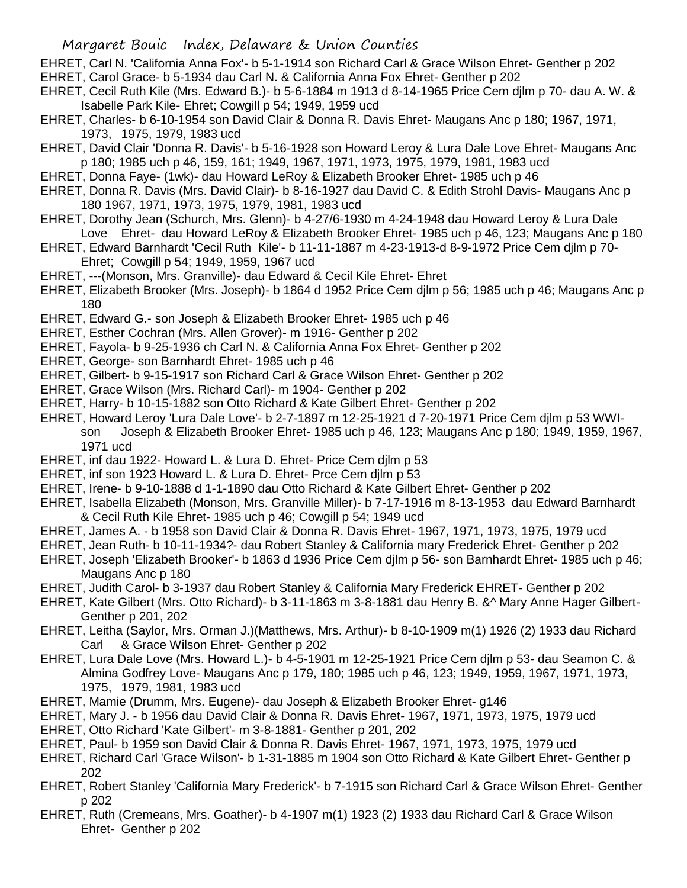EHRET, Carl N. 'California Anna Fox'- b 5-1-1914 son Richard Carl & Grace Wilson Ehret- Genther p 202

EHRET, Carol Grace- b 5-1934 dau Carl N. & California Anna Fox Ehret- Genther p 202

EHRET, Cecil Ruth Kile (Mrs. Edward B.)- b 5-6-1884 m 1913 d 8-14-1965 Price Cem djlm p 70- dau A. W. & Isabelle Park Kile- Ehret; Cowgill p 54; 1949, 1959 ucd

EHRET, Charles- b 6-10-1954 son David Clair & Donna R. Davis Ehret- Maugans Anc p 180; 1967, 1971, 1973, 1975, 1979, 1983 ucd

EHRET, David Clair 'Donna R. Davis'- b 5-16-1928 son Howard Leroy & Lura Dale Love Ehret- Maugans Anc p 180; 1985 uch p 46, 159, 161; 1949, 1967, 1971, 1973, 1975, 1979, 1981, 1983 ucd

EHRET, Donna Faye- (1wk)- dau Howard LeRoy & Elizabeth Brooker Ehret- 1985 uch p 46

EHRET, Donna R. Davis (Mrs. David Clair)- b 8-16-1927 dau David C. & Edith Strohl Davis- Maugans Anc p 180 1967, 1971, 1973, 1975, 1979, 1981, 1983 ucd

EHRET, Dorothy Jean (Schurch, Mrs. Glenn)- b 4-27/6-1930 m 4-24-1948 dau Howard Leroy & Lura Dale Love Ehret- dau Howard LeRoy & Elizabeth Brooker Ehret- 1985 uch p 46, 123; Maugans Anc p 180

EHRET, Edward Barnhardt 'Cecil Ruth Kile'- b 11-11-1887 m 4-23-1913-d 8-9-1972 Price Cem djlm p 70- Ehret; Cowgill p 54; 1949, 1959, 1967 ucd

EHRET, ---(Monson, Mrs. Granville)- dau Edward & Cecil Kile Ehret- Ehret

EHRET, Elizabeth Brooker (Mrs. Joseph)- b 1864 d 1952 Price Cem djlm p 56; 1985 uch p 46; Maugans Anc p 180

EHRET, Edward G.- son Joseph & Elizabeth Brooker Ehret- 1985 uch p 46

EHRET, Esther Cochran (Mrs. Allen Grover)- m 1916- Genther p 202

EHRET, Fayola- b 9-25-1936 ch Carl N. & California Anna Fox Ehret- Genther p 202

EHRET, George- son Barnhardt Ehret- 1985 uch p 46

EHRET, Gilbert- b 9-15-1917 son Richard Carl & Grace Wilson Ehret- Genther p 202

EHRET, Grace Wilson (Mrs. Richard Carl)- m 1904- Genther p 202

EHRET, Harry- b 10-15-1882 son Otto Richard & Kate Gilbert Ehret- Genther p 202

EHRET, Howard Leroy 'Lura Dale Love'- b 2-7-1897 m 12-25-1921 d 7-20-1971 Price Cem djlm p 53 WWI- son Joseph & Elizabeth Brooker Ehret- 1985 uch p 46, 123; Maugans Anc p 180; 1949, 1959, 1967, 1971 ucd

EHRET, inf dau 1922- Howard L. & Lura D. Ehret- Price Cem djlm p 53

EHRET, inf son 1923 Howard L. & Lura D. Ehret- Prce Cem djlm p 53

EHRET, Irene- b 9-10-1888 d 1-1-1890 dau Otto Richard & Kate Gilbert Ehret- Genther p 202

EHRET, Isabella Elizabeth (Monson, Mrs. Granville Miller)- b 7-17-1916 m 8-13-1953 dau Edward Barnhardt & Cecil Ruth Kile Ehret- 1985 uch p 46; Cowgill p 54; 1949 ucd

EHRET, James A. - b 1958 son David Clair & Donna R. Davis Ehret- 1967, 1971, 1973, 1975, 1979 ucd

EHRET, Jean Ruth- b 10-11-1934?- dau Robert Stanley & California mary Frederick Ehret- Genther p 202

EHRET, Joseph 'Elizabeth Brooker'- b 1863 d 1936 Price Cem djlm p 56- son Barnhardt Ehret- 1985 uch p 46; Maugans Anc p 180

EHRET, Judith Carol- b 3-1937 dau Robert Stanley & California Mary Frederick EHRET- Genther p 202

EHRET, Kate Gilbert (Mrs. Otto Richard)- b 3-11-1863 m 3-8-1881 dau Henry B. &^ Mary Anne Hager Gilbert- Genther p 201, 202

EHRET, Leitha (Saylor, Mrs. Orman J.)(Matthews, Mrs. Arthur)- b 8-10-1909 m(1) 1926 (2) 1933 dau Richard Carl & Grace Wilson Ehret- Genther p 202

EHRET, Lura Dale Love (Mrs. Howard L.)- b 4-5-1901 m 12-25-1921 Price Cem djlm p 53- dau Seamon C. & Almina Godfrey Love- Maugans Anc p 179, 180; 1985 uch p 46, 123; 1949, 1959, 1967, 1971, 1973, 1975, 1979, 1981, 1983 ucd

EHRET, Mamie (Drumm, Mrs. Eugene)- dau Joseph & Elizabeth Brooker Ehret- g146

EHRET, Mary J. - b 1956 dau David Clair & Donna R. Davis Ehret- 1967, 1971, 1973, 1975, 1979 ucd

EHRET, Otto Richard 'Kate Gilbert'- m 3-8-1881- Genther p 201, 202

EHRET, Paul- b 1959 son David Clair & Donna R. Davis Ehret- 1967, 1971, 1973, 1975, 1979 ucd

EHRET, Richard Carl 'Grace Wilson'- b 1-31-1885 m 1904 son Otto Richard & Kate Gilbert Ehret- Genther p 202

EHRET, Robert Stanley 'California Mary Frederick'- b 7-1915 son Richard Carl & Grace Wilson Ehret- Genther p 202

EHRET, Ruth (Cremeans, Mrs. Goather)- b 4-1907 m(1) 1923 (2) 1933 dau Richard Carl & Grace Wilson Ehret- Genther p 202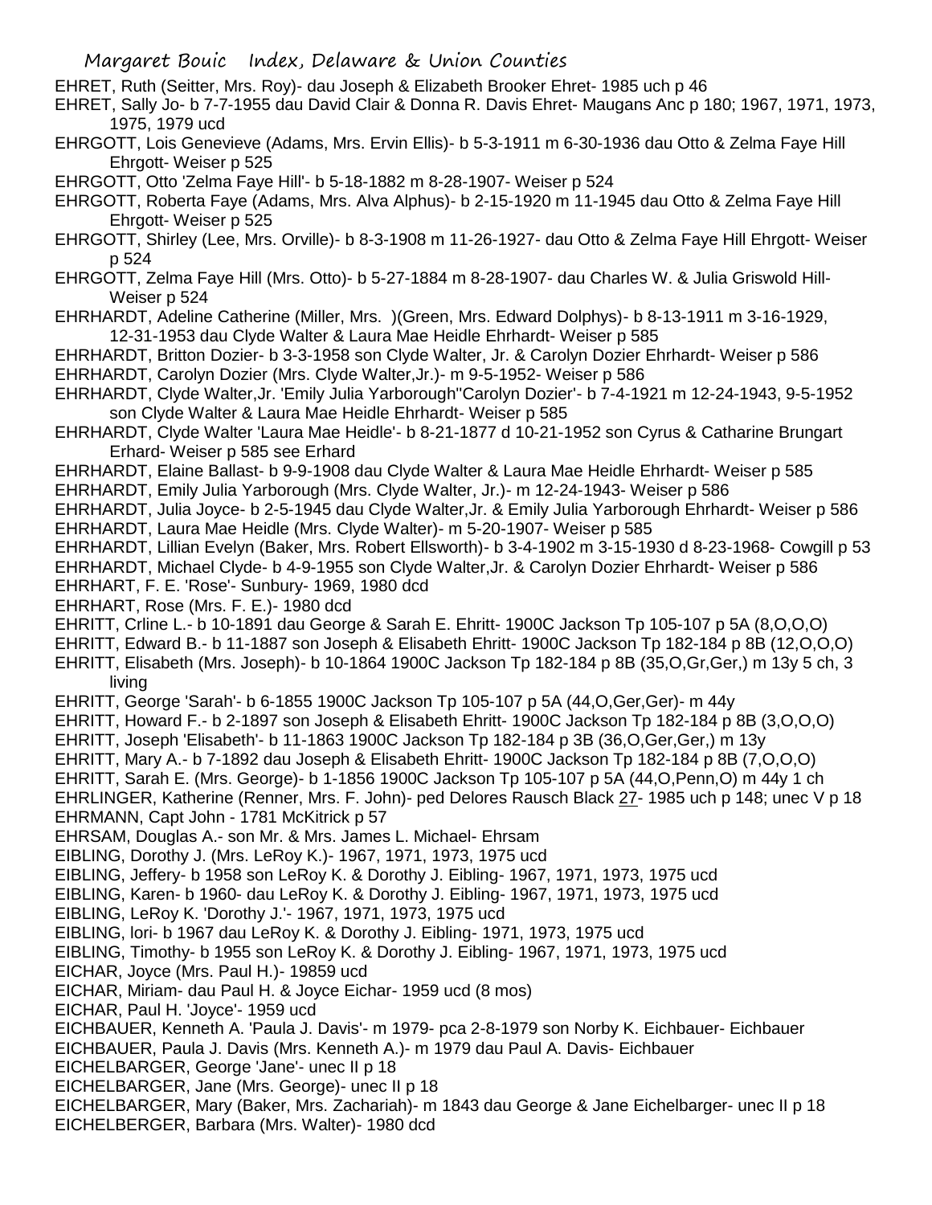EHRET, Ruth (Seitter, Mrs. Roy)- dau Joseph & Elizabeth Brooker Ehret- 1985 uch p 46

EHRET, Sally Jo- b 7-7-1955 dau David Clair & Donna R. Davis Ehret- Maugans Anc p 180; 1967, 1971, 1973, 1975, 1979 ucd

EHRGOTT, Lois Genevieve (Adams, Mrs. Ervin Ellis)- b 5-3-1911 m 6-30-1936 dau Otto & Zelma Faye Hill Ehrgott- Weiser p 525

EHRGOTT, Otto 'Zelma Faye Hill'- b 5-18-1882 m 8-28-1907- Weiser p 524

EHRGOTT, Roberta Faye (Adams, Mrs. Alva Alphus)- b 2-15-1920 m 11-1945 dau Otto & Zelma Faye Hill Ehrgott- Weiser p 525

EHRGOTT, Shirley (Lee, Mrs. Orville)- b 8-3-1908 m 11-26-1927- dau Otto & Zelma Faye Hill Ehrgott- Weiser p 524

EHRGOTT, Zelma Faye Hill (Mrs. Otto)- b 5-27-1884 m 8-28-1907- dau Charles W. & Julia Griswold Hill- Weiser p 524

EHRHARDT, Adeline Catherine (Miller, Mrs. )(Green, Mrs. Edward Dolphys)- b 8-13-1911 m 3-16-1929, 12-31-1953 dau Clyde Walter & Laura Mae Heidle Ehrhardt- Weiser p 585

EHRHARDT, Britton Dozier- b 3-3-1958 son Clyde Walter, Jr. & Carolyn Dozier Ehrhardt- Weiser p 586

EHRHARDT, Carolyn Dozier (Mrs. Clyde Walter,Jr.)- m 9-5-1952- Weiser p 586

EHRHARDT, Clyde Walter,Jr. 'Emily Julia Yarborough''Carolyn Dozier'- b 7-4-1921 m 12-24-1943, 9-5-1952 son Clyde Walter & Laura Mae Heidle Ehrhardt- Weiser p 585

EHRHARDT, Clyde Walter 'Laura Mae Heidle'- b 8-21-1877 d 10-21-1952 son Cyrus & Catharine Brungart Erhard- Weiser p 585 see Erhard

EHRHARDT, Elaine Ballast- b 9-9-1908 dau Clyde Walter & Laura Mae Heidle Ehrhardt- Weiser p 585

EHRHARDT, Emily Julia Yarborough (Mrs. Clyde Walter, Jr.)- m 12-24-1943- Weiser p 586

EHRHARDT, Julia Joyce- b 2-5-1945 dau Clyde Walter,Jr. & Emily Julia Yarborough Ehrhardt- Weiser p 586

EHRHARDT, Laura Mae Heidle (Mrs. Clyde Walter)- m 5-20-1907- Weiser p 585

EHRHARDT, Lillian Evelyn (Baker, Mrs. Robert Ellsworth)- b 3-4-1902 m 3-15-1930 d 8-23-1968- Cowgill p 53

EHRHARDT, Michael Clyde- b 4-9-1955 son Clyde Walter,Jr. & Carolyn Dozier Ehrhardt- Weiser p 586

EHRHART, F. E. 'Rose'- Sunbury- 1969, 1980 dcd

EHRHART, Rose (Mrs. F. E.)- 1980 dcd

EHRITT, Crline L.- b 10-1891 dau George & Sarah E. Ehritt- 1900C Jackson Tp 105-107 p 5A (8,O,O,O)

EHRITT, Edward B.- b 11-1887 son Joseph & Elisabeth Ehritt- 1900C Jackson Tp 182-184 p 8B (12,O,O,O)

EHRITT, Elisabeth (Mrs. Joseph)- b 10-1864 1900C Jackson Tp 182-184 p 8B (35,O,Gr,Ger,) m 13y 5 ch, 3 living

EHRITT, George 'Sarah'- b 6-1855 1900C Jackson Tp 105-107 p 5A (44,O,Ger,Ger)- m 44y

EHRITT, Howard F.- b 2-1897 son Joseph & Elisabeth Ehritt- 1900C Jackson Tp 182-184 p 8B (3,O,O,O)

EHRITT, Joseph 'Elisabeth'- b 11-1863 1900C Jackson Tp 182-184 p 3B (36,O,Ger,Ger,) m 13y

EHRITT, Mary A.- b 7-1892 dau Joseph & Elisabeth Ehritt- 1900C Jackson Tp 182-184 p 8B (7,O,O,O)

EHRITT, Sarah E. (Mrs. George)- b 1-1856 1900C Jackson Tp 105-107 p 5A (44,O,Penn,O) m 44y 1 ch

EHRLINGER, Katherine (Renner, Mrs. F. John)- ped Delores Rausch Black 27- 1985 uch p 148; unec V p 18

EHRMANN, Capt John - 1781 McKitrick p 57

EHRSAM, Douglas A.- son Mr. & Mrs. James L. Michael- Ehrsam

EIBLING, Dorothy J. (Mrs. LeRoy K.)- 1967, 1971, 1973, 1975 ucd

EIBLING, Jeffery- b 1958 son LeRoy K. & Dorothy J. Eibling- 1967, 1971, 1973, 1975 ucd

EIBLING, Karen- b 1960- dau LeRoy K. & Dorothy J. Eibling- 1967, 1971, 1973, 1975 ucd

EIBLING, LeRoy K. 'Dorothy J.'- 1967, 1971, 1973, 1975 ucd

EIBLING, lori- b 1967 dau LeRoy K. & Dorothy J. Eibling- 1971, 1973, 1975 ucd

EIBLING, Timothy- b 1955 son LeRoy K. & Dorothy J. Eibling- 1967, 1971, 1973, 1975 ucd

EICHAR, Joyce (Mrs. Paul H.)- 19859 ucd

EICHAR, Miriam- dau Paul H. & Joyce Eichar- 1959 ucd (8 mos)

EICHAR, Paul H. 'Joyce'- 1959 ucd

EICHBAUER, Kenneth A. 'Paula J. Davis'- m 1979- pca 2-8-1979 son Norby K. Eichbauer- Eichbauer

EICHBAUER, Paula J. Davis (Mrs. Kenneth A.)- m 1979 dau Paul A. Davis- Eichbauer

EICHELBARGER, George 'Jane'- unec II p 18

EICHELBARGER, Jane (Mrs. George)- unec II p 18

EICHELBARGER, Mary (Baker, Mrs. Zachariah)- m 1843 dau George & Jane Eichelbarger- unec II p 18

EICHELBERGER, Barbara (Mrs. Walter)- 1980 dcd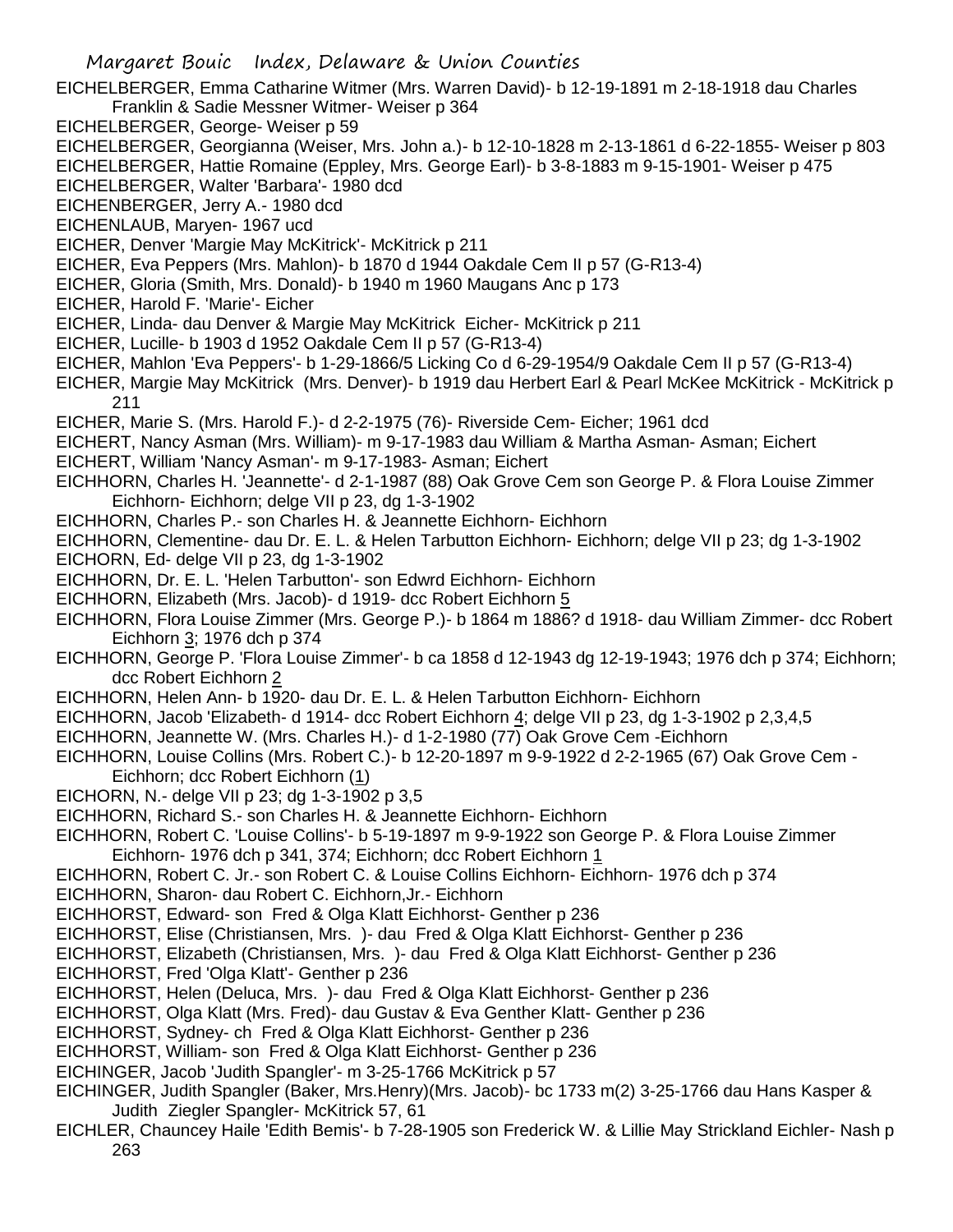EICHELBERGER, Emma Catharine Witmer (Mrs. Warren David)- b 12-19-1891 m 2-18-1918 dau Charles Franklin & Sadie Messner Witmer- Weiser p 364

EICHELBERGER, George- Weiser p 59

EICHELBERGER, Georgianna (Weiser, Mrs. John a.)- b 12-10-1828 m 2-13-1861 d 6-22-1855- Weiser p 803

EICHELBERGER, Hattie Romaine (Eppley, Mrs. George Earl)- b 3-8-1883 m 9-15-1901- Weiser p 475

EICHELBERGER, Walter 'Barbara'- 1980 dcd

EICHENBERGER, Jerry A.- 1980 dcd

EICHENLAUB, Maryen- 1967 ucd

EICHER, Denver 'Margie May McKitrick'- McKitrick p 211

EICHER, Eva Peppers (Mrs. Mahlon)- b 1870 d 1944 Oakdale Cem II p 57 (G-R13-4)

EICHER, Gloria (Smith, Mrs. Donald)- b 1940 m 1960 Maugans Anc p 173

EICHER, Harold F. 'Marie'- Eicher

EICHER, Linda- dau Denver & Margie May McKitrick Eicher- McKitrick p 211

EICHER, Lucille- b 1903 d 1952 Oakdale Cem II p 57 (G-R13-4)

EICHER, Mahlon 'Eva Peppers'- b 1-29-1866/5 Licking Co d 6-29-1954/9 Oakdale Cem II p 57 (G-R13-4)

EICHER, Margie May McKitrick (Mrs. Denver)- b 1919 dau Herbert Earl & Pearl McKee McKitrick - McKitrick p 211

EICHER, Marie S. (Mrs. Harold F.)- d 2-2-1975 (76)- Riverside Cem- Eicher; 1961 dcd

EICHERT, Nancy Asman (Mrs. William)- m 9-17-1983 dau William & Martha Asman- Asman; Eichert

EICHERT, William 'Nancy Asman'- m 9-17-1983- Asman; Eichert

EICHHORN, Charles H. 'Jeannette'- d 2-1-1987 (88) Oak Grove Cem son George P. & Flora Louise Zimmer Eichhorn- Eichhorn; delge VII p 23, dg 1-3-1902

EICHHORN, Charles P.- son Charles H. & Jeannette Eichhorn- Eichhorn

EICHHORN, Clementine- dau Dr. E. L. & Helen Tarbutton Eichhorn- Eichhorn; delge VII p 23; dg 1-3-1902

EICHORN, Ed- delge VII p 23, dg 1-3-1902

EICHHORN, Dr. E. L. 'Helen Tarbutton'- son Edwrd Eichhorn- Eichhorn

EICHHORN, Elizabeth (Mrs. Jacob)- d 1919- dcc Robert Eichhorn 5

EICHHORN, Flora Louise Zimmer (Mrs. George P.)- b 1864 m 1886? d 1918- dau William Zimmer- dcc Robert Eichhorn 3; 1976 dch p 374

EICHHORN, George P. 'Flora Louise Zimmer'- b ca 1858 d 12-1943 dg 12-19-1943; 1976 dch p 374; Eichhorn; dcc Robert Eichhorn 2

EICHHORN, Helen Ann- b 1920- dau Dr. E. L. & Helen Tarbutton Eichhorn- Eichhorn

EICHHORN, Jacob 'Elizabeth- d 1914- dcc Robert Eichhorn 4; delge VII p 23, dg 1-3-1902 p 2,3,4,5

EICHHORN, Jeannette W. (Mrs. Charles H.)- d 1-2-1980 (77) Oak Grove Cem -Eichhorn

EICHHORN, Louise Collins (Mrs. Robert C.)- b 12-20-1897 m 9-9-1922 d 2-2-1965 (67) Oak Grove Cem - Eichhorn; dcc Robert Eichhorn (1)

EICHORN, N.- delge VII p 23; dg 1-3-1902 p 3,5

EICHHORN, Richard S.- son Charles H. & Jeannette Eichhorn- Eichhorn

EICHHORN, Robert C. 'Louise Collins'- b 5-19-1897 m 9-9-1922 son George P. & Flora Louise Zimmer Eichhorn- 1976 dch p 341, 374; Eichhorn; dcc Robert Eichhorn 1

EICHHORN, Robert C. Jr.- son Robert C. & Louise Collins Eichhorn- Eichhorn- 1976 dch p 374

EICHHORN, Sharon- dau Robert C. Eichhorn,Jr.- Eichhorn

EICHHORST, Edward- son Fred & Olga Klatt Eichhorst- Genther p 236

EICHHORST, Elise (Christiansen, Mrs. )- dau Fred & Olga Klatt Eichhorst- Genther p 236

EICHHORST, Elizabeth (Christiansen, Mrs. )- dau Fred & Olga Klatt Eichhorst- Genther p 236

EICHHORST, Fred 'Olga Klatt'- Genther p 236

EICHHORST, Helen (Deluca, Mrs. )- dau Fred & Olga Klatt Eichhorst- Genther p 236

EICHHORST, Olga Klatt (Mrs. Fred)- dau Gustav & Eva Genther Klatt- Genther p 236

EICHHORST, Sydney- ch Fred & Olga Klatt Eichhorst- Genther p 236

EICHHORST, William- son Fred & Olga Klatt Eichhorst- Genther p 236

EICHINGER, Jacob 'Judith Spangler'- m 3-25-1766 McKitrick p 57

EICHINGER, Judith Spangler (Baker, Mrs.Henry)(Mrs. Jacob)- bc 1733 m(2) 3-25-1766 dau Hans Kasper & Judith Ziegler Spangler- McKitrick 57, 61

EICHLER, Chauncey Haile 'Edith Bemis'- b 7-28-1905 son Frederick W. & Lillie May Strickland Eichler- Nash p 263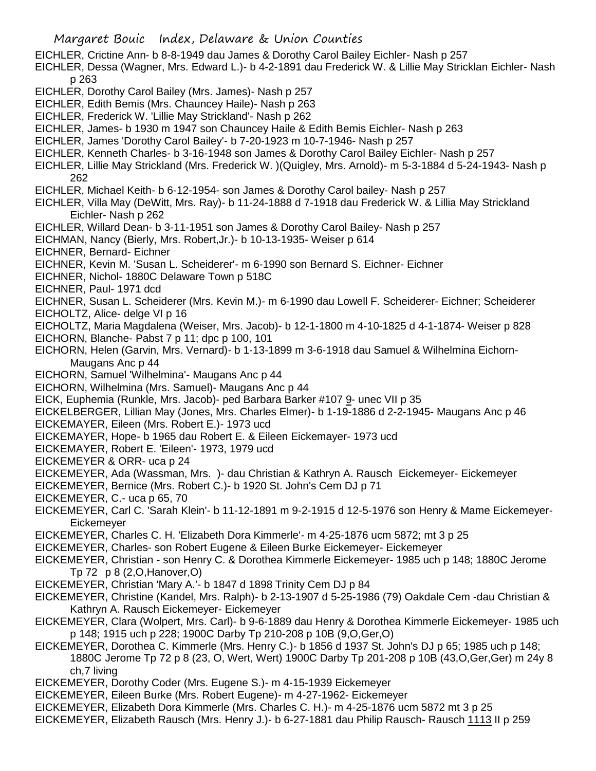EICHLER, Crictine Ann- b 8-8-1949 dau James & Dorothy Carol Bailey Eichler- Nash p 257

EICHLER, Dessa (Wagner, Mrs. Edward L.)- b 4-2-1891 dau Frederick W. & Lillie May Stricklan Eichler- Nash p 263

EICHLER, Dorothy Carol Bailey (Mrs. James)- Nash p 257

EICHLER, Edith Bemis (Mrs. Chauncey Haile)- Nash p 263

EICHLER, Frederick W. 'Lillie May Strickland'- Nash p 262

EICHLER, James- b 1930 m 1947 son Chauncey Haile & Edith Bemis Eichler- Nash p 263

EICHLER, James 'Dorothy Carol Bailey'- b 7-20-1923 m 10-7-1946- Nash p 257

EICHLER, Kenneth Charles- b 3-16-1948 son James & Dorothy Carol Bailey Eichler- Nash p 257

EICHLER, Lillie May Strickland (Mrs. Frederick W. )(Quigley, Mrs. Arnold)- m 5-3-1884 d 5-24-1943- Nash p 262

EICHLER, Michael Keith- b 6-12-1954- son James & Dorothy Carol bailey- Nash p 257

EICHLER, Villa May (DeWitt, Mrs. Ray)- b 11-24-1888 d 7-1918 dau Frederick W. & Lillia May Strickland Eichler- Nash p 262

EICHLER, Willard Dean- b 3-11-1951 son James & Dorothy Carol Bailey- Nash p 257

EICHMAN, Nancy (Bierly, Mrs. Robert,Jr.)- b 10-13-1935- Weiser p 614

EICHNER, Bernard- Eichner

EICHNER, Kevin M. 'Susan L. Scheiderer'- m 6-1990 son Bernard S. Eichner- Eichner

EICHNER, Nichol- 1880C Delaware Town p 518C

EICHNER, Paul- 1971 dcd

EICHNER, Susan L. Scheiderer (Mrs. Kevin M.)- m 6-1990 dau Lowell F. Scheiderer- Eichner; Scheiderer

EICHOLTZ, Alice- delge VI p 16

EICHOLTZ, Maria Magdalena (Weiser, Mrs. Jacob)- b 12-1-1800 m 4-10-1825 d 4-1-1874- Weiser p 828

EICHORN, Blanche- Pabst 7 p 11; dpc p 100, 101

EICHORN, Helen (Garvin, Mrs. Vernard)- b 1-13-1899 m 3-6-1918 dau Samuel & Wilhelmina Eichorn- Maugans Anc p 44

EICHORN, Samuel 'Wilhelmina'- Maugans Anc p 44

EICHORN, Wilhelmina (Mrs. Samuel)- Maugans Anc p 44

EICK, Euphemia (Runkle, Mrs. Jacob)- ped Barbara Barker #107 9- unec VII p 35

EICKELBERGER, Lillian May (Jones, Mrs. Charles Elmer)- b 1-19-1886 d 2-2-1945- Maugans Anc p 46

EICKEMAYER, Eileen (Mrs. Robert E.)- 1973 ucd

EICKEMAYER, Hope- b 1965 dau Robert E. & Eileen Eickemayer- 1973 ucd

EICKEMAYER, Robert E. 'Eileen'- 1973, 1979 ucd

EICKEMEYER & ORR- uca p 24

EICKEMEYER, Ada (Wassman, Mrs. )- dau Christian & Kathryn A. Rausch Eickemeyer- Eickemeyer

EICKEMEYER, Bernice (Mrs. Robert C.)- b 1920 St. John's Cem DJ p 71

EICKEMEYER, C.- uca p 65, 70

EICKEMEYER, Carl C. 'Sarah Klein'- b 11-12-1891 m 9-2-1915 d 12-5-1976 son Henry & Mame Eickemeyer- Eickemeyer

EICKEMEYER, Charles C. H. 'Elizabeth Dora Kimmerle'- m 4-25-1876 ucm 5872; mt 3 p 25

EICKEMEYER, Charles- son Robert Eugene & Eileen Burke Eickemeyer- Eickemeyer

EICKEMEYER, Christian - son Henry C. & Dorothea Kimmerle Eickemeyer- 1985 uch p 148; 1880C Jerome Tp 72 p 8 (2,O,Hanover,O)

EICKEMEYER, Christian 'Mary A.'- b 1847 d 1898 Trinity Cem DJ p 84

EICKEMEYER, Christine (Kandel, Mrs. Ralph)- b 2-13-1907 d 5-25-1986 (79) Oakdale Cem -dau Christian & Kathryn A. Rausch Eickemeyer- Eickemeyer

EICKEMEYER, Clara (Wolpert, Mrs. Carl)- b 9-6-1889 dau Henry & Dorothea Kimmerle Eickemeyer- 1985 uch p 148; 1915 uch p 228; 1900C Darby Tp 210-208 p 10B (9,O,Ger,O)

EICKEMEYER, Dorothea C. Kimmerle (Mrs. Henry C.)- b 1856 d 1937 St. John's DJ p 65; 1985 uch p 148; 1880C Jerome Tp 72 p 8 (23, O, Wert, Wert) 1900C Darby Tp 201-208 p 10B (43,O,Ger,Ger) m 24y 8 ch,7 living

EICKEMEYER, Dorothy Coder (Mrs. Eugene S.)- m 4-15-1939 Eickemeyer

EICKEMEYER, Eileen Burke (Mrs. Robert Eugene)- m 4-27-1962- Eickemeyer

EICKEMEYER, Elizabeth Dora Kimmerle (Mrs. Charles C. H.)- m 4-25-1876 ucm 5872 mt 3 p 25

EICKEMEYER, Elizabeth Rausch (Mrs. Henry J.)- b 6-27-1881 dau Philip Rausch- Rausch 1113 II p 259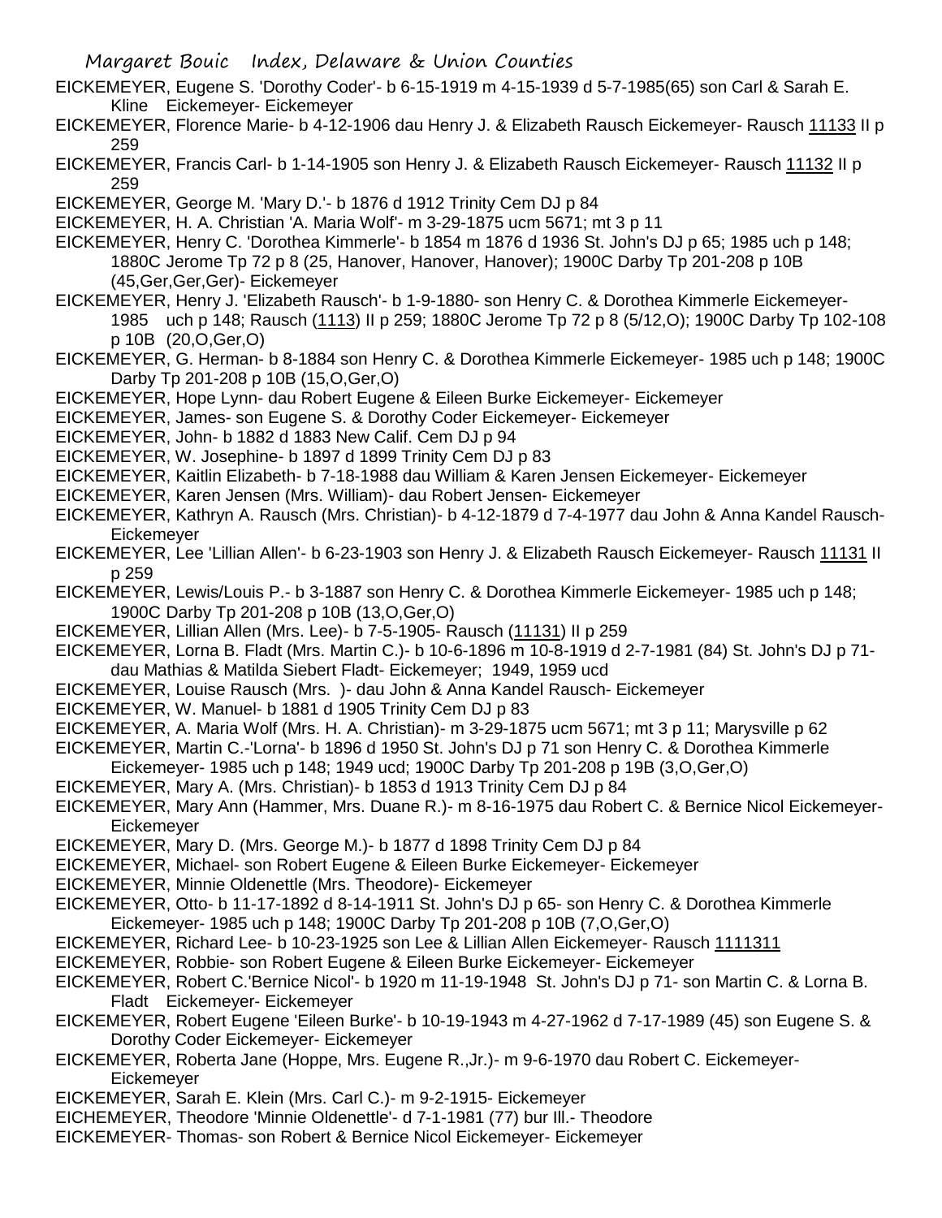EICKEMEYER, Eugene S. 'Dorothy Coder'- b 6-15-1919 m 4-15-1939 d 5-7-1985(65) son Carl & Sarah E. Kline Eickemeyer- Eickemeyer

EICKEMEYER, Florence Marie- b 4-12-1906 dau Henry J. & Elizabeth Rausch Eickemeyer- Rausch 11133 II p 259

EICKEMEYER, Francis Carl- b 1-14-1905 son Henry J. & Elizabeth Rausch Eickemeyer- Rausch 11132 II p 259

EICKEMEYER, George M. 'Mary D.'- b 1876 d 1912 Trinity Cem DJ p 84

EICKEMEYER, H. A. Christian 'A. Maria Wolf'- m 3-29-1875 ucm 5671; mt 3 p 11

EICKEMEYER, Henry C. 'Dorothea Kimmerle'- b 1854 m 1876 d 1936 St. John's DJ p 65; 1985 uch p 148; 1880C Jerome Tp 72 p 8 (25, Hanover, Hanover, Hanover); 1900C Darby Tp 201-208 p 10B (45,Ger,Ger,Ger)- Eickemeyer

EICKEMEYER, Henry J. 'Elizabeth Rausch'- b 1-9-1880- son Henry C. & Dorothea Kimmerle Eickemeyer- 1985 uch p 148; Rausch (1113) II p 259; 1880C Jerome Tp 72 p 8 (5/12,O); 1900C Darby Tp 102-108 p 10B (20,O,Ger,O)

EICKEMEYER, G. Herman- b 8-1884 son Henry C. & Dorothea Kimmerle Eickemeyer- 1985 uch p 148; 1900C Darby Tp 201-208 p 10B (15,O,Ger,O)

EICKEMEYER, Hope Lynn- dau Robert Eugene & Eileen Burke Eickemeyer- Eickemeyer

EICKEMEYER, James- son Eugene S. & Dorothy Coder Eickemeyer- Eickemeyer

EICKEMEYER, John- b 1882 d 1883 New Calif. Cem DJ p 94

EICKEMEYER, W. Josephine- b 1897 d 1899 Trinity Cem DJ p 83

EICKEMEYER, Kaitlin Elizabeth- b 7-18-1988 dau William & Karen Jensen Eickemeyer- Eickemeyer

EICKEMEYER, Karen Jensen (Mrs. William)- dau Robert Jensen- Eickemeyer

EICKEMEYER, Kathryn A. Rausch (Mrs. Christian)- b 4-12-1879 d 7-4-1977 dau John & Anna Kandel Rausch- Eickemeyer

EICKEMEYER, Lee 'Lillian Allen'- b 6-23-1903 son Henry J. & Elizabeth Rausch Eickemeyer- Rausch 11131 II p 259

EICKEMEYER, Lewis/Louis P.- b 3-1887 son Henry C. & Dorothea Kimmerle Eickemeyer- 1985 uch p 148; 1900C Darby Tp 201-208 p 10B (13,O,Ger,O)

EICKEMEYER, Lillian Allen (Mrs. Lee)- b 7-5-1905- Rausch (11131) II p 259

EICKEMEYER, Lorna B. Fladt (Mrs. Martin C.)- b 10-6-1896 m 10-8-1919 d 2-7-1981 (84) St. John's DJ p 71- dau Mathias & Matilda Siebert Fladt- Eickemeyer; 1949, 1959 ucd

EICKEMEYER, Louise Rausch (Mrs. )- dau John & Anna Kandel Rausch- Eickemeyer

EICKEMEYER, W. Manuel- b 1881 d 1905 Trinity Cem DJ p 83

EICKEMEYER, A. Maria Wolf (Mrs. H. A. Christian)- m 3-29-1875 ucm 5671; mt 3 p 11; Marysville p 62

EICKEMEYER, Martin C.-'Lorna'- b 1896 d 1950 St. John's DJ p 71 son Henry C. & Dorothea Kimmerle Eickemeyer- 1985 uch p 148; 1949 ucd; 1900C Darby Tp 201-208 p 19B (3,O,Ger,O)

EICKEMEYER, Mary A. (Mrs. Christian)- b 1853 d 1913 Trinity Cem DJ p 84

EICKEMEYER, Mary Ann (Hammer, Mrs. Duane R.)- m 8-16-1975 dau Robert C. & Bernice Nicol Eickemeyer- Eickemeyer

EICKEMEYER, Mary D. (Mrs. George M.)- b 1877 d 1898 Trinity Cem DJ p 84

EICKEMEYER, Michael- son Robert Eugene & Eileen Burke Eickemeyer- Eickemeyer

EICKEMEYER, Minnie Oldenettle (Mrs. Theodore)- Eickemeyer

EICKEMEYER, Otto- b 11-17-1892 d 8-14-1911 St. John's DJ p 65- son Henry C. & Dorothea Kimmerle Eickemeyer- 1985 uch p 148; 1900C Darby Tp 201-208 p 10B (7,O,Ger,O)

EICKEMEYER, Richard Lee- b 10-23-1925 son Lee & Lillian Allen Eickemeyer- Rausch 1111311

EICKEMEYER, Robbie- son Robert Eugene & Eileen Burke Eickemeyer- Eickemeyer

EICKEMEYER, Robert C.'Bernice Nicol'- b 1920 m 11-19-1948 St. John's DJ p 71- son Martin C. & Lorna B. Fladt Eickemeyer- Eickemeyer

EICKEMEYER, Robert Eugene 'Eileen Burke'- b 10-19-1943 m 4-27-1962 d 7-17-1989 (45) son Eugene S. & Dorothy Coder Eickemeyer- Eickemeyer

EICKEMEYER, Roberta Jane (Hoppe, Mrs. Eugene R.,Jr.)- m 9-6-1970 dau Robert C. Eickemeyer- Eickemeyer

EICKEMEYER, Sarah E. Klein (Mrs. Carl C.)- m 9-2-1915- Eickemeyer

EICHEMEYER, Theodore 'Minnie Oldenettle'- d 7-1-1981 (77) bur Ill.- Theodore

EICKEMEYER- Thomas- son Robert & Bernice Nicol Eickemeyer- Eickemeyer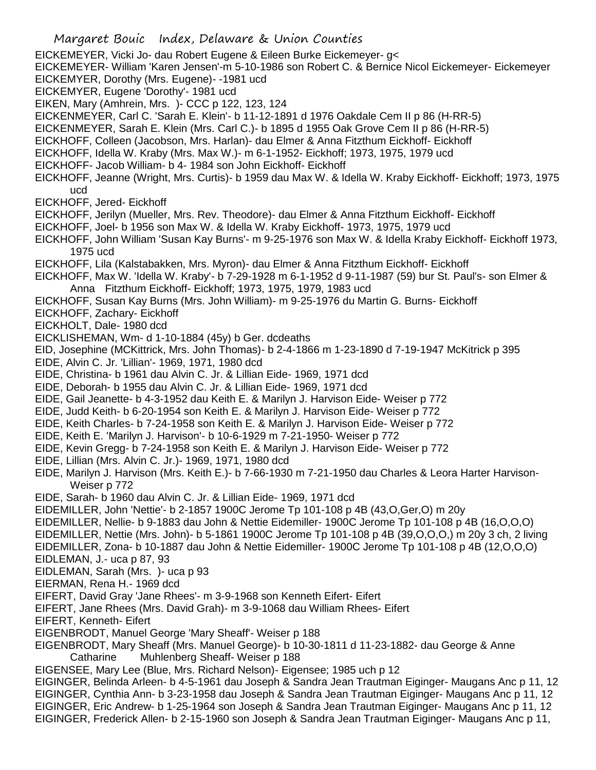EICKEMEYER, Vicki Jo- dau Robert Eugene & Eileen Burke Eickemeyer- g<

EICKEMEYER- William 'Karen Jensen'-m 5-10-1986 son Robert C. & Bernice Nicol Eickemeyer- Eickemeyer

EICKEMYER, Dorothy (Mrs. Eugene)- -1981 ucd

EICKEMYER, Eugene 'Dorothy'- 1981 ucd

EIKEN, Mary (Amhrein, Mrs. )- CCC p 122, 123, 124

EICKENMEYER, Carl C. 'Sarah E. Klein'- b 11-12-1891 d 1976 Oakdale Cem II p 86 (H-RR-5)

EICKENMEYER, Sarah E. Klein (Mrs. Carl C.)- b 1895 d 1955 Oak Grove Cem II p 86 (H-RR-5)

EICKHOFF, Colleen (Jacobson, Mrs. Harlan)- dau Elmer & Anna Fitzthum Eickhoff- Eickhoff

EICKHOFF, Idella W. Kraby (Mrs. Max W.)- m 6-1-1952- Eickhoff; 1973, 1975, 1979 ucd

EICKHOFF- Jacob William- b 4- 1984 son John Eickhoff- Eickhoff

EICKHOFF, Jeanne (Wright, Mrs. Curtis)- b 1959 dau Max W. & Idella W. Kraby Eickhoff- Eickhoff; 1973, 1975 ucd

EICKHOFF, Jered- Eickhoff

EICKHOFF, Jerilyn (Mueller, Mrs. Rev. Theodore)- dau Elmer & Anna Fitzthum Eickhoff- Eickhoff

EICKHOFF, Joel- b 1956 son Max W. & Idella W. Kraby Eickhoff- 1973, 1975, 1979 ucd

EICKHOFF, John William 'Susan Kay Burns'- m 9-25-1976 son Max W. & Idella Kraby Eickhoff- Eickhoff 1973, 1975 ucd

EICKHOFF, Lila (Kalstabakken, Mrs. Myron)- dau Elmer & Anna Fitzthum Eickhoff- Eickhoff

EICKHOFF, Max W. 'Idella W. Kraby'- b 7-29-1928 m 6-1-1952 d 9-11-1987 (59) bur St. Paul's- son Elmer & Anna Fitzthum Eickhoff- Eickhoff; 1973, 1975, 1979, 1983 ucd

EICKHOFF, Susan Kay Burns (Mrs. John William)- m 9-25-1976 du Martin G. Burns- Eickhoff

EICKHOFF, Zachary- Eickhoff

EICKHOLT, Dale- 1980 dcd

EICKLISHEMAN, Wm- d 1-10-1884 (45y) b Ger. dcdeaths

EID, Josephine (MCKittrick, Mrs. John Thomas)- b 2-4-1866 m 1-23-1890 d 7-19-1947 McKitrick p 395

EIDE, Alvin C. Jr. 'Lillian'- 1969, 1971, 1980 dcd

EIDE, Christina- b 1961 dau Alvin C. Jr. & Lillian Eide- 1969, 1971 dcd

EIDE, Deborah- b 1955 dau Alvin C. Jr. & Lillian Eide- 1969, 1971 dcd

EIDE, Gail Jeanette- b 4-3-1952 dau Keith E. & Marilyn J. Harvison Eide- Weiser p 772

EIDE, Judd Keith- b 6-20-1954 son Keith E. & Marilyn J. Harvison Eide- Weiser p 772

EIDE, Keith Charles- b 7-24-1958 son Keith E. & Marilyn J. Harvison Eide- Weiser p 772

EIDE, Keith E. 'Marilyn J. Harvison'- b 10-6-1929 m 7-21-1950- Weiser p 772

EIDE, Kevin Gregg- b 7-24-1958 son Keith E. & Marilyn J. Harvison Eide- Weiser p 772

EIDE, Lillian (Mrs. Alvin C. Jr.)- 1969, 1971, 1980 dcd

EIDE, Marilyn J. Harvison (Mrs. Keith E.)- b 7-66-1930 m 7-21-1950 dau Charles & Leora Harter Harvison- Weiser p 772

EIDE, Sarah- b 1960 dau Alvin C. Jr. & Lillian Eide- 1969, 1971 dcd

EIDEMILLER, John 'Nettie'- b 2-1857 1900C Jerome Tp 101-108 p 4B (43,O,Ger,O) m 20y

EIDEMILLER, Nellie- b 9-1883 dau John & Nettie Eidemiller- 1900C Jerome Tp 101-108 p 4B (16,O,O,O)

EIDEMILLER, Nettie (Mrs. John)- b 5-1861 1900C Jerome Tp 101-108 p 4B (39,O,O,O,) m 20y 3 ch, 2 living

EIDEMILLER, Zona- b 10-1887 dau John & Nettie Eidemiller- 1900C Jerome Tp 101-108 p 4B (12,O,O,O)

EIDLEMAN, J.- uca p 87, 93

EIDLEMAN, Sarah (Mrs. )- uca p 93

EIERMAN, Rena H.- 1969 dcd

EIFERT, David Gray 'Jane Rhees'- m 3-9-1968 son Kenneth Eifert- Eifert

EIFERT, Jane Rhees (Mrs. David Grah)- m 3-9-1068 dau William Rhees- Eifert

EIFERT, Kenneth- Eifert

EIGENBRODT, Manuel George 'Mary Sheaff'- Weiser p 188

EIGENBRODT, Mary Sheaff (Mrs. Manuel George)- b 10-30-1811 d 11-23-1882- dau George & Anne Catharine Muhlenberg Sheaff- Weiser p 188

EIGENSEE, Mary Lee (Blue, Mrs. Richard Nelson)- Eigensee; 1985 uch p 12

EIGINGER, Belinda Arleen- b 4-5-1961 dau Joseph & Sandra Jean Trautman Eiginger- Maugans Anc p 11, 12

EIGINGER, Cynthia Ann- b 3-23-1958 dau Joseph & Sandra Jean Trautman Eiginger- Maugans Anc p 11, 12

EIGINGER, Eric Andrew- b 1-25-1964 son Joseph & Sandra Jean Trautman Eiginger- Maugans Anc p 11, 12

EIGINGER, Frederick Allen- b 2-15-1960 son Joseph & Sandra Jean Trautman Eiginger- Maugans Anc p 11,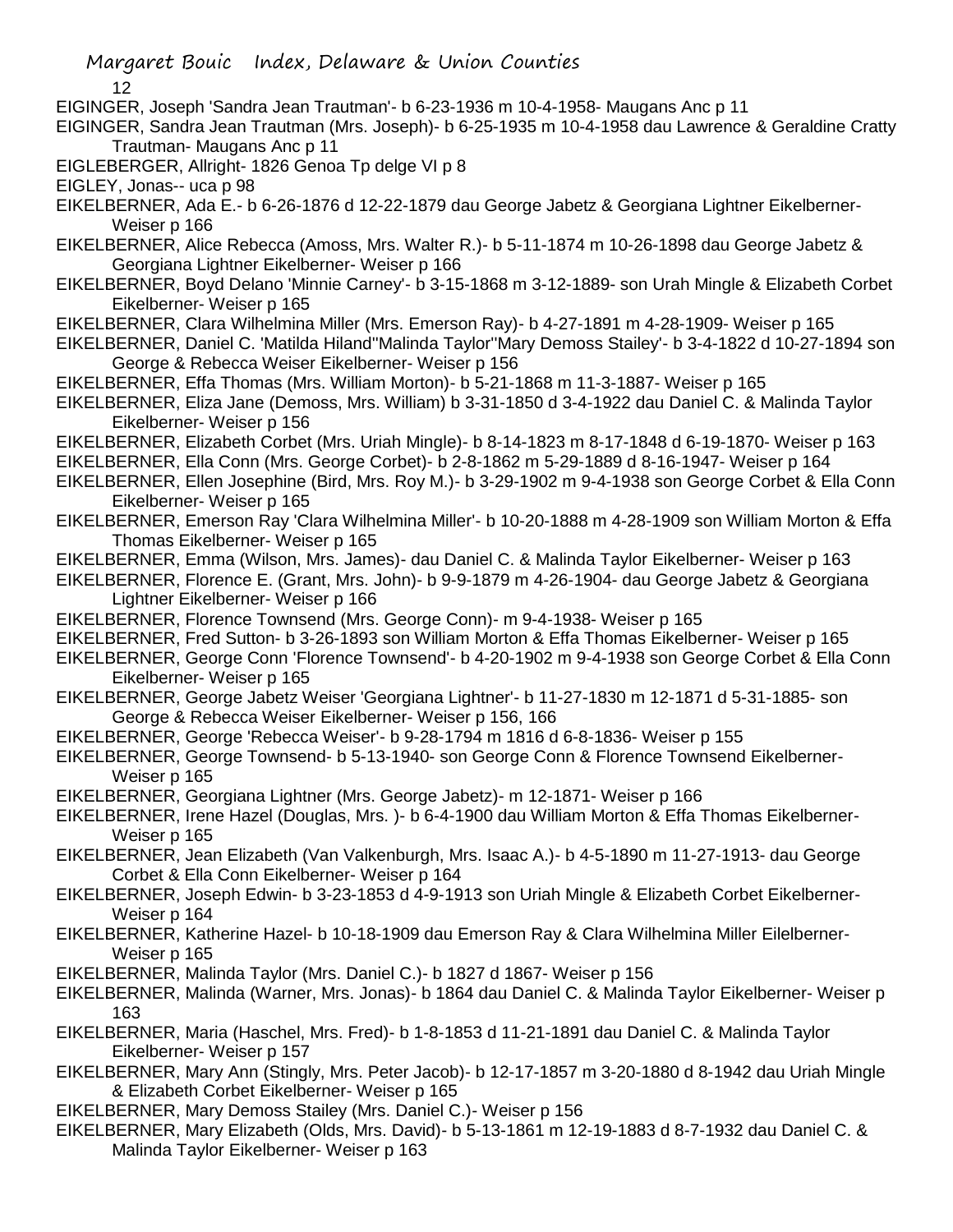EIGINGER, Joseph 'Sandra Jean Trautman'- b 6-23-1936 m 10-4-1958- Maugans Anc p 11

EIGINGER, Sandra Jean Trautman (Mrs. Joseph)- b 6-25-1935 m 10-4-1958 dau Lawrence & Geraldine Cratty Trautman- Maugans Anc p 11

EIGLEBERGER, Allright- 1826 Genoa Tp delge VI p 8

EIGLEY, Jonas-- uca p 98

EIKELBERNER, Ada E.- b 6-26-1876 d 12-22-1879 dau George Jabetz & Georgiana Lightner Eikelberner- Weiser p 166

EIKELBERNER, Alice Rebecca (Amoss, Mrs. Walter R.)- b 5-11-1874 m 10-26-1898 dau George Jabetz & Georgiana Lightner Eikelberner- Weiser p 166

EIKELBERNER, Boyd Delano 'Minnie Carney'- b 3-15-1868 m 3-12-1889- son Urah Mingle & Elizabeth Corbet Eikelberner- Weiser p 165

EIKELBERNER, Clara Wilhelmina Miller (Mrs. Emerson Ray)- b 4-27-1891 m 4-28-1909- Weiser p 165

EIKELBERNER, Daniel C. 'Matilda Hiland''Malinda Taylor''Mary Demoss Stailey'- b 3-4-1822 d 10-27-1894 son George & Rebecca Weiser Eikelberner- Weiser p 156

EIKELBERNER, Effa Thomas (Mrs. William Morton)- b 5-21-1868 m 11-3-1887- Weiser p 165

EIKELBERNER, Eliza Jane (Demoss, Mrs. William) b 3-31-1850 d 3-4-1922 dau Daniel C. & Malinda Taylor Eikelberner- Weiser p 156

EIKELBERNER, Elizabeth Corbet (Mrs. Uriah Mingle)- b 8-14-1823 m 8-17-1848 d 6-19-1870- Weiser p 163

EIKELBERNER, Ella Conn (Mrs. George Corbet)- b 2-8-1862 m 5-29-1889 d 8-16-1947- Weiser p 164

EIKELBERNER, Ellen Josephine (Bird, Mrs. Roy M.)- b 3-29-1902 m 9-4-1938 son George Corbet & Ella Conn Eikelberner- Weiser p 165

EIKELBERNER, Emerson Ray 'Clara Wilhelmina Miller'- b 10-20-1888 m 4-28-1909 son William Morton & Effa Thomas Eikelberner- Weiser p 165

EIKELBERNER, Emma (Wilson, Mrs. James)- dau Daniel C. & Malinda Taylor Eikelberner- Weiser p 163

EIKELBERNER, Florence E. (Grant, Mrs. John)- b 9-9-1879 m 4-26-1904- dau George Jabetz & Georgiana Lightner Eikelberner- Weiser p 166

EIKELBERNER, Florence Townsend (Mrs. George Conn)- m 9-4-1938- Weiser p 165

EIKELBERNER, Fred Sutton- b 3-26-1893 son William Morton & Effa Thomas Eikelberner- Weiser p 165

EIKELBERNER, George Conn 'Florence Townsend'- b 4-20-1902 m 9-4-1938 son George Corbet & Ella Conn Eikelberner- Weiser p 165

EIKELBERNER, George Jabetz Weiser 'Georgiana Lightner'- b 11-27-1830 m 12-1871 d 5-31-1885- son George & Rebecca Weiser Eikelberner- Weiser p 156, 166

EIKELBERNER, George 'Rebecca Weiser'- b 9-28-1794 m 1816 d 6-8-1836- Weiser p 155

EIKELBERNER, George Townsend- b 5-13-1940- son George Conn & Florence Townsend Eikelberner- Weiser p 165

EIKELBERNER, Georgiana Lightner (Mrs. George Jabetz)- m 12-1871- Weiser p 166

EIKELBERNER, Irene Hazel (Douglas, Mrs. )- b 6-4-1900 dau William Morton & Effa Thomas Eikelberner- Weiser p 165

EIKELBERNER, Jean Elizabeth (Van Valkenburgh, Mrs. Isaac A.)- b 4-5-1890 m 11-27-1913- dau George Corbet & Ella Conn Eikelberner- Weiser p 164

EIKELBERNER, Joseph Edwin- b 3-23-1853 d 4-9-1913 son Uriah Mingle & Elizabeth Corbet Eikelberner- Weiser p 164

EIKELBERNER, Katherine Hazel- b 10-18-1909 dau Emerson Ray & Clara Wilhelmina Miller Eilelberner- Weiser p 165

EIKELBERNER, Malinda Taylor (Mrs. Daniel C.)- b 1827 d 1867- Weiser p 156

EIKELBERNER, Malinda (Warner, Mrs. Jonas)- b 1864 dau Daniel C. & Malinda Taylor Eikelberner- Weiser p 163

EIKELBERNER, Maria (Haschel, Mrs. Fred)- b 1-8-1853 d 11-21-1891 dau Daniel C. & Malinda Taylor Eikelberner- Weiser p 157

EIKELBERNER, Mary Ann (Stingly, Mrs. Peter Jacob)- b 12-17-1857 m 3-20-1880 d 8-1942 dau Uriah Mingle & Elizabeth Corbet Eikelberner- Weiser p 165

EIKELBERNER, Mary Demoss Stailey (Mrs. Daniel C.)- Weiser p 156

EIKELBERNER, Mary Elizabeth (Olds, Mrs. David)- b 5-13-1861 m 12-19-1883 d 8-7-1932 dau Daniel C. & Malinda Taylor Eikelberner- Weiser p 163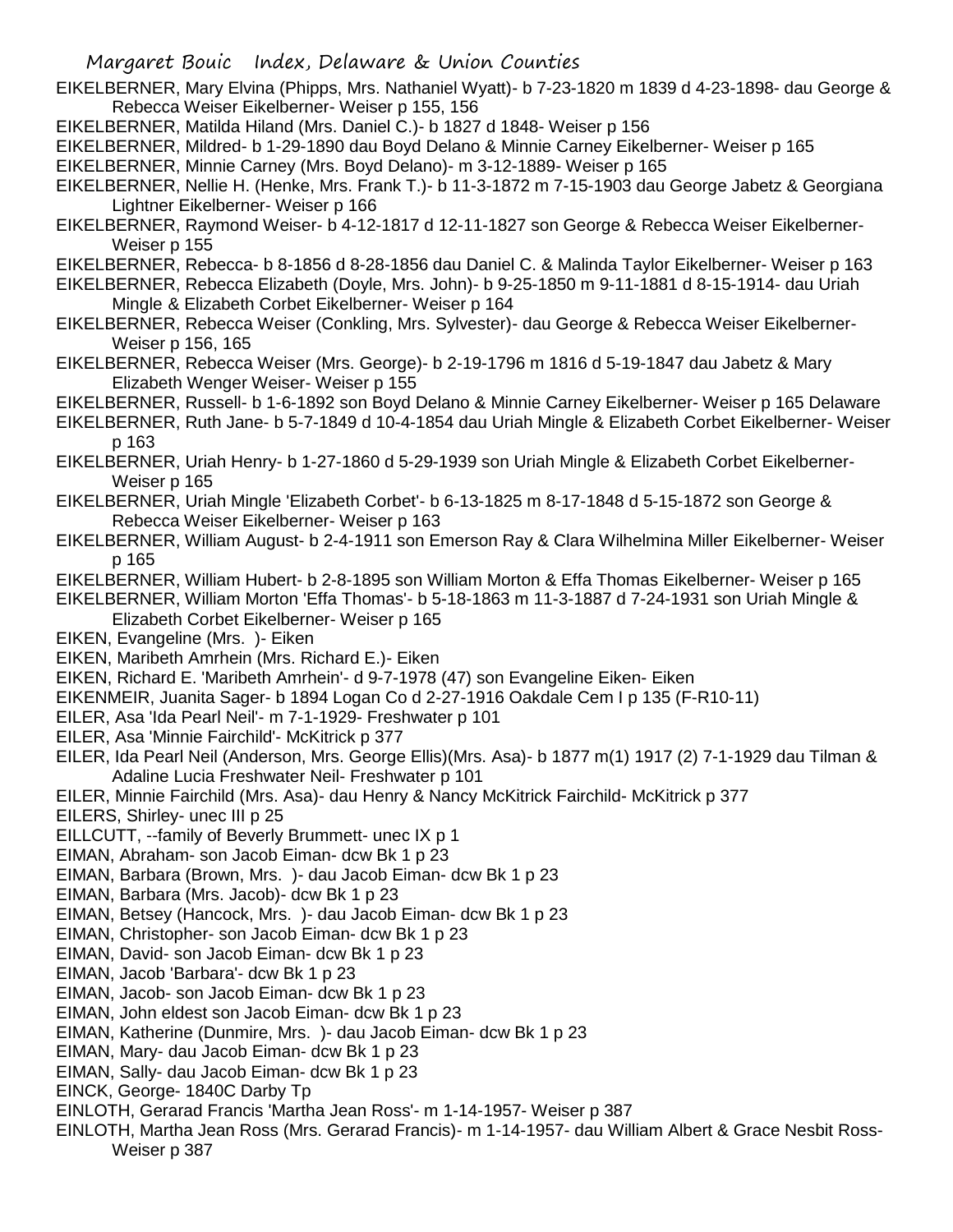EIKELBERNER, Mary Elvina (Phipps, Mrs. Nathaniel Wyatt)- b 7-23-1820 m 1839 d 4-23-1898- dau George & Rebecca Weiser Eikelberner- Weiser p 155, 156

EIKELBERNER, Matilda Hiland (Mrs. Daniel C.)- b 1827 d 1848- Weiser p 156

EIKELBERNER, Mildred- b 1-29-1890 dau Boyd Delano & Minnie Carney Eikelberner- Weiser p 165

EIKELBERNER, Minnie Carney (Mrs. Boyd Delano)- m 3-12-1889- Weiser p 165

EIKELBERNER, Nellie H. (Henke, Mrs. Frank T.)- b 11-3-1872 m 7-15-1903 dau George Jabetz & Georgiana Lightner Eikelberner- Weiser p 166

EIKELBERNER, Raymond Weiser- b 4-12-1817 d 12-11-1827 son George & Rebecca Weiser Eikelberner- Weiser p 155

EIKELBERNER, Rebecca- b 8-1856 d 8-28-1856 dau Daniel C. & Malinda Taylor Eikelberner- Weiser p 163

EIKELBERNER, Rebecca Elizabeth (Doyle, Mrs. John)- b 9-25-1850 m 9-11-1881 d 8-15-1914- dau Uriah Mingle & Elizabeth Corbet Eikelberner- Weiser p 164

EIKELBERNER, Rebecca Weiser (Conkling, Mrs. Sylvester)- dau George & Rebecca Weiser Eikelberner- Weiser p 156, 165

EIKELBERNER, Rebecca Weiser (Mrs. George)- b 2-19-1796 m 1816 d 5-19-1847 dau Jabetz & Mary Elizabeth Wenger Weiser- Weiser p 155

EIKELBERNER, Russell- b 1-6-1892 son Boyd Delano & Minnie Carney Eikelberner- Weiser p 165 Delaware

EIKELBERNER, Ruth Jane- b 5-7-1849 d 10-4-1854 dau Uriah Mingle & Elizabeth Corbet Eikelberner- Weiser p 163

EIKELBERNER, Uriah Henry- b 1-27-1860 d 5-29-1939 son Uriah Mingle & Elizabeth Corbet Eikelberner- Weiser p 165

EIKELBERNER, Uriah Mingle 'Elizabeth Corbet'- b 6-13-1825 m 8-17-1848 d 5-15-1872 son George & Rebecca Weiser Eikelberner- Weiser p 163

EIKELBERNER, William August- b 2-4-1911 son Emerson Ray & Clara Wilhelmina Miller Eikelberner- Weiser p 165

EIKELBERNER, William Hubert- b 2-8-1895 son William Morton & Effa Thomas Eikelberner- Weiser p 165

EIKELBERNER, William Morton 'Effa Thomas'- b 5-18-1863 m 11-3-1887 d 7-24-1931 son Uriah Mingle & Elizabeth Corbet Eikelberner- Weiser p 165

EIKEN, Evangeline (Mrs. )- Eiken

EIKEN, Maribeth Amrhein (Mrs. Richard E.)- Eiken

EIKEN, Richard E. 'Maribeth Amrhein'- d 9-7-1978 (47) son Evangeline Eiken- Eiken

EIKENMEIR, Juanita Sager- b 1894 Logan Co d 2-27-1916 Oakdale Cem I p 135 (F-R10-11)

EILER, Asa 'Ida Pearl Neil'- m 7-1-1929- Freshwater p 101

EILER, Asa 'Minnie Fairchild'- McKitrick p 377

EILER, Ida Pearl Neil (Anderson, Mrs. George Ellis)(Mrs. Asa)- b 1877 m(1) 1917 (2) 7-1-1929 dau Tilman & Adaline Lucia Freshwater Neil- Freshwater p 101

EILER, Minnie Fairchild (Mrs. Asa)- dau Henry & Nancy McKitrick Fairchild- McKitrick p 377

EILERS, Shirley- unec III p 25

EILLCUTT, --family of Beverly Brummett- unec IX p 1

EIMAN, Abraham- son Jacob Eiman- dcw Bk 1 p 23

EIMAN, Barbara (Brown, Mrs. )- dau Jacob Eiman- dcw Bk 1 p 23

EIMAN, Barbara (Mrs. Jacob)- dcw Bk 1 p 23

EIMAN, Betsey (Hancock, Mrs. )- dau Jacob Eiman- dcw Bk 1 p 23

EIMAN, Christopher- son Jacob Eiman- dcw Bk 1 p 23

EIMAN, David- son Jacob Eiman- dcw Bk 1 p 23

EIMAN, Jacob 'Barbara'- dcw Bk 1 p 23

EIMAN, Jacob- son Jacob Eiman- dcw Bk 1 p 23

EIMAN, John eldest son Jacob Eiman- dcw Bk 1 p 23

EIMAN, Katherine (Dunmire, Mrs. )- dau Jacob Eiman- dcw Bk 1 p 23

EIMAN, Mary- dau Jacob Eiman- dcw Bk 1 p 23

EIMAN, Sally- dau Jacob Eiman- dcw Bk 1 p 23

EINCK, George- 1840C Darby Tp

EINLOTH, Gerarad Francis 'Martha Jean Ross'- m 1-14-1957- Weiser p 387

EINLOTH, Martha Jean Ross (Mrs. Gerarad Francis)- m 1-14-1957- dau William Albert & Grace Nesbit Ross- Weiser p 387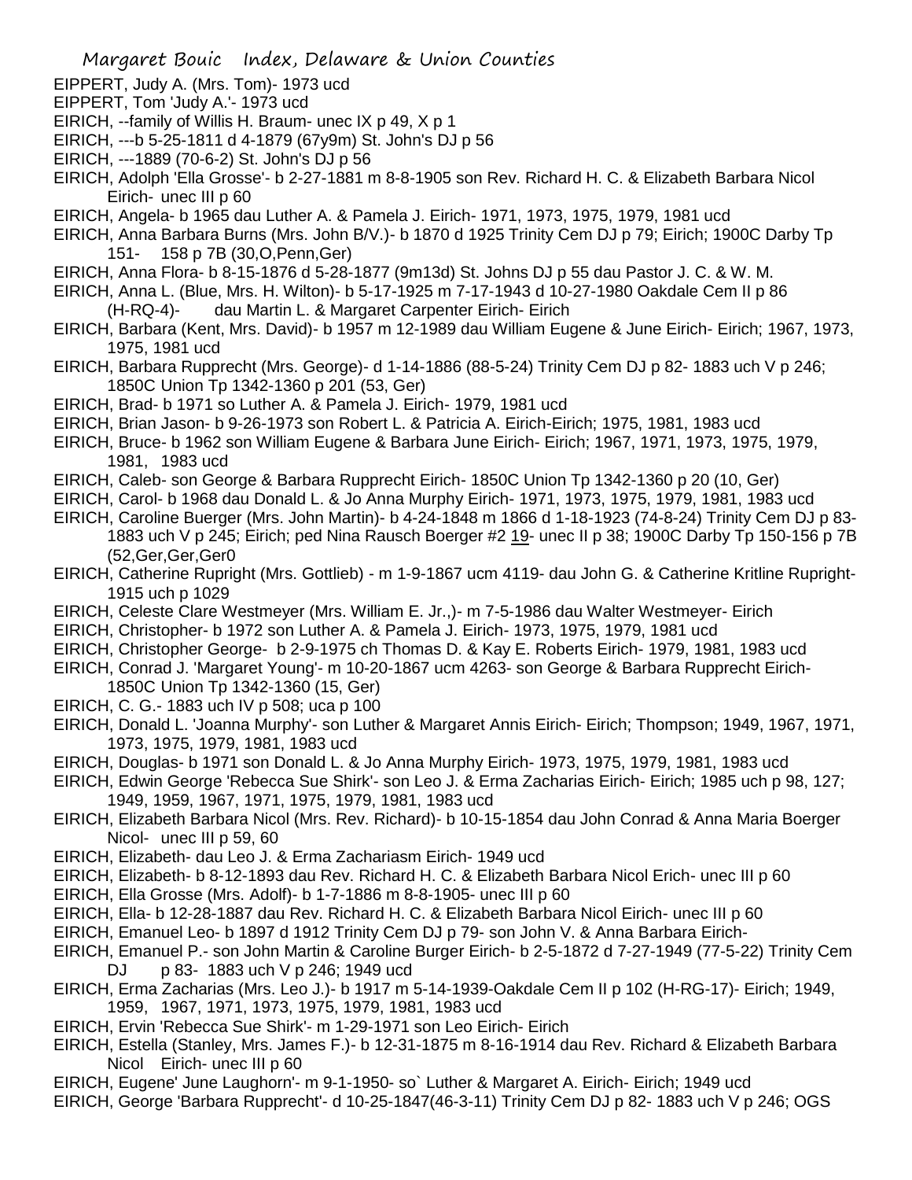EIPPERT, Judy A. (Mrs. Tom)- 1973 ucd

EIPPERT, Tom 'Judy A.'- 1973 ucd

EIRICH, --family of Willis H. Braum- unec IX p 49, X p 1

EIRICH, ---b 5-25-1811 d 4-1879 (67y9m) St. John's DJ p 56

EIRICH, ---1889 (70-6-2) St. John's DJ p 56

EIRICH, Adolph 'Ella Grosse'- b 2-27-1881 m 8-8-1905 son Rev. Richard H. C. & Elizabeth Barbara Nicol Eirich- unec III p 60

EIRICH, Angela- b 1965 dau Luther A. & Pamela J. Eirich- 1971, 1973, 1975, 1979, 1981 ucd

EIRICH, Anna Barbara Burns (Mrs. John B/V.)- b 1870 d 1925 Trinity Cem DJ p 79; Eirich; 1900C Darby Tp 151- 158 p 7B (30,O,Penn,Ger)

EIRICH, Anna Flora- b 8-15-1876 d 5-28-1877 (9m13d) St. Johns DJ p 55 dau Pastor J. C. & W. M.

EIRICH, Anna L. (Blue, Mrs. H. Wilton)- b 5-17-1925 m 7-17-1943 d 10-27-1980 Oakdale Cem II p 86 (H-RQ-4)- dau Martin L. & Margaret Carpenter Eirich- Eirich

EIRICH, Barbara (Kent, Mrs. David)- b 1957 m 12-1989 dau William Eugene & June Eirich- Eirich; 1967, 1973, 1975, 1981 ucd

EIRICH, Barbara Rupprecht (Mrs. George)- d 1-14-1886 (88-5-24) Trinity Cem DJ p 82- 1883 uch V p 246; 1850C Union Tp 1342-1360 p 201 (53, Ger)

EIRICH, Brad- b 1971 so Luther A. & Pamela J. Eirich- 1979, 1981 ucd

EIRICH, Brian Jason- b 9-26-1973 son Robert L. & Patricia A. Eirich-Eirich; 1975, 1981, 1983 ucd

EIRICH, Bruce- b 1962 son William Eugene & Barbara June Eirich- Eirich; 1967, 1971, 1973, 1975, 1979, 1981, 1983 ucd

EIRICH, Caleb- son George & Barbara Rupprecht Eirich- 1850C Union Tp 1342-1360 p 20 (10, Ger)

EIRICH, Carol- b 1968 dau Donald L. & Jo Anna Murphy Eirich- 1971, 1973, 1975, 1979, 1981, 1983 ucd

EIRICH, Caroline Buerger (Mrs. John Martin)- b 4-24-1848 m 1866 d 1-18-1923 (74-8-24) Trinity Cem DJ p 83- 1883 uch V p 245; Eirich; ped Nina Rausch Boerger #2 19- unec II p 38; 1900C Darby Tp 150-156 p 7B (52,Ger,Ger,Ger0

EIRICH, Catherine Rupright (Mrs. Gottlieb) - m 1-9-1867 ucm 4119- dau John G. & Catherine Kritline Rupright- 1915 uch p 1029

EIRICH, Celeste Clare Westmeyer (Mrs. William E. Jr.,)- m 7-5-1986 dau Walter Westmeyer- Eirich

EIRICH, Christopher- b 1972 son Luther A. & Pamela J. Eirich- 1973, 1975, 1979, 1981 ucd

EIRICH, Christopher George- b 2-9-1975 ch Thomas D. & Kay E. Roberts Eirich- 1979, 1981, 1983 ucd

EIRICH, Conrad J. 'Margaret Young'- m 10-20-1867 ucm 4263- son George & Barbara Rupprecht Eirich- 1850C Union Tp 1342-1360 (15, Ger)

EIRICH, C. G.- 1883 uch IV p 508; uca p 100

EIRICH, Donald L. 'Joanna Murphy'- son Luther & Margaret Annis Eirich- Eirich; Thompson; 1949, 1967, 1971, 1973, 1975, 1979, 1981, 1983 ucd

EIRICH, Douglas- b 1971 son Donald L. & Jo Anna Murphy Eirich- 1973, 1975, 1979, 1981, 1983 ucd

EIRICH, Edwin George 'Rebecca Sue Shirk'- son Leo J. & Erma Zacharias Eirich- Eirich; 1985 uch p 98, 127; 1949, 1959, 1967, 1971, 1975, 1979, 1981, 1983 ucd

EIRICH, Elizabeth Barbara Nicol (Mrs. Rev. Richard)- b 10-15-1854 dau John Conrad & Anna Maria Boerger Nicol- unec III p 59, 60

EIRICH, Elizabeth- dau Leo J. & Erma Zachariasm Eirich- 1949 ucd

EIRICH, Elizabeth- b 8-12-1893 dau Rev. Richard H. C. & Elizabeth Barbara Nicol Erich- unec III p 60

EIRICH, Ella Grosse (Mrs. Adolf)- b 1-7-1886 m 8-8-1905- unec III p 60

EIRICH, Ella- b 12-28-1887 dau Rev. Richard H. C. & Elizabeth Barbara Nicol Eirich- unec III p 60

EIRICH, Emanuel Leo- b 1897 d 1912 Trinity Cem DJ p 79- son John V. & Anna Barbara Eirich-

EIRICH, Emanuel P.- son John Martin & Caroline Burger Eirich- b 2-5-1872 d 7-27-1949 (77-5-22) Trinity Cem DJ p 83- 1883 uch V p 246; 1949 ucd

EIRICH, Erma Zacharias (Mrs. Leo J.)- b 1917 m 5-14-1939-Oakdale Cem II p 102 (H-RG-17)- Eirich; 1949, 1959, 1967, 1971, 1973, 1975, 1979, 1981, 1983 ucd

EIRICH, Ervin 'Rebecca Sue Shirk'- m 1-29-1971 son Leo Eirich- Eirich

EIRICH, Estella (Stanley, Mrs. James F.)- b 12-31-1875 m 8-16-1914 dau Rev. Richard & Elizabeth Barbara Nicol Eirich- unec III p 60

EIRICH, Eugene' June Laughorn'- m 9-1-1950- so` Luther & Margaret A. Eirich- Eirich; 1949 ucd

EIRICH, George 'Barbara Rupprecht'- d 10-25-1847(46-3-11) Trinity Cem DJ p 82- 1883 uch V p 246; OGS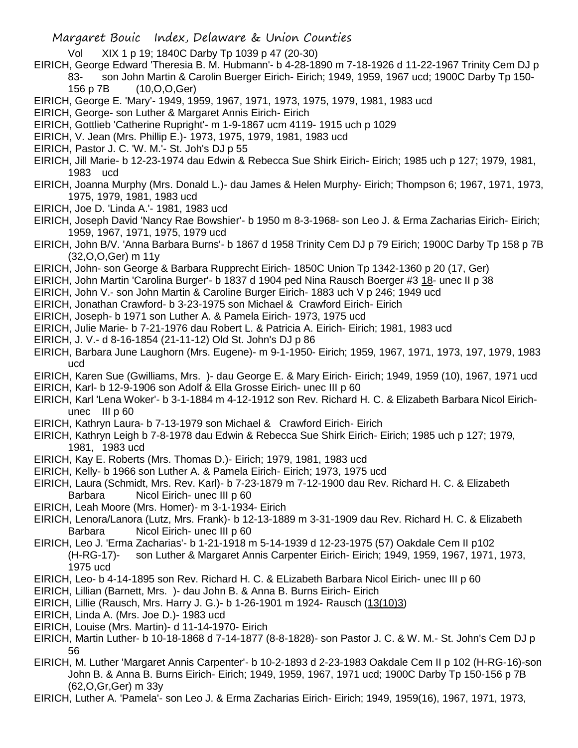Vol XIX 1 p 19; 1840C Darby Tp 1039 p 47 (20-30)

EIRICH, George Edward 'Theresia B. M. Hubmann'- b 4-28-1890 m 7-18-1926 d 11-22-1967 Trinity Cem DJ p 83- son John Martin & Carolin Buerger Eirich- Eirich; 1949, 1959, 1967 ucd; 1900C Darby Tp 150-156 p 7B (10,O,O,Ger)

EIRICH, George E. 'Mary'- 1949, 1959, 1967, 1971, 1973, 1975, 1979, 1981, 1983 ucd

EIRICH, George- son Luther & Margaret Annis Eirich- Eirich

EIRICH, Gottlieb 'Catherine Rupright'- m 1-9-1867 ucm 4119- 1915 uch p 1029

EIRICH, V. Jean (Mrs. Phillip E.)- 1973, 1975, 1979, 1981, 1983 ucd

EIRICH, Pastor J. C. 'W. M.'- St. Joh's DJ p 55

EIRICH, Jill Marie- b 12-23-1974 dau Edwin & Rebecca Sue Shirk Eirich- Eirich; 1985 uch p 127; 1979, 1981, 1983 ucd

EIRICH, Joanna Murphy (Mrs. Donald L.)- dau James & Helen Murphy- Eirich; Thompson 6; 1967, 1971, 1973, 1975, 1979, 1981, 1983 ucd

EIRICH, Joe D. 'Linda A.'- 1981, 1983 ucd

EIRICH, Joseph David 'Nancy Rae Bowshier'- b 1950 m 8-3-1968- son Leo J. & Erma Zacharias Eirich- Eirich; 1959, 1967, 1971, 1975, 1979 ucd

EIRICH, John B/V. 'Anna Barbara Burns'- b 1867 d 1958 Trinity Cem DJ p 79 Eirich; 1900C Darby Tp 158 p 7B (32,O,O,Ger) m 11y

EIRICH, John- son George & Barbara Rupprecht Eirich- 1850C Union Tp 1342-1360 p 20 (17, Ger)

EIRICH, John Martin 'Carolina Burger'- b 1837 d 1904 ped Nina Rausch Boerger #3 18- unec II p 38

EIRICH, John V.- son John Martin & Caroline Burger Eirich- 1883 uch V p 246; 1949 ucd

EIRICH, Jonathan Crawford- b 3-23-1975 son Michael & Crawford Eirich- Eirich

EIRICH, Joseph- b 1971 son Luther A. & Pamela Eirich- 1973, 1975 ucd

EIRICH, Julie Marie- b 7-21-1976 dau Robert L. & Patricia A. Eirich- Eirich; 1981, 1983 ucd

EIRICH, J. V.- d 8-16-1854 (21-11-12) Old St. John's DJ p 86

EIRICH, Barbara June Laughorn (Mrs. Eugene)- m 9-1-1950- Eirich; 1959, 1967, 1971, 1973, 197, 1979, 1983 ucd

EIRICH, Karen Sue (Gwilliams, Mrs. )- dau George E. & Mary Eirich- Eirich; 1949, 1959 (10), 1967, 1971 ucd

EIRICH, Karl- b 12-9-1906 son Adolf & Ella Grosse Eirich- unec III p 60

EIRICH, Karl 'Lena Woker'- b 3-1-1884 m 4-12-1912 son Rev. Richard H. C. & Elizabeth Barbara Nicol Eirich- unec III p 60

EIRICH, Kathryn Laura- b 7-13-1979 son Michael & Crawford Eirich- Eirich

EIRICH, Kathryn Leigh b 7-8-1978 dau Edwin & Rebecca Sue Shirk Eirich- Eirich; 1985 uch p 127; 1979, 1981, 1983 ucd

EIRICH, Kay E. Roberts (Mrs. Thomas D.)- Eirich; 1979, 1981, 1983 ucd

EIRICH, Kelly- b 1966 son Luther A. & Pamela Eirich- Eirich; 1973, 1975 ucd

EIRICH, Laura (Schmidt, Mrs. Rev. Karl)- b 7-23-1879 m 7-12-1900 dau Rev. Richard H. C. & Elizabeth Barbara Nicol Eirich- unec III p 60

EIRICH, Leah Moore (Mrs. Homer)- m 3-1-1934- Eirich

EIRICH, Lenora/Lanora (Lutz, Mrs. Frank)- b 12-13-1889 m 3-31-1909 dau Rev. Richard H. C. & Elizabeth Barbara Nicol Eirich- unec III p 60

EIRICH, Leo J. 'Erma Zacharias'- b 1-21-1918 m 5-14-1939 d 12-23-1975 (57) Oakdale Cem II p102 (H-RG-17)- son Luther & Margaret Annis Carpenter Eirich- Eirich; 1949, 1959, 1967, 1971, 1973, 1975 ucd

EIRICH, Leo- b 4-14-1895 son Rev. Richard H. C. & ELizabeth Barbara Nicol Eirich- unec III p 60

EIRICH, Lillian (Barnett, Mrs. )- dau John B. & Anna B. Burns Eirich- Eirich

EIRICH, Lillie (Rausch, Mrs. Harry J. G.)- b 1-26-1901 m 1924- Rausch (13(10)3)

EIRICH, Linda A. (Mrs. Joe D.)- 1983 ucd

EIRICH, Louise (Mrs. Martin)- d 11-14-1970- Eirich

EIRICH, Martin Luther- b 10-18-1868 d 7-14-1877 (8-8-1828)- son Pastor J. C. & W. M.- St. John's Cem DJ p 56

EIRICH, M. Luther 'Margaret Annis Carpenter'- b 10-2-1893 d 2-23-1983 Oakdale Cem II p 102 (H-RG-16)-son John B. & Anna B. Burns Eirich- Eirich; 1949, 1959, 1967, 1971 ucd; 1900C Darby Tp 150-156 p 7B (62,O,Gr,Ger) m 33y

EIRICH, Luther A. 'Pamela'- son Leo J. & Erma Zacharias Eirich- Eirich; 1949, 1959(16), 1967, 1971, 1973,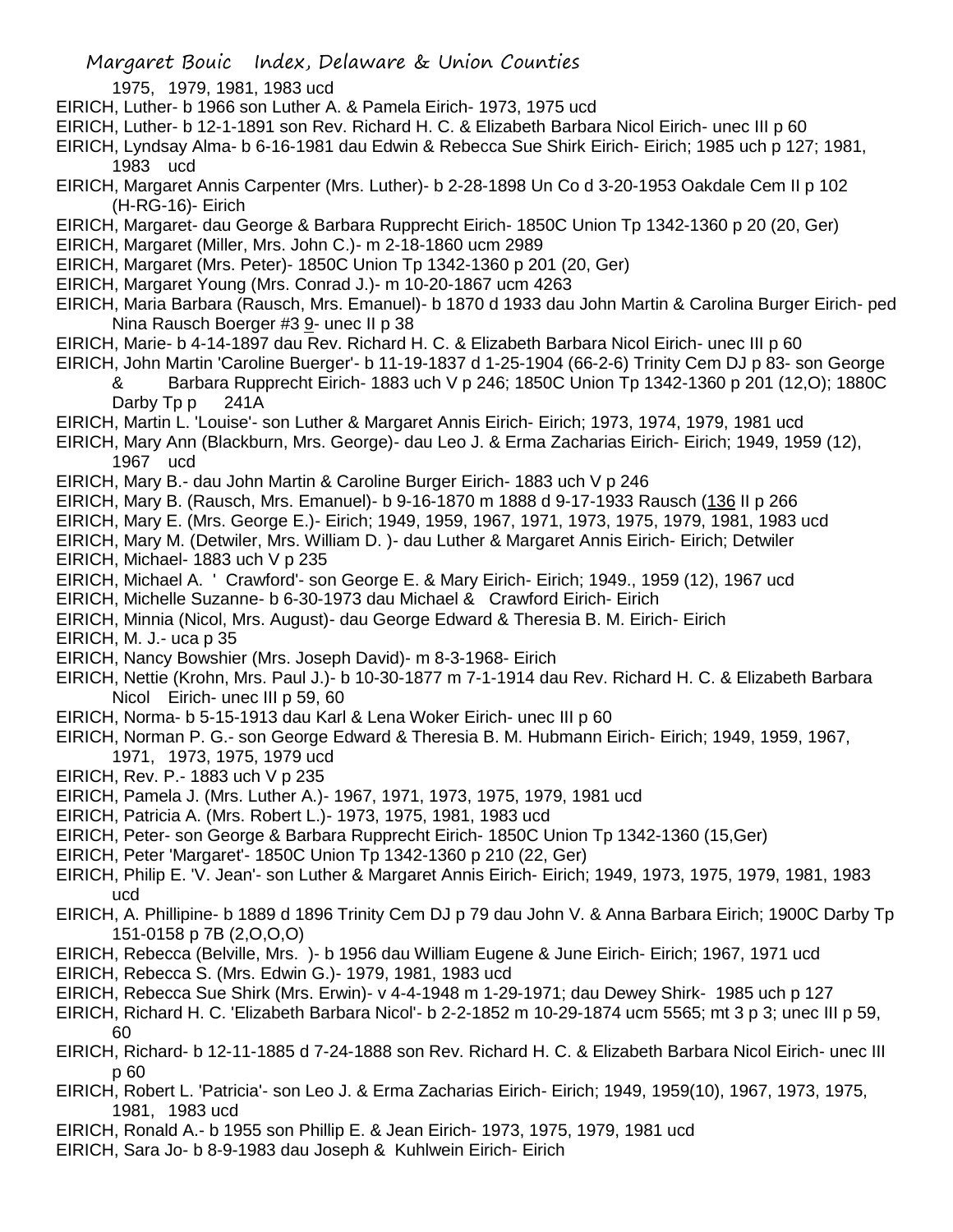1975, 1979, 1981, 1983 ucd

EIRICH, Luther- b 1966 son Luther A. & Pamela Eirich- 1973, 1975 ucd

EIRICH, Luther- b 12-1-1891 son Rev. Richard H. C. & Elizabeth Barbara Nicol Eirich- unec III p 60

EIRICH, Lyndsay Alma- b 6-16-1981 dau Edwin & Rebecca Sue Shirk Eirich- Eirich; 1985 uch p 127; 1981, 1983 ucd

EIRICH, Margaret Annis Carpenter (Mrs. Luther)- b 2-28-1898 Un Co d 3-20-1953 Oakdale Cem II p 102 (H-RG-16)- Eirich

EIRICH, Margaret- dau George & Barbara Rupprecht Eirich- 1850C Union Tp 1342-1360 p 20 (20, Ger)

EIRICH, Margaret (Miller, Mrs. John C.)- m 2-18-1860 ucm 2989

EIRICH, Margaret (Mrs. Peter)- 1850C Union Tp 1342-1360 p 201 (20, Ger)

EIRICH, Margaret Young (Mrs. Conrad J.)- m 10-20-1867 ucm 4263

EIRICH, Maria Barbara (Rausch, Mrs. Emanuel)- b 1870 d 1933 dau John Martin & Carolina Burger Eirich- ped Nina Rausch Boerger #3 9- unec II p 38

EIRICH, Marie- b 4-14-1897 dau Rev. Richard H. C. & Elizabeth Barbara Nicol Eirich- unec III p 60

EIRICH, John Martin 'Caroline Buerger'- b 11-19-1837 d 1-25-1904 (66-2-6) Trinity Cem DJ p 83- son George & Barbara Rupprecht Eirich- 1883 uch V p 246; 1850C Union Tp 1342-1360 p 201 (12,O); 1880C Darby Tp p 241A

EIRICH, Martin L. 'Louise'- son Luther & Margaret Annis Eirich- Eirich; 1973, 1974, 1979, 1981 ucd

EIRICH, Mary Ann (Blackburn, Mrs. George)- dau Leo J. & Erma Zacharias Eirich- Eirich; 1949, 1959 (12), 1967 ucd

EIRICH, Mary B.- dau John Martin & Caroline Burger Eirich- 1883 uch V p 246

EIRICH, Mary B. (Rausch, Mrs. Emanuel)- b 9-16-1870 m 1888 d 9-17-1933 Rausch (136 II p 266

EIRICH, Mary E. (Mrs. George E.)- Eirich; 1949, 1959, 1967, 1971, 1973, 1975, 1979, 1981, 1983 ucd

EIRICH, Mary M. (Detwiler, Mrs. William D. )- dau Luther & Margaret Annis Eirich- Eirich; Detwiler

EIRICH, Michael- 1883 uch V p 235

EIRICH, Michael A. ' Crawford'- son George E. & Mary Eirich- Eirich; 1949., 1959 (12), 1967 ucd

EIRICH, Michelle Suzanne- b 6-30-1973 dau Michael & Crawford Eirich- Eirich

EIRICH, Minnia (Nicol, Mrs. August)- dau George Edward & Theresia B. M. Eirich- Eirich

EIRICH, M. J.- uca p 35

EIRICH, Nancy Bowshier (Mrs. Joseph David)- m 8-3-1968- Eirich

EIRICH, Nettie (Krohn, Mrs. Paul J.)- b 10-30-1877 m 7-1-1914 dau Rev. Richard H. C. & Elizabeth Barbara Nicol Eirich- unec III p 59, 60

EIRICH, Norma- b 5-15-1913 dau Karl & Lena Woker Eirich- unec III p 60

EIRICH, Norman P. G.- son George Edward & Theresia B. M. Hubmann Eirich- Eirich; 1949, 1959, 1967, 1971, 1973, 1975, 1979 ucd

EIRICH, Rev. P.- 1883 uch V p 235

EIRICH, Pamela J. (Mrs. Luther A.)- 1967, 1971, 1973, 1975, 1979, 1981 ucd

EIRICH, Patricia A. (Mrs. Robert L.)- 1973, 1975, 1981, 1983 ucd

EIRICH, Peter- son George & Barbara Rupprecht Eirich- 1850C Union Tp 1342-1360 (15,Ger)

EIRICH, Peter 'Margaret'- 1850C Union Tp 1342-1360 p 210 (22, Ger)

EIRICH, Philip E. 'V. Jean'- son Luther & Margaret Annis Eirich- Eirich; 1949, 1973, 1975, 1979, 1981, 1983 ucd

EIRICH, A. Phillipine- b 1889 d 1896 Trinity Cem DJ p 79 dau John V. & Anna Barbara Eirich; 1900C Darby Tp 151-0158 p 7B (2,O,O,O)

EIRICH, Rebecca (Belville, Mrs. )- b 1956 dau William Eugene & June Eirich- Eirich; 1967, 1971 ucd

EIRICH, Rebecca S. (Mrs. Edwin G.)- 1979, 1981, 1983 ucd

EIRICH, Rebecca Sue Shirk (Mrs. Erwin)- v 4-4-1948 m 1-29-1971; dau Dewey Shirk- 1985 uch p 127

EIRICH, Richard H. C. 'Elizabeth Barbara Nicol'- b 2-2-1852 m 10-29-1874 ucm 5565; mt 3 p 3; unec III p 59, 60

EIRICH, Richard- b 12-11-1885 d 7-24-1888 son Rev. Richard H. C. & Elizabeth Barbara Nicol Eirich- unec III p 60

EIRICH, Robert L. 'Patricia'- son Leo J. & Erma Zacharias Eirich- Eirich; 1949, 1959(10), 1967, 1973, 1975, 1981, 1983 ucd

EIRICH, Ronald A.- b 1955 son Phillip E. & Jean Eirich- 1973, 1975, 1979, 1981 ucd

EIRICH, Sara Jo- b 8-9-1983 dau Joseph & Kuhlwein Eirich- Eirich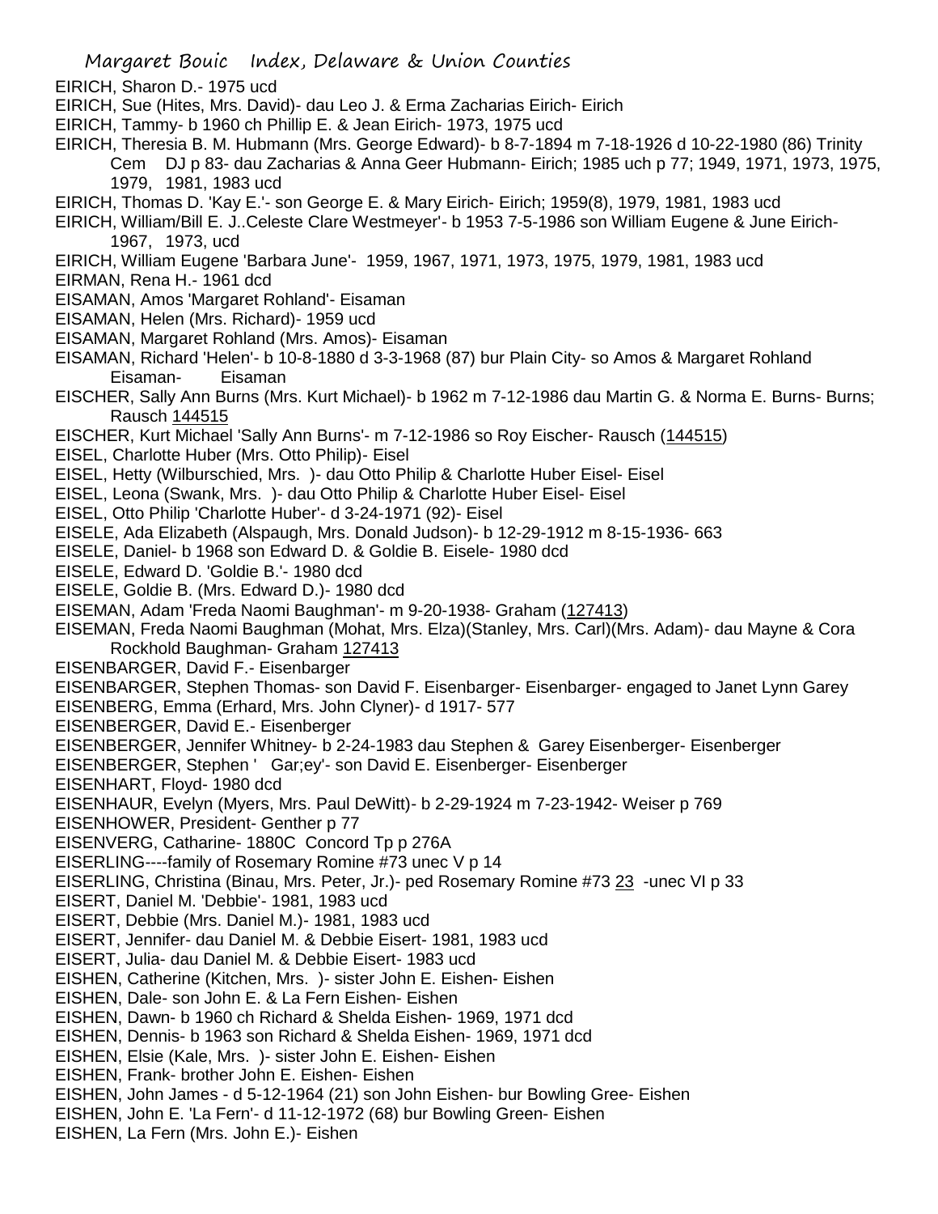EIRICH, Sharon D.- 1975 ucd

EIRICH, Sue (Hites, Mrs. David)- dau Leo J. & Erma Zacharias Eirich- Eirich

EIRICH, Tammy- b 1960 ch Phillip E. & Jean Eirich- 1973, 1975 ucd

EIRICH, Theresia B. M. Hubmann (Mrs. George Edward)- b 8-7-1894 m 7-18-1926 d 10-22-1980 (86) Trinity Cem DJ p 83- dau Zacharias & Anna Geer Hubmann- Eirich; 1985 uch p 77; 1949, 1971, 1973, 1975, 1979, 1981, 1983 ucd

EIRICH, Thomas D. 'Kay E.'- son George E. & Mary Eirich- Eirich; 1959(8), 1979, 1981, 1983 ucd

EIRICH, William/Bill E. J..Celeste Clare Westmeyer'- b 1953 7-5-1986 son William Eugene & June Eirich- 1967, 1973, ucd

EIRICH, William Eugene 'Barbara June'- 1959, 1967, 1971, 1973, 1975, 1979, 1981, 1983 ucd

EIRMAN, Rena H.- 1961 dcd

EISAMAN, Amos 'Margaret Rohland'- Eisaman

EISAMAN, Helen (Mrs. Richard)- 1959 ucd

EISAMAN, Margaret Rohland (Mrs. Amos)- Eisaman

EISAMAN, Richard 'Helen'- b 10-8-1880 d 3-3-1968 (87) bur Plain City- so Amos & Margaret Rohland Eisaman- Eisaman

EISCHER, Sally Ann Burns (Mrs. Kurt Michael)- b 1962 m 7-12-1986 dau Martin G. & Norma E. Burns- Burns; Rausch 144515

EISCHER, Kurt Michael 'Sally Ann Burns'- m 7-12-1986 so Roy Eischer- Rausch (144515)

EISEL, Charlotte Huber (Mrs. Otto Philip)- Eisel

EISEL, Hetty (Wilburschied, Mrs. )- dau Otto Philip & Charlotte Huber Eisel- Eisel

EISEL, Leona (Swank, Mrs. )- dau Otto Philip & Charlotte Huber Eisel- Eisel

EISEL, Otto Philip 'Charlotte Huber'- d 3-24-1971 (92)- Eisel

EISELE, Ada Elizabeth (Alspaugh, Mrs. Donald Judson)- b 12-29-1912 m 8-15-1936- 663

EISELE, Daniel- b 1968 son Edward D. & Goldie B. Eisele- 1980 dcd

EISELE, Edward D. 'Goldie B.'- 1980 dcd

EISELE, Goldie B. (Mrs. Edward D.)- 1980 dcd

EISEMAN, Adam 'Freda Naomi Baughman'- m 9-20-1938- Graham (127413)

EISEMAN, Freda Naomi Baughman (Mohat, Mrs. Elza)(Stanley, Mrs. Carl)(Mrs. Adam)- dau Mayne & Cora Rockhold Baughman- Graham 127413

EISENBARGER, David F.- Eisenbarger

EISENBARGER, Stephen Thomas- son David F. Eisenbarger- Eisenbarger- engaged to Janet Lynn Garey

EISENBERG, Emma (Erhard, Mrs. John Clyner)- d 1917- 577

EISENBERGER, David E.- Eisenberger

EISENBERGER, Jennifer Whitney- b 2-24-1983 dau Stephen & Garey Eisenberger- Eisenberger

EISENBERGER, Stephen ' Gar;ey'- son David E. Eisenberger- Eisenberger

EISENHART, Floyd- 1980 dcd

EISENHAUR, Evelyn (Myers, Mrs. Paul DeWitt)- b 2-29-1924 m 7-23-1942- Weiser p 769

EISENHOWER, President- Genther p 77

EISENVERG, Catharine- 1880C Concord Tp p 276A

EISERLING----family of Rosemary Romine #73 unec V p 14

EISERLING, Christina (Binau, Mrs. Peter, Jr.)- ped Rosemary Romine #73 23 -unec VI p 33

EISERT, Daniel M. 'Debbie'- 1981, 1983 ucd

EISERT, Debbie (Mrs. Daniel M.)- 1981, 1983 ucd

EISERT, Jennifer- dau Daniel M. & Debbie Eisert- 1981, 1983 ucd

EISERT, Julia- dau Daniel M. & Debbie Eisert- 1983 ucd

EISHEN, Catherine (Kitchen, Mrs. )- sister John E. Eishen- Eishen

EISHEN, Dale- son John E. & La Fern Eishen- Eishen

EISHEN, Dawn- b 1960 ch Richard & Shelda Eishen- 1969, 1971 dcd

EISHEN, Dennis- b 1963 son Richard & Shelda Eishen- 1969, 1971 dcd

EISHEN, Elsie (Kale, Mrs. )- sister John E. Eishen- Eishen

EISHEN, Frank- brother John E. Eishen- Eishen

EISHEN, John James - d 5-12-1964 (21) son John Eishen- bur Bowling Gree- Eishen

EISHEN, John E. 'La Fern'- d 11-12-1972 (68) bur Bowling Green- Eishen

EISHEN, La Fern (Mrs. John E.)- Eishen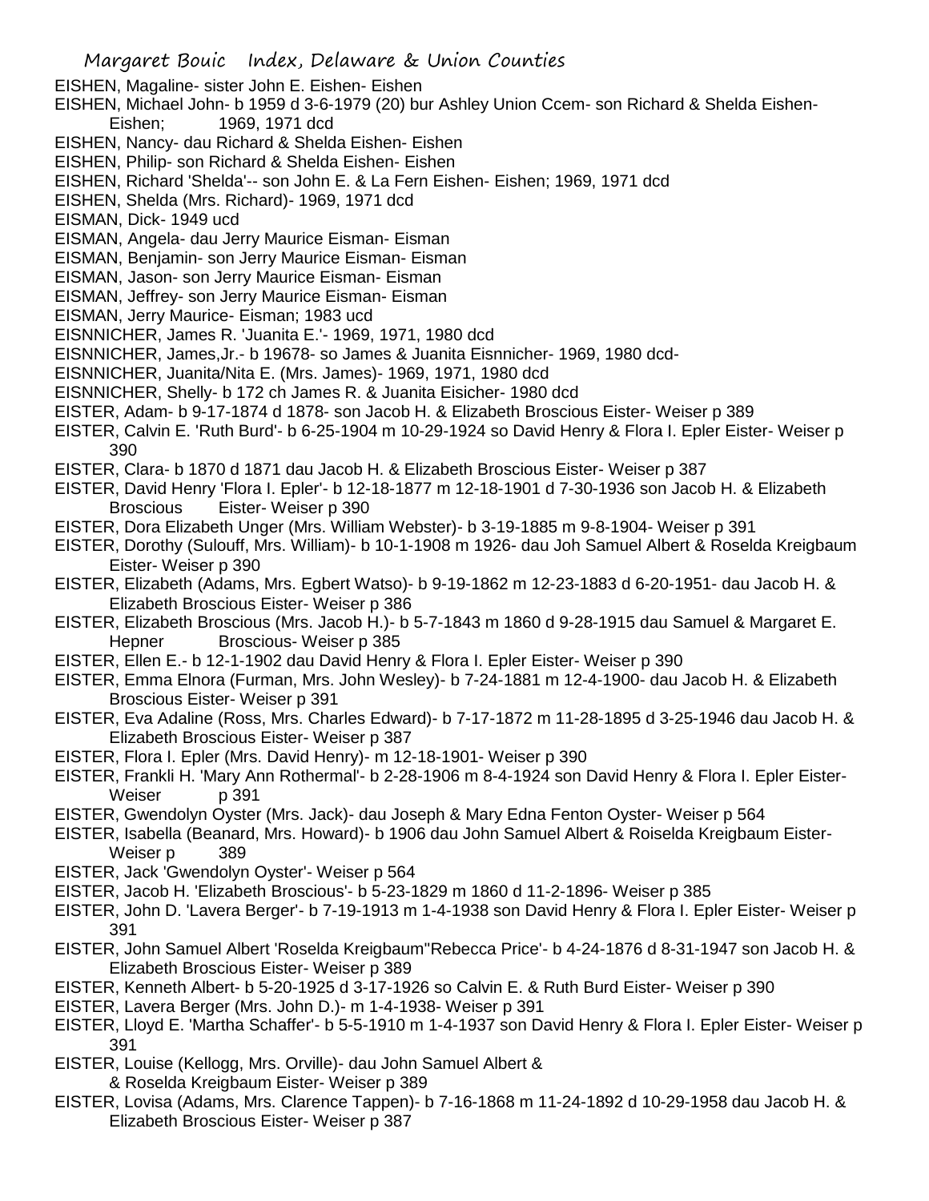EISHEN, Magaline- sister John E. Eishen- Eishen

EISHEN, Michael John- b 1959 d 3-6-1979 (20) bur Ashley Union Ccem- son Richard & Shelda Eishen- Eishen; 1969, 1971 dcd

EISHEN, Nancy- dau Richard & Shelda Eishen- Eishen

EISHEN, Philip- son Richard & Shelda Eishen- Eishen

EISHEN, Richard 'Shelda'-- son John E. & La Fern Eishen- Eishen; 1969, 1971 dcd

EISHEN, Shelda (Mrs. Richard)- 1969, 1971 dcd

EISMAN, Dick- 1949 ucd

EISMAN, Angela- dau Jerry Maurice Eisman- Eisman

EISMAN, Benjamin- son Jerry Maurice Eisman- Eisman

EISMAN, Jason- son Jerry Maurice Eisman- Eisman

EISMAN, Jeffrey- son Jerry Maurice Eisman- Eisman

EISMAN, Jerry Maurice- Eisman; 1983 ucd

EISNNICHER, James R. 'Juanita E.'- 1969, 1971, 1980 dcd

EISNNICHER, James,Jr.- b 19678- so James & Juanita Eisnnicher- 1969, 1980 dcd-

EISNNICHER, Juanita/Nita E. (Mrs. James)- 1969, 1971, 1980 dcd

EISNNICHER, Shelly- b 172 ch James R. & Juanita Eisicher- 1980 dcd

EISTER, Adam- b 9-17-1874 d 1878- son Jacob H. & Elizabeth Broscious Eister- Weiser p 389

EISTER, Calvin E. 'Ruth Burd'- b 6-25-1904 m 10-29-1924 so David Henry & Flora I. Epler Eister- Weiser p 390

EISTER, Clara- b 1870 d 1871 dau Jacob H. & Elizabeth Broscious Eister- Weiser p 387

EISTER, David Henry 'Flora I. Epler'- b 12-18-1877 m 12-18-1901 d 7-30-1936 son Jacob H. & Elizabeth Broscious Eister- Weiser p 390

EISTER, Dora Elizabeth Unger (Mrs. William Webster)- b 3-19-1885 m 9-8-1904- Weiser p 391

EISTER, Dorothy (Sulouff, Mrs. William)- b 10-1-1908 m 1926- dau Joh Samuel Albert & Roselda Kreigbaum Eister- Weiser p 390

EISTER, Elizabeth (Adams, Mrs. Egbert Watso)- b 9-19-1862 m 12-23-1883 d 6-20-1951- dau Jacob H. & Elizabeth Broscious Eister- Weiser p 386

EISTER, Elizabeth Broscious (Mrs. Jacob H.)- b 5-7-1843 m 1860 d 9-28-1915 dau Samuel & Margaret E. Hepner Broscious- Weiser p 385

EISTER, Ellen E.- b 12-1-1902 dau David Henry & Flora I. Epler Eister- Weiser p 390

EISTER, Emma Elnora (Furman, Mrs. John Wesley)- b 7-24-1881 m 12-4-1900- dau Jacob H. & Elizabeth Broscious Eister- Weiser p 391

EISTER, Eva Adaline (Ross, Mrs. Charles Edward)- b 7-17-1872 m 11-28-1895 d 3-25-1946 dau Jacob H. & Elizabeth Broscious Eister- Weiser p 387

EISTER, Flora I. Epler (Mrs. David Henry)- m 12-18-1901- Weiser p 390

EISTER, Frankli H. 'Mary Ann Rothermal'- b 2-28-1906 m 8-4-1924 son David Henry & Flora I. Epler Eister- Weiser p 391

EISTER, Gwendolyn Oyster (Mrs. Jack)- dau Joseph & Mary Edna Fenton Oyster- Weiser p 564

EISTER, Isabella (Beanard, Mrs. Howard)- b 1906 dau John Samuel Albert & Roiselda Kreigbaum Eister- Weiser p 389

EISTER, Jack 'Gwendolyn Oyster'- Weiser p 564

EISTER, Jacob H. 'Elizabeth Broscious'- b 5-23-1829 m 1860 d 11-2-1896- Weiser p 385

EISTER, John D. 'Lavera Berger'- b 7-19-1913 m 1-4-1938 son David Henry & Flora I. Epler Eister- Weiser p 391

EISTER, John Samuel Albert 'Roselda Kreigbaum''Rebecca Price'- b 4-24-1876 d 8-31-1947 son Jacob H. & Elizabeth Broscious Eister- Weiser p 389

EISTER, Kenneth Albert- b 5-20-1925 d 3-17-1926 so Calvin E. & Ruth Burd Eister- Weiser p 390

EISTER, Lavera Berger (Mrs. John D.)- m 1-4-1938- Weiser p 391

EISTER, Lloyd E. 'Martha Schaffer'- b 5-5-1910 m 1-4-1937 son David Henry & Flora I. Epler Eister- Weiser p 391

EISTER, Louise (Kellogg, Mrs. Orville)- dau John Samuel Albert & & Roselda Kreigbaum Eister- Weiser p 389

EISTER, Lovisa (Adams, Mrs. Clarence Tappen)- b 7-16-1868 m 11-24-1892 d 10-29-1958 dau Jacob H. & Elizabeth Broscious Eister- Weiser p 387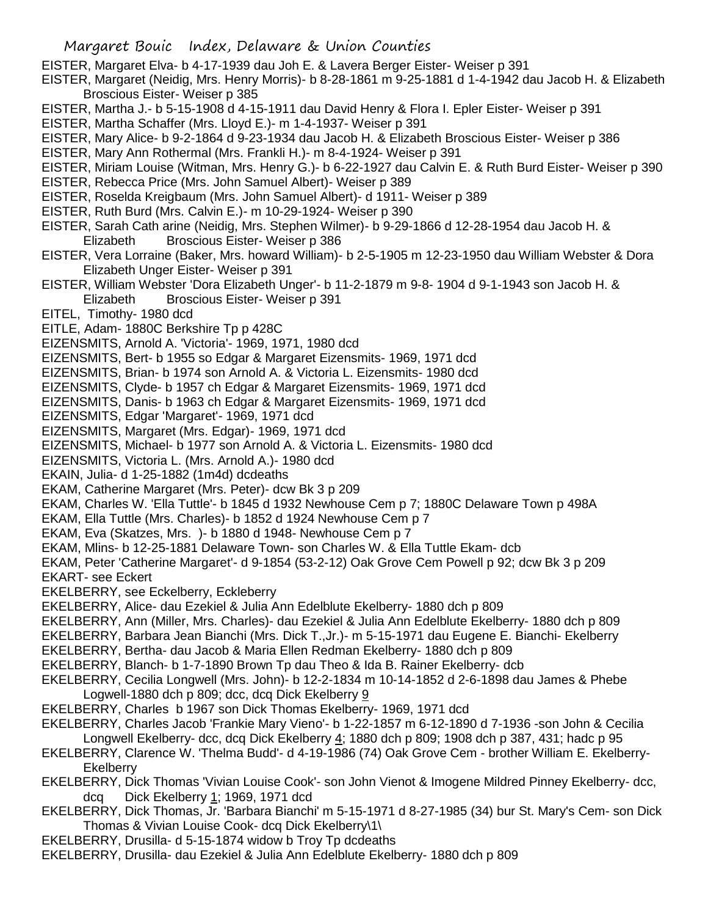EISTER, Margaret Elva- b 4-17-1939 dau Joh E. & Lavera Berger Eister- Weiser p 391

EISTER, Margaret (Neidig, Mrs. Henry Morris)- b 8-28-1861 m 9-25-1881 d 1-4-1942 dau Jacob H. & Elizabeth Broscious Eister- Weiser p 385

EISTER, Martha J.- b 5-15-1908 d 4-15-1911 dau David Henry & Flora I. Epler Eister- Weiser p 391

EISTER, Martha Schaffer (Mrs. Lloyd E.)- m 1-4-1937- Weiser p 391

EISTER, Mary Alice- b 9-2-1864 d 9-23-1934 dau Jacob H. & Elizabeth Broscious Eister- Weiser p 386

EISTER, Mary Ann Rothermal (Mrs. Frankli H.)- m 8-4-1924- Weiser p 391

EISTER, Miriam Louise (Witman, Mrs. Henry G.)- b 6-22-1927 dau Calvin E. & Ruth Burd Eister- Weiser p 390

EISTER, Rebecca Price (Mrs. John Samuel Albert)- Weiser p 389

EISTER, Roselda Kreigbaum (Mrs. John Samuel Albert)- d 1911- Weiser p 389

EISTER, Ruth Burd (Mrs. Calvin E.)- m 10-29-1924- Weiser p 390

EISTER, Sarah Cath arine (Neidig, Mrs. Stephen Wilmer)- b 9-29-1866 d 12-28-1954 dau Jacob H. & Elizabeth Broscious Eister- Weiser p 386

EISTER, Vera Lorraine (Baker, Mrs. howard William)- b 2-5-1905 m 12-23-1950 dau William Webster & Dora Elizabeth Unger Eister- Weiser p 391

EISTER, William Webster 'Dora Elizabeth Unger'- b 11-2-1879 m 9-8- 1904 d 9-1-1943 son Jacob H. & Elizabeth Broscious Eister- Weiser p 391

EITEL, Timothy- 1980 dcd

EITLE, Adam- 1880C Berkshire Tp p 428C

EIZENSMITS, Arnold A. 'Victoria'- 1969, 1971, 1980 dcd

EIZENSMITS, Bert- b 1955 so Edgar & Margaret Eizensmits- 1969, 1971 dcd

EIZENSMITS, Brian- b 1974 son Arnold A. & Victoria L. Eizensmits- 1980 dcd

EIZENSMITS, Clyde- b 1957 ch Edgar & Margaret Eizensmits- 1969, 1971 dcd

EIZENSMITS, Danis- b 1963 ch Edgar & Margaret Eizensmits- 1969, 1971 dcd

EIZENSMITS, Edgar 'Margaret'- 1969, 1971 dcd

EIZENSMITS, Margaret (Mrs. Edgar)- 1969, 1971 dcd

EIZENSMITS, Michael- b 1977 son Arnold A. & Victoria L. Eizensmits- 1980 dcd

EIZENSMITS, Victoria L. (Mrs. Arnold A.)- 1980 dcd

EKAIN, Julia- d 1-25-1882 (1m4d) dcdeaths

EKAM, Catherine Margaret (Mrs. Peter)- dcw Bk 3 p 209

EKAM, Charles W. 'Ella Tuttle'- b 1845 d 1932 Newhouse Cem p 7; 1880C Delaware Town p 498A

EKAM, Ella Tuttle (Mrs. Charles)- b 1852 d 1924 Newhouse Cem p 7

EKAM, Eva (Skatzes, Mrs. )- b 1880 d 1948- Newhouse Cem p 7

EKAM, Mlins- b 12-25-1881 Delaware Town- son Charles W. & Ella Tuttle Ekam- dcb

EKAM, Peter 'Catherine Margaret'- d 9-1854 (53-2-12) Oak Grove Cem Powell p 92; dcw Bk 3 p 209

EKART- see Eckert

EKELBERRY, see Eckelberry, Eckleberry

EKELBERRY, Alice- dau Ezekiel & Julia Ann Edelblute Ekelberry- 1880 dch p 809

EKELBERRY, Ann (Miller, Mrs. Charles)- dau Ezekiel & Julia Ann Edelblute Ekelberry- 1880 dch p 809

EKELBERRY, Barbara Jean Bianchi (Mrs. Dick T.,Jr.)- m 5-15-1971 dau Eugene E. Bianchi- Ekelberry

EKELBERRY, Bertha- dau Jacob & Maria Ellen Redman Ekelberry- 1880 dch p 809

EKELBERRY, Blanch- b 1-7-1890 Brown Tp dau Theo & Ida B. Rainer Ekelberry- dcb

EKELBERRY, Cecilia Longwell (Mrs. John)- b 12-2-1834 m 10-14-1852 d 2-6-1898 dau James & Phebe Logwell-1880 dch p 809; dcc, dcq Dick Ekelberry 9

EKELBERRY, Charles b 1967 son Dick Thomas Ekelberry- 1969, 1971 dcd

EKELBERRY, Charles Jacob 'Frankie Mary Vieno'- b 1-22-1857 m 6-12-1890 d 7-1936 -son John & Cecilia Longwell Ekelberry- dcc, dcq Dick Ekelberry 4; 1880 dch p 809; 1908 dch p 387, 431; hadc p 95

EKELBERRY, Clarence W. 'Thelma Budd'- d 4-19-1986 (74) Oak Grove Cem - brother William E. Ekelberry- Ekelberry

EKELBERRY, Dick Thomas 'Vivian Louise Cook'- son John Vienot & Imogene Mildred Pinney Ekelberry- dcc, dcq Dick Ekelberry 1; 1969, 1971 dcd

EKELBERRY, Dick Thomas, Jr. 'Barbara Bianchi' m 5-15-1971 d 8-27-1985 (34) bur St. Mary's Cem- son Dick Thomas & Vivian Louise Cook- dcq Dick Ekelberry\1\

EKELBERRY, Drusilla- d 5-15-1874 widow b Troy Tp dcdeaths

EKELBERRY, Drusilla- dau Ezekiel & Julia Ann Edelblute Ekelberry- 1880 dch p 809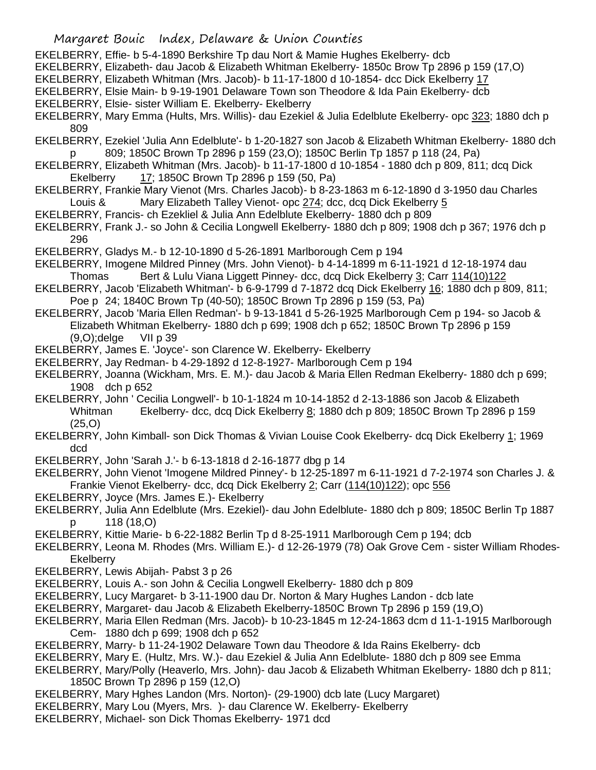EKELBERRY, Effie- b 5-4-1890 Berkshire Tp dau Nort & Mamie Hughes Ekelberry- dcb

EKELBERRY, Elizabeth- dau Jacob & Elizabeth Whitman Ekelberry- 1850c Brow Tp 2896 p 159 (17,O)

EKELBERRY, Elizabeth Whitman (Mrs. Jacob)- b 11-17-1800 d 10-1854- dcc Dick Ekelberry 17

EKELBERRY, Elsie Main- b 9-19-1901 Delaware Town son Theodore & Ida Pain Ekelberry- dcb

EKELBERRY, Elsie- sister William E. Ekelberry- Ekelberry

EKELBERRY, Mary Emma (Hults, Mrs. Willis)- dau Ezekiel & Julia Edelblute Ekelberry- opc 323; 1880 dch p 809

EKELBERRY, Ezekiel 'Julia Ann Edelblute'- b 1-20-1827 son Jacob & Elizabeth Whitman Ekelberry- 1880 dch p 809; 1850C Brown Tp 2896 p 159 (23,O); 1850C Berlin Tp 1857 p 118 (24, Pa)

EKELBERRY, Elizabeth Whitman (Mrs. Jacob)- b 11-17-1800 d 10-1854 - 1880 dch p 809, 811; dcq Dick Ekelberry 17; 1850C Brown Tp 2896 p 159 (50, Pa)

EKELBERRY, Frankie Mary Vienot (Mrs. Charles Jacob)- b 8-23-1863 m 6-12-1890 d 3-1950 dau Charles Louis & Mary Elizabeth Talley Vienot- opc 274; dcc, dcq Dick Ekelberry 5

EKELBERRY, Francis- ch Ezekliel & Julia Ann Edelblute Ekelberry- 1880 dch p 809

EKELBERRY, Frank J.- so John & Cecilia Longwell Ekelberry- 1880 dch p 809; 1908 dch p 367; 1976 dch p 296

EKELBERRY, Gladys M.- b 12-10-1890 d 5-26-1891 Marlborough Cem p 194

EKELBERRY, Imogene Mildred Pinney (Mrs. John Vienot)- b 4-14-1899 m 6-11-1921 d 12-18-1974 dau Thomas Bert & Lulu Viana Liggett Pinney- dcc, dcq Dick Ekelberry 3; Carr 114(10)122

EKELBERRY, Jacob 'Elizabeth Whitman'- b 6-9-1799 d 7-1872 dcq Dick Ekelberry 16; 1880 dch p 809, 811; Poe p 24; 1840C Brown Tp (40-50); 1850C Brown Tp 2896 p 159 (53, Pa)

EKELBERRY, Jacob 'Maria Ellen Redman'- b 9-13-1841 d 5-26-1925 Marlborough Cem p 194- so Jacob & Elizabeth Whitman Ekelberry- 1880 dch p 699; 1908 dch p 652; 1850C Brown Tp 2896 p 159 (9,O);delge VII p 39

EKELBERRY, James E. 'Joyce'- son Clarence W. Ekelberry- Ekelberry

EKELBERRY, Jay Redman- b 4-29-1892 d 12-8-1927- Marlborough Cem p 194

EKELBERRY, Joanna (Wickham, Mrs. E. M.)- dau Jacob & Maria Ellen Redman Ekelberry- 1880 dch p 699; 1908 dch p 652

EKELBERRY, John ' Cecilia Longwell'- b 10-1-1824 m 10-14-1852 d 2-13-1886 son Jacob & Elizabeth Whitman Ekelberry- dcc, dcq Dick Ekelberry 8; 1880 dch p 809; 1850C Brown Tp 2896 p 159 (25,O)

EKELBERRY, John Kimball- son Dick Thomas & Vivian Louise Cook Ekelberry- dcq Dick Ekelberry 1; 1969 dcd

EKELBERRY, John 'Sarah J.'- b 6-13-1818 d 2-16-1877 dbg p 14

EKELBERRY, John Vienot 'Imogene Mildred Pinney'- b 12-25-1897 m 6-11-1921 d 7-2-1974 son Charles J. & Frankie Vienot Ekelberry- dcc, dcq Dick Ekelberry 2; Carr (114(10)122); opc 556

EKELBERRY, Joyce (Mrs. James E.)- Ekelberry

EKELBERRY, Julia Ann Edelblute (Mrs. Ezekiel)- dau John Edelblute- 1880 dch p 809; 1850C Berlin Tp 1887 p 118 (18,O)

EKELBERRY, Kittie Marie- b 6-22-1882 Berlin Tp d 8-25-1911 Marlborough Cem p 194; dcb

EKELBERRY, Leona M. Rhodes (Mrs. William E.)- d 12-26-1979 (78) Oak Grove Cem - sister William Rhodes- Ekelberry

EKELBERRY, Lewis Abijah- Pabst 3 p 26

EKELBERRY, Louis A.- son John & Cecilia Longwell Ekelberry- 1880 dch p 809

EKELBERRY, Lucy Margaret- b 3-11-1900 dau Dr. Norton & Mary Hughes Landon - dcb late

EKELBERRY, Margaret- dau Jacob & Elizabeth Ekelberry-1850C Brown Tp 2896 p 159 (19,O)

EKELBERRY, Maria Ellen Redman (Mrs. Jacob)- b 10-23-1845 m 12-24-1863 dcm d 11-1-1915 Marlborough Cem- 1880 dch p 699; 1908 dch p 652

EKELBERRY, Marry- b 11-24-1902 Delaware Town dau Theodore & Ida Rains Ekelberry- dcb

EKELBERRY, Mary E. (Hultz, Mrs. W.)- dau Ezekiel & Julia Ann Edelblute- 1880 dch p 809 see Emma

EKELBERRY, Mary/Polly (Heaverlo, Mrs. John)- dau Jacob & Elizabeth Whitman Ekelberry- 1880 dch p 811; 1850C Brown Tp 2896 p 159 (12,O)

EKELBERRY, Mary Hghes Landon (Mrs. Norton)- (29-1900) dcb late (Lucy Margaret)

EKELBERRY, Mary Lou (Myers, Mrs. )- dau Clarence W. Ekelberry- Ekelberry

EKELBERRY, Michael- son Dick Thomas Ekelberry- 1971 dcd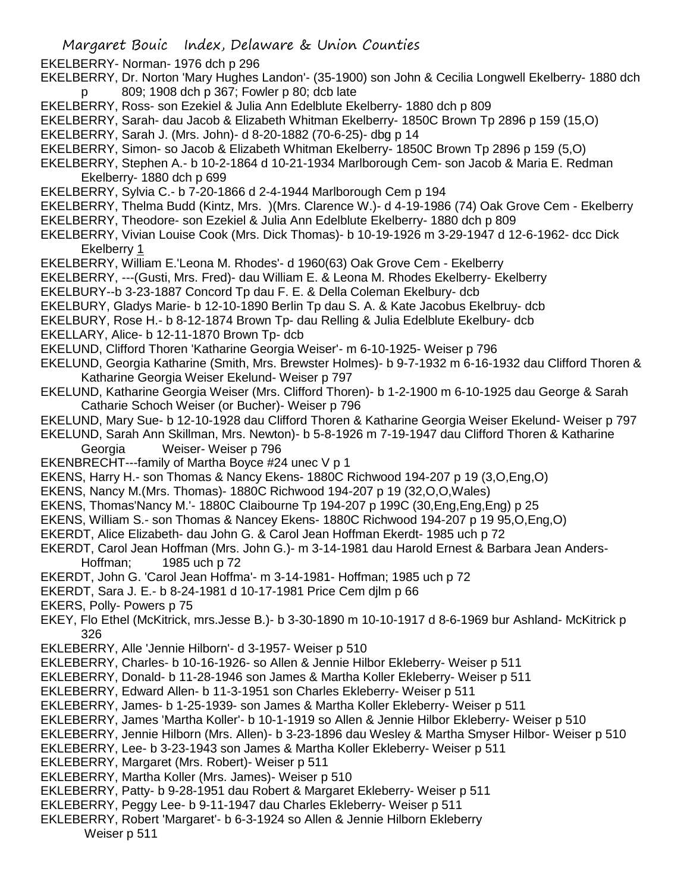EKELBERRY- Norman- 1976 dch p 296

EKELBERRY, Dr. Norton 'Mary Hughes Landon'- (35-1900) son John & Cecilia Longwell Ekelberry- 1880 dch p 809; 1908 dch p 367; Fowler p 80; dcb late

EKELBERRY, Ross- son Ezekiel & Julia Ann Edelblute Ekelberry- 1880 dch p 809

EKELBERRY, Sarah- dau Jacob & Elizabeth Whitman Ekelberry- 1850C Brown Tp 2896 p 159 (15,O)

EKELBERRY, Sarah J. (Mrs. John)- d 8-20-1882 (70-6-25)- dbg p 14

EKELBERRY, Simon- so Jacob & Elizabeth Whitman Ekelberry- 1850C Brown Tp 2896 p 159 (5,O)

EKELBERRY, Stephen A.- b 10-2-1864 d 10-21-1934 Marlborough Cem- son Jacob & Maria E. Redman Ekelberry- 1880 dch p 699

EKELBERRY, Sylvia C.- b 7-20-1866 d 2-4-1944 Marlborough Cem p 194

EKELBERRY, Thelma Budd (Kintz, Mrs. )(Mrs. Clarence W.)- d 4-19-1986 (74) Oak Grove Cem - Ekelberry

EKELBERRY, Theodore- son Ezekiel & Julia Ann Edelblute Ekelberry- 1880 dch p 809

EKELBERRY, Vivian Louise Cook (Mrs. Dick Thomas)- b 10-19-1926 m 3-29-1947 d 12-6-1962- dcc Dick Ekelberry 1

EKELBERRY, William E.'Leona M. Rhodes'- d 1960(63) Oak Grove Cem - Ekelberry

EKELBERRY, ---(Gusti, Mrs. Fred)- dau William E. & Leona M. Rhodes Ekelberry- Ekelberry

EKELBURY--b 3-23-1887 Concord Tp dau F. E. & Della Coleman Ekelbury- dcb

EKELBURY, Gladys Marie- b 12-10-1890 Berlin Tp dau S. A. & Kate Jacobus Ekelbruy- dcb

EKELBURY, Rose H.- b 8-12-1874 Brown Tp- dau Relling & Julia Edelblute Ekelbury- dcb

EKELLARY, Alice- b 12-11-1870 Brown Tp- dcb

EKELUND, Clifford Thoren 'Katharine Georgia Weiser'- m 6-10-1925- Weiser p 796

EKELUND, Georgia Katharine (Smith, Mrs. Brewster Holmes)- b 9-7-1932 m 6-16-1932 dau Clifford Thoren & Katharine Georgia Weiser Ekelund- Weiser p 797

EKELUND, Katharine Georgia Weiser (Mrs. Clifford Thoren)- b 1-2-1900 m 6-10-1925 dau George & Sarah Catharie Schoch Weiser (or Bucher)- Weiser p 796

EKELUND, Mary Sue- b 12-10-1928 dau Clifford Thoren & Katharine Georgia Weiser Ekelund- Weiser p 797

EKELUND, Sarah Ann Skillman, Mrs. Newton)- b 5-8-1926 m 7-19-1947 dau Clifford Thoren & Katharine Georgia Weiser- Weiser p 796

EKENBRECHT---family of Martha Boyce #24 unec V p 1

EKENS, Harry H.- son Thomas & Nancy Ekens- 1880C Richwood 194-207 p 19 (3,O,Eng,O)

EKENS, Nancy M.(Mrs. Thomas)- 1880C Richwood 194-207 p 19 (32,O,O,Wales)

EKENS, Thomas'Nancy M.'- 1880C Claibourne Tp 194-207 p 199C (30,Eng,Eng,Eng) p 25

EKENS, William S.- son Thomas & Nancey Ekens- 1880C Richwood 194-207 p 19 95,O,Eng,O)

EKERDT, Alice Elizabeth- dau John G. & Carol Jean Hoffman Ekerdt- 1985 uch p 72

EKERDT, Carol Jean Hoffman (Mrs. John G.)- m 3-14-1981 dau Harold Ernest & Barbara Jean Anders-Hoffman; 1985 uch p 72

EKERDT, John G. 'Carol Jean Hoffma'- m 3-14-1981- Hoffman; 1985 uch p 72

EKERDT, Sara J. E.- b 8-24-1981 d 10-17-1981 Price Cem djlm p 66

EKERS, Polly- Powers p 75

EKEY, Flo Ethel (McKitrick, mrs.Jesse B.)- b 3-30-1890 m 10-10-1917 d 8-6-1969 bur Ashland- McKitrick p 326

EKLEBERRY, Alle 'Jennie Hilborn'- d 3-1957- Weiser p 510

EKLEBERRY, Charles- b 10-16-1926- so Allen & Jennie Hilbor Ekleberry- Weiser p 511

EKLEBERRY, Donald- b 11-28-1946 son James & Martha Koller Ekleberry- Weiser p 511

EKLEBERRY, Edward Allen- b 11-3-1951 son Charles Ekleberry- Weiser p 511

EKLEBERRY, James- b 1-25-1939- son James & Martha Koller Ekleberry- Weiser p 511

EKLEBERRY, James 'Martha Koller'- b 10-1-1919 so Allen & Jennie Hilbor Ekleberry- Weiser p 510

EKLEBERRY, Jennie Hilborn (Mrs. Allen)- b 3-23-1896 dau Wesley & Martha Smyser Hilbor- Weiser p 510

EKLEBERRY, Lee- b 3-23-1943 son James & Martha Koller Ekleberry- Weiser p 511

EKLEBERRY, Margaret (Mrs. Robert)- Weiser p 511

EKLEBERRY, Martha Koller (Mrs. James)- Weiser p 510

EKLEBERRY, Patty- b 9-28-1951 dau Robert & Margaret Ekleberry- Weiser p 511

EKLEBERRY, Peggy Lee- b 9-11-1947 dau Charles Ekleberry- Weiser p 511

EKLEBERRY, Robert 'Margaret'- b 6-3-1924 so Allen & Jennie Hilborn Ekleberry Weiser p 511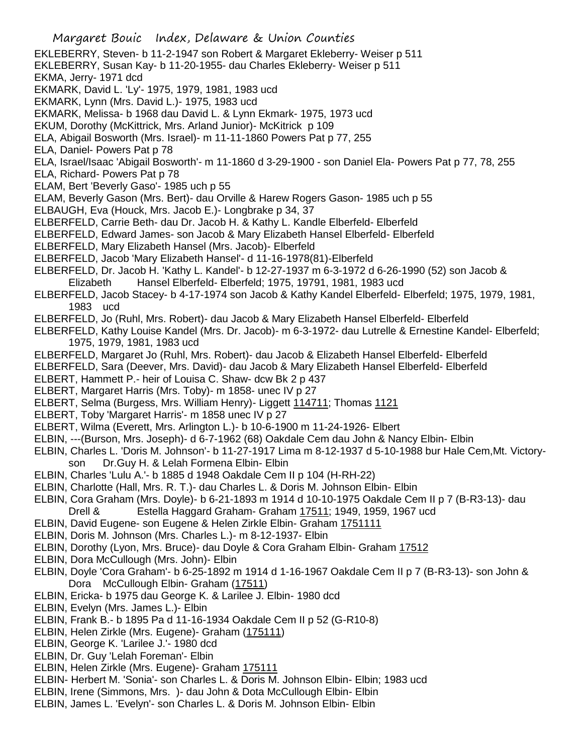EKLEBERRY, Steven- b 11-2-1947 son Robert & Margaret Ekleberry- Weiser p 511
EKLEBERRY, Susan Kay- b 11-20-1955- dau Charles Ekleberry- Weiser p 511
EKMA, Jerry- 1971 dcd
EKMARK, David L. 'Ly'- 1975, 1979, 1981, 1983 ucd
EKMARK, Lynn (Mrs. David L.)- 1975, 1983 ucd
EKMARK, Melissa- b 1968 dau David L. & Lynn Ekmark- 1975, 1973 ucd
EKUM, Dorothy (McKittrick, Mrs. Arland Junior)- McKitrick p 109
ELA, Abigail Bosworth (Mrs. Israel)- m 11-11-1860 Powers Pat p 77, 255
ELA, Daniel- Powers Pat p 78
ELA, Israel/Isaac 'Abigail Bosworth'- m 11-1860 d 3-29-1900 - son Daniel Ela- Powers Pat p 77, 78, 255
ELA, Richard- Powers Pat p 78
ELAM, Bert 'Beverly Gaso'- 1985 uch p 55
ELAM, Beverly Gason (Mrs. Bert)- dau Orville & Harew Rogers Gason- 1985 uch p 55
ELBAUGH, Eva (Houck, Mrs. Jacob E.)- Longbrake p 34, 37
ELBERFELD, Carrie Beth- dau Dr. Jacob H. & Kathy L. Kandle Elberfeld- Elberfeld
ELBERFELD, Edward James- son Jacob & Mary Elizabeth Hansel Elberfeld- Elberfeld
ELBERFELD, Mary Elizabeth Hansel (Mrs. Jacob)- Elberfeld
ELBERFELD, Jacob 'Mary Elizabeth Hansel'- d 11-16-1978(81)-Elberfeld
ELBERFELD, Dr. Jacob H. 'Kathy L. Kandel'- b 12-27-1937 m 6-3-1972 d 6-26-1990 (52) son Jacob & Elizabeth Hansel Elberfeld- Elberfeld; 1975, 19791, 1981, 1983 ucd
ELBERFELD, Jacob Stacey- b 4-17-1974 son Jacob & Kathy Kandel Elberfeld- Elberfeld; 1975, 1979, 1981, 1983 ucd
ELBERFELD, Jo (Ruhl, Mrs. Robert)- dau Jacob & Mary Elizabeth Hansel Elberfeld- Elberfeld
ELBERFELD, Kathy Louise Kandel (Mrs. Dr. Jacob)- m 6-3-1972- dau Lutrelle & Ernestine Kandel- Elberfeld; 1975, 1979, 1981, 1983 ucd
ELBERFELD, Margaret Jo (Ruhl, Mrs. Robert)- dau Jacob & Elizabeth Hansel Elberfeld- Elberfeld
ELBERFELD, Sara (Deever, Mrs. David)- dau Jacob & Mary Elizabeth Hansel Elberfeld- Elberfeld
ELBERT, Hammett P.- heir of Louisa C. Shaw- dcw Bk 2 p 437
ELBERT, Margaret Harris (Mrs. Toby)- m 1858- unec IV p 27
ELBERT, Selma (Burgess, Mrs. William Henry)- Liggett 114711; Thomas 1121
ELBERT, Toby 'Margaret Harris'- m 1858 unec IV p 27
ELBERT, Wilma (Everett, Mrs. Arlington L.)- b 10-6-1900 m 11-24-1926- Elbert
ELBIN, ---(Burson, Mrs. Joseph)- d 6-7-1962 (68) Oakdale Cem dau John & Nancy Elbin- Elbin
ELBIN, Charles L. 'Doris M. Johnson'- b 11-27-1917 Lima m 8-12-1937 d 5-10-1988 bur Hale Cem,Mt. Victory- son Dr.Guy H. & Lelah Formena Elbin- Elbin
ELBIN, Charles 'Lulu A.'- b 1885 d 1948 Oakdale Cem II p 104 (H-RH-22)
ELBIN, Charlotte (Hall, Mrs. R. T.)- dau Charles L. & Doris M. Johnson Elbin- Elbin
ELBIN, Cora Graham (Mrs. Doyle)- b 6-21-1893 m 1914 d 10-10-1975 Oakdale Cem II p 7 (B-R3-13)- dau Drell & Estella Haggard Graham- Graham 17511; 1949, 1959, 1967 ucd
ELBIN, David Eugene- son Eugene & Helen Zirkle Elbin- Graham 1751111
ELBIN, Doris M. Johnson (Mrs. Charles L.)- m 8-12-1937- Elbin
ELBIN, Dorothy (Lyon, Mrs. Bruce)- dau Doyle & Cora Graham Elbin- Graham 17512
ELBIN, Dora McCullough (Mrs. John)- Elbin
ELBIN, Doyle 'Cora Graham'- b 6-25-1892 m 1914 d 1-16-1967 Oakdale Cem II p 7 (B-R3-13)- son John & Dora McCullough Elbin- Graham (17511)
ELBIN, Ericka- b 1975 dau George K. & Larilee J. Elbin- 1980 dcd
ELBIN, Evelyn (Mrs. James L.)- Elbin
ELBIN, Frank B.- b 1895 Pa d 11-16-1934 Oakdale Cem II p 52 (G-R10-8)
ELBIN, Helen Zirkle (Mrs. Eugene)- Graham (175111)
ELBIN, George K. 'Larilee J.'- 1980 dcd
ELBIN, Dr. Guy 'Lelah Foreman'- Elbin
ELBIN, Helen Zirkle (Mrs. Eugene)- Graham 175111
ELBIN- Herbert M. 'Sonia'- son Charles L. & Doris M. Johnson Elbin- Elbin; 1983 ucd
ELBIN, Irene (Simmons, Mrs. )- dau John & Dota McCullough Elbin- Elbin
ELBIN, James L. 'Evelyn'- son Charles L. & Doris M. Johnson Elbin- Elbin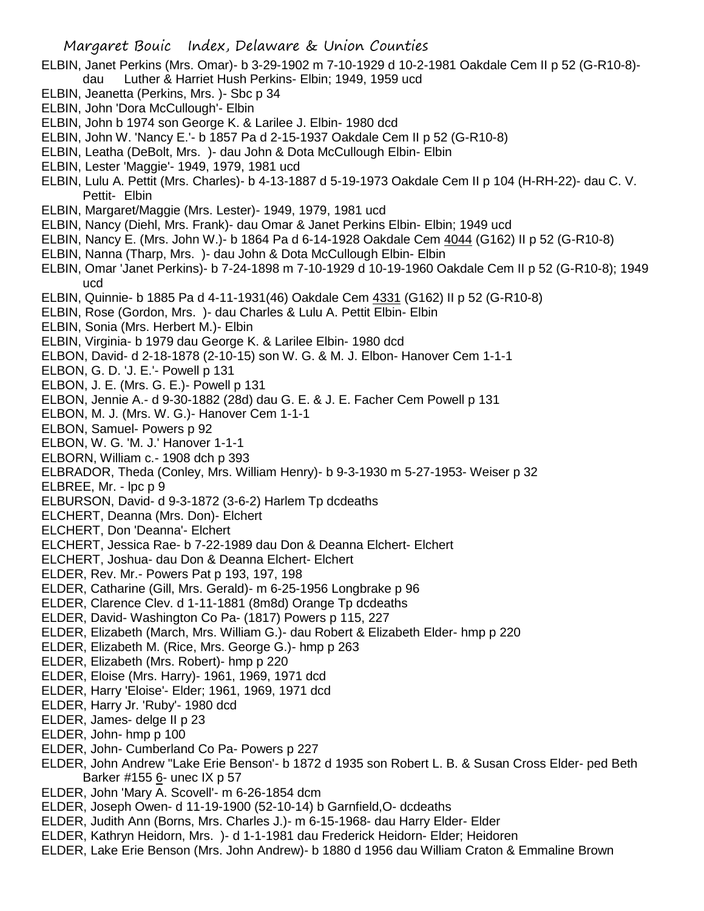ELBIN, Janet Perkins (Mrs. Omar)- b 3-29-1902 m 7-10-1929 d 10-2-1981 Oakdale Cem II p 52 (G-R10-8)- dau Luther & Harriet Hush Perkins- Elbin; 1949, 1959 ucd

ELBIN, Jeanetta (Perkins, Mrs. )- Sbc p 34

ELBIN, John 'Dora McCullough'- Elbin

ELBIN, John b 1974 son George K. & Larilee J. Elbin- 1980 dcd

ELBIN, John W. 'Nancy E.'- b 1857 Pa d 2-15-1937 Oakdale Cem II p 52 (G-R10-8)

ELBIN, Leatha (DeBolt, Mrs. )- dau John & Dota McCullough Elbin- Elbin

ELBIN, Lester 'Maggie'- 1949, 1979, 1981 ucd

ELBIN, Lulu A. Pettit (Mrs. Charles)- b 4-13-1887 d 5-19-1973 Oakdale Cem II p 104 (H-RH-22)- dau C. V. Pettit- Elbin

ELBIN, Margaret/Maggie (Mrs. Lester)- 1949, 1979, 1981 ucd

ELBIN, Nancy (Diehl, Mrs. Frank)- dau Omar & Janet Perkins Elbin- Elbin; 1949 ucd

ELBIN, Nancy E. (Mrs. John W.)- b 1864 Pa d 6-14-1928 Oakdale Cem 4044 (G162) II p 52 (G-R10-8)

ELBIN, Nanna (Tharp, Mrs. )- dau John & Dota McCullough Elbin- Elbin

ELBIN, Omar 'Janet Perkins)- b 7-24-1898 m 7-10-1929 d 10-19-1960 Oakdale Cem II p 52 (G-R10-8); 1949 ucd

ELBIN, Quinnie- b 1885 Pa d 4-11-1931(46) Oakdale Cem 4331 (G162) II p 52 (G-R10-8)

ELBIN, Rose (Gordon, Mrs. )- dau Charles & Lulu A. Pettit Elbin- Elbin

ELBIN, Sonia (Mrs. Herbert M.)- Elbin

ELBIN, Virginia- b 1979 dau George K. & Larilee Elbin- 1980 dcd

ELBON, David- d 2-18-1878 (2-10-15) son W. G. & M. J. Elbon- Hanover Cem 1-1-1

ELBON, G. D. 'J. E.'- Powell p 131

ELBON, J. E. (Mrs. G. E.)- Powell p 131

ELBON, Jennie A.- d 9-30-1882 (28d) dau G. E. & J. E. Facher Cem Powell p 131

ELBON, M. J. (Mrs. W. G.)- Hanover Cem 1-1-1

ELBON, Samuel- Powers p 92

ELBON, W. G. 'M. J.' Hanover 1-1-1

ELBORN, William c.- 1908 dch p 393

ELBRADOR, Theda (Conley, Mrs. William Henry)- b 9-3-1930 m 5-27-1953- Weiser p 32

ELBREE, Mr. - lpc p 9

ELBURSON, David- d 9-3-1872 (3-6-2) Harlem Tp dcdeaths

ELCHERT, Deanna (Mrs. Don)- Elchert

ELCHERT, Don 'Deanna'- Elchert

ELCHERT, Jessica Rae- b 7-22-1989 dau Don & Deanna Elchert- Elchert

ELCHERT, Joshua- dau Don & Deanna Elchert- Elchert

ELDER, Rev. Mr.- Powers Pat p 193, 197, 198

ELDER, Catharine (Gill, Mrs. Gerald)- m 6-25-1956 Longbrake p 96

ELDER, Clarence Clev. d 1-11-1881 (8m8d) Orange Tp dcdeaths

ELDER, David- Washington Co Pa- (1817) Powers p 115, 227

ELDER, Elizabeth (March, Mrs. William G.)- dau Robert & Elizabeth Elder- hmp p 220

ELDER, Elizabeth M. (Rice, Mrs. George G.)- hmp p 263

ELDER, Elizabeth (Mrs. Robert)- hmp p 220

ELDER, Eloise (Mrs. Harry)- 1961, 1969, 1971 dcd

ELDER, Harry 'Eloise'- Elder; 1961, 1969, 1971 dcd

ELDER, Harry Jr. 'Ruby'- 1980 dcd

ELDER, James- delge II p 23

ELDER, John- hmp p 100

ELDER, John- Cumberland Co Pa- Powers p 227

ELDER, John Andrew "Lake Erie Benson'- b 1872 d 1935 son Robert L. B. & Susan Cross Elder- ped Beth Barker #155 6- unec IX p 57

ELDER, John 'Mary A. Scovell'- m 6-26-1854 dcm

ELDER, Joseph Owen- d 11-19-1900 (52-10-14) b Garnfield,O- dcdeaths

ELDER, Judith Ann (Borns, Mrs. Charles J.)- m 6-15-1968- dau Harry Elder- Elder

ELDER, Kathryn Heidorn, Mrs. )- d 1-1-1981 dau Frederick Heidorn- Elder; Heidoren

ELDER, Lake Erie Benson (Mrs. John Andrew)- b 1880 d 1956 dau William Craton & Emmaline Brown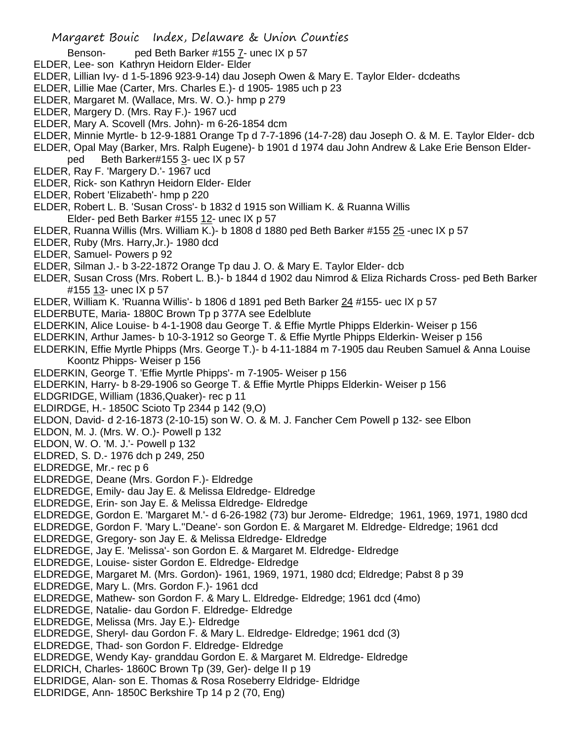Benson- ped Beth Barker #155 7- unec IX p 57

ELDER, Lee- son Kathryn Heidorn Elder- Elder

ELDER, Lillian Ivy- d 1-5-1896 923-9-14) dau Joseph Owen & Mary E. Taylor Elder- dcdeaths

ELDER, Lillie Mae (Carter, Mrs. Charles E.)- d 1905- 1985 uch p 23

ELDER, Margaret M. (Wallace, Mrs. W. O.)- hmp p 279

ELDER, Margery D. (Mrs. Ray F.)- 1967 ucd

ELDER, Mary A. Scovell (Mrs. John)- m 6-26-1854 dcm

ELDER, Minnie Myrtle- b 12-9-1881 Orange Tp d 7-7-1896 (14-7-28) dau Joseph O. & M. E. Taylor Elder- dcb

ELDER, Opal May (Barker, Mrs. Ralph Eugene)- b 1901 d 1974 dau John Andrew & Lake Erie Benson Elder- ped Beth Barker#155 3- uec IX p 57

ELDER, Ray F. 'Margery D.'- 1967 ucd

ELDER, Rick- son Kathryn Heidorn Elder- Elder

ELDER, Robert 'Elizabeth'- hmp p 220

ELDER, Robert L. B. 'Susan Cross'- b 1832 d 1915 son William K. & Ruanna Willis Elder- ped Beth Barker #155 12- unec IX p 57

ELDER, Ruanna Willis (Mrs. William K.)- b 1808 d 1880 ped Beth Barker #155 25 -unec IX p 57

ELDER, Ruby (Mrs. Harry,Jr.)- 1980 dcd

ELDER, Samuel- Powers p 92

ELDER, Silman J.- b 3-22-1872 Orange Tp dau J. O. & Mary E. Taylor Elder- dcb

ELDER, Susan Cross (Mrs. Robert L. B.)- b 1844 d 1902 dau Nimrod & Eliza Richards Cross- ped Beth Barker #155 13- unec IX p 57

ELDER, William K. 'Ruanna Willis'- b 1806 d 1891 ped Beth Barker 24 #155- uec IX p 57

ELDERBUTE, Maria- 1880C Brown Tp p 377A see Edelblute

ELDERKIN, Alice Louise- b 4-1-1908 dau George T. & Effie Myrtle Phipps Elderkin- Weiser p 156

ELDERKIN, Arthur James- b 10-3-1912 so George T. & Effie Myrtle Phipps Elderkin- Weiser p 156

ELDERKIN, Effie Myrtle Phipps (Mrs. George T.)- b 4-11-1884 m 7-1905 dau Reuben Samuel & Anna Louise Koontz Phipps- Weiser p 156

ELDERKIN, George T. 'Effie Myrtle Phipps'- m 7-1905- Weiser p 156

ELDERKIN, Harry- b 8-29-1906 so George T. & Effie Myrtle Phipps Elderkin- Weiser p 156

ELDGRIDGE, William (1836,Quaker)- rec p 11

ELDIRDGE, H.- 1850C Scioto Tp 2344 p 142 (9,O)

ELDON, David- d 2-16-1873 (2-10-15) son W. O. & M. J. Fancher Cem Powell p 132- see Elbon

ELDON, M. J. (Mrs. W. O.)- Powell p 132

ELDON, W. O. 'M. J.'- Powell p 132

ELDRED, S. D.- 1976 dch p 249, 250

ELDREDGE, Mr.- rec p 6

ELDREDGE, Deane (Mrs. Gordon F.)- Eldredge

ELDREDGE, Emily- dau Jay E. & Melissa Eldredge- Eldredge

ELDREDGE, Erin- son Jay E. & Melissa Eldredge- Eldredge

ELDREDGE, Gordon E. 'Margaret M.'- d 6-26-1982 (73) bur Jerome- Eldredge; 1961, 1969, 1971, 1980 dcd

ELDREDGE, Gordon F. 'Mary L.''Deane'- son Gordon E. & Margaret M. Eldredge- Eldredge; 1961 dcd

ELDREDGE, Gregory- son Jay E. & Melissa Eldredge- Eldredge

ELDREDGE, Jay E. 'Melissa'- son Gordon E. & Margaret M. Eldredge- Eldredge

ELDREDGE, Louise- sister Gordon E. Eldredge- Eldredge

ELDREDGE, Margaret M. (Mrs. Gordon)- 1961, 1969, 1971, 1980 dcd; Eldredge; Pabst 8 p 39

ELDREDGE, Mary L. (Mrs. Gordon F.)- 1961 dcd

ELDREDGE, Mathew- son Gordon F. & Mary L. Eldredge- Eldredge; 1961 dcd (4mo)

ELDREDGE, Natalie- dau Gordon F. Eldredge- Eldredge

ELDREDGE, Melissa (Mrs. Jay E.)- Eldredge

ELDREDGE, Sheryl- dau Gordon F. & Mary L. Eldredge- Eldredge; 1961 dcd (3)

ELDREDGE, Thad- son Gordon F. Eldredge- Eldredge

ELDREDGE, Wendy Kay- granddau Gordon E. & Margaret M. Eldredge- Eldredge

ELDRICH, Charles- 1860C Brown Tp (39, Ger)- delge II p 19

ELDRIDGE, Alan- son E. Thomas & Rosa Roseberry Eldridge- Eldridge

ELDRIDGE, Ann- 1850C Berkshire Tp 14 p 2 (70, Eng)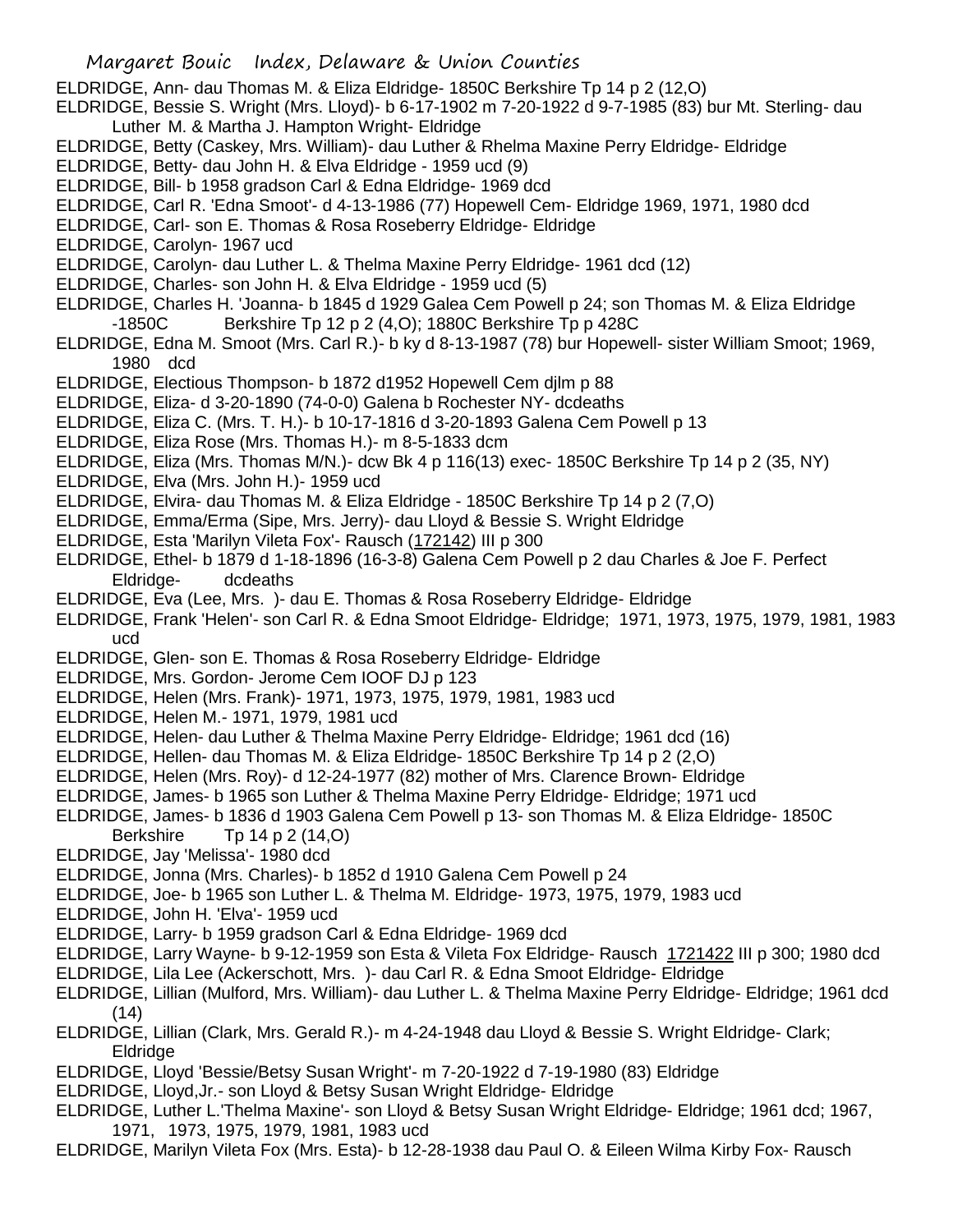ELDRIDGE, Ann- dau Thomas M. & Eliza Eldridge- 1850C Berkshire Tp 14 p 2 (12,O)

ELDRIDGE, Bessie S. Wright (Mrs. Lloyd)- b 6-17-1902 m 7-20-1922 d 9-7-1985 (83) bur Mt. Sterling- dau Luther M. & Martha J. Hampton Wright- Eldridge

ELDRIDGE, Betty (Caskey, Mrs. William)- dau Luther & Rhelma Maxine Perry Eldridge- Eldridge

ELDRIDGE, Betty- dau John H. & Elva Eldridge - 1959 ucd (9)

ELDRIDGE, Bill- b 1958 gradson Carl & Edna Eldridge- 1969 dcd

ELDRIDGE, Carl R. 'Edna Smoot'- d 4-13-1986 (77) Hopewell Cem- Eldridge 1969, 1971, 1980 dcd

ELDRIDGE, Carl- son E. Thomas & Rosa Roseberry Eldridge- Eldridge

ELDRIDGE, Carolyn- 1967 ucd

ELDRIDGE, Carolyn- dau Luther L. & Thelma Maxine Perry Eldridge- 1961 dcd (12)

ELDRIDGE, Charles- son John H. & Elva Eldridge - 1959 ucd (5)

ELDRIDGE, Charles H. 'Joanna- b 1845 d 1929 Galea Cem Powell p 24; son Thomas M. & Eliza Eldridge -1850C Berkshire Tp 12 p 2 (4,O); 1880C Berkshire Tp p 428C

ELDRIDGE, Edna M. Smoot (Mrs. Carl R.)- b ky d 8-13-1987 (78) bur Hopewell- sister William Smoot; 1969, 1980 dcd

ELDRIDGE, Electious Thompson- b 1872 d1952 Hopewell Cem djlm p 88

ELDRIDGE, Eliza- d 3-20-1890 (74-0-0) Galena b Rochester NY- dcdeaths

ELDRIDGE, Eliza C. (Mrs. T. H.)- b 10-17-1816 d 3-20-1893 Galena Cem Powell p 13

ELDRIDGE, Eliza Rose (Mrs. Thomas H.)- m 8-5-1833 dcm

ELDRIDGE, Eliza (Mrs. Thomas M/N.)- dcw Bk 4 p 116(13) exec- 1850C Berkshire Tp 14 p 2 (35, NY)

ELDRIDGE, Elva (Mrs. John H.)- 1959 ucd

ELDRIDGE, Elvira- dau Thomas M. & Eliza Eldridge - 1850C Berkshire Tp 14 p 2 (7,O)

ELDRIDGE, Emma/Erma (Sipe, Mrs. Jerry)- dau Lloyd & Bessie S. Wright Eldridge

ELDRIDGE, Esta 'Marilyn Vileta Fox'- Rausch (172142) III p 300

ELDRIDGE, Ethel- b 1879 d 1-18-1896 (16-3-8) Galena Cem Powell p 2 dau Charles & Joe F. Perfect Eldridge- dcdeaths

ELDRIDGE, Eva (Lee, Mrs. )- dau E. Thomas & Rosa Roseberry Eldridge- Eldridge

ELDRIDGE, Frank 'Helen'- son Carl R. & Edna Smoot Eldridge- Eldridge; 1971, 1973, 1975, 1979, 1981, 1983 ucd

ELDRIDGE, Glen- son E. Thomas & Rosa Roseberry Eldridge- Eldridge

ELDRIDGE, Mrs. Gordon- Jerome Cem IOOF DJ p 123

ELDRIDGE, Helen (Mrs. Frank)- 1971, 1973, 1975, 1979, 1981, 1983 ucd

ELDRIDGE, Helen M.- 1971, 1979, 1981 ucd

ELDRIDGE, Helen- dau Luther & Thelma Maxine Perry Eldridge- Eldridge; 1961 dcd (16)

ELDRIDGE, Hellen- dau Thomas M. & Eliza Eldridge- 1850C Berkshire Tp 14 p 2 (2,O)

ELDRIDGE, Helen (Mrs. Roy)- d 12-24-1977 (82) mother of Mrs. Clarence Brown- Eldridge

ELDRIDGE, James- b 1965 son Luther & Thelma Maxine Perry Eldridge- Eldridge; 1971 ucd

ELDRIDGE, James- b 1836 d 1903 Galena Cem Powell p 13- son Thomas M. & Eliza Eldridge- 1850C Berkshire Tp 14 p 2 (14,O)

ELDRIDGE, Jay 'Melissa'- 1980 dcd

ELDRIDGE, Jonna (Mrs. Charles)- b 1852 d 1910 Galena Cem Powell p 24

ELDRIDGE, Joe- b 1965 son Luther L. & Thelma M. Eldridge- 1973, 1975, 1979, 1983 ucd

ELDRIDGE, John H. 'Elva'- 1959 ucd

ELDRIDGE, Larry- b 1959 gradson Carl & Edna Eldridge- 1969 dcd

ELDRIDGE, Larry Wayne- b 9-12-1959 son Esta & Vileta Fox Eldridge- Rausch 1721422 III p 300; 1980 dcd

ELDRIDGE, Lila Lee (Ackerschott, Mrs. )- dau Carl R. & Edna Smoot Eldridge- Eldridge

ELDRIDGE, Lillian (Mulford, Mrs. William)- dau Luther L. & Thelma Maxine Perry Eldridge- Eldridge; 1961 dcd (14)

ELDRIDGE, Lillian (Clark, Mrs. Gerald R.)- m 4-24-1948 dau Lloyd & Bessie S. Wright Eldridge- Clark; Eldridge

ELDRIDGE, Lloyd 'Bessie/Betsy Susan Wright'- m 7-20-1922 d 7-19-1980 (83) Eldridge

ELDRIDGE, Lloyd,Jr.- son Lloyd & Betsy Susan Wright Eldridge- Eldridge

ELDRIDGE, Luther L.'Thelma Maxine'- son Lloyd & Betsy Susan Wright Eldridge- Eldridge; 1961 dcd; 1967, 1971, 1973, 1975, 1979, 1981, 1983 ucd

ELDRIDGE, Marilyn Vileta Fox (Mrs. Esta)- b 12-28-1938 dau Paul O. & Eileen Wilma Kirby Fox- Rausch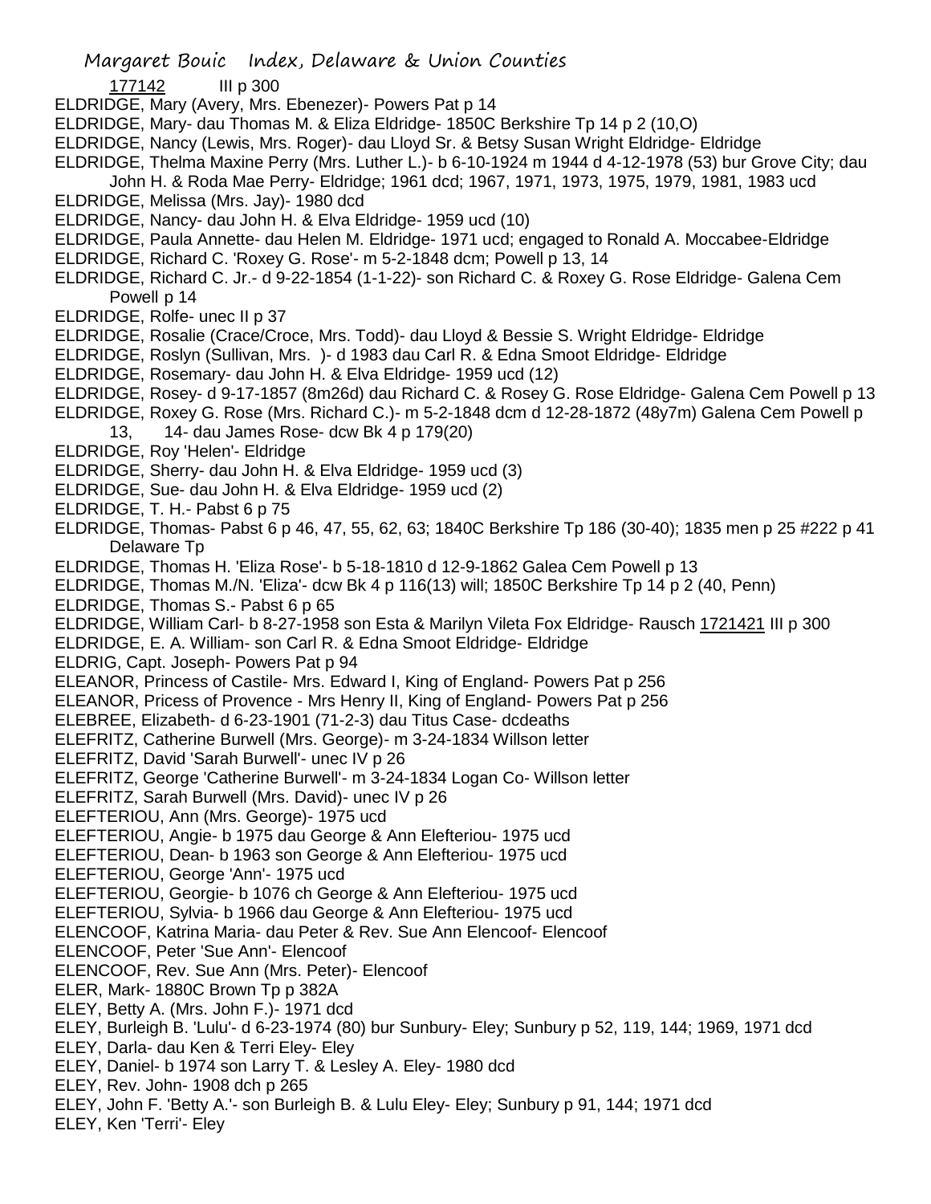177142 III p 300

ELDRIDGE, Mary (Avery, Mrs. Ebenezer)- Powers Pat p 14

ELDRIDGE, Mary- dau Thomas M. & Eliza Eldridge- 1850C Berkshire Tp 14 p 2 (10,O)

ELDRIDGE, Nancy (Lewis, Mrs. Roger)- dau Lloyd Sr. & Betsy Susan Wright Eldridge- Eldridge

ELDRIDGE, Thelma Maxine Perry (Mrs. Luther L.)- b 6-10-1924 m 1944 d 4-12-1978 (53) bur Grove City; dau John H. & Roda Mae Perry- Eldridge; 1961 dcd; 1967, 1971, 1973, 1975, 1979, 1981, 1983 ucd

ELDRIDGE, Melissa (Mrs. Jay)- 1980 dcd

ELDRIDGE, Nancy- dau John H. & Elva Eldridge- 1959 ucd (10)

ELDRIDGE, Paula Annette- dau Helen M. Eldridge- 1971 ucd; engaged to Ronald A. Moccabee-Eldridge

ELDRIDGE, Richard C. 'Roxey G. Rose'- m 5-2-1848 dcm; Powell p 13, 14

ELDRIDGE, Richard C. Jr.- d 9-22-1854 (1-1-22)- son Richard C. & Roxey G. Rose Eldridge- Galena Cem Powell p 14

ELDRIDGE, Rolfe- unec II p 37

ELDRIDGE, Rosalie (Crace/Croce, Mrs. Todd)- dau Lloyd & Bessie S. Wright Eldridge- Eldridge

ELDRIDGE, Roslyn (Sullivan, Mrs. )- d 1983 dau Carl R. & Edna Smoot Eldridge- Eldridge

ELDRIDGE, Rosemary- dau John H. & Elva Eldridge- 1959 ucd (12)

ELDRIDGE, Rosey- d 9-17-1857 (8m26d) dau Richard C. & Rosey G. Rose Eldridge- Galena Cem Powell p 13

ELDRIDGE, Roxey G. Rose (Mrs. Richard C.)- m 5-2-1848 dcm d 12-28-1872 (48y7m) Galena Cem Powell p 13, 14- dau James Rose- dcw Bk 4 p 179(20)

ELDRIDGE, Roy 'Helen'- Eldridge

ELDRIDGE, Sherry- dau John H. & Elva Eldridge- 1959 ucd (3)

ELDRIDGE, Sue- dau John H. & Elva Eldridge- 1959 ucd (2)

ELDRIDGE, T. H.- Pabst 6 p 75

ELDRIDGE, Thomas- Pabst 6 p 46, 47, 55, 62, 63; 1840C Berkshire Tp 186 (30-40); 1835 men p 25 #222 p 41 Delaware Tp

ELDRIDGE, Thomas H. 'Eliza Rose'- b 5-18-1810 d 12-9-1862 Galea Cem Powell p 13

ELDRIDGE, Thomas M./N. 'Eliza'- dcw Bk 4 p 116(13) will; 1850C Berkshire Tp 14 p 2 (40, Penn)

ELDRIDGE, Thomas S.- Pabst 6 p 65

ELDRIDGE, William Carl- b 8-27-1958 son Esta & Marilyn Vileta Fox Eldridge- Rausch 1721421 III p 300

ELDRIDGE, E. A. William- son Carl R. & Edna Smoot Eldridge- Eldridge

ELDRIG, Capt. Joseph- Powers Pat p 94

ELEANOR, Princess of Castile- Mrs. Edward I, King of England- Powers Pat p 256

ELEANOR, Pricess of Provence - Mrs Henry II, King of England- Powers Pat p 256

ELEBREE, Elizabeth- d 6-23-1901 (71-2-3) dau Titus Case- dcdeaths

ELEFRITZ, Catherine Burwell (Mrs. George)- m 3-24-1834 Willson letter

ELEFRITZ, David 'Sarah Burwell'- unec IV p 26

ELEFRITZ, George 'Catherine Burwell'- m 3-24-1834 Logan Co- Willson letter

ELEFRITZ, Sarah Burwell (Mrs. David)- unec IV p 26

ELEFTERIOU, Ann (Mrs. George)- 1975 ucd

ELEFTERIOU, Angie- b 1975 dau George & Ann Elefteriou- 1975 ucd

ELEFTERIOU, Dean- b 1963 son George & Ann Elefteriou- 1975 ucd

ELEFTERIOU, George 'Ann'- 1975 ucd

ELEFTERIOU, Georgie- b 1076 ch George & Ann Elefteriou- 1975 ucd

ELEFTERIOU, Sylvia- b 1966 dau George & Ann Elefteriou- 1975 ucd

ELENCOOF, Katrina Maria- dau Peter & Rev. Sue Ann Elencoof- Elencoof

ELENCOOF, Peter 'Sue Ann'- Elencoof

ELENCOOF, Rev. Sue Ann (Mrs. Peter)- Elencoof

ELER, Mark- 1880C Brown Tp p 382A

ELEY, Betty A. (Mrs. John F.)- 1971 dcd

ELEY, Burleigh B. 'Lulu'- d 6-23-1974 (80) bur Sunbury- Eley; Sunbury p 52, 119, 144; 1969, 1971 dcd

ELEY, Darla- dau Ken & Terri Eley- Eley

ELEY, Daniel- b 1974 son Larry T. & Lesley A. Eley- 1980 dcd

ELEY, Rev. John- 1908 dch p 265

ELEY, John F. 'Betty A.'- son Burleigh B. & Lulu Eley- Eley; Sunbury p 91, 144; 1971 dcd

ELEY, Ken 'Terri'- Eley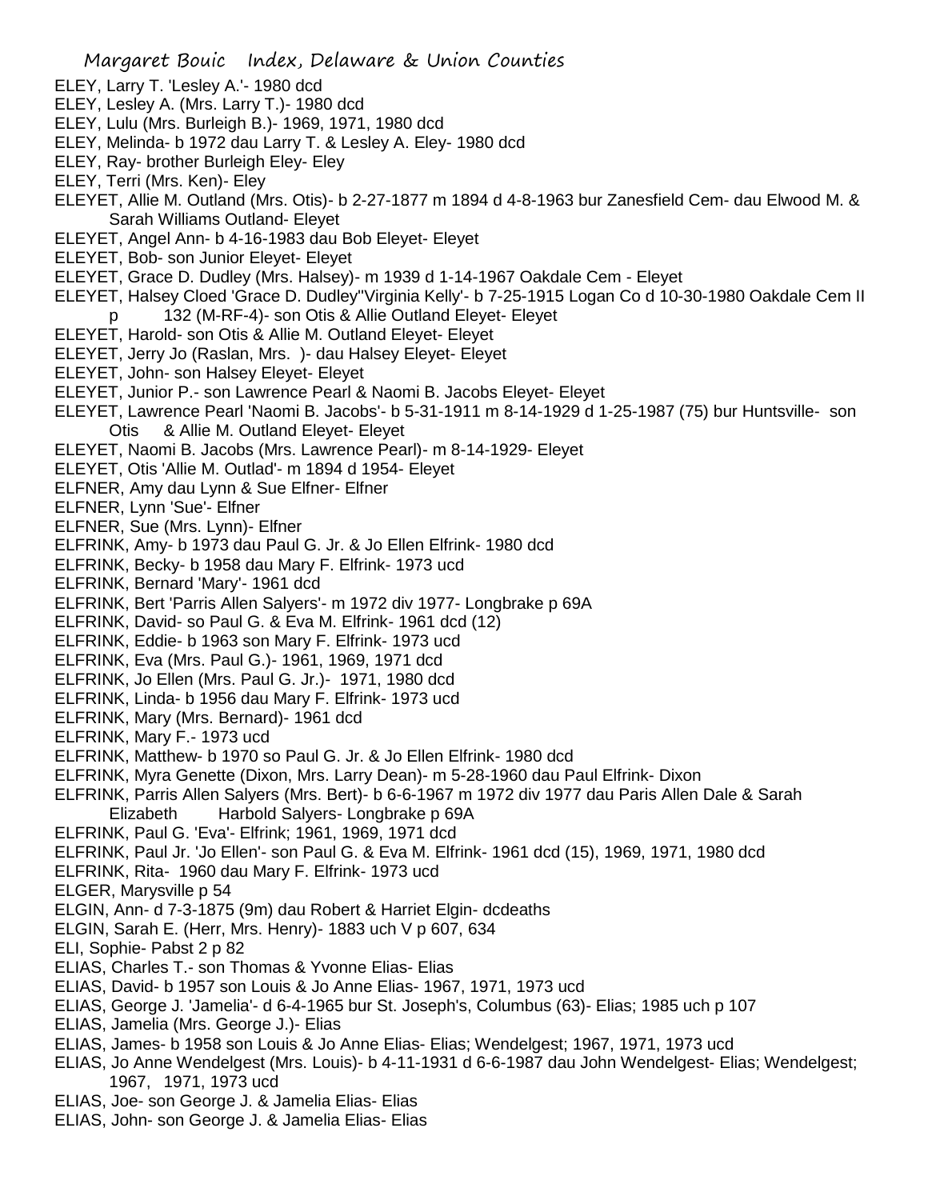ELEY, Larry T. 'Lesley A.'- 1980 dcd
ELEY, Lesley A. (Mrs. Larry T.)- 1980 dcd
ELEY, Lulu (Mrs. Burleigh B.)- 1969, 1971, 1980 dcd
ELEY, Melinda- b 1972 dau Larry T. & Lesley A. Eley- 1980 dcd
ELEY, Ray- brother Burleigh Eley- Eley
ELEY, Terri (Mrs. Ken)- Eley
ELEYET, Allie M. Outland (Mrs. Otis)- b 2-27-1877 m 1894 d 4-8-1963 bur Zanesfield Cem- dau Elwood M. & Sarah Williams Outland- Eleyet
ELEYET, Angel Ann- b 4-16-1983 dau Bob Eleyet- Eleyet
ELEYET, Bob- son Junior Eleyet- Eleyet
ELEYET, Grace D. Dudley (Mrs. Halsey)- m 1939 d 1-14-1967 Oakdale Cem - Eleyet
ELEYET, Halsey Cloed 'Grace D. Dudley''Virginia Kelly'- b 7-25-1915 Logan Co d 10-30-1980 Oakdale Cem II p 132 (M-RF-4)- son Otis & Allie Outland Eleyet- Eleyet
ELEYET, Harold- son Otis & Allie M. Outland Eleyet- Eleyet
ELEYET, Jerry Jo (Raslan, Mrs. )- dau Halsey Eleyet- Eleyet
ELEYET, John- son Halsey Eleyet- Eleyet
ELEYET, Junior P.- son Lawrence Pearl & Naomi B. Jacobs Eleyet- Eleyet
ELEYET, Lawrence Pearl 'Naomi B. Jacobs'- b 5-31-1911 m 8-14-1929 d 1-25-1987 (75) bur Huntsville- son Otis & Allie M. Outland Eleyet- Eleyet
ELEYET, Naomi B. Jacobs (Mrs. Lawrence Pearl)- m 8-14-1929- Eleyet
ELEYET, Otis 'Allie M. Outlad'- m 1894 d 1954- Eleyet
ELFNER, Amy dau Lynn & Sue Elfner- Elfner
ELFNER, Lynn 'Sue'- Elfner
ELFNER, Sue (Mrs. Lynn)- Elfner
ELFRINK, Amy- b 1973 dau Paul G. Jr. & Jo Ellen Elfrink- 1980 dcd
ELFRINK, Becky- b 1958 dau Mary F. Elfrink- 1973 ucd
ELFRINK, Bernard 'Mary'- 1961 dcd
ELFRINK, Bert 'Parris Allen Salyers'- m 1972 div 1977- Longbrake p 69A
ELFRINK, David- so Paul G. & Eva M. Elfrink- 1961 dcd (12)
ELFRINK, Eddie- b 1963 son Mary F. Elfrink- 1973 ucd
ELFRINK, Eva (Mrs. Paul G.)- 1961, 1969, 1971 dcd
ELFRINK, Jo Ellen (Mrs. Paul G. Jr.)- 1971, 1980 dcd
ELFRINK, Linda- b 1956 dau Mary F. Elfrink- 1973 ucd
ELFRINK, Mary (Mrs. Bernard)- 1961 dcd
ELFRINK, Mary F.- 1973 ucd
ELFRINK, Matthew- b 1970 so Paul G. Jr. & Jo Ellen Elfrink- 1980 dcd
ELFRINK, Myra Genette (Dixon, Mrs. Larry Dean)- m 5-28-1960 dau Paul Elfrink- Dixon
ELFRINK, Parris Allen Salyers (Mrs. Bert)- b 6-6-1967 m 1972 div 1977 dau Paris Allen Dale & Sarah Elizabeth Harbold Salyers- Longbrake p 69A
ELFRINK, Paul G. 'Eva'- Elfrink; 1961, 1969, 1971 dcd
ELFRINK, Paul Jr. 'Jo Ellen'- son Paul G. & Eva M. Elfrink- 1961 dcd (15), 1969, 1971, 1980 dcd
ELFRINK, Rita- 1960 dau Mary F. Elfrink- 1973 ucd
ELGER, Marysville p 54
ELGIN, Ann- d 7-3-1875 (9m) dau Robert & Harriet Elgin- dcdeaths
ELGIN, Sarah E. (Herr, Mrs. Henry)- 1883 uch V p 607, 634
ELI, Sophie- Pabst 2 p 82
ELIAS, Charles T.- son Thomas & Yvonne Elias- Elias
ELIAS, David- b 1957 son Louis & Jo Anne Elias- 1967, 1971, 1973 ucd
ELIAS, George J. 'Jamelia'- d 6-4-1965 bur St. Joseph's, Columbus (63)- Elias; 1985 uch p 107
ELIAS, Jamelia (Mrs. George J.)- Elias
ELIAS, James- b 1958 son Louis & Jo Anne Elias- Elias; Wendelgest; 1967, 1971, 1973 ucd
ELIAS, Jo Anne Wendelgest (Mrs. Louis)- b 4-11-1931 d 6-6-1987 dau John Wendelgest- Elias; Wendelgest; 1967, 1971, 1973 ucd
ELIAS, Joe- son George J. & Jamelia Elias- Elias
ELIAS, John- son George J. & Jamelia Elias- Elias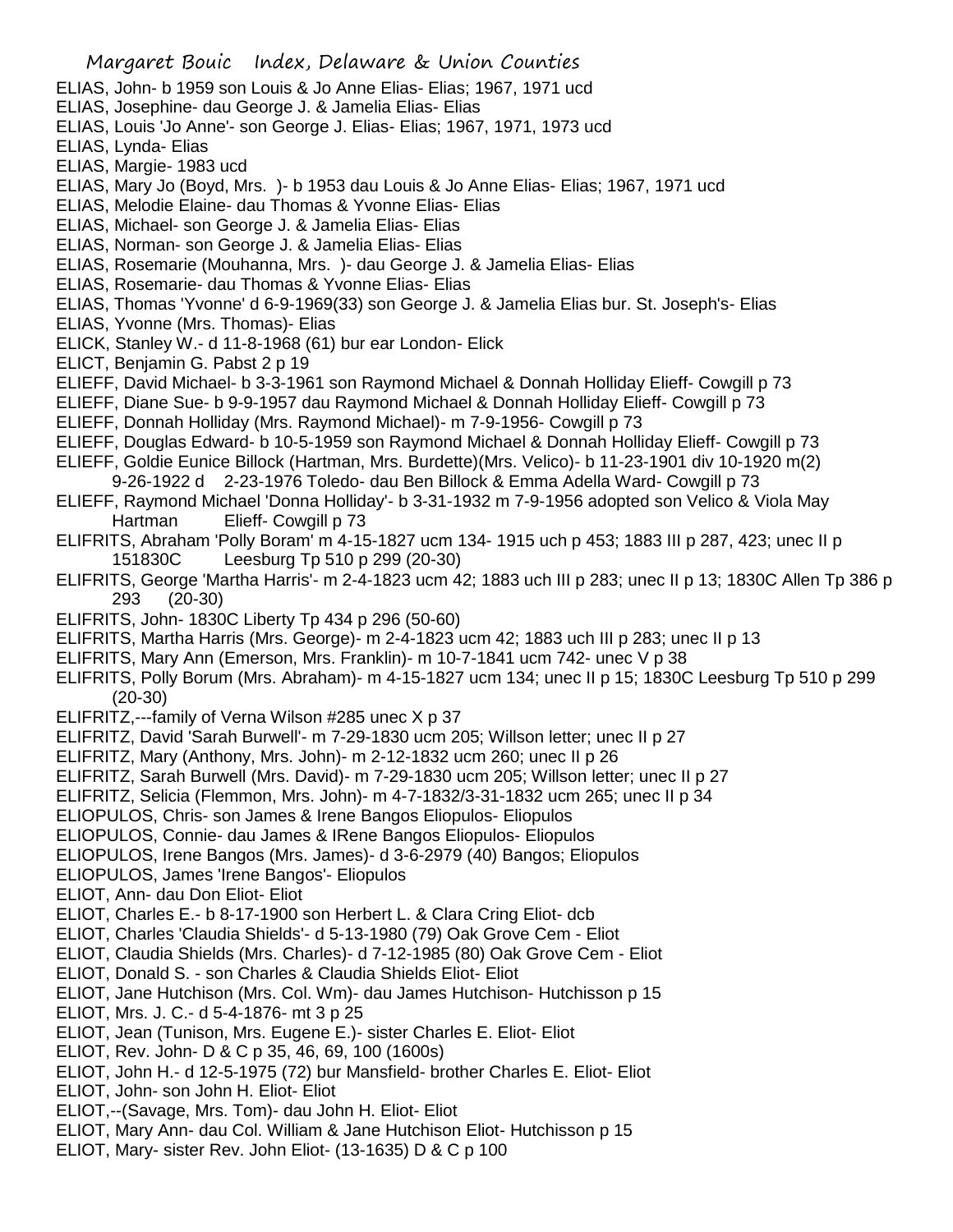ELIAS, John- b 1959 son Louis & Jo Anne Elias- Elias; 1967, 1971 ucd

ELIAS, Josephine- dau George J. & Jamelia Elias- Elias

ELIAS, Louis 'Jo Anne'- son George J. Elias- Elias; 1967, 1971, 1973 ucd

ELIAS, Lynda- Elias

ELIAS, Margie- 1983 ucd

ELIAS, Mary Jo (Boyd, Mrs. )- b 1953 dau Louis & Jo Anne Elias- Elias; 1967, 1971 ucd

ELIAS, Melodie Elaine- dau Thomas & Yvonne Elias- Elias

ELIAS, Michael- son George J. & Jamelia Elias- Elias

ELIAS, Norman- son George J. & Jamelia Elias- Elias

ELIAS, Rosemarie (Mouhanna, Mrs. )- dau George J. & Jamelia Elias- Elias

ELIAS, Rosemarie- dau Thomas & Yvonne Elias- Elias

ELIAS, Thomas 'Yvonne' d 6-9-1969(33) son George J. & Jamelia Elias bur. St. Joseph's- Elias

ELIAS, Yvonne (Mrs. Thomas)- Elias

ELICK, Stanley W.- d 11-8-1968 (61) bur ear London- Elick

ELICT, Benjamin G. Pabst 2 p 19

ELIEFF, David Michael- b 3-3-1961 son Raymond Michael & Donnah Holliday Elieff- Cowgill p 73

ELIEFF, Diane Sue- b 9-9-1957 dau Raymond Michael & Donnah Holliday Elieff- Cowgill p 73

ELIEFF, Donnah Holliday (Mrs. Raymond Michael)- m 7-9-1956- Cowgill p 73

ELIEFF, Douglas Edward- b 10-5-1959 son Raymond Michael & Donnah Holliday Elieff- Cowgill p 73

ELIEFF, Goldie Eunice Billock (Hartman, Mrs. Burdette)(Mrs. Velico)- b 11-23-1901 div 10-1920 m(2) 9-26-1922 d 2-23-1976 Toledo- dau Ben Billock & Emma Adella Ward- Cowgill p 73

ELIEFF, Raymond Michael 'Donna Holliday'- b 3-31-1932 m 7-9-1956 adopted son Velico & Viola May Hartman Elieff- Cowgill p 73

ELIFRITS, Abraham 'Polly Boram' m 4-15-1827 ucm 134- 1915 uch p 453; 1883 III p 287, 423; unec II p 151830C Leesburg Tp 510 p 299 (20-30)

ELIFRITS, George 'Martha Harris'- m 2-4-1823 ucm 42; 1883 uch III p 283; unec II p 13; 1830C Allen Tp 386 p 293 (20-30)

ELIFRITS, John- 1830C Liberty Tp 434 p 296 (50-60)

ELIFRITS, Martha Harris (Mrs. George)- m 2-4-1823 ucm 42; 1883 uch III p 283; unec II p 13

ELIFRITS, Mary Ann (Emerson, Mrs. Franklin)- m 10-7-1841 ucm 742- unec V p 38

ELIFRITS, Polly Borum (Mrs. Abraham)- m 4-15-1827 ucm 134; unec II p 15; 1830C Leesburg Tp 510 p 299 (20-30)

ELIFRITZ,---family of Verna Wilson #285 unec X p 37

ELIFRITZ, David 'Sarah Burwell'- m 7-29-1830 ucm 205; Willson letter; unec II p 27

ELIFRITZ, Mary (Anthony, Mrs. John)- m 2-12-1832 ucm 260; unec II p 26

ELIFRITZ, Sarah Burwell (Mrs. David)- m 7-29-1830 ucm 205; Willson letter; unec II p 27

ELIFRITZ, Selicia (Flemmon, Mrs. John)- m 4-7-1832/3-31-1832 ucm 265; unec II p 34

ELIOPULOS, Chris- son James & Irene Bangos Eliopulos- Eliopulos

ELIOPULOS, Connie- dau James & IRene Bangos Eliopulos- Eliopulos

ELIOPULOS, Irene Bangos (Mrs. James)- d 3-6-2979 (40) Bangos; Eliopulos

ELIOPULOS, James 'Irene Bangos'- Eliopulos

ELIOT, Ann- dau Don Eliot- Eliot

ELIOT, Charles E.- b 8-17-1900 son Herbert L. & Clara Cring Eliot- dcb

ELIOT, Charles 'Claudia Shields'- d 5-13-1980 (79) Oak Grove Cem - Eliot

ELIOT, Claudia Shields (Mrs. Charles)- d 7-12-1985 (80) Oak Grove Cem - Eliot

ELIOT, Donald S. - son Charles & Claudia Shields Eliot- Eliot

ELIOT, Jane Hutchison (Mrs. Col. Wm)- dau James Hutchison- Hutchisson p 15

ELIOT, Mrs. J. C.- d 5-4-1876- mt 3 p 25

ELIOT, Jean (Tunison, Mrs. Eugene E.)- sister Charles E. Eliot- Eliot

ELIOT, Rev. John- D & C p 35, 46, 69, 100 (1600s)

ELIOT, John H.- d 12-5-1975 (72) bur Mansfield- brother Charles E. Eliot- Eliot

ELIOT, John- son John H. Eliot- Eliot

ELIOT,--(Savage, Mrs. Tom)- dau John H. Eliot- Eliot

ELIOT, Mary Ann- dau Col. William & Jane Hutchison Eliot- Hutchisson p 15

ELIOT, Mary- sister Rev. John Eliot- (13-1635) D & C p 100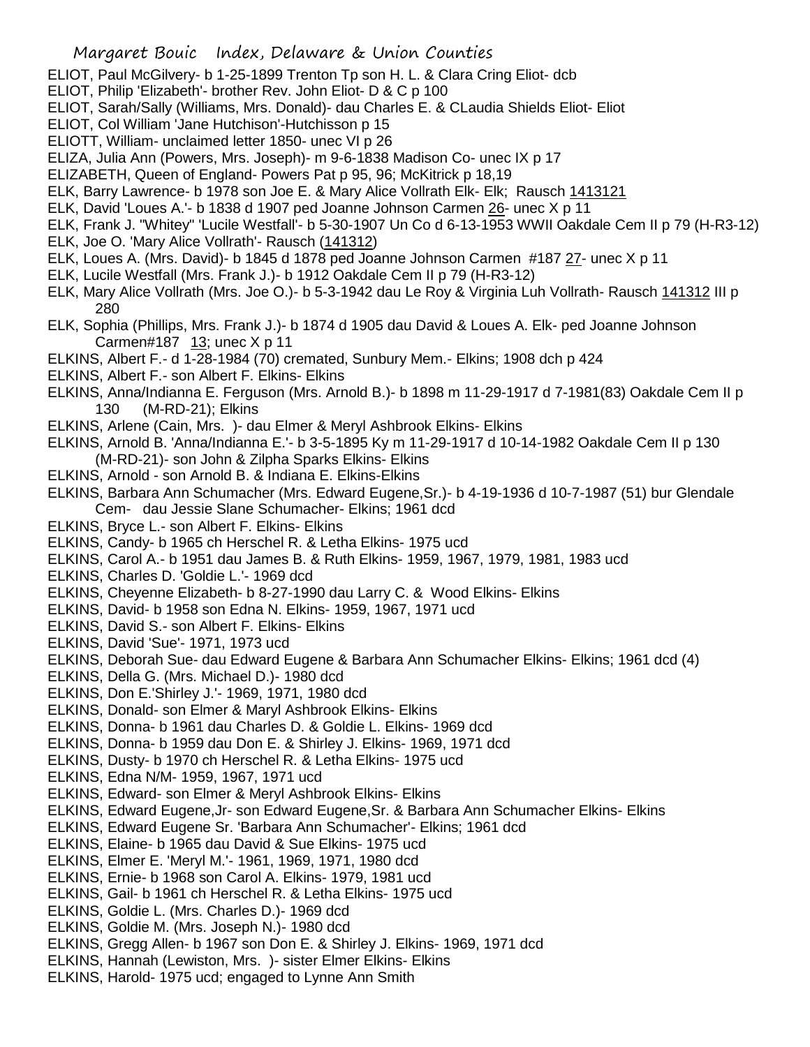ELIOT, Paul McGilvery- b 1-25-1899 Trenton Tp son H. L. & Clara Cring Eliot- dcb

ELIOT, Philip 'Elizabeth'- brother Rev. John Eliot- D & C p 100

ELIOT, Sarah/Sally (Williams, Mrs. Donald)- dau Charles E. & CLaudia Shields Eliot- Eliot

ELIOT, Col William 'Jane Hutchison'-Hutchisson p 15

ELIOTT, William- unclaimed letter 1850- unec VI p 26

ELIZA, Julia Ann (Powers, Mrs. Joseph)- m 9-6-1838 Madison Co- unec IX p 17

ELIZABETH, Queen of England- Powers Pat p 95, 96; McKitrick p 18,19

ELK, Barry Lawrence- b 1978 son Joe E. & Mary Alice Vollrath Elk- Elk; Rausch 1413121

ELK, David 'Loues A.'- b 1838 d 1907 ped Joanne Johnson Carmen 26- unec X p 11

ELK, Frank J. "Whitey" 'Lucile Westfall'- b 5-30-1907 Un Co d 6-13-1953 WWII Oakdale Cem II p 79 (H-R3-12)

ELK, Joe O. 'Mary Alice Vollrath'- Rausch (141312)

ELK, Loues A. (Mrs. David)- b 1845 d 1878 ped Joanne Johnson Carmen #187 27- unec X p 11

ELK, Lucile Westfall (Mrs. Frank J.)- b 1912 Oakdale Cem II p 79 (H-R3-12)

ELK, Mary Alice Vollrath (Mrs. Joe O.)- b 5-3-1942 dau Le Roy & Virginia Luh Vollrath- Rausch 141312 III p 280

ELK, Sophia (Phillips, Mrs. Frank J.)- b 1874 d 1905 dau David & Loues A. Elk- ped Joanne Johnson Carmen#187 13; unec X p 11

ELKINS, Albert F.- d 1-28-1984 (70) cremated, Sunbury Mem.- Elkins; 1908 dch p 424

ELKINS, Albert F.- son Albert F. Elkins- Elkins

ELKINS, Anna/Indianna E. Ferguson (Mrs. Arnold B.)- b 1898 m 11-29-1917 d 7-1981(83) Oakdale Cem II p 130 (M-RD-21); Elkins

ELKINS, Arlene (Cain, Mrs. )- dau Elmer & Meryl Ashbrook Elkins- Elkins

ELKINS, Arnold B. 'Anna/Indianna E.'- b 3-5-1895 Ky m 11-29-1917 d 10-14-1982 Oakdale Cem II p 130 (M-RD-21)- son John & Zilpha Sparks Elkins- Elkins

ELKINS, Arnold - son Arnold B. & Indiana E. Elkins-Elkins

ELKINS, Barbara Ann Schumacher (Mrs. Edward Eugene,Sr.)- b 4-19-1936 d 10-7-1987 (51) bur Glendale Cem- dau Jessie Slane Schumacher- Elkins; 1961 dcd

ELKINS, Bryce L.- son Albert F. Elkins- Elkins

ELKINS, Candy- b 1965 ch Herschel R. & Letha Elkins- 1975 ucd

ELKINS, Carol A.- b 1951 dau James B. & Ruth Elkins- 1959, 1967, 1979, 1981, 1983 ucd

ELKINS, Charles D. 'Goldie L.'- 1969 dcd

ELKINS, Cheyenne Elizabeth- b 8-27-1990 dau Larry C. & Wood Elkins- Elkins

ELKINS, David- b 1958 son Edna N. Elkins- 1959, 1967, 1971 ucd

ELKINS, David S.- son Albert F. Elkins- Elkins

ELKINS, David 'Sue'- 1971, 1973 ucd

ELKINS, Deborah Sue- dau Edward Eugene & Barbara Ann Schumacher Elkins- Elkins; 1961 dcd (4)

ELKINS, Della G. (Mrs. Michael D.)- 1980 dcd

ELKINS, Don E.'Shirley J.'- 1969, 1971, 1980 dcd

ELKINS, Donald- son Elmer & Maryl Ashbrook Elkins- Elkins

ELKINS, Donna- b 1961 dau Charles D. & Goldie L. Elkins- 1969 dcd

ELKINS, Donna- b 1959 dau Don E. & Shirley J. Elkins- 1969, 1971 dcd

ELKINS, Dusty- b 1970 ch Herschel R. & Letha Elkins- 1975 ucd

ELKINS, Edna N/M- 1959, 1967, 1971 ucd

ELKINS, Edward- son Elmer & Meryl Ashbrook Elkins- Elkins

ELKINS, Edward Eugene,Jr- son Edward Eugene,Sr. & Barbara Ann Schumacher Elkins- Elkins

ELKINS, Edward Eugene Sr. 'Barbara Ann Schumacher'- Elkins; 1961 dcd

ELKINS, Elaine- b 1965 dau David & Sue Elkins- 1975 ucd

ELKINS, Elmer E. 'Meryl M.'- 1961, 1969, 1971, 1980 dcd

ELKINS, Ernie- b 1968 son Carol A. Elkins- 1979, 1981 ucd

ELKINS, Gail- b 1961 ch Herschel R. & Letha Elkins- 1975 ucd

ELKINS, Goldie L. (Mrs. Charles D.)- 1969 dcd

ELKINS, Goldie M. (Mrs. Joseph N.)- 1980 dcd

ELKINS, Gregg Allen- b 1967 son Don E. & Shirley J. Elkins- 1969, 1971 dcd

ELKINS, Hannah (Lewiston, Mrs. )- sister Elmer Elkins- Elkins

ELKINS, Harold- 1975 ucd; engaged to Lynne Ann Smith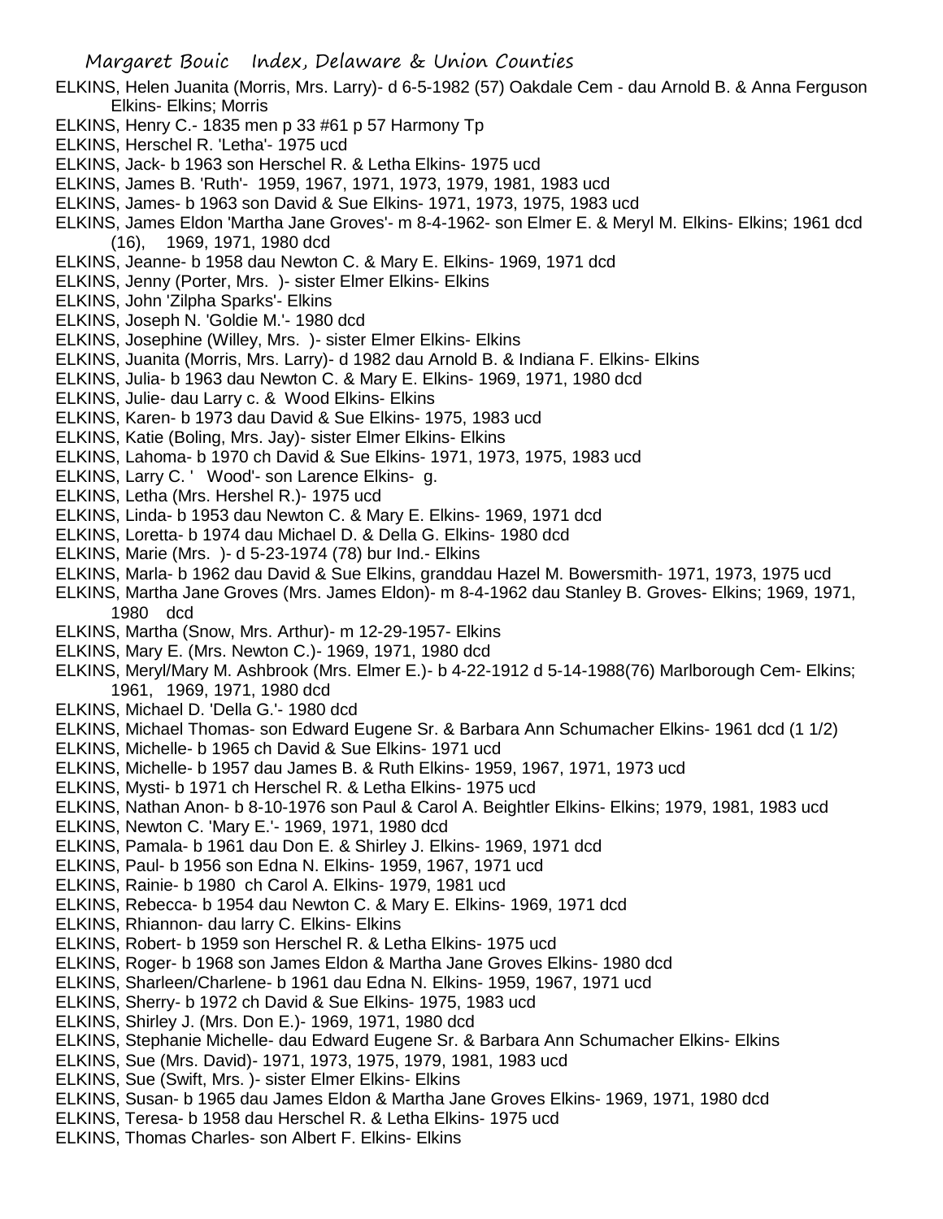ELKINS, Helen Juanita (Morris, Mrs. Larry)- d 6-5-1982 (57) Oakdale Cem - dau Arnold B. & Anna Ferguson Elkins- Elkins; Morris

ELKINS, Henry C.- 1835 men p 33 #61 p 57 Harmony Tp

ELKINS, Herschel R. 'Letha'- 1975 ucd

ELKINS, Jack- b 1963 son Herschel R. & Letha Elkins- 1975 ucd

ELKINS, James B. 'Ruth'- 1959, 1967, 1971, 1973, 1979, 1981, 1983 ucd

ELKINS, James- b 1963 son David & Sue Elkins- 1971, 1973, 1975, 1983 ucd

ELKINS, James Eldon 'Martha Jane Groves'- m 8-4-1962- son Elmer E. & Meryl M. Elkins- Elkins; 1961 dcd (16), 1969, 1971, 1980 dcd

ELKINS, Jeanne- b 1958 dau Newton C. & Mary E. Elkins- 1969, 1971 dcd

ELKINS, Jenny (Porter, Mrs. )- sister Elmer Elkins- Elkins

ELKINS, John 'Zilpha Sparks'- Elkins

ELKINS, Joseph N. 'Goldie M.'- 1980 dcd

ELKINS, Josephine (Willey, Mrs. )- sister Elmer Elkins- Elkins

ELKINS, Juanita (Morris, Mrs. Larry)- d 1982 dau Arnold B. & Indiana F. Elkins- Elkins

ELKINS, Julia- b 1963 dau Newton C. & Mary E. Elkins- 1969, 1971, 1980 dcd

ELKINS, Julie- dau Larry c. & Wood Elkins- Elkins

ELKINS, Karen- b 1973 dau David & Sue Elkins- 1975, 1983 ucd

ELKINS, Katie (Boling, Mrs. Jay)- sister Elmer Elkins- Elkins

ELKINS, Lahoma- b 1970 ch David & Sue Elkins- 1971, 1973, 1975, 1983 ucd

ELKINS, Larry C. ' Wood'- son Larence Elkins- g.

ELKINS, Letha (Mrs. Hershel R.)- 1975 ucd

ELKINS, Linda- b 1953 dau Newton C. & Mary E. Elkins- 1969, 1971 dcd

ELKINS, Loretta- b 1974 dau Michael D. & Della G. Elkins- 1980 dcd

ELKINS, Marie (Mrs. )- d 5-23-1974 (78) bur Ind.- Elkins

ELKINS, Marla- b 1962 dau David & Sue Elkins, granddau Hazel M. Bowersmith- 1971, 1973, 1975 ucd

ELKINS, Martha Jane Groves (Mrs. James Eldon)- m 8-4-1962 dau Stanley B. Groves- Elkins; 1969, 1971, 1980 dcd

ELKINS, Martha (Snow, Mrs. Arthur)- m 12-29-1957- Elkins

ELKINS, Mary E. (Mrs. Newton C.)- 1969, 1971, 1980 dcd

ELKINS, Meryl/Mary M. Ashbrook (Mrs. Elmer E.)- b 4-22-1912 d 5-14-1988(76) Marlborough Cem- Elkins; 1961, 1969, 1971, 1980 dcd

ELKINS, Michael D. 'Della G.'- 1980 dcd

ELKINS, Michael Thomas- son Edward Eugene Sr. & Barbara Ann Schumacher Elkins- 1961 dcd (1 1/2)

ELKINS, Michelle- b 1965 ch David & Sue Elkins- 1971 ucd

ELKINS, Michelle- b 1957 dau James B. & Ruth Elkins- 1959, 1967, 1971, 1973 ucd

ELKINS, Mysti- b 1971 ch Herschel R. & Letha Elkins- 1975 ucd

ELKINS, Nathan Anon- b 8-10-1976 son Paul & Carol A. Beightler Elkins- Elkins; 1979, 1981, 1983 ucd

ELKINS, Newton C. 'Mary E.'- 1969, 1971, 1980 dcd

ELKINS, Pamala- b 1961 dau Don E. & Shirley J. Elkins- 1969, 1971 dcd

ELKINS, Paul- b 1956 son Edna N. Elkins- 1959, 1967, 1971 ucd

ELKINS, Rainie- b 1980 ch Carol A. Elkins- 1979, 1981 ucd

ELKINS, Rebecca- b 1954 dau Newton C. & Mary E. Elkins- 1969, 1971 dcd

ELKINS, Rhiannon- dau larry C. Elkins- Elkins

ELKINS, Robert- b 1959 son Herschel R. & Letha Elkins- 1975 ucd

ELKINS, Roger- b 1968 son James Eldon & Martha Jane Groves Elkins- 1980 dcd

ELKINS, Sharleen/Charlene- b 1961 dau Edna N. Elkins- 1959, 1967, 1971 ucd

ELKINS, Sherry- b 1972 ch David & Sue Elkins- 1975, 1983 ucd

ELKINS, Shirley J. (Mrs. Don E.)- 1969, 1971, 1980 dcd

ELKINS, Stephanie Michelle- dau Edward Eugene Sr. & Barbara Ann Schumacher Elkins- Elkins

ELKINS, Sue (Mrs. David)- 1971, 1973, 1975, 1979, 1981, 1983 ucd

ELKINS, Sue (Swift, Mrs. )- sister Elmer Elkins- Elkins

ELKINS, Susan- b 1965 dau James Eldon & Martha Jane Groves Elkins- 1969, 1971, 1980 dcd

ELKINS, Teresa- b 1958 dau Herschel R. & Letha Elkins- 1975 ucd

ELKINS, Thomas Charles- son Albert F. Elkins- Elkins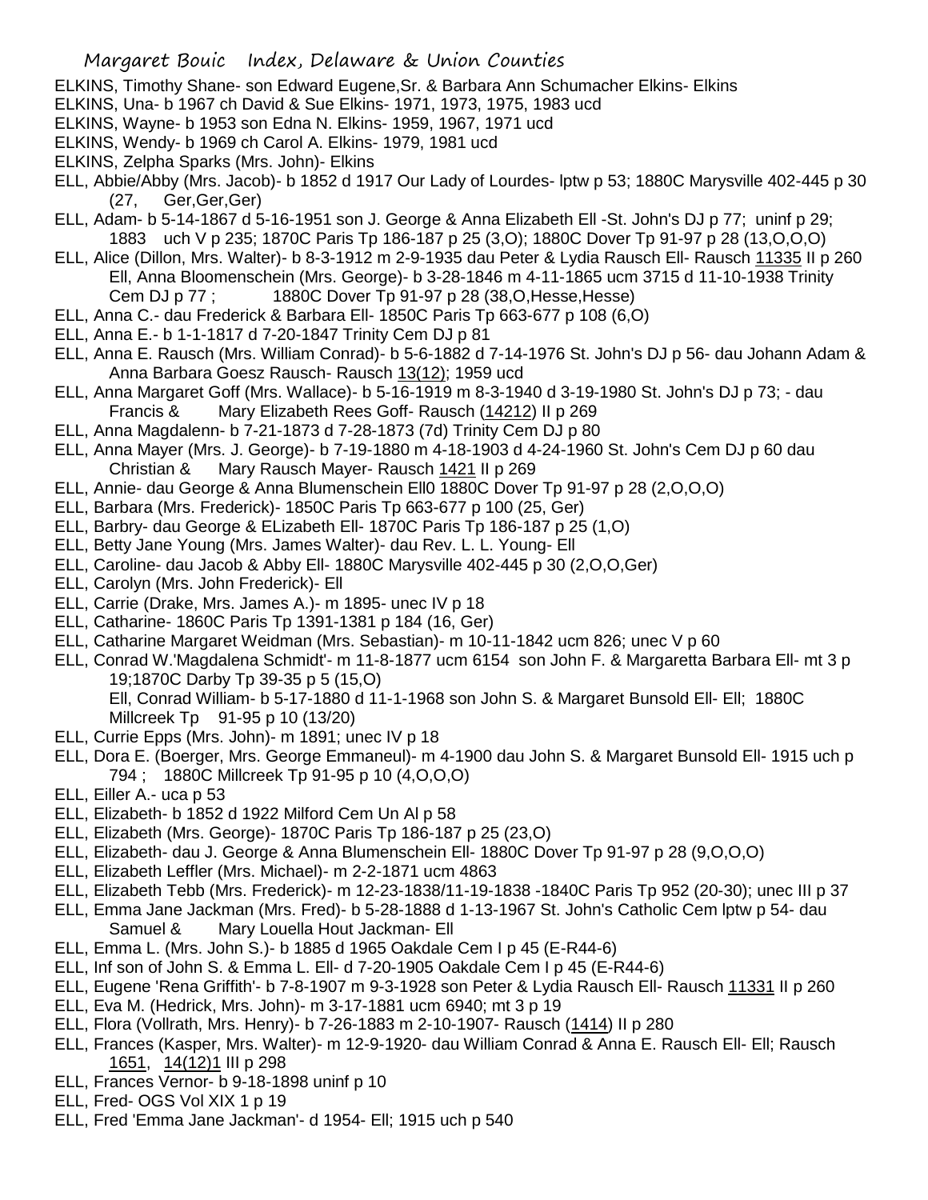ELKINS, Timothy Shane- son Edward Eugene,Sr. & Barbara Ann Schumacher Elkins- Elkins

ELKINS, Una- b 1967 ch David & Sue Elkins- 1971, 1973, 1975, 1983 ucd

ELKINS, Wayne- b 1953 son Edna N. Elkins- 1959, 1967, 1971 ucd

ELKINS, Wendy- b 1969 ch Carol A. Elkins- 1979, 1981 ucd

ELKINS, Zelpha Sparks (Mrs. John)- Elkins

ELL, Abbie/Abby (Mrs. Jacob)- b 1852 d 1917 Our Lady of Lourdes- lptw p 53; 1880C Marysville 402-445 p 30 (27, Ger,Ger,Ger)

ELL, Adam- b 5-14-1867 d 5-16-1951 son J. George & Anna Elizabeth Ell -St. John's DJ p 77; uninf p 29; 1883 uch V p 235; 1870C Paris Tp 186-187 p 25 (3,O); 1880C Dover Tp 91-97 p 28 (13,O,O,O)

ELL, Alice (Dillon, Mrs. Walter)- b 8-3-1912 m 2-9-1935 dau Peter & Lydia Rausch Ell- Rausch 11335 II p 260

Ell, Anna Bloomenschein (Mrs. George)- b 3-28-1846 m 4-11-1865 ucm 3715 d 11-10-1938 Trinity Cem DJ p 77 ; 1880C Dover Tp 91-97 p 28 (38,O,Hesse,Hesse)

ELL, Anna C.- dau Frederick & Barbara Ell- 1850C Paris Tp 663-677 p 108 (6,O)

ELL, Anna E.- b 1-1-1817 d 7-20-1847 Trinity Cem DJ p 81

ELL, Anna E. Rausch (Mrs. William Conrad)- b 5-6-1882 d 7-14-1976 St. John's DJ p 56- dau Johann Adam & Anna Barbara Goesz Rausch- Rausch 13(12); 1959 ucd

ELL, Anna Margaret Goff (Mrs. Wallace)- b 5-16-1919 m 8-3-1940 d 3-19-1980 St. John's DJ p 73; - dau Francis & Mary Elizabeth Rees Goff- Rausch (14212) II p 269

ELL, Anna Magdalenn- b 7-21-1873 d 7-28-1873 (7d) Trinity Cem DJ p 80

ELL, Anna Mayer (Mrs. J. George)- b 7-19-1880 m 4-18-1903 d 4-24-1960 St. John's Cem DJ p 60 dau Christian & Mary Rausch Mayer- Rausch 1421 II p 269

ELL, Annie- dau George & Anna Blumenschein Ell0 1880C Dover Tp 91-97 p 28 (2,O,O,O)

ELL, Barbara (Mrs. Frederick)- 1850C Paris Tp 663-677 p 100 (25, Ger)

ELL, Barbry- dau George & ELizabeth Ell- 1870C Paris Tp 186-187 p 25 (1,O)

ELL, Betty Jane Young (Mrs. James Walter)- dau Rev. L. L. Young- Ell

ELL, Caroline- dau Jacob & Abby Ell- 1880C Marysville 402-445 p 30 (2,O,O,Ger)

ELL, Carolyn (Mrs. John Frederick)- Ell

ELL, Carrie (Drake, Mrs. James A.)- m 1895- unec IV p 18

ELL, Catharine- 1860C Paris Tp 1391-1381 p 184 (16, Ger)

ELL, Catharine Margaret Weidman (Mrs. Sebastian)- m 10-11-1842 ucm 826; unec V p 60

ELL, Conrad W.'Magdalena Schmidt'- m 11-8-1877 ucm 6154 son John F. & Margaretta Barbara Ell- mt 3 p 19;1870C Darby Tp 39-35 p 5 (15,O)

Ell, Conrad William- b 5-17-1880 d 11-1-1968 son John S. & Margaret Bunsold Ell- Ell; 1880C Millcreek Tp 91-95 p 10 (13/20)

ELL, Currie Epps (Mrs. John)- m 1891; unec IV p 18

ELL, Dora E. (Boerger, Mrs. George Emmaneul)- m 4-1900 dau John S. & Margaret Bunsold Ell- 1915 uch p 794 ; 1880C Millcreek Tp 91-95 p 10 (4,O,O,O)

ELL, Eiller A.- uca p 53

ELL, Elizabeth- b 1852 d 1922 Milford Cem Un Al p 58

ELL, Elizabeth (Mrs. George)- 1870C Paris Tp 186-187 p 25 (23,O)

ELL, Elizabeth- dau J. George & Anna Blumenschein Ell- 1880C Dover Tp 91-97 p 28 (9,O,O,O)

ELL, Elizabeth Leffler (Mrs. Michael)- m 2-2-1871 ucm 4863

ELL, Elizabeth Tebb (Mrs. Frederick)- m 12-23-1838/11-19-1838 -1840C Paris Tp 952 (20-30); unec III p 37

ELL, Emma Jane Jackman (Mrs. Fred)- b 5-28-1888 d 1-13-1967 St. John's Catholic Cem lptw p 54- dau Samuel & Mary Louella Hout Jackman- Ell

ELL, Emma L. (Mrs. John S.)- b 1885 d 1965 Oakdale Cem I p 45 (E-R44-6)

ELL, Inf son of John S. & Emma L. Ell- d 7-20-1905 Oakdale Cem I p 45 (E-R44-6)

ELL, Eugene 'Rena Griffith'- b 7-8-1907 m 9-3-1928 son Peter & Lydia Rausch Ell- Rausch 11331 II p 260

ELL, Eva M. (Hedrick, Mrs. John)- m 3-17-1881 ucm 6940; mt 3 p 19

ELL, Flora (Vollrath, Mrs. Henry)- b 7-26-1883 m 2-10-1907- Rausch (1414) II p 280

ELL, Frances (Kasper, Mrs. Walter)- m 12-9-1920- dau William Conrad & Anna E. Rausch Ell- Ell; Rausch 1651, 14(12)1 III p 298

ELL, Frances Vernor- b 9-18-1898 uninf p 10

ELL, Fred- OGS Vol XIX 1 p 19

ELL, Fred 'Emma Jane Jackman'- d 1954- Ell; 1915 uch p 540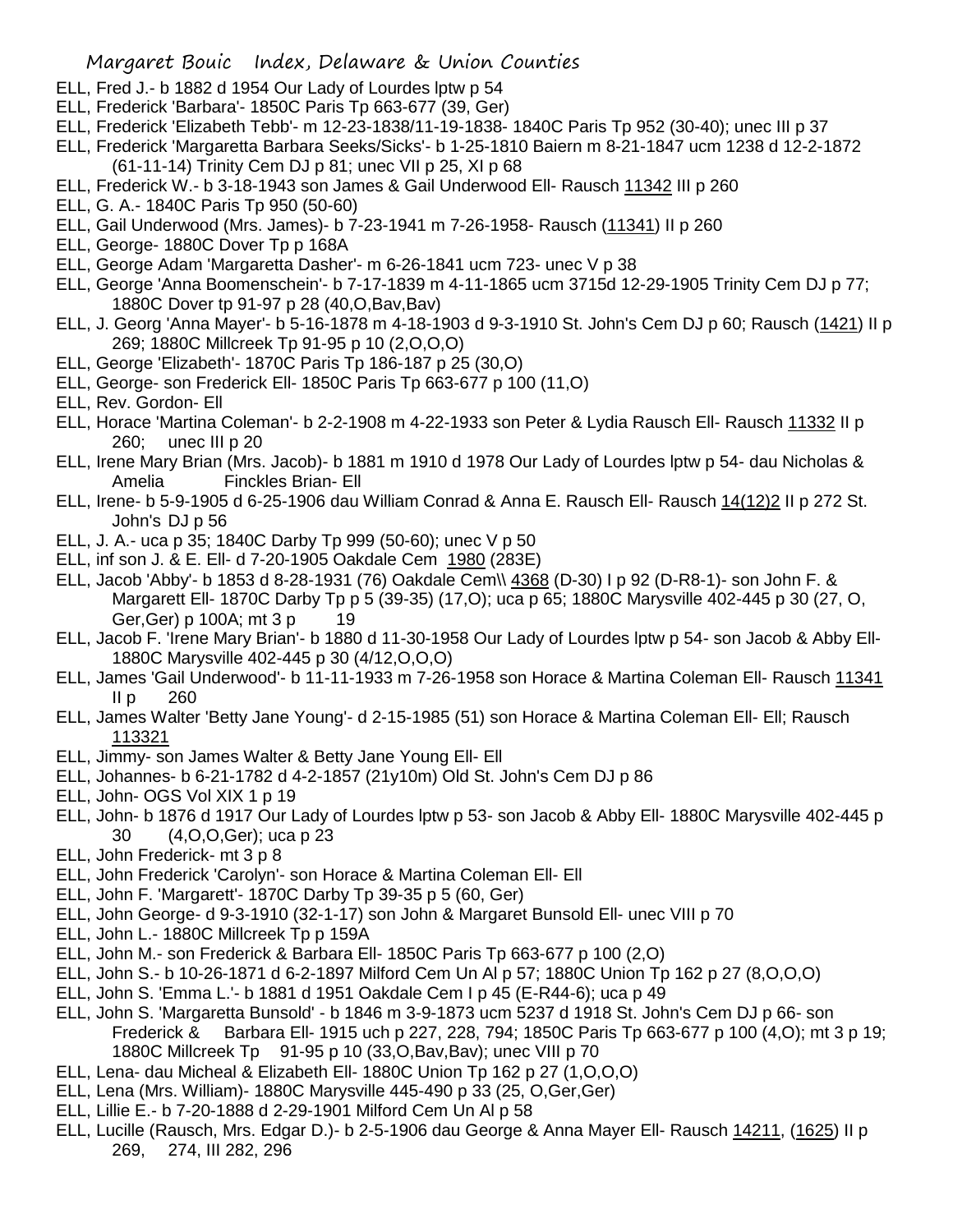ELL, Fred J.- b 1882 d 1954 Our Lady of Lourdes lptw p 54

ELL, Frederick 'Barbara'- 1850C Paris Tp 663-677 (39, Ger)

ELL, Frederick 'Elizabeth Tebb'- m 12-23-1838/11-19-1838- 1840C Paris Tp 952 (30-40); unec III p 37

ELL, Frederick 'Margaretta Barbara Seeks/Sicks'- b 1-25-1810 Baiern m 8-21-1847 ucm 1238 d 12-2-1872 (61-11-14) Trinity Cem DJ p 81; unec VII p 25, XI p 68

ELL, Frederick W.- b 3-18-1943 son James & Gail Underwood Ell- Rausch 11342 III p 260

ELL, G. A.- 1840C Paris Tp 950 (50-60)

ELL, Gail Underwood (Mrs. James)- b 7-23-1941 m 7-26-1958- Rausch (11341) II p 260

ELL, George- 1880C Dover Tp p 168A

ELL, George Adam 'Margaretta Dasher'- m 6-26-1841 ucm 723- unec V p 38

ELL, George 'Anna Boomenschein'- b 7-17-1839 m 4-11-1865 ucm 3715d 12-29-1905 Trinity Cem DJ p 77; 1880C Dover tp 91-97 p 28 (40,O,Bav,Bav)

ELL, J. Georg 'Anna Mayer'- b 5-16-1878 m 4-18-1903 d 9-3-1910 St. John's Cem DJ p 60; Rausch (1421) II p 269; 1880C Millcreek Tp 91-95 p 10 (2,O,O,O)

ELL, George 'Elizabeth'- 1870C Paris Tp 186-187 p 25 (30,O)

ELL, George- son Frederick Ell- 1850C Paris Tp 663-677 p 100 (11,O)

ELL, Rev. Gordon- Ell

ELL, Horace 'Martina Coleman'- b 2-2-1908 m 4-22-1933 son Peter & Lydia Rausch Ell- Rausch 11332 II p 260; unec III p 20

ELL, Irene Mary Brian (Mrs. Jacob)- b 1881 m 1910 d 1978 Our Lady of Lourdes lptw p 54- dau Nicholas & Amelia Finckles Brian- Ell

ELL, Irene- b 5-9-1905 d 6-25-1906 dau William Conrad & Anna E. Rausch Ell- Rausch 14(12)2 II p 272 St. John's DJ p 56

ELL, J. A.- uca p 35; 1840C Darby Tp 999 (50-60); unec V p 50

ELL, inf son J. & E. Ell- d 7-20-1905 Oakdale Cem 1980 (283E)

ELL, Jacob 'Abby'- b 1853 d 8-28-1931 (76) Oakdale Cem\\ 4368 (D-30) I p 92 (D-R8-1)- son John F. & Margarett Ell- 1870C Darby Tp p 5 (39-35) (17,O); uca p 65; 1880C Marysville 402-445 p 30 (27, O, Ger,Ger) p 100A; mt 3 p 19

ELL, Jacob F. 'Irene Mary Brian'- b 1880 d 11-30-1958 Our Lady of Lourdes lptw p 54- son Jacob & Abby Ell- 1880C Marysville 402-445 p 30 (4/12,O,O,O)

ELL, James 'Gail Underwood'- b 11-11-1933 m 7-26-1958 son Horace & Martina Coleman Ell- Rausch 11341 II p 260

ELL, James Walter 'Betty Jane Young'- d 2-15-1985 (51) son Horace & Martina Coleman Ell- Ell; Rausch 113321

ELL, Jimmy- son James Walter & Betty Jane Young Ell- Ell

ELL, Johannes- b 6-21-1782 d 4-2-1857 (21y10m) Old St. John's Cem DJ p 86

ELL, John- OGS Vol XIX 1 p 19

ELL, John- b 1876 d 1917 Our Lady of Lourdes lptw p 53- son Jacob & Abby Ell- 1880C Marysville 402-445 p 30 (4,O,O,Ger); uca p 23

ELL, John Frederick- mt 3 p 8

ELL, John Frederick 'Carolyn'- son Horace & Martina Coleman Ell- Ell

ELL, John F. 'Margarett'- 1870C Darby Tp 39-35 p 5 (60, Ger)

ELL, John George- d 9-3-1910 (32-1-17) son John & Margaret Bunsold Ell- unec VIII p 70

ELL, John L.- 1880C Millcreek Tp p 159A

ELL, John M.- son Frederick & Barbara Ell- 1850C Paris Tp 663-677 p 100 (2,O)

ELL, John S.- b 10-26-1871 d 6-2-1897 Milford Cem Un Al p 57; 1880C Union Tp 162 p 27 (8,O,O,O)

ELL, John S. 'Emma L.'- b 1881 d 1951 Oakdale Cem I p 45 (E-R44-6); uca p 49

ELL, John S. 'Margaretta Bunsold' - b 1846 m 3-9-1873 ucm 5237 d 1918 St. John's Cem DJ p 66- son Frederick & Barbara Ell- 1915 uch p 227, 228, 794; 1850C Paris Tp 663-677 p 100 (4,O); mt 3 p 19; 1880C Millcreek Tp 91-95 p 10 (33,O,Bav,Bav); unec VIII p 70

ELL, Lena- dau Micheal & Elizabeth Ell- 1880C Union Tp 162 p 27 (1,O,O,O)

ELL, Lena (Mrs. William)- 1880C Marysville 445-490 p 33 (25, O,Ger,Ger)

ELL, Lillie E.- b 7-20-1888 d 2-29-1901 Milford Cem Un Al p 58

ELL, Lucille (Rausch, Mrs. Edgar D.)- b 2-5-1906 dau George & Anna Mayer Ell- Rausch 14211, (1625) II p 269, 274, III 282, 296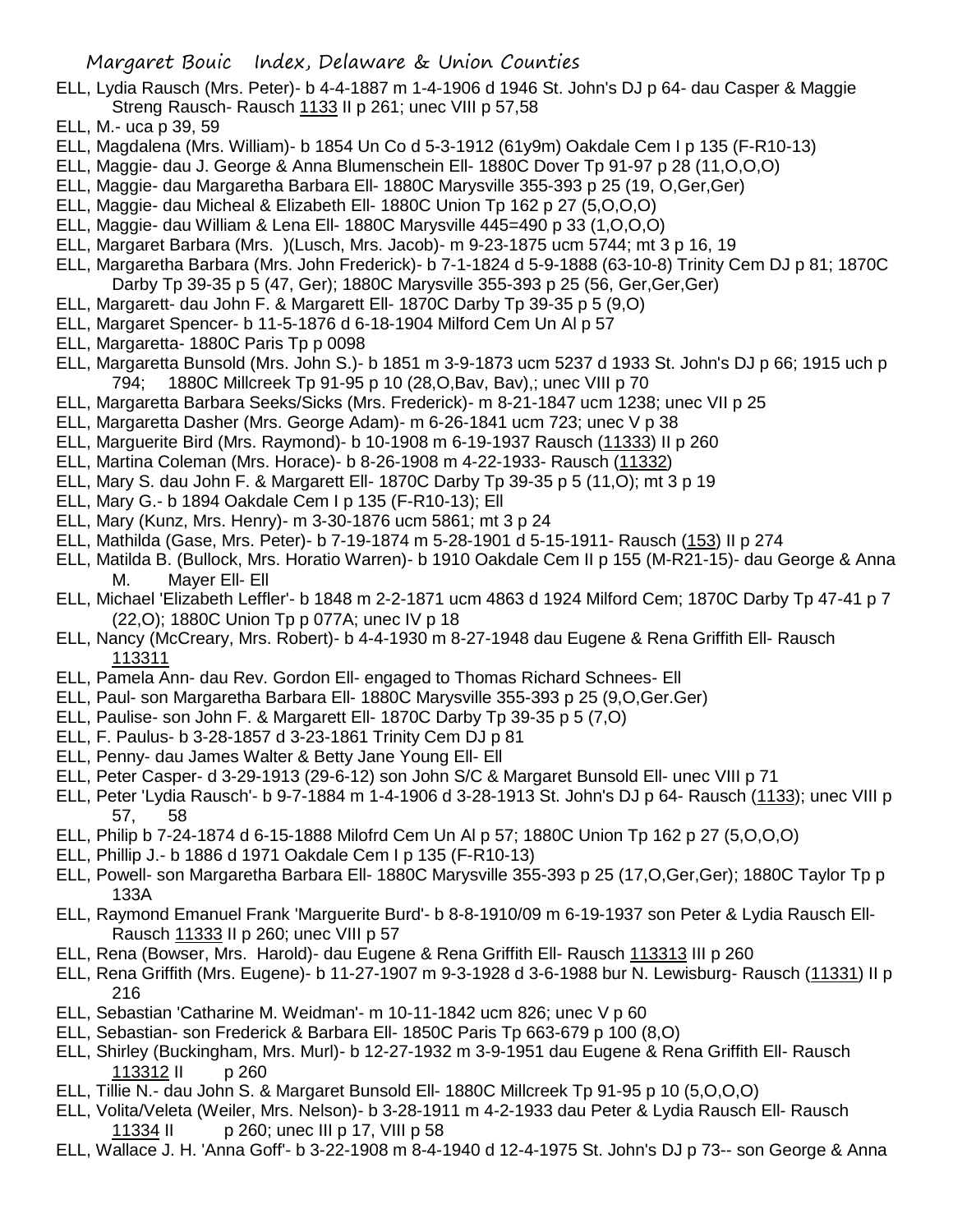ELL, Lydia Rausch (Mrs. Peter)- b 4-4-1887 m 1-4-1906 d 1946 St. John's DJ p 64- dau Casper & Maggie Streng Rausch- Rausch 1133 II p 261; unec VIII p 57,58

ELL, M.- uca p 39, 59

ELL, Magdalena (Mrs. William)- b 1854 Un Co d 5-3-1912 (61y9m) Oakdale Cem I p 135 (F-R10-13)

ELL, Maggie- dau J. George & Anna Blumenschein Ell- 1880C Dover Tp 91-97 p 28 (11,O,O,O)

ELL, Maggie- dau Margaretha Barbara Ell- 1880C Marysville 355-393 p 25 (19, O,Ger,Ger)

ELL, Maggie- dau Micheal & Elizabeth Ell- 1880C Union Tp 162 p 27 (5,O,O,O)

ELL, Maggie- dau William & Lena Ell- 1880C Marysville 445=490 p 33 (1,O,O,O)

ELL, Margaret Barbara (Mrs. )(Lusch, Mrs. Jacob)- m 9-23-1875 ucm 5744; mt 3 p 16, 19

ELL, Margaretha Barbara (Mrs. John Frederick)- b 7-1-1824 d 5-9-1888 (63-10-8) Trinity Cem DJ p 81; 1870C Darby Tp 39-35 p 5 (47, Ger); 1880C Marysville 355-393 p 25 (56, Ger,Ger,Ger)

ELL, Margarett- dau John F. & Margarett Ell- 1870C Darby Tp 39-35 p 5 (9,O)

ELL, Margaret Spencer- b 11-5-1876 d 6-18-1904 Milford Cem Un Al p 57

ELL, Margaretta- 1880C Paris Tp p 0098

ELL, Margaretta Bunsold (Mrs. John S.)- b 1851 m 3-9-1873 ucm 5237 d 1933 St. John's DJ p 66; 1915 uch p 794; 1880C Millcreek Tp 91-95 p 10 (28,O,Bav, Bav),; unec VIII p 70

ELL, Margaretta Barbara Seeks/Sicks (Mrs. Frederick)- m 8-21-1847 ucm 1238; unec VII p 25

ELL, Margaretta Dasher (Mrs. George Adam)- m 6-26-1841 ucm 723; unec V p 38

ELL, Marguerite Bird (Mrs. Raymond)- b 10-1908 m 6-19-1937 Rausch (11333) II p 260

ELL, Martina Coleman (Mrs. Horace)- b 8-26-1908 m 4-22-1933- Rausch (11332)

ELL, Mary S. dau John F. & Margarett Ell- 1870C Darby Tp 39-35 p 5 (11,O); mt 3 p 19

ELL, Mary G.- b 1894 Oakdale Cem I p 135 (F-R10-13); Ell

ELL, Mary (Kunz, Mrs. Henry)- m 3-30-1876 ucm 5861; mt 3 p 24

ELL, Mathilda (Gase, Mrs. Peter)- b 7-19-1874 m 5-28-1901 d 5-15-1911- Rausch (153) II p 274

ELL, Matilda B. (Bullock, Mrs. Horatio Warren)- b 1910 Oakdale Cem II p 155 (M-R21-15)- dau George & Anna M. Mayer Ell- Ell

ELL, Michael 'Elizabeth Leffler'- b 1848 m 2-2-1871 ucm 4863 d 1924 Milford Cem; 1870C Darby Tp 47-41 p 7 (22,O); 1880C Union Tp p 077A; unec IV p 18

ELL, Nancy (McCreary, Mrs. Robert)- b 4-4-1930 m 8-27-1948 dau Eugene & Rena Griffith Ell- Rausch 113311

ELL, Pamela Ann- dau Rev. Gordon Ell- engaged to Thomas Richard Schnees- Ell

ELL, Paul- son Margaretha Barbara Ell- 1880C Marysville 355-393 p 25 (9,O,Ger.Ger)

ELL, Paulise- son John F. & Margarett Ell- 1870C Darby Tp 39-35 p 5 (7,O)

ELL, F. Paulus- b 3-28-1857 d 3-23-1861 Trinity Cem DJ p 81

ELL, Penny- dau James Walter & Betty Jane Young Ell- Ell

ELL, Peter Casper- d 3-29-1913 (29-6-12) son John S/C & Margaret Bunsold Ell- unec VIII p 71

ELL, Peter 'Lydia Rausch'- b 9-7-1884 m 1-4-1906 d 3-28-1913 St. John's DJ p 64- Rausch (1133); unec VIII p 57, 58

ELL, Philip b 7-24-1874 d 6-15-1888 Milofrd Cem Un Al p 57; 1880C Union Tp 162 p 27 (5,O,O,O)

ELL, Phillip J.- b 1886 d 1971 Oakdale Cem I p 135 (F-R10-13)

ELL, Powell- son Margaretha Barbara Ell- 1880C Marysville 355-393 p 25 (17,O,Ger,Ger); 1880C Taylor Tp p 133A

ELL, Raymond Emanuel Frank 'Marguerite Burd'- b 8-8-1910/09 m 6-19-1937 son Peter & Lydia Rausch Ell- Rausch 11333 II p 260; unec VIII p 57

ELL, Rena (Bowser, Mrs. Harold)- dau Eugene & Rena Griffith Ell- Rausch 113313 III p 260

ELL, Rena Griffith (Mrs. Eugene)- b 11-27-1907 m 9-3-1928 d 3-6-1988 bur N. Lewisburg- Rausch (11331) II p 216

ELL, Sebastian 'Catharine M. Weidman'- m 10-11-1842 ucm 826; unec V p 60

ELL, Sebastian- son Frederick & Barbara Ell- 1850C Paris Tp 663-679 p 100 (8,O)

ELL, Shirley (Buckingham, Mrs. Murl)- b 12-27-1932 m 3-9-1951 dau Eugene & Rena Griffith Ell- Rausch 113312 II p 260

ELL, Tillie N.- dau John S. & Margaret Bunsold Ell- 1880C Millcreek Tp 91-95 p 10 (5,O,O,O)

ELL, Volita/Veleta (Weiler, Mrs. Nelson)- b 3-28-1911 m 4-2-1933 dau Peter & Lydia Rausch Ell- Rausch 11334 II p 260; unec III p 17, VIII p 58

ELL, Wallace J. H. 'Anna Goff'- b 3-22-1908 m 8-4-1940 d 12-4-1975 St. John's DJ p 73-- son George & Anna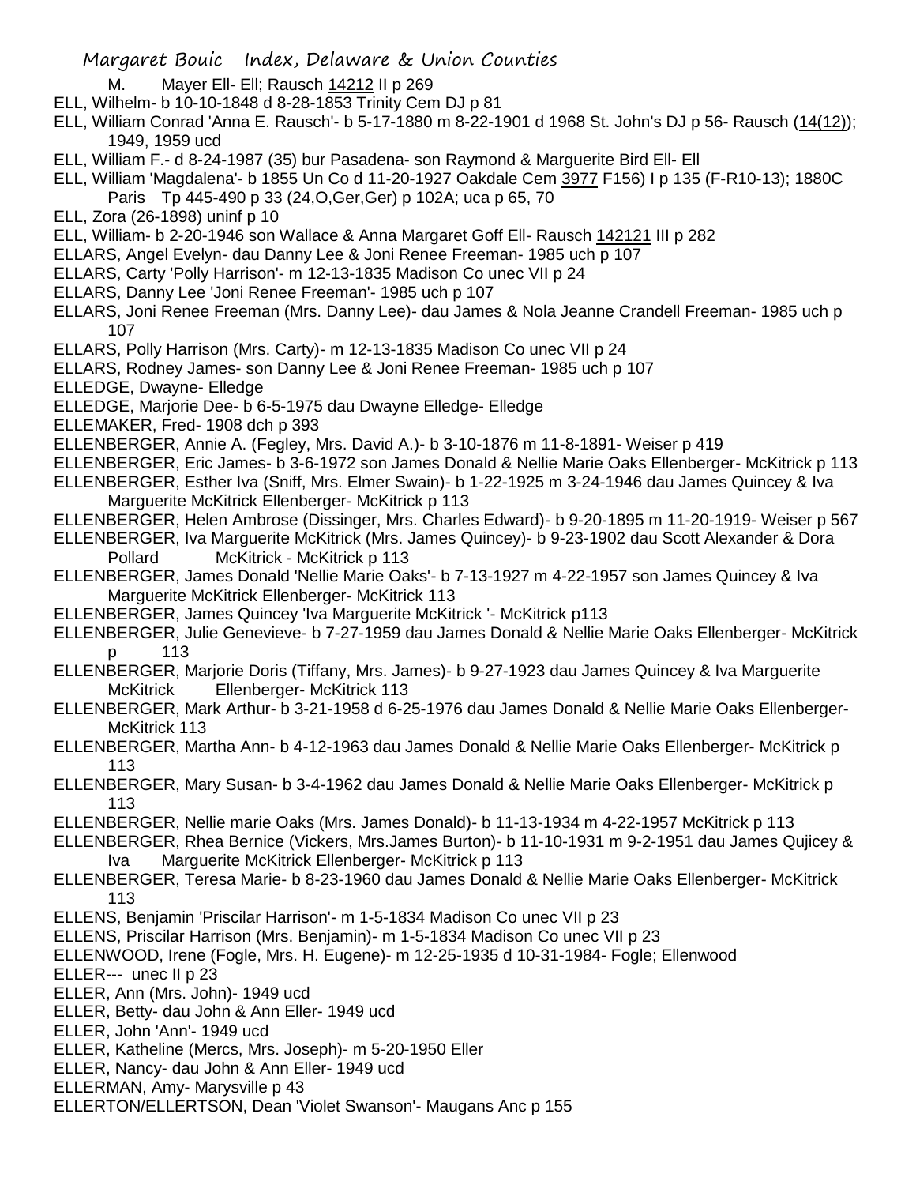M. Mayer Ell- Ell; Rausch 14212 II p 269

ELL, Wilhelm- b 10-10-1848 d 8-28-1853 Trinity Cem DJ p 81

ELL, William Conrad 'Anna E. Rausch'- b 5-17-1880 m 8-22-1901 d 1968 St. John's DJ p 56- Rausch (14(12)); 1949, 1959 ucd

ELL, William F.- d 8-24-1987 (35) bur Pasadena- son Raymond & Marguerite Bird Ell- Ell

ELL, William 'Magdalena'- b 1855 Un Co d 11-20-1927 Oakdale Cem 3977 F156) I p 135 (F-R10-13); 1880C Paris Tp 445-490 p 33 (24,O,Ger,Ger) p 102A; uca p 65, 70

ELL, Zora (26-1898) uninf p 10

ELL, William- b 2-20-1946 son Wallace & Anna Margaret Goff Ell- Rausch 142121 III p 282

ELLARS, Angel Evelyn- dau Danny Lee & Joni Renee Freeman- 1985 uch p 107

ELLARS, Carty 'Polly Harrison'- m 12-13-1835 Madison Co unec VII p 24

ELLARS, Danny Lee 'Joni Renee Freeman'- 1985 uch p 107

ELLARS, Joni Renee Freeman (Mrs. Danny Lee)- dau James & Nola Jeanne Crandell Freeman- 1985 uch p 107

ELLARS, Polly Harrison (Mrs. Carty)- m 12-13-1835 Madison Co unec VII p 24

ELLARS, Rodney James- son Danny Lee & Joni Renee Freeman- 1985 uch p 107

ELLEDGE, Dwayne- Elledge

ELLEDGE, Marjorie Dee- b 6-5-1975 dau Dwayne Elledge- Elledge

ELLEMAKER, Fred- 1908 dch p 393

ELLENBERGER, Annie A. (Fegley, Mrs. David A.)- b 3-10-1876 m 11-8-1891- Weiser p 419

ELLENBERGER, Eric James- b 3-6-1972 son James Donald & Nellie Marie Oaks Ellenberger- McKitrick p 113

ELLENBERGER, Esther Iva (Sniff, Mrs. Elmer Swain)- b 1-22-1925 m 3-24-1946 dau James Quincey & Iva Marguerite McKitrick Ellenberger- McKitrick p 113

ELLENBERGER, Helen Ambrose (Dissinger, Mrs. Charles Edward)- b 9-20-1895 m 11-20-1919- Weiser p 567

ELLENBERGER, Iva Marguerite McKitrick (Mrs. James Quincey)- b 9-23-1902 dau Scott Alexander & Dora Pollard McKitrick - McKitrick p 113

ELLENBERGER, James Donald 'Nellie Marie Oaks'- b 7-13-1927 m 4-22-1957 son James Quincey & Iva Marguerite McKitrick Ellenberger- McKitrick 113

ELLENBERGER, James Quincey 'Iva Marguerite McKitrick '- McKitrick p113

ELLENBERGER, Julie Genevieve- b 7-27-1959 dau James Donald & Nellie Marie Oaks Ellenberger- McKitrick p 113

ELLENBERGER, Marjorie Doris (Tiffany, Mrs. James)- b 9-27-1923 dau James Quincey & Iva Marguerite McKitrick Ellenberger- McKitrick 113

ELLENBERGER, Mark Arthur- b 3-21-1958 d 6-25-1976 dau James Donald & Nellie Marie Oaks Ellenberger- McKitrick 113

ELLENBERGER, Martha Ann- b 4-12-1963 dau James Donald & Nellie Marie Oaks Ellenberger- McKitrick p 113

ELLENBERGER, Mary Susan- b 3-4-1962 dau James Donald & Nellie Marie Oaks Ellenberger- McKitrick p 113

ELLENBERGER, Nellie marie Oaks (Mrs. James Donald)- b 11-13-1934 m 4-22-1957 McKitrick p 113

ELLENBERGER, Rhea Bernice (Vickers, Mrs.James Burton)- b 11-10-1931 m 9-2-1951 dau James Qujicey & Iva Marguerite McKitrick Ellenberger- McKitrick p 113

ELLENBERGER, Teresa Marie- b 8-23-1960 dau James Donald & Nellie Marie Oaks Ellenberger- McKitrick 113

ELLENS, Benjamin 'Priscilar Harrison'- m 1-5-1834 Madison Co unec VII p 23

ELLENS, Priscilar Harrison (Mrs. Benjamin)- m 1-5-1834 Madison Co unec VII p 23

ELLENWOOD, Irene (Fogle, Mrs. H. Eugene)- m 12-25-1935 d 10-31-1984- Fogle; Ellenwood

ELLER--- unec II p 23

ELLER, Ann (Mrs. John)- 1949 ucd

ELLER, Betty- dau John & Ann Eller- 1949 ucd

ELLER, John 'Ann'- 1949 ucd

ELLER, Katheline (Mercs, Mrs. Joseph)- m 5-20-1950 Eller

ELLER, Nancy- dau John & Ann Eller- 1949 ucd

ELLERMAN, Amy- Marysville p 43

ELLERTON/ELLERTSON, Dean 'Violet Swanson'- Maugans Anc p 155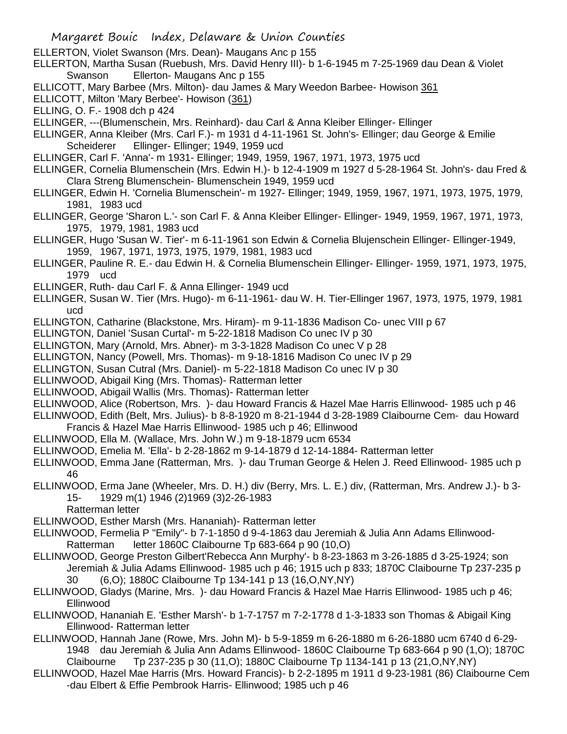ELLERTON, Violet Swanson (Mrs. Dean)- Maugans Anc p 155

ELLERTON, Martha Susan (Ruebush, Mrs. David Henry III)- b 1-6-1945 m 7-25-1969 dau Dean & Violet Swanson Ellerton- Maugans Anc p 155

ELLICOTT, Mary Barbee (Mrs. Milton)- dau James & Mary Weedon Barbee- Howison 361

ELLICOTT, Milton 'Mary Berbee'- Howison (361)

ELLING, O. F.- 1908 dch p 424

ELLINGER, ---(Blumenschein, Mrs. Reinhard)- dau Carl & Anna Kleiber Ellinger- Ellinger

ELLINGER, Anna Kleiber (Mrs. Carl F.)- m 1931 d 4-11-1961 St. John's- Ellinger; dau George & Emilie Scheiderer Ellinger- Ellinger; 1949, 1959 ucd

ELLINGER, Carl F. 'Anna'- m 1931- Ellinger; 1949, 1959, 1967, 1971, 1973, 1975 ucd

ELLINGER, Cornelia Blumenschein (Mrs. Edwin H.)- b 12-4-1909 m 1927 d 5-28-1964 St. John's- dau Fred & Clara Streng Blumenschein- Blumenschein 1949, 1959 ucd

ELLINGER, Edwin H. 'Cornelia Blumenschein'- m 1927- Ellinger; 1949, 1959, 1967, 1971, 1973, 1975, 1979, 1981, 1983 ucd

ELLINGER, George 'Sharon L.'- son Carl F. & Anna Kleiber Ellinger- Ellinger- 1949, 1959, 1967, 1971, 1973, 1975, 1979, 1981, 1983 ucd

ELLINGER, Hugo 'Susan W. Tier'- m 6-11-1961 son Edwin & Cornelia Blujenschein Ellinger- Ellinger-1949, 1959, 1967, 1971, 1973, 1975, 1979, 1981, 1983 ucd

ELLINGER, Pauline R. E.- dau Edwin H. & Cornelia Blumenschein Ellinger- Ellinger- 1959, 1971, 1973, 1975, 1979 ucd

ELLINGER, Ruth- dau Carl F. & Anna Ellinger- 1949 ucd

ELLINGER, Susan W. Tier (Mrs. Hugo)- m 6-11-1961- dau W. H. Tier-Ellinger 1967, 1973, 1975, 1979, 1981 ucd

ELLINGTON, Catharine (Blackstone, Mrs. Hiram)- m 9-11-1836 Madison Co- unec VIII p 67

ELLINGTON, Daniel 'Susan Curtal'- m 5-22-1818 Madison Co unec IV p 30

ELLINGTON, Mary (Arnold, Mrs. Abner)- m 3-3-1828 Madison Co unec V p 28

ELLINGTON, Nancy (Powell, Mrs. Thomas)- m 9-18-1816 Madison Co unec IV p 29

ELLINGTON, Susan Cutral (Mrs. Daniel)- m 5-22-1818 Madison Co unec IV p 30

ELLINWOOD, Abigail King (Mrs. Thomas)- Ratterman letter

ELLINWOOD, Abigail Wallis (Mrs. Thomas)- Ratterman letter

ELLINWOOD, Alice (Robertson, Mrs. )- dau Howard Francis & Hazel Mae Harris Ellinwood- 1985 uch p 46

ELLINWOOD, Edith (Belt, Mrs. Julius)- b 8-8-1920 m 8-21-1944 d 3-28-1989 Claibourne Cem- dau Howard Francis & Hazel Mae Harris Ellinwood- 1985 uch p 46; Ellinwood

ELLINWOOD, Ella M. (Wallace, Mrs. John W.) m 9-18-1879 ucm 6534

ELLINWOOD, Emelia M. 'Ella'- b 2-28-1862 m 9-14-1879 d 12-14-1884- Ratterman letter

ELLINWOOD, Emma Jane (Ratterman, Mrs. )- dau Truman George & Helen J. Reed Ellinwood- 1985 uch p 46

ELLINWOOD, Erma Jane (Wheeler, Mrs. D. H.) div (Berry, Mrs. L. E.) div, (Ratterman, Mrs. Andrew J.)- b 3-15- 1929 m(1) 1946 (2)1969 (3)2-26-1983 Ratterman letter

ELLINWOOD, Esther Marsh (Mrs. Hananiah)- Ratterman letter

ELLINWOOD, Fermelia P "Emily"- b 7-1-1850 d 9-4-1863 dau Jeremiah & Julia Ann Adams Ellinwood- Ratterman letter 1860C Claibourne Tp 683-664 p 90 (10,O)

ELLINWOOD, George Preston Gilbert'Rebecca Ann Murphy'- b 8-23-1863 m 3-26-1885 d 3-25-1924; son Jeremiah & Julia Adams Ellinwood- 1985 uch p 46; 1915 uch p 833; 1870C Claibourne Tp 237-235 p 30 (6,O); 1880C Claibourne Tp 134-141 p 13 (16,O,NY,NY)

ELLINWOOD, Gladys (Marine, Mrs. )- dau Howard Francis & Hazel Mae Harris Ellinwood- 1985 uch p 46; Ellinwood

ELLINWOOD, Hananiah E. 'Esther Marsh'- b 1-7-1757 m 7-2-1778 d 1-3-1833 son Thomas & Abigail King Ellinwood- Ratterman letter

ELLINWOOD, Hannah Jane (Rowe, Mrs. John M)- b 5-9-1859 m 6-26-1880 m 6-26-1880 ucm 6740 d 6-29-1948 dau Jeremiah & Julia Ann Adams Ellinwood- 1860C Claibourne Tp 683-664 p 90 (1,O); 1870C Claibourne Tp 237-235 p 30 (11,O); 1880C Claibourne Tp 1134-141 p 13 (21,O,NY,NY)

ELLINWOOD, Hazel Mae Harris (Mrs. Howard Francis)- b 2-2-1895 m 1911 d 9-23-1981 (86) Claibourne Cem -dau Elbert & Effie Pembrook Harris- Ellinwood; 1985 uch p 46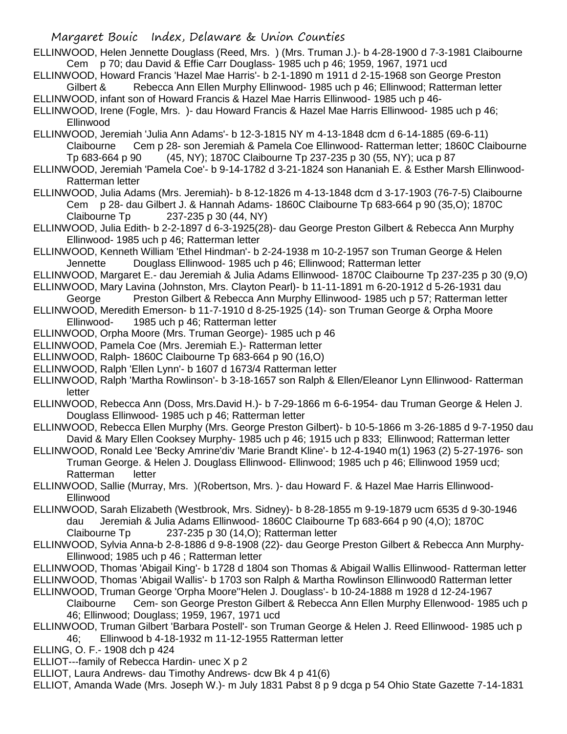ELLINWOOD, Helen Jennette Douglass (Reed, Mrs. ) (Mrs. Truman J.)- b 4-28-1900 d 7-3-1981 Claibourne Cem p 70; dau David & Effie Carr Douglass- 1985 uch p 46; 1959, 1967, 1971 ucd

ELLINWOOD, Howard Francis 'Hazel Mae Harris'- b 2-1-1890 m 1911 d 2-15-1968 son George Preston Gilbert & Rebecca Ann Ellen Murphy Ellinwood- 1985 uch p 46; Ellinwood; Ratterman letter

ELLINWOOD, infant son of Howard Francis & Hazel Mae Harris Ellinwood- 1985 uch p 46-

ELLINWOOD, Irene (Fogle, Mrs. )- dau Howard Francis & Hazel Mae Harris Ellinwood- 1985 uch p 46; Ellinwood

ELLINWOOD, Jeremiah 'Julia Ann Adams'- b 12-3-1815 NY m 4-13-1848 dcm d 6-14-1885 (69-6-11) Claibourne Cem p 28- son Jeremiah & Pamela Coe Ellinwood- Ratterman letter; 1860C Claibourne Tp 683-664 p 90 (45, NY); 1870C Claibourne Tp 237-235 p 30 (55, NY); uca p 87

ELLINWOOD, Jeremiah 'Pamela Coe'- b 9-14-1782 d 3-21-1824 son Hananiah E. & Esther Marsh Ellinwood- Ratterman letter

ELLINWOOD, Julia Adams (Mrs. Jeremiah)- b 8-12-1826 m 4-13-1848 dcm d 3-17-1903 (76-7-5) Claibourne Cem p 28- dau Gilbert J. & Hannah Adams- 1860C Claibourne Tp 683-664 p 90 (35,O); 1870C Claibourne Tp 237-235 p 30 (44, NY)

ELLINWOOD, Julia Edith- b 2-2-1897 d 6-3-1925(28)- dau George Preston Gilbert & Rebecca Ann Murphy Ellinwood- 1985 uch p 46; Ratterman letter

ELLINWOOD, Kenneth William 'Ethel Hindman'- b 2-24-1938 m 10-2-1957 son Truman George & Helen Jennette Douglass Ellinwood- 1985 uch p 46; Ellinwood; Ratterman letter

ELLINWOOD, Margaret E.- dau Jeremiah & Julia Adams Ellinwood- 1870C Claibourne Tp 237-235 p 30 (9,O)

ELLINWOOD, Mary Lavina (Johnston, Mrs. Clayton Pearl)- b 11-11-1891 m 6-20-1912 d 5-26-1931 dau George Preston Gilbert & Rebecca Ann Murphy Ellinwood- 1985 uch p 57; Ratterman letter

ELLINWOOD, Meredith Emerson- b 11-7-1910 d 8-25-1925 (14)- son Truman George & Orpha Moore Ellinwood- 1985 uch p 46; Ratterman letter

ELLINWOOD, Orpha Moore (Mrs. Truman George)- 1985 uch p 46

ELLINWOOD, Pamela Coe (Mrs. Jeremiah E.)- Ratterman letter

ELLINWOOD, Ralph- 1860C Claibourne Tp 683-664 p 90 (16,O)

ELLINWOOD, Ralph 'Ellen Lynn'- b 1607 d 1673/4 Ratterman letter

ELLINWOOD, Ralph 'Martha Rowlinson'- b 3-18-1657 son Ralph & Ellen/Eleanor Lynn Ellinwood- Ratterman letter

ELLINWOOD, Rebecca Ann (Doss, Mrs.David H.)- b 7-29-1866 m 6-6-1954- dau Truman George & Helen J. Douglass Ellinwood- 1985 uch p 46; Ratterman letter

ELLINWOOD, Rebecca Ellen Murphy (Mrs. George Preston Gilbert)- b 10-5-1866 m 3-26-1885 d 9-7-1950 dau David & Mary Ellen Cooksey Murphy- 1985 uch p 46; 1915 uch p 833; Ellinwood; Ratterman letter

ELLINWOOD, Ronald Lee 'Becky Amrine'div 'Marie Brandt Kline'- b 12-4-1940 m(1) 1963 (2) 5-27-1976- son Truman George. & Helen J. Douglass Ellinwood- Ellinwood; 1985 uch p 46; Ellinwood 1959 ucd; Ratterman letter

ELLINWOOD, Sallie (Murray, Mrs. )(Robertson, Mrs. )- dau Howard F. & Hazel Mae Harris Ellinwood- Ellinwood

ELLINWOOD, Sarah Elizabeth (Westbrook, Mrs. Sidney)- b 8-28-1855 m 9-19-1879 ucm 6535 d 9-30-1946 dau Jeremiah & Julia Adams Ellinwood- 1860C Claibourne Tp 683-664 p 90 (4,O); 1870C Claibourne Tp 237-235 p 30 (14,O); Ratterman letter

ELLINWOOD, Sylvia Anna-b 2-8-1886 d 9-8-1908 (22)- dau George Preston Gilbert & Rebecca Ann Murphy- Ellinwood; 1985 uch p 46 ; Ratterman letter

ELLINWOOD, Thomas 'Abigail King'- b 1728 d 1804 son Thomas & Abigail Wallis Ellinwood- Ratterman letter

ELLINWOOD, Thomas 'Abigail Wallis'- b 1703 son Ralph & Martha Rowlinson Ellinwood0 Ratterman letter

ELLINWOOD, Truman George 'Orpha Moore''Helen J. Douglass'- b 10-24-1888 m 1928 d 12-24-1967 Claibourne Cem- son George Preston Gilbert & Rebecca Ann Ellen Murphy Ellenwood- 1985 uch p 46; Ellinwood; Douglass; 1959, 1967, 1971 ucd

ELLINWOOD, Truman Gilbert 'Barbara Postell'- son Truman George & Helen J. Reed Ellinwood- 1985 uch p 46; Ellinwood b 4-18-1932 m 11-12-1955 Ratterman letter

ELLING, O. F.- 1908 dch p 424

ELLIOT---family of Rebecca Hardin- unec X p 2

ELLIOT, Laura Andrews- dau Timothy Andrews- dcw Bk 4 p 41(6)

ELLIOT, Amanda Wade (Mrs. Joseph W.)- m July 1831 Pabst 8 p 9 dcga p 54 Ohio State Gazette 7-14-1831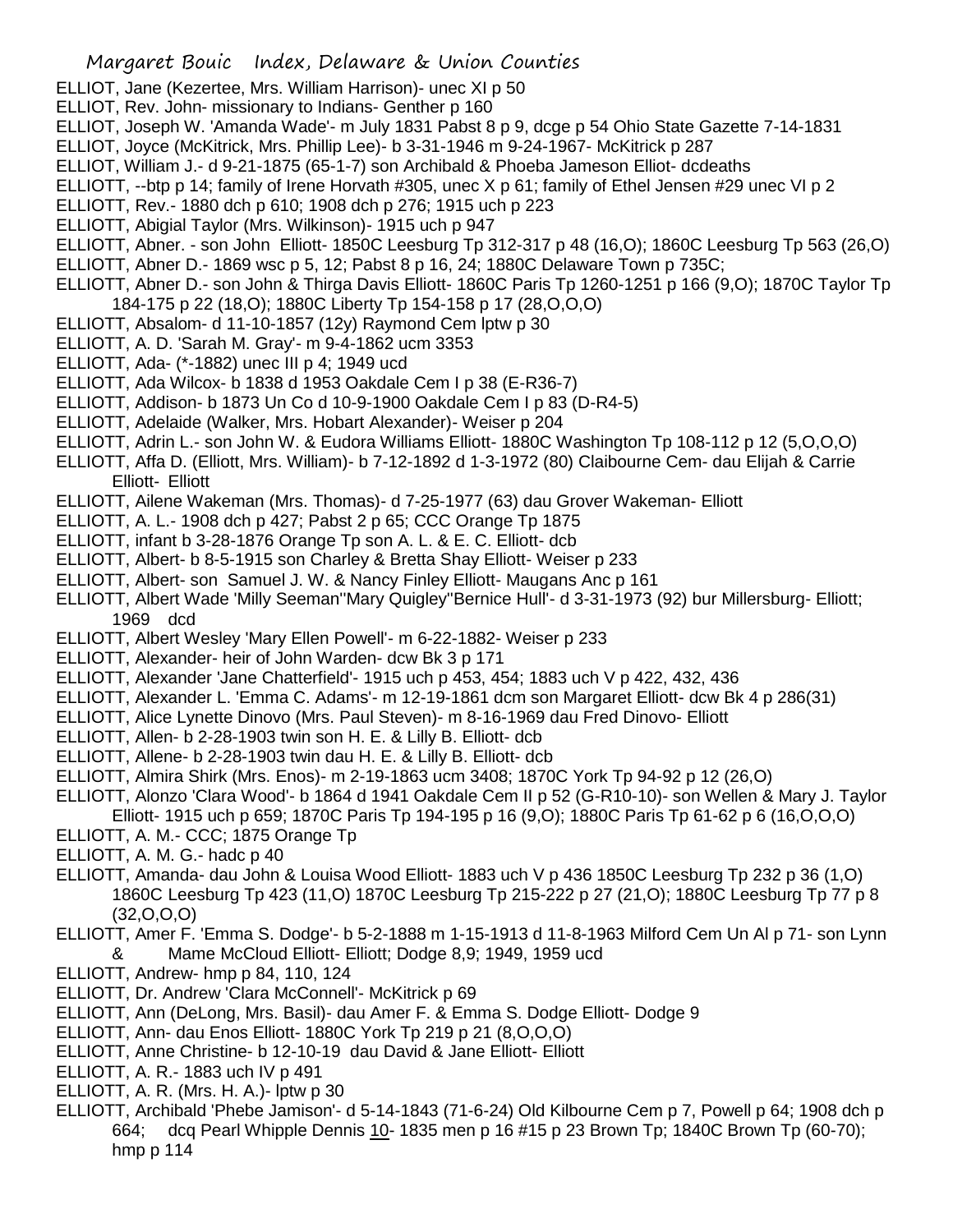ELLIOT, Jane (Kezertee, Mrs. William Harrison)- unec XI p 50
ELLIOT, Rev. John- missionary to Indians- Genther p 160
ELLIOT, Joseph W. 'Amanda Wade'- m July 1831 Pabst 8 p 9, dcge p 54 Ohio State Gazette 7-14-1831
ELLIOT, Joyce (McKitrick, Mrs. Phillip Lee)- b 3-31-1946 m 9-24-1967- McKitrick p 287
ELLIOT, William J.- d 9-21-1875 (65-1-7) son Archibald & Phoeba Jameson Elliot- dcdeaths
ELLIOTT, --btp p 14; family of Irene Horvath #305, unec X p 61; family of Ethel Jensen #29 unec VI p 2
ELLIOTT, Rev.- 1880 dch p 610; 1908 dch p 276; 1915 uch p 223
ELLIOTT, Abigial Taylor (Mrs. Wilkinson)- 1915 uch p 947
ELLIOTT, Abner. - son John Elliott- 1850C Leesburg Tp 312-317 p 48 (16,O); 1860C Leesburg Tp 563 (26,O)
ELLIOTT, Abner D.- 1869 wsc p 5, 12; Pabst 8 p 16, 24; 1880C Delaware Town p 735C;
ELLIOTT, Abner D.- son John & Thirga Davis Elliott- 1860C Paris Tp 1260-1251 p 166 (9,O); 1870C Taylor Tp 184-175 p 22 (18,O); 1880C Liberty Tp 154-158 p 17 (28,O,O,O)
ELLIOTT, Absalom- d 11-10-1857 (12y) Raymond Cem lptw p 30
ELLIOTT, A. D. 'Sarah M. Gray'- m 9-4-1862 ucm 3353
ELLIOTT, Ada- (*-1882) unec III p 4; 1949 ucd
ELLIOTT, Ada Wilcox- b 1838 d 1953 Oakdale Cem I p 38 (E-R36-7)
ELLIOTT, Addison- b 1873 Un Co d 10-9-1900 Oakdale Cem I p 83 (D-R4-5)
ELLIOTT, Adelaide (Walker, Mrs. Hobart Alexander)- Weiser p 204
ELLIOTT, Adrin L.- son John W. & Eudora Williams Elliott- 1880C Washington Tp 108-112 p 12 (5,O,O,O)
ELLIOTT, Affa D. (Elliott, Mrs. William)- b 7-12-1892 d 1-3-1972 (80) Claibourne Cem- dau Elijah & Carrie Elliott- Elliott
ELLIOTT, Ailene Wakeman (Mrs. Thomas)- d 7-25-1977 (63) dau Grover Wakeman- Elliott
ELLIOTT, A. L.- 1908 dch p 427; Pabst 2 p 65; CCC Orange Tp 1875
ELLIOTT, infant b 3-28-1876 Orange Tp son A. L. & E. C. Elliott- dcb
ELLIOTT, Albert- b 8-5-1915 son Charley & Bretta Shay Elliott- Weiser p 233
ELLIOTT, Albert- son Samuel J. W. & Nancy Finley Elliott- Maugans Anc p 161
ELLIOTT, Albert Wade 'Milly Seeman''Mary Quigley''Bernice Hull'- d 3-31-1973 (92) bur Millersburg- Elliott; 1969 dcd
ELLIOTT, Albert Wesley 'Mary Ellen Powell'- m 6-22-1882- Weiser p 233
ELLIOTT, Alexander- heir of John Warden- dcw Bk 3 p 171
ELLIOTT, Alexander 'Jane Chatterfield'- 1915 uch p 453, 454; 1883 uch V p 422, 432, 436
ELLIOTT, Alexander L. 'Emma C. Adams'- m 12-19-1861 dcm son Margaret Elliott- dcw Bk 4 p 286(31)
ELLIOTT, Alice Lynette Dinovo (Mrs. Paul Steven)- m 8-16-1969 dau Fred Dinovo- Elliott
ELLIOTT, Allen- b 2-28-1903 twin son H. E. & Lilly B. Elliott- dcb
ELLIOTT, Allene- b 2-28-1903 twin dau H. E. & Lilly B. Elliott- dcb
ELLIOTT, Almira Shirk (Mrs. Enos)- m 2-19-1863 ucm 3408; 1870C York Tp 94-92 p 12 (26,O)
ELLIOTT, Alonzo 'Clara Wood'- b 1864 d 1941 Oakdale Cem II p 52 (G-R10-10)- son Wellen & Mary J. Taylor Elliott- 1915 uch p 659; 1870C Paris Tp 194-195 p 16 (9,O); 1880C Paris Tp 61-62 p 6 (16,O,O,O)
ELLIOTT, A. M.- CCC; 1875 Orange Tp
ELLIOTT, A. M. G.- hadc p 40
ELLIOTT, Amanda- dau John & Louisa Wood Elliott- 1883 uch V p 436 1850C Leesburg Tp 232 p 36 (1,O) 1860C Leesburg Tp 423 (11,O) 1870C Leesburg Tp 215-222 p 27 (21,O); 1880C Leesburg Tp 77 p 8 (32,O,O,O)
ELLIOTT, Amer F. 'Emma S. Dodge'- b 5-2-1888 m 1-15-1913 d 11-8-1963 Milford Cem Un Al p 71- son Lynn & Mame McCloud Elliott- Elliott; Dodge 8,9; 1949, 1959 ucd
ELLIOTT, Andrew- hmp p 84, 110, 124
ELLIOTT, Dr. Andrew 'Clara McConnell'- McKitrick p 69
ELLIOTT, Ann (DeLong, Mrs. Basil)- dau Amer F. & Emma S. Dodge Elliott- Dodge 9
ELLIOTT, Ann- dau Enos Elliott- 1880C York Tp 219 p 21 (8,O,O,O)
ELLIOTT, Anne Christine- b 12-10-19 dau David & Jane Elliott- Elliott
ELLIOTT, A. R.- 1883 uch IV p 491
ELLIOTT, A. R. (Mrs. H. A.)- lptw p 30
ELLIOTT, Archibald 'Phebe Jamison'- d 5-14-1843 (71-6-24) Old Kilbourne Cem p 7, Powell p 64; 1908 dch p 664; dcq Pearl Whipple Dennis 10- 1835 men p 16 #15 p 23 Brown Tp; 1840C Brown Tp (60-70); hmp p 114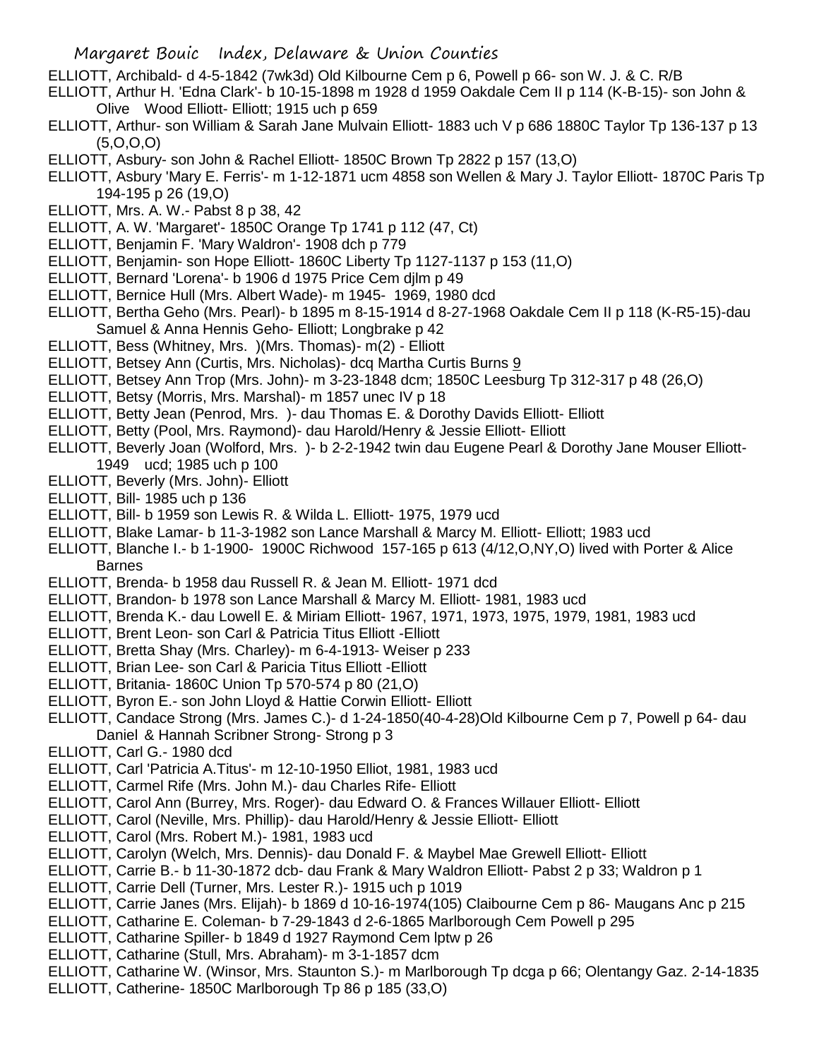ELLIOTT, Archibald- d 4-5-1842 (7wk3d) Old Kilbourne Cem p 6, Powell p 66- son W. J. & C. R/B

ELLIOTT, Arthur H. 'Edna Clark'- b 10-15-1898 m 1928 d 1959 Oakdale Cem II p 114 (K-B-15)- son John & Olive Wood Elliott- Elliott; 1915 uch p 659

ELLIOTT, Arthur- son William & Sarah Jane Mulvain Elliott- 1883 uch V p 686 1880C Taylor Tp 136-137 p 13 (5,O,O,O)

ELLIOTT, Asbury- son John & Rachel Elliott- 1850C Brown Tp 2822 p 157 (13,O)

ELLIOTT, Asbury 'Mary E. Ferris'- m 1-12-1871 ucm 4858 son Wellen & Mary J. Taylor Elliott- 1870C Paris Tp 194-195 p 26 (19,O)

ELLIOTT, Mrs. A. W.- Pabst 8 p 38, 42

ELLIOTT, A. W. 'Margaret'- 1850C Orange Tp 1741 p 112 (47, Ct)

ELLIOTT, Benjamin F. 'Mary Waldron'- 1908 dch p 779

ELLIOTT, Benjamin- son Hope Elliott- 1860C Liberty Tp 1127-1137 p 153 (11,O)

ELLIOTT, Bernard 'Lorena'- b 1906 d 1975 Price Cem djlm p 49

ELLIOTT, Bernice Hull (Mrs. Albert Wade)- m 1945- 1969, 1980 dcd

ELLIOTT, Bertha Geho (Mrs. Pearl)- b 1895 m 8-15-1914 d 8-27-1968 Oakdale Cem II p 118 (K-R5-15)-dau Samuel & Anna Hennis Geho- Elliott; Longbrake p 42

ELLIOTT, Bess (Whitney, Mrs. )(Mrs. Thomas)- m(2) - Elliott

ELLIOTT, Betsey Ann (Curtis, Mrs. Nicholas)- dcq Martha Curtis Burns 9

ELLIOTT, Betsey Ann Trop (Mrs. John)- m 3-23-1848 dcm; 1850C Leesburg Tp 312-317 p 48 (26,O)

ELLIOTT, Betsy (Morris, Mrs. Marshal)- m 1857 unec IV p 18

ELLIOTT, Betty Jean (Penrod, Mrs. )- dau Thomas E. & Dorothy Davids Elliott- Elliott

ELLIOTT, Betty (Pool, Mrs. Raymond)- dau Harold/Henry & Jessie Elliott- Elliott

ELLIOTT, Beverly Joan (Wolford, Mrs. )- b 2-2-1942 twin dau Eugene Pearl & Dorothy Jane Mouser Elliott- 1949 ucd; 1985 uch p 100

ELLIOTT, Beverly (Mrs. John)- Elliott

ELLIOTT, Bill- 1985 uch p 136

ELLIOTT, Bill- b 1959 son Lewis R. & Wilda L. Elliott- 1975, 1979 ucd

ELLIOTT, Blake Lamar- b 11-3-1982 son Lance Marshall & Marcy M. Elliott- Elliott; 1983 ucd

ELLIOTT, Blanche I.- b 1-1900- 1900C Richwood 157-165 p 613 (4/12,O,NY,O) lived with Porter & Alice Barnes

ELLIOTT, Brenda- b 1958 dau Russell R. & Jean M. Elliott- 1971 dcd

ELLIOTT, Brandon- b 1978 son Lance Marshall & Marcy M. Elliott- 1981, 1983 ucd

ELLIOTT, Brenda K.- dau Lowell E. & Miriam Elliott- 1967, 1971, 1973, 1975, 1979, 1981, 1983 ucd

ELLIOTT, Brent Leon- son Carl & Patricia Titus Elliott -Elliott

ELLIOTT, Bretta Shay (Mrs. Charley)- m 6-4-1913- Weiser p 233

ELLIOTT, Brian Lee- son Carl & Paricia Titus Elliott -Elliott

ELLIOTT, Britania- 1860C Union Tp 570-574 p 80 (21,O)

ELLIOTT, Byron E.- son John Lloyd & Hattie Corwin Elliott- Elliott

ELLIOTT, Candace Strong (Mrs. James C.)- d 1-24-1850(40-4-28)Old Kilbourne Cem p 7, Powell p 64- dau Daniel & Hannah Scribner Strong- Strong p 3

ELLIOTT, Carl G.- 1980 dcd

ELLIOTT, Carl 'Patricia A.Titus'- m 12-10-1950 Elliot, 1981, 1983 ucd

ELLIOTT, Carmel Rife (Mrs. John M.)- dau Charles Rife- Elliott

ELLIOTT, Carol Ann (Burrey, Mrs. Roger)- dau Edward O. & Frances Willauer Elliott- Elliott

ELLIOTT, Carol (Neville, Mrs. Phillip)- dau Harold/Henry & Jessie Elliott- Elliott

ELLIOTT, Carol (Mrs. Robert M.)- 1981, 1983 ucd

ELLIOTT, Carolyn (Welch, Mrs. Dennis)- dau Donald F. & Maybel Mae Grewell Elliott- Elliott

ELLIOTT, Carrie B.- b 11-30-1872 dcb- dau Frank & Mary Waldron Elliott- Pabst 2 p 33; Waldron p 1

ELLIOTT, Carrie Dell (Turner, Mrs. Lester R.)- 1915 uch p 1019

ELLIOTT, Carrie Janes (Mrs. Elijah)- b 1869 d 10-16-1974(105) Claibourne Cem p 86- Maugans Anc p 215

ELLIOTT, Catharine E. Coleman- b 7-29-1843 d 2-6-1865 Marlborough Cem Powell p 295

ELLIOTT, Catharine Spiller- b 1849 d 1927 Raymond Cem lptw p 26

ELLIOTT, Catharine (Stull, Mrs. Abraham)- m 3-1-1857 dcm

ELLIOTT, Catharine W. (Winsor, Mrs. Staunton S.)- m Marlborough Tp dcga p 66; Olentangy Gaz. 2-14-1835

ELLIOTT, Catherine- 1850C Marlborough Tp 86 p 185 (33,O)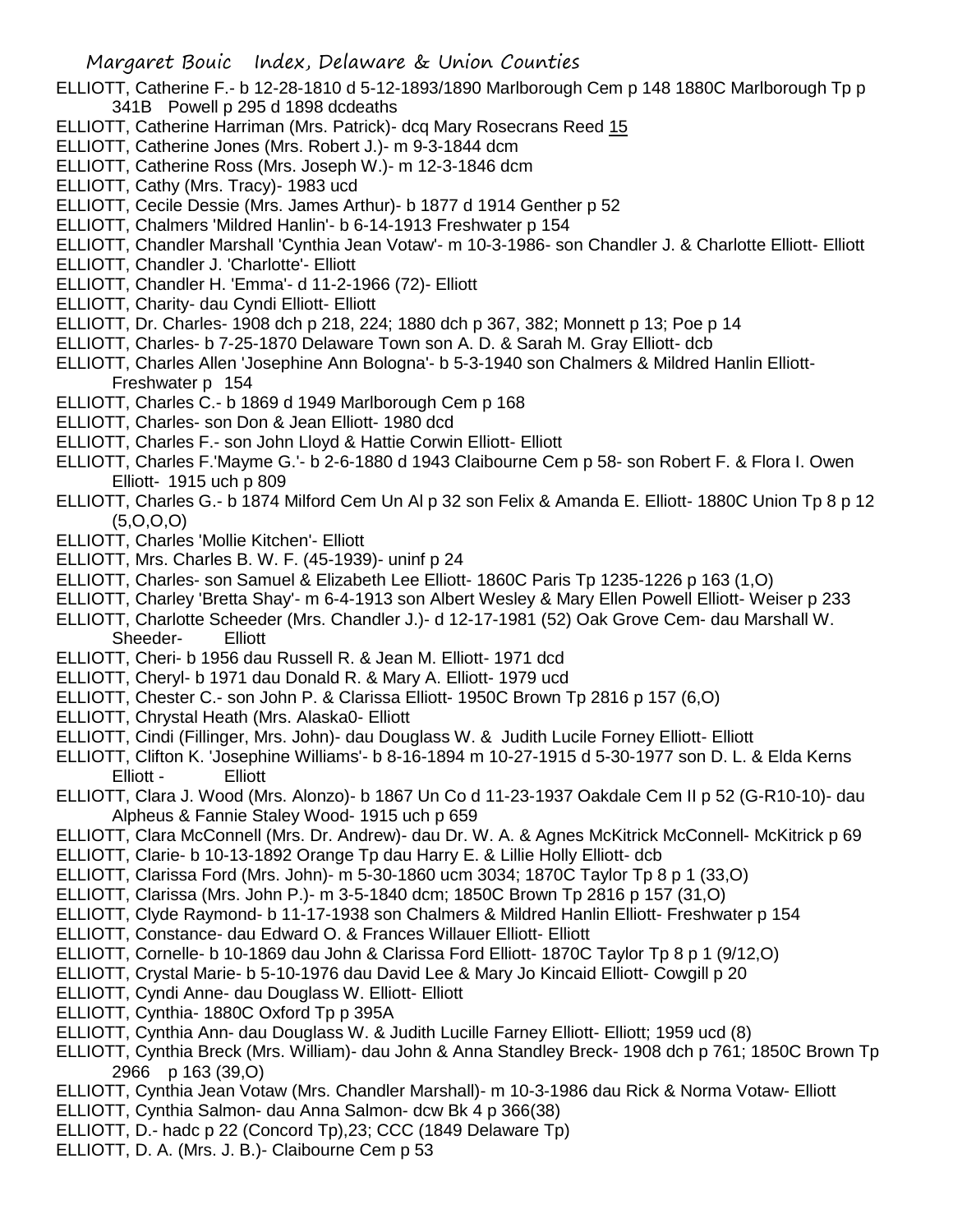ELLIOTT, Catherine F.- b 12-28-1810 d 5-12-1893/1890 Marlborough Cem p 148 1880C Marlborough Tp p 341B Powell p 295 d 1898 dcdeaths

ELLIOTT, Catherine Harriman (Mrs. Patrick)- dcq Mary Rosecrans Reed 15

ELLIOTT, Catherine Jones (Mrs. Robert J.)- m 9-3-1844 dcm

ELLIOTT, Catherine Ross (Mrs. Joseph W.)- m 12-3-1846 dcm

ELLIOTT, Cathy (Mrs. Tracy)- 1983 ucd

ELLIOTT, Cecile Dessie (Mrs. James Arthur)- b 1877 d 1914 Genther p 52

ELLIOTT, Chalmers 'Mildred Hanlin'- b 6-14-1913 Freshwater p 154

ELLIOTT, Chandler Marshall 'Cynthia Jean Votaw'- m 10-3-1986- son Chandler J. & Charlotte Elliott- Elliott

ELLIOTT, Chandler J. 'Charlotte'- Elliott

ELLIOTT, Chandler H. 'Emma'- d 11-2-1966 (72)- Elliott

ELLIOTT, Charity- dau Cyndi Elliott- Elliott

ELLIOTT, Dr. Charles- 1908 dch p 218, 224; 1880 dch p 367, 382; Monnett p 13; Poe p 14

ELLIOTT, Charles- b 7-25-1870 Delaware Town son A. D. & Sarah M. Gray Elliott- dcb

ELLIOTT, Charles Allen 'Josephine Ann Bologna'- b 5-3-1940 son Chalmers & Mildred Hanlin Elliott- Freshwater p 154

ELLIOTT, Charles C.- b 1869 d 1949 Marlborough Cem p 168

ELLIOTT, Charles- son Don & Jean Elliott- 1980 dcd

ELLIOTT, Charles F.- son John Lloyd & Hattie Corwin Elliott- Elliott

ELLIOTT, Charles F.'Mayme G.'- b 2-6-1880 d 1943 Claibourne Cem p 58- son Robert F. & Flora I. Owen Elliott- 1915 uch p 809

ELLIOTT, Charles G.- b 1874 Milford Cem Un Al p 32 son Felix & Amanda E. Elliott- 1880C Union Tp 8 p 12 (5,O,O,O)

ELLIOTT, Charles 'Mollie Kitchen'- Elliott

ELLIOTT, Mrs. Charles B. W. F. (45-1939)- uninf p 24

ELLIOTT, Charles- son Samuel & Elizabeth Lee Elliott- 1860C Paris Tp 1235-1226 p 163 (1,O)

ELLIOTT, Charley 'Bretta Shay'- m 6-4-1913 son Albert Wesley & Mary Ellen Powell Elliott- Weiser p 233

ELLIOTT, Charlotte Scheeder (Mrs. Chandler J.)- d 12-17-1981 (52) Oak Grove Cem- dau Marshall W. Sheeder- Elliott

ELLIOTT, Cheri- b 1956 dau Russell R. & Jean M. Elliott- 1971 dcd

ELLIOTT, Cheryl- b 1971 dau Donald R. & Mary A. Elliott- 1979 ucd

ELLIOTT, Chester C.- son John P. & Clarissa Elliott- 1950C Brown Tp 2816 p 157 (6,O)

ELLIOTT, Chrystal Heath (Mrs. Alaska0- Elliott

ELLIOTT, Cindi (Fillinger, Mrs. John)- dau Douglass W. & Judith Lucile Forney Elliott- Elliott

ELLIOTT, Clifton K. 'Josephine Williams'- b 8-16-1894 m 10-27-1915 d 5-30-1977 son D. L. & Elda Kerns Elliott - Elliott

ELLIOTT, Clara J. Wood (Mrs. Alonzo)- b 1867 Un Co d 11-23-1937 Oakdale Cem II p 52 (G-R10-10)- dau Alpheus & Fannie Staley Wood- 1915 uch p 659

ELLIOTT, Clara McConnell (Mrs. Dr. Andrew)- dau Dr. W. A. & Agnes McKitrick McConnell- McKitrick p 69

ELLIOTT, Clarie- b 10-13-1892 Orange Tp dau Harry E. & Lillie Holly Elliott- dcb

ELLIOTT, Clarissa Ford (Mrs. John)- m 5-30-1860 ucm 3034; 1870C Taylor Tp 8 p 1 (33,O)

ELLIOTT, Clarissa (Mrs. John P.)- m 3-5-1840 dcm; 1850C Brown Tp 2816 p 157 (31,O)

ELLIOTT, Clyde Raymond- b 11-17-1938 son Chalmers & Mildred Hanlin Elliott- Freshwater p 154

ELLIOTT, Constance- dau Edward O. & Frances Willauer Elliott- Elliott

ELLIOTT, Cornelle- b 10-1869 dau John & Clarissa Ford Elliott- 1870C Taylor Tp 8 p 1 (9/12,O)

ELLIOTT, Crystal Marie- b 5-10-1976 dau David Lee & Mary Jo Kincaid Elliott- Cowgill p 20

ELLIOTT, Cyndi Anne- dau Douglass W. Elliott- Elliott

ELLIOTT, Cynthia- 1880C Oxford Tp p 395A

ELLIOTT, Cynthia Ann- dau Douglass W. & Judith Lucille Farney Elliott- Elliott; 1959 ucd (8)

ELLIOTT, Cynthia Breck (Mrs. William)- dau John & Anna Standley Breck- 1908 dch p 761; 1850C Brown Tp 2966 p 163 (39,O)

ELLIOTT, Cynthia Jean Votaw (Mrs. Chandler Marshall)- m 10-3-1986 dau Rick & Norma Votaw- Elliott

ELLIOTT, Cynthia Salmon- dau Anna Salmon- dcw Bk 4 p 366(38)

ELLIOTT, D.- hadc p 22 (Concord Tp),23; CCC (1849 Delaware Tp)

ELLIOTT, D. A. (Mrs. J. B.)- Claibourne Cem p 53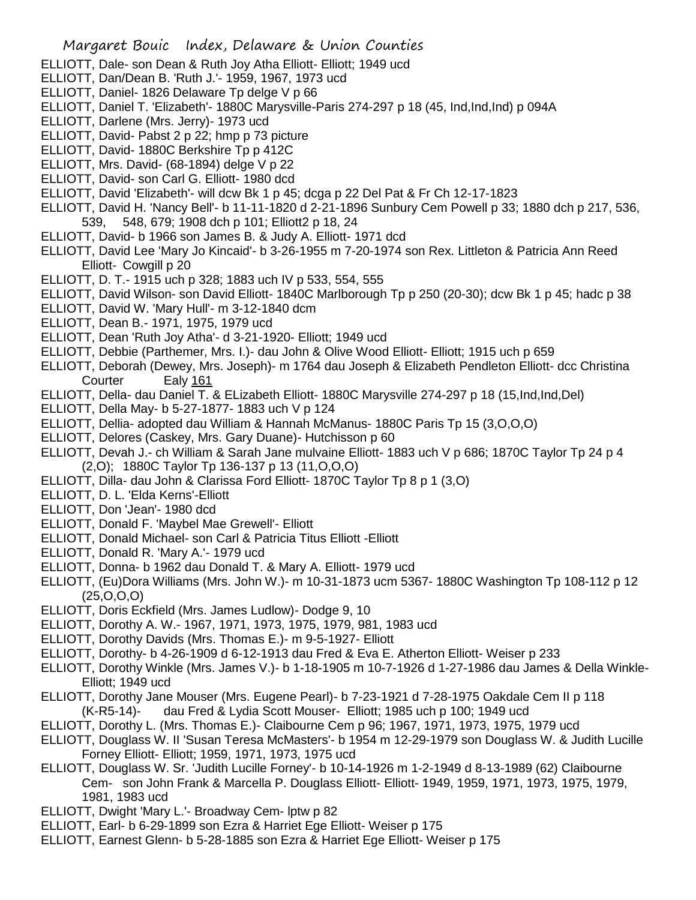ELLIOTT, Dale- son Dean & Ruth Joy Atha Elliott- Elliott; 1949 ucd

ELLIOTT, Dan/Dean B. 'Ruth J.'- 1959, 1967, 1973 ucd

ELLIOTT, Daniel- 1826 Delaware Tp delge V p 66

ELLIOTT, Daniel T. 'Elizabeth'- 1880C Marysville-Paris 274-297 p 18 (45, Ind,Ind,Ind) p 094A

ELLIOTT, Darlene (Mrs. Jerry)- 1973 ucd

ELLIOTT, David- Pabst 2 p 22; hmp p 73 picture

ELLIOTT, David- 1880C Berkshire Tp p 412C

ELLIOTT, Mrs. David- (68-1894) delge V p 22

ELLIOTT, David- son Carl G. Elliott- 1980 dcd

ELLIOTT, David 'Elizabeth'- will dcw Bk 1 p 45; dcga p 22 Del Pat & Fr Ch 12-17-1823

ELLIOTT, David H. 'Nancy Bell'- b 11-11-1820 d 2-21-1896 Sunbury Cem Powell p 33; 1880 dch p 217, 536, 539, 548, 679; 1908 dch p 101; Elliott2 p 18, 24

ELLIOTT, David- b 1966 son James B. & Judy A. Elliott- 1971 dcd

ELLIOTT, David Lee 'Mary Jo Kincaid'- b 3-26-1955 m 7-20-1974 son Rex. Littleton & Patricia Ann Reed Elliott- Cowgill p 20

ELLIOTT, D. T.- 1915 uch p 328; 1883 uch IV p 533, 554, 555

ELLIOTT, David Wilson- son David Elliott- 1840C Marlborough Tp p 250 (20-30); dcw Bk 1 p 45; hadc p 38

ELLIOTT, David W. 'Mary Hull'- m 3-12-1840 dcm

ELLIOTT, Dean B.- 1971, 1975, 1979 ucd

ELLIOTT, Dean 'Ruth Joy Atha'- d 3-21-1920- Elliott; 1949 ucd

ELLIOTT, Debbie (Parthemer, Mrs. I.)- dau John & Olive Wood Elliott- Elliott; 1915 uch p 659

ELLIOTT, Deborah (Dewey, Mrs. Joseph)- m 1764 dau Joseph & Elizabeth Pendleton Elliott- dcc Christina Courter Ealy 161

ELLIOTT, Della- dau Daniel T. & ELizabeth Elliott- 1880C Marysville 274-297 p 18 (15,Ind,Ind,Del)

ELLIOTT, Della May- b 5-27-1877- 1883 uch V p 124

ELLIOTT, Dellia- adopted dau William & Hannah McManus- 1880C Paris Tp 15 (3,O,O,O)

ELLIOTT, Delores (Caskey, Mrs. Gary Duane)- Hutchisson p 60

ELLIOTT, Devah J.- ch William & Sarah Jane mulvaine Elliott- 1883 uch V p 686; 1870C Taylor Tp 24 p 4 (2,O); 1880C Taylor Tp 136-137 p 13 (11,O,O,O)

ELLIOTT, Dilla- dau John & Clarissa Ford Elliott- 1870C Taylor Tp 8 p 1 (3,O)

ELLIOTT, D. L. 'Elda Kerns'-Elliott

ELLIOTT, Don 'Jean'- 1980 dcd

ELLIOTT, Donald F. 'Maybel Mae Grewell'- Elliott

ELLIOTT, Donald Michael- son Carl & Patricia Titus Elliott -Elliott

ELLIOTT, Donald R. 'Mary A.'- 1979 ucd

ELLIOTT, Donna- b 1962 dau Donald T. & Mary A. Elliott- 1979 ucd

ELLIOTT, (Eu)Dora Williams (Mrs. John W.)- m 10-31-1873 ucm 5367- 1880C Washington Tp 108-112 p 12 (25,O,O,O)

ELLIOTT, Doris Eckfield (Mrs. James Ludlow)- Dodge 9, 10

ELLIOTT, Dorothy A. W.- 1967, 1971, 1973, 1975, 1979, 981, 1983 ucd

ELLIOTT, Dorothy Davids (Mrs. Thomas E.)- m 9-5-1927- Elliott

ELLIOTT, Dorothy- b 4-26-1909 d 6-12-1913 dau Fred & Eva E. Atherton Elliott- Weiser p 233

ELLIOTT, Dorothy Winkle (Mrs. James V.)- b 1-18-1905 m 10-7-1926 d 1-27-1986 dau James & Della Winkle- Elliott; 1949 ucd

ELLIOTT, Dorothy Jane Mouser (Mrs. Eugene Pearl)- b 7-23-1921 d 7-28-1975 Oakdale Cem II p 118 (K-R5-14)- dau Fred & Lydia Scott Mouser- Elliott; 1985 uch p 100; 1949 ucd

ELLIOTT, Dorothy L. (Mrs. Thomas E.)- Claibourne Cem p 96; 1967, 1971, 1973, 1975, 1979 ucd

ELLIOTT, Douglass W. II 'Susan Teresa McMasters'- b 1954 m 12-29-1979 son Douglass W. & Judith Lucille Forney Elliott- Elliott; 1959, 1971, 1973, 1975 ucd

ELLIOTT, Douglass W. Sr. 'Judith Lucille Forney'- b 10-14-1926 m 1-2-1949 d 8-13-1989 (62) Claibourne Cem- son John Frank & Marcella P. Douglass Elliott- Elliott- 1949, 1959, 1971, 1973, 1975, 1979, 1981, 1983 ucd

ELLIOTT, Dwight 'Mary L.'- Broadway Cem- lptw p 82

ELLIOTT, Earl- b 6-29-1899 son Ezra & Harriet Ege Elliott- Weiser p 175

ELLIOTT, Earnest Glenn- b 5-28-1885 son Ezra & Harriet Ege Elliott- Weiser p 175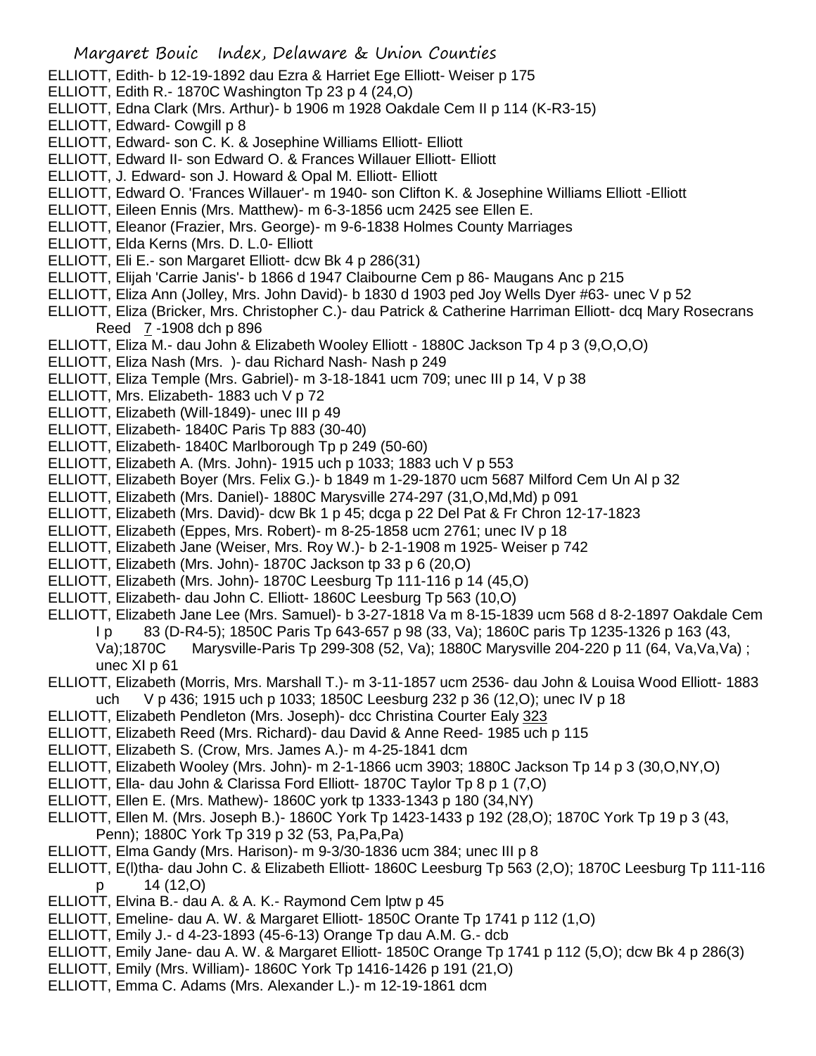ELLIOTT, Edith- b 12-19-1892 dau Ezra & Harriet Ege Elliott- Weiser p 175
ELLIOTT, Edith R.- 1870C Washington Tp 23 p 4 (24,O)
ELLIOTT, Edna Clark (Mrs. Arthur)- b 1906 m 1928 Oakdale Cem II p 114 (K-R3-15)
ELLIOTT, Edward- Cowgill p 8
ELLIOTT, Edward- son C. K. & Josephine Williams Elliott- Elliott
ELLIOTT, Edward II- son Edward O. & Frances Willauer Elliott- Elliott
ELLIOTT, J. Edward- son J. Howard & Opal M. Elliott- Elliott
ELLIOTT, Edward O. 'Frances Willauer'- m 1940- son Clifton K. & Josephine Williams Elliott -Elliott
ELLIOTT, Eileen Ennis (Mrs. Matthew)- m 6-3-1856 ucm 2425 see Ellen E.
ELLIOTT, Eleanor (Frazier, Mrs. George)- m 9-6-1838 Holmes County Marriages
ELLIOTT, Elda Kerns (Mrs. D. L.0- Elliott
ELLIOTT, Eli E.- son Margaret Elliott- dcw Bk 4 p 286(31)
ELLIOTT, Elijah 'Carrie Janis'- b 1866 d 1947 Claibourne Cem p 86- Maugans Anc p 215
ELLIOTT, Eliza Ann (Jolley, Mrs. John David)- b 1830 d 1903 ped Joy Wells Dyer #63- unec V p 52
ELLIOTT, Eliza (Bricker, Mrs. Christopher C.)- dau Patrick & Catherine Harriman Elliott- dcq Mary Rosecrans Reed 7 -1908 dch p 896
ELLIOTT, Eliza M.- dau John & Elizabeth Wooley Elliott - 1880C Jackson Tp 4 p 3 (9,O,O,O)
ELLIOTT, Eliza Nash (Mrs. )- dau Richard Nash- Nash p 249
ELLIOTT, Eliza Temple (Mrs. Gabriel)- m 3-18-1841 ucm 709; unec III p 14, V p 38
ELLIOTT, Mrs. Elizabeth- 1883 uch V p 72
ELLIOTT, Elizabeth (Will-1849)- unec III p 49
ELLIOTT, Elizabeth- 1840C Paris Tp 883 (30-40)
ELLIOTT, Elizabeth- 1840C Marlborough Tp p 249 (50-60)
ELLIOTT, Elizabeth A. (Mrs. John)- 1915 uch p 1033; 1883 uch V p 553
ELLIOTT, Elizabeth Boyer (Mrs. Felix G.)- b 1849 m 1-29-1870 ucm 5687 Milford Cem Un Al p 32
ELLIOTT, Elizabeth (Mrs. Daniel)- 1880C Marysville 274-297 (31,O,Md,Md) p 091
ELLIOTT, Elizabeth (Mrs. David)- dcw Bk 1 p 45; dcga p 22 Del Pat & Fr Chron 12-17-1823
ELLIOTT, Elizabeth (Eppes, Mrs. Robert)- m 8-25-1858 ucm 2761; unec IV p 18
ELLIOTT, Elizabeth Jane (Weiser, Mrs. Roy W.)- b 2-1-1908 m 1925- Weiser p 742
ELLIOTT, Elizabeth (Mrs. John)- 1870C Jackson tp 33 p 6 (20,O)
ELLIOTT, Elizabeth (Mrs. John)- 1870C Leesburg Tp 111-116 p 14 (45,O)
ELLIOTT, Elizabeth- dau John C. Elliott- 1860C Leesburg Tp 563 (10,O)
ELLIOTT, Elizabeth Jane Lee (Mrs. Samuel)- b 3-27-1818 Va m 8-15-1839 ucm 568 d 8-2-1897 Oakdale Cem I p 83 (D-R4-5); 1850C Paris Tp 643-657 p 98 (33, Va); 1860C paris Tp 1235-1326 p 163 (43, Va);1870C Marysville-Paris Tp 299-308 (52, Va); 1880C Marysville 204-220 p 11 (64, Va,Va,Va) ; unec XI p 61
ELLIOTT, Elizabeth (Morris, Mrs. Marshall T.)- m 3-11-1857 ucm 2536- dau John & Louisa Wood Elliott- 1883 uch V p 436; 1915 uch p 1033; 1850C Leesburg 232 p 36 (12,O); unec IV p 18
ELLIOTT, Elizabeth Pendleton (Mrs. Joseph)- dcc Christina Courter Ealy 323
ELLIOTT, Elizabeth Reed (Mrs. Richard)- dau David & Anne Reed- 1985 uch p 115
ELLIOTT, Elizabeth S. (Crow, Mrs. James A.)- m 4-25-1841 dcm
ELLIOTT, Elizabeth Wooley (Mrs. John)- m 2-1-1866 ucm 3903; 1880C Jackson Tp 14 p 3 (30,O,NY,O)
ELLIOTT, Ella- dau John & Clarissa Ford Elliott- 1870C Taylor Tp 8 p 1 (7,O)
ELLIOTT, Ellen E. (Mrs. Mathew)- 1860C york tp 1333-1343 p 180 (34,NY)
ELLIOTT, Ellen M. (Mrs. Joseph B.)- 1860C York Tp 1423-1433 p 192 (28,O); 1870C York Tp 19 p 3 (43, Penn); 1880C York Tp 319 p 32 (53, Pa,Pa,Pa)
ELLIOTT, Elma Gandy (Mrs. Harison)- m 9-3/30-1836 ucm 384; unec III p 8
ELLIOTT, E(l)tha- dau John C. & Elizabeth Elliott- 1860C Leesburg Tp 563 (2,O); 1870C Leesburg Tp 111-116 p 14 (12,O)
ELLIOTT, Elvina B.- dau A. & A. K.- Raymond Cem lptw p 45
ELLIOTT, Emeline- dau A. W. & Margaret Elliott- 1850C Orante Tp 1741 p 112 (1,O)
ELLIOTT, Emily J.- d 4-23-1893 (45-6-13) Orange Tp dau A.M. G.- dcb
ELLIOTT, Emily Jane- dau A. W. & Margaret Elliott- 1850C Orange Tp 1741 p 112 (5,O); dcw Bk 4 p 286(3)
ELLIOTT, Emily (Mrs. William)- 1860C York Tp 1416-1426 p 191 (21,O)
ELLIOTT, Emma C. Adams (Mrs. Alexander L.)- m 12-19-1861 dcm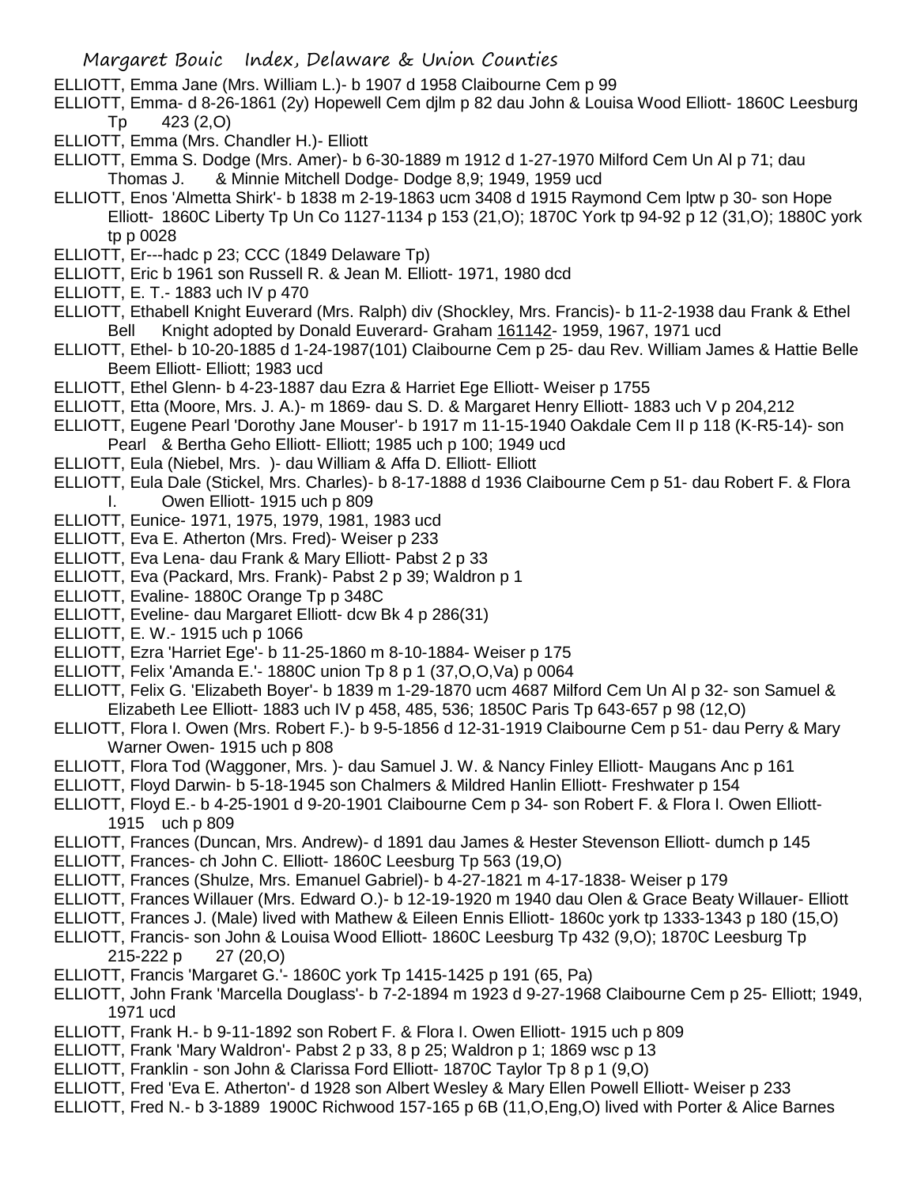ELLIOTT, Emma Jane (Mrs. William L.)- b 1907 d 1958 Claibourne Cem p 99

ELLIOTT, Emma- d 8-26-1861 (2y) Hopewell Cem djlm p 82 dau John & Louisa Wood Elliott- 1860C Leesburg Tp 423 (2,O)

ELLIOTT, Emma (Mrs. Chandler H.)- Elliott

ELLIOTT, Emma S. Dodge (Mrs. Amer)- b 6-30-1889 m 1912 d 1-27-1970 Milford Cem Un Al p 71; dau Thomas J. & Minnie Mitchell Dodge- Dodge 8,9; 1949, 1959 ucd

ELLIOTT, Enos 'Almetta Shirk'- b 1838 m 2-19-1863 ucm 3408 d 1915 Raymond Cem lptw p 30- son Hope Elliott- 1860C Liberty Tp Un Co 1127-1134 p 153 (21,O); 1870C York tp 94-92 p 12 (31,O); 1880C york tp p 0028

ELLIOTT, Er---hadc p 23; CCC (1849 Delaware Tp)

ELLIOTT, Eric b 1961 son Russell R. & Jean M. Elliott- 1971, 1980 dcd

ELLIOTT, E. T.- 1883 uch IV p 470

ELLIOTT, Ethabell Knight Euverard (Mrs. Ralph) div (Shockley, Mrs. Francis)- b 11-2-1938 dau Frank & Ethel Bell Knight adopted by Donald Euverard- Graham 161142- 1959, 1967, 1971 ucd

ELLIOTT, Ethel- b 10-20-1885 d 1-24-1987(101) Claibourne Cem p 25- dau Rev. William James & Hattie Belle Beem Elliott- Elliott; 1983 ucd

ELLIOTT, Ethel Glenn- b 4-23-1887 dau Ezra & Harriet Ege Elliott- Weiser p 1755

ELLIOTT, Etta (Moore, Mrs. J. A.)- m 1869- dau S. D. & Margaret Henry Elliott- 1883 uch V p 204,212

ELLIOTT, Eugene Pearl 'Dorothy Jane Mouser'- b 1917 m 11-15-1940 Oakdale Cem II p 118 (K-R5-14)- son Pearl & Bertha Geho Elliott- Elliott; 1985 uch p 100; 1949 ucd

ELLIOTT, Eula (Niebel, Mrs. )- dau William & Affa D. Elliott- Elliott

ELLIOTT, Eula Dale (Stickel, Mrs. Charles)- b 8-17-1888 d 1936 Claibourne Cem p 51- dau Robert F. & Flora I. Owen Elliott- 1915 uch p 809

ELLIOTT, Eunice- 1971, 1975, 1979, 1981, 1983 ucd

ELLIOTT, Eva E. Atherton (Mrs. Fred)- Weiser p 233

ELLIOTT, Eva Lena- dau Frank & Mary Elliott- Pabst 2 p 33

ELLIOTT, Eva (Packard, Mrs. Frank)- Pabst 2 p 39; Waldron p 1

ELLIOTT, Evaline- 1880C Orange Tp p 348C

ELLIOTT, Eveline- dau Margaret Elliott- dcw Bk 4 p 286(31)

ELLIOTT, E. W.- 1915 uch p 1066

ELLIOTT, Ezra 'Harriet Ege'- b 11-25-1860 m 8-10-1884- Weiser p 175

ELLIOTT, Felix 'Amanda E.'- 1880C union Tp 8 p 1 (37,O,O,Va) p 0064

ELLIOTT, Felix G. 'Elizabeth Boyer'- b 1839 m 1-29-1870 ucm 4687 Milford Cem Un Al p 32- son Samuel & Elizabeth Lee Elliott- 1883 uch IV p 458, 485, 536; 1850C Paris Tp 643-657 p 98 (12,O)

ELLIOTT, Flora I. Owen (Mrs. Robert F.)- b 9-5-1856 d 12-31-1919 Claibourne Cem p 51- dau Perry & Mary Warner Owen- 1915 uch p 808

ELLIOTT, Flora Tod (Waggoner, Mrs. )- dau Samuel J. W. & Nancy Finley Elliott- Maugans Anc p 161

ELLIOTT, Floyd Darwin- b 5-18-1945 son Chalmers & Mildred Hanlin Elliott- Freshwater p 154

ELLIOTT, Floyd E.- b 4-25-1901 d 9-20-1901 Claibourne Cem p 34- son Robert F. & Flora I. Owen Elliott- 1915 uch p 809

ELLIOTT, Frances (Duncan, Mrs. Andrew)- d 1891 dau James & Hester Stevenson Elliott- dumch p 145

ELLIOTT, Frances- ch John C. Elliott- 1860C Leesburg Tp 563 (19,O)

ELLIOTT, Frances (Shulze, Mrs. Emanuel Gabriel)- b 4-27-1821 m 4-17-1838- Weiser p 179

ELLIOTT, Frances Willauer (Mrs. Edward O.)- b 12-19-1920 m 1940 dau Olen & Grace Beaty Willauer- Elliott

ELLIOTT, Frances J. (Male) lived with Mathew & Eileen Ennis Elliott- 1860c york tp 1333-1343 p 180 (15,O)

ELLIOTT, Francis- son John & Louisa Wood Elliott- 1860C Leesburg Tp 432 (9,O); 1870C Leesburg Tp 215-222 p 27 (20,O)

ELLIOTT, Francis 'Margaret G.'- 1860C york Tp 1415-1425 p 191 (65, Pa)

ELLIOTT, John Frank 'Marcella Douglass'- b 7-2-1894 m 1923 d 9-27-1968 Claibourne Cem p 25- Elliott; 1949, 1971 ucd

ELLIOTT, Frank H.- b 9-11-1892 son Robert F. & Flora I. Owen Elliott- 1915 uch p 809

ELLIOTT, Frank 'Mary Waldron'- Pabst 2 p 33, 8 p 25; Waldron p 1; 1869 wsc p 13

ELLIOTT, Franklin - son John & Clarissa Ford Elliott- 1870C Taylor Tp 8 p 1 (9,O)

ELLIOTT, Fred 'Eva E. Atherton'- d 1928 son Albert Wesley & Mary Ellen Powell Elliott- Weiser p 233

ELLIOTT, Fred N.- b 3-1889 1900C Richwood 157-165 p 6B (11,O,Eng,O) lived with Porter & Alice Barnes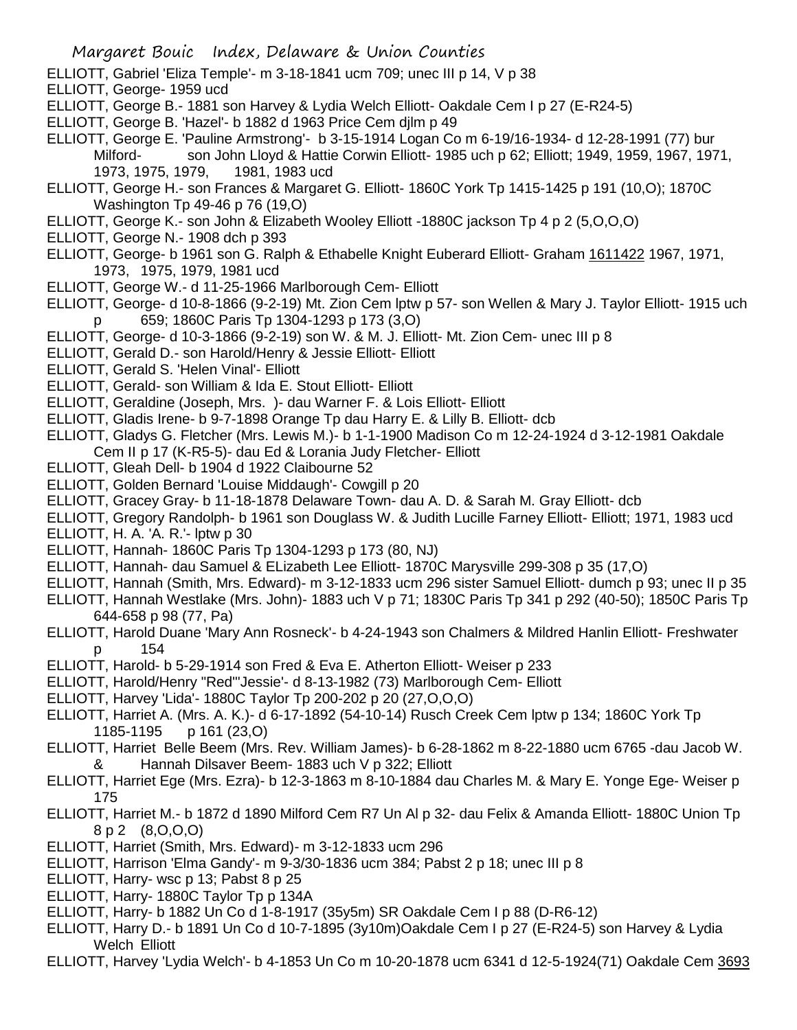ELLIOTT, Gabriel 'Eliza Temple'- m 3-18-1841 ucm 709; unec III p 14, V p 38
ELLIOTT, George- 1959 ucd
ELLIOTT, George B.- 1881 son Harvey & Lydia Welch Elliott- Oakdale Cem I p 27 (E-R24-5)
ELLIOTT, George B. 'Hazel'- b 1882 d 1963 Price Cem djlm p 49
ELLIOTT, George E. 'Pauline Armstrong'- b 3-15-1914 Logan Co m 6-19/16-1934- d 12-28-1991 (77) bur Milford- son John Lloyd & Hattie Corwin Elliott- 1985 uch p 62; Elliott; 1949, 1959, 1967, 1971, 1973, 1975, 1979, 1981, 1983 ucd
ELLIOTT, George H.- son Frances & Margaret G. Elliott- 1860C York Tp 1415-1425 p 191 (10,O); 1870C Washington Tp 49-46 p 76 (19,O)
ELLIOTT, George K.- son John & Elizabeth Wooley Elliott -1880C jackson Tp 4 p 2 (5,O,O,O)
ELLIOTT, George N.- 1908 dch p 393
ELLIOTT, George- b 1961 son G. Ralph & Ethabelle Knight Euberard Elliott- Graham 1611422 1967, 1971, 1973, 1975, 1979, 1981 ucd
ELLIOTT, George W.- d 11-25-1966 Marlborough Cem- Elliott
ELLIOTT, George- d 10-8-1866 (9-2-19) Mt. Zion Cem lptw p 57- son Wellen & Mary J. Taylor Elliott- 1915 uch p 659; 1860C Paris Tp 1304-1293 p 173 (3,O)
ELLIOTT, George- d 10-3-1866 (9-2-19) son W. & M. J. Elliott- Mt. Zion Cem- unec III p 8
ELLIOTT, Gerald D.- son Harold/Henry & Jessie Elliott- Elliott
ELLIOTT, Gerald S. 'Helen Vinal'- Elliott
ELLIOTT, Gerald- son William & Ida E. Stout Elliott- Elliott
ELLIOTT, Geraldine (Joseph, Mrs. )- dau Warner F. & Lois Elliott- Elliott
ELLIOTT, Gladis Irene- b 9-7-1898 Orange Tp dau Harry E. & Lilly B. Elliott- dcb
ELLIOTT, Gladys G. Fletcher (Mrs. Lewis M.)- b 1-1-1900 Madison Co m 12-24-1924 d 3-12-1981 Oakdale Cem II p 17 (K-R5-5)- dau Ed & Lorania Judy Fletcher- Elliott
ELLIOTT, Gleah Dell- b 1904 d 1922 Claibourne 52
ELLIOTT, Golden Bernard 'Louise Middaugh'- Cowgill p 20
ELLIOTT, Gracey Gray- b 11-18-1878 Delaware Town- dau A. D. & Sarah M. Gray Elliott- dcb
ELLIOTT, Gregory Randolph- b 1961 son Douglass W. & Judith Lucille Farney Elliott- Elliott; 1971, 1983 ucd
ELLIOTT, H. A. 'A. R.'- lptw p 30
ELLIOTT, Hannah- 1860C Paris Tp 1304-1293 p 173 (80, NJ)
ELLIOTT, Hannah- dau Samuel & ELizabeth Lee Elliott- 1870C Marysville 299-308 p 35 (17,O)
ELLIOTT, Hannah (Smith, Mrs. Edward)- m 3-12-1833 ucm 296 sister Samuel Elliott- dumch p 93; unec II p 35
ELLIOTT, Hannah Westlake (Mrs. John)- 1883 uch V p 71; 1830C Paris Tp 341 p 292 (40-50); 1850C Paris Tp 644-658 p 98 (77, Pa)
ELLIOTT, Harold Duane 'Mary Ann Rosneck'- b 4-24-1943 son Chalmers & Mildred Hanlin Elliott- Freshwater p 154
ELLIOTT, Harold- b 5-29-1914 son Fred & Eva E. Atherton Elliott- Weiser p 233
ELLIOTT, Harold/Henry "Red"'Jessie'- d 8-13-1982 (73) Marlborough Cem- Elliott
ELLIOTT, Harvey 'Lida'- 1880C Taylor Tp 200-202 p 20 (27,O,O,O)
ELLIOTT, Harriet A. (Mrs. A. K.)- d 6-17-1892 (54-10-14) Rusch Creek Cem lptw p 134; 1860C York Tp 1185-1195 p 161 (23,O)
ELLIOTT, Harriet Belle Beem (Mrs. Rev. William James)- b 6-28-1862 m 8-22-1880 ucm 6765 -dau Jacob W. & Hannah Dilsaver Beem- 1883 uch V p 322; Elliott
ELLIOTT, Harriet Ege (Mrs. Ezra)- b 12-3-1863 m 8-10-1884 dau Charles M. & Mary E. Yonge Ege- Weiser p 175
ELLIOTT, Harriet M.- b 1872 d 1890 Milford Cem R7 Un Al p 32- dau Felix & Amanda Elliott- 1880C Union Tp 8 p 2 (8,O,O,O)
ELLIOTT, Harriet (Smith, Mrs. Edward)- m 3-12-1833 ucm 296
ELLIOTT, Harrison 'Elma Gandy'- m 9-3/30-1836 ucm 384; Pabst 2 p 18; unec III p 8
ELLIOTT, Harry- wsc p 13; Pabst 8 p 25
ELLIOTT, Harry- 1880C Taylor Tp p 134A
ELLIOTT, Harry- b 1882 Un Co d 1-8-1917 (35y5m) SR Oakdale Cem I p 88 (D-R6-12)
ELLIOTT, Harry D.- b 1891 Un Co d 10-7-1895 (3y10m)Oakdale Cem I p 27 (E-R24-5) son Harvey & Lydia Welch Elliott
ELLIOTT, Harvey 'Lydia Welch'- b 4-1853 Un Co m 10-20-1878 ucm 6341 d 12-5-1924(71) Oakdale Cem 3693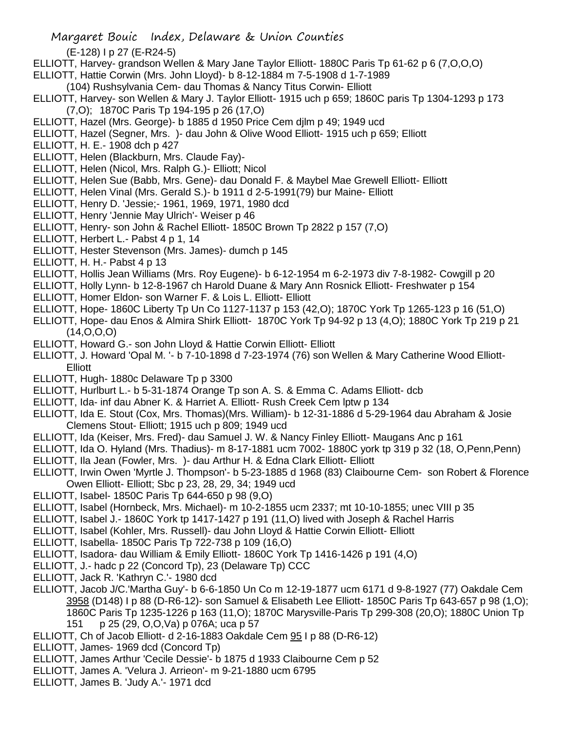(E-128) I p 27 (E-R24-5)

ELLIOTT, Harvey- grandson Wellen & Mary Jane Taylor Elliott- 1880C Paris Tp 61-62 p 6 (7,O,O,O)

ELLIOTT, Hattie Corwin (Mrs. John Lloyd)- b 8-12-1884 m 7-5-1908 d 1-7-1989 (104) Rushsylvania Cem- dau Thomas & Nancy Titus Corwin- Elliott

ELLIOTT, Harvey- son Wellen & Mary J. Taylor Elliott- 1915 uch p 659; 1860C paris Tp 1304-1293 p 173 (7,O); 1870C Paris Tp 194-195 p 26 (17,O)

ELLIOTT, Hazel (Mrs. George)- b 1885 d 1950 Price Cem djlm p 49; 1949 ucd

ELLIOTT, Hazel (Segner, Mrs. )- dau John & Olive Wood Elliott- 1915 uch p 659; Elliott

ELLIOTT, H. E.- 1908 dch p 427

ELLIOTT, Helen (Blackburn, Mrs. Claude Fay)-

ELLIOTT, Helen (Nicol, Mrs. Ralph G.)- Elliott; Nicol

ELLIOTT, Helen Sue (Babb, Mrs. Gene)- dau Donald F. & Maybel Mae Grewell Elliott- Elliott

ELLIOTT, Helen Vinal (Mrs. Gerald S.)- b 1911 d 2-5-1991(79) bur Maine- Elliott

ELLIOTT, Henry D. 'Jessie;- 1961, 1969, 1971, 1980 dcd

ELLIOTT, Henry 'Jennie May Ulrich'- Weiser p 46

ELLIOTT, Henry- son John & Rachel Elliott- 1850C Brown Tp 2822 p 157 (7,O)

ELLIOTT, Herbert L.- Pabst 4 p 1, 14

ELLIOTT, Hester Stevenson (Mrs. James)- dumch p 145

ELLIOTT, H. H.- Pabst 4 p 13

ELLIOTT, Hollis Jean Williams (Mrs. Roy Eugene)- b 6-12-1954 m 6-2-1973 div 7-8-1982- Cowgill p 20

ELLIOTT, Holly Lynn- b 12-8-1967 ch Harold Duane & Mary Ann Rosnick Elliott- Freshwater p 154

ELLIOTT, Homer Eldon- son Warner F. & Lois L. Elliott- Elliott

ELLIOTT, Hope- 1860C Liberty Tp Un Co 1127-1137 p 153 (42,O); 1870C York Tp 1265-123 p 16 (51,O)

ELLIOTT, Hope- dau Enos & Almira Shirk Elliott- 1870C York Tp 94-92 p 13 (4,O); 1880C York Tp 219 p 21 (14,O,O,O)

ELLIOTT, Howard G.- son John Lloyd & Hattie Corwin Elliott- Elliott

ELLIOTT, J. Howard 'Opal M. '- b 7-10-1898 d 7-23-1974 (76) son Wellen & Mary Catherine Wood Elliott- Elliott

ELLIOTT, Hugh- 1880c Delaware Tp p 3300

ELLIOTT, Hurlburt L.- b 5-31-1874 Orange Tp son A. S. & Emma C. Adams Elliott- dcb

ELLIOTT, Ida- inf dau Abner K. & Harriet A. Elliott- Rush Creek Cem lptw p 134

ELLIOTT, Ida E. Stout (Cox, Mrs. Thomas)(Mrs. William)- b 12-31-1886 d 5-29-1964 dau Abraham & Josie Clemens Stout- Elliott; 1915 uch p 809; 1949 ucd

ELLIOTT, Ida (Keiser, Mrs. Fred)- dau Samuel J. W. & Nancy Finley Elliott- Maugans Anc p 161

ELLIOTT, Ida O. Hyland (Mrs. Thadius)- m 8-17-1881 ucm 7002- 1880C york tp 319 p 32 (18, O,Penn,Penn)

ELLIOTT, Ila Jean (Fowler, Mrs. )- dau Arthur H. & Edna Clark Elliott- Elliott

ELLIOTT, Irwin Owen 'Myrtle J. Thompson'- b 5-23-1885 d 1968 (83) Claibourne Cem- son Robert & Florence Owen Elliott- Elliott; Sbc p 23, 28, 29, 34; 1949 ucd

ELLIOTT, Isabel- 1850C Paris Tp 644-650 p 98 (9,O)

ELLIOTT, Isabel (Hornbeck, Mrs. Michael)- m 10-2-1855 ucm 2337; mt 10-10-1855; unec VIII p 35

ELLIOTT, Isabel J.- 1860C York tp 1417-1427 p 191 (11,O) lived with Joseph & Rachel Harris

ELLIOTT, Isabel (Kohler, Mrs. Russell)- dau John Lloyd & Hattie Corwin Elliott- Elliott

ELLIOTT, Isabella- 1850C Paris Tp 722-738 p 109 (16,O)

ELLIOTT, Isadora- dau William & Emily Elliott- 1860C York Tp 1416-1426 p 191 (4,O)

ELLIOTT, J.- hadc p 22 (Concord Tp), 23 (Delaware Tp) CCC

ELLIOTT, Jack R. 'Kathryn C.'- 1980 dcd

ELLIOTT, Jacob J/C.'Martha Guy'- b 6-6-1850 Un Co m 12-19-1877 ucm 6171 d 9-8-1927 (77) Oakdale Cem 3958 (D148) I p 88 (D-R6-12)- son Samuel & Elisabeth Lee Elliott- 1850C Paris Tp 643-657 p 98 (1,O); 1860C Paris Tp 1235-1226 p 163 (11,O); 1870C Marysville-Paris Tp 299-308 (20,O); 1880C Union Tp 151 p 25 (29, O,O,Va) p 076A; uca p 57

ELLIOTT, Ch of Jacob Elliott- d 2-16-1883 Oakdale Cem 95 I p 88 (D-R6-12)

ELLIOTT, James- 1969 dcd (Concord Tp)

ELLIOTT, James Arthur 'Cecile Dessie'- b 1875 d 1933 Claibourne Cem p 52

ELLIOTT, James A. 'Velura J. Arrieon'- m 9-21-1880 ucm 6795

ELLIOTT, James B. 'Judy A.'- 1971 dcd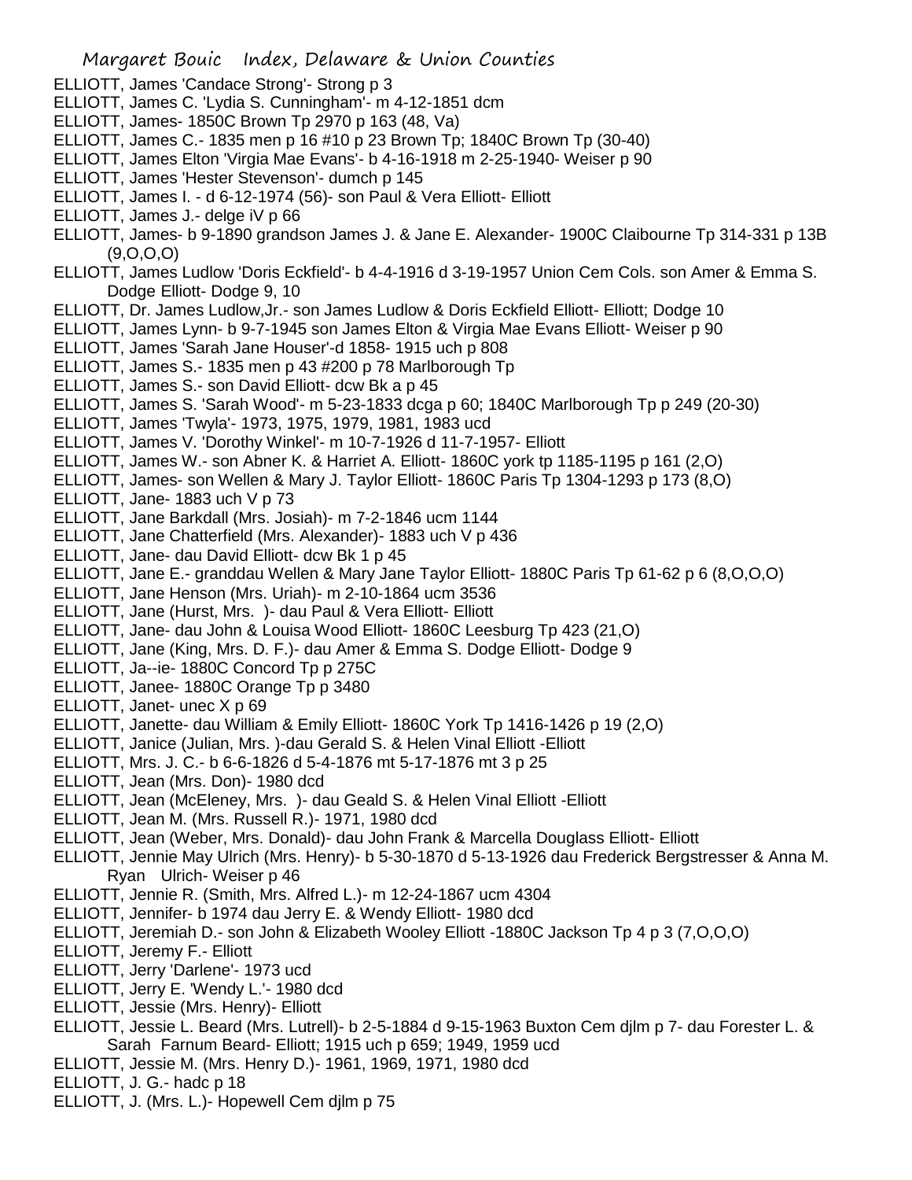ELLIOTT, James 'Candace Strong'- Strong p 3

ELLIOTT, James C. 'Lydia S. Cunningham'- m 4-12-1851 dcm

ELLIOTT, James- 1850C Brown Tp 2970 p 163 (48, Va)

ELLIOTT, James C.- 1835 men p 16 #10 p 23 Brown Tp; 1840C Brown Tp (30-40)

ELLIOTT, James Elton 'Virgia Mae Evans'- b 4-16-1918 m 2-25-1940- Weiser p 90

ELLIOTT, James 'Hester Stevenson'- dumch p 145

ELLIOTT, James I. - d 6-12-1974 (56)- son Paul & Vera Elliott- Elliott

ELLIOTT, James J.- delge iV p 66

ELLIOTT, James- b 9-1890 grandson James J. & Jane E. Alexander- 1900C Claibourne Tp 314-331 p 13B (9,O,O,O)

ELLIOTT, James Ludlow 'Doris Eckfield'- b 4-4-1916 d 3-19-1957 Union Cem Cols. son Amer & Emma S. Dodge Elliott- Dodge 9, 10

ELLIOTT, Dr. James Ludlow,Jr.- son James Ludlow & Doris Eckfield Elliott- Elliott; Dodge 10

ELLIOTT, James Lynn- b 9-7-1945 son James Elton & Virgia Mae Evans Elliott- Weiser p 90

ELLIOTT, James 'Sarah Jane Houser'-d 1858- 1915 uch p 808

ELLIOTT, James S.- 1835 men p 43 #200 p 78 Marlborough Tp

ELLIOTT, James S.- son David Elliott- dcw Bk a p 45

ELLIOTT, James S. 'Sarah Wood'- m 5-23-1833 dcga p 60; 1840C Marlborough Tp p 249 (20-30)

ELLIOTT, James 'Twyla'- 1973, 1975, 1979, 1981, 1983 ucd

ELLIOTT, James V. 'Dorothy Winkel'- m 10-7-1926 d 11-7-1957- Elliott

ELLIOTT, James W.- son Abner K. & Harriet A. Elliott- 1860C york tp 1185-1195 p 161 (2,O)

ELLIOTT, James- son Wellen & Mary J. Taylor Elliott- 1860C Paris Tp 1304-1293 p 173 (8,O)

ELLIOTT, Jane- 1883 uch V p 73

ELLIOTT, Jane Barkdall (Mrs. Josiah)- m 7-2-1846 ucm 1144

ELLIOTT, Jane Chatterfield (Mrs. Alexander)- 1883 uch V p 436

ELLIOTT, Jane- dau David Elliott- dcw Bk 1 p 45

ELLIOTT, Jane E.- granddau Wellen & Mary Jane Taylor Elliott- 1880C Paris Tp 61-62 p 6 (8,O,O,O)

ELLIOTT, Jane Henson (Mrs. Uriah)- m 2-10-1864 ucm 3536

ELLIOTT, Jane (Hurst, Mrs. )- dau Paul & Vera Elliott- Elliott

ELLIOTT, Jane- dau John & Louisa Wood Elliott- 1860C Leesburg Tp 423 (21,O)

ELLIOTT, Jane (King, Mrs. D. F.)- dau Amer & Emma S. Dodge Elliott- Dodge 9

ELLIOTT, Ja--ie- 1880C Concord Tp p 275C

ELLIOTT, Janee- 1880C Orange Tp p 3480

ELLIOTT, Janet- unec X p 69

ELLIOTT, Janette- dau William & Emily Elliott- 1860C York Tp 1416-1426 p 19 (2,O)

ELLIOTT, Janice (Julian, Mrs. )-dau Gerald S. & Helen Vinal Elliott -Elliott

ELLIOTT, Mrs. J. C.- b 6-6-1826 d 5-4-1876 mt 5-17-1876 mt 3 p 25

ELLIOTT, Jean (Mrs. Don)- 1980 dcd

ELLIOTT, Jean (McEleney, Mrs. )- dau Geald S. & Helen Vinal Elliott -Elliott

ELLIOTT, Jean M. (Mrs. Russell R.)- 1971, 1980 dcd

ELLIOTT, Jean (Weber, Mrs. Donald)- dau John Frank & Marcella Douglass Elliott- Elliott

ELLIOTT, Jennie May Ulrich (Mrs. Henry)- b 5-30-1870 d 5-13-1926 dau Frederick Bergstresser & Anna M. Ryan Ulrich- Weiser p 46

ELLIOTT, Jennie R. (Smith, Mrs. Alfred L.)- m 12-24-1867 ucm 4304

ELLIOTT, Jennifer- b 1974 dau Jerry E. & Wendy Elliott- 1980 dcd

ELLIOTT, Jeremiah D.- son John & Elizabeth Wooley Elliott -1880C Jackson Tp 4 p 3 (7,O,O,O)

ELLIOTT, Jeremy F.- Elliott

ELLIOTT, Jerry 'Darlene'- 1973 ucd

ELLIOTT, Jerry E. 'Wendy L.'- 1980 dcd

ELLIOTT, Jessie (Mrs. Henry)- Elliott

ELLIOTT, Jessie L. Beard (Mrs. Lutrell)- b 2-5-1884 d 9-15-1963 Buxton Cem djlm p 7- dau Forester L. & Sarah Farnum Beard- Elliott; 1915 uch p 659; 1949, 1959 ucd

ELLIOTT, Jessie M. (Mrs. Henry D.)- 1961, 1969, 1971, 1980 dcd

ELLIOTT, J. G.- hadc p 18

ELLIOTT, J. (Mrs. L.)- Hopewell Cem djlm p 75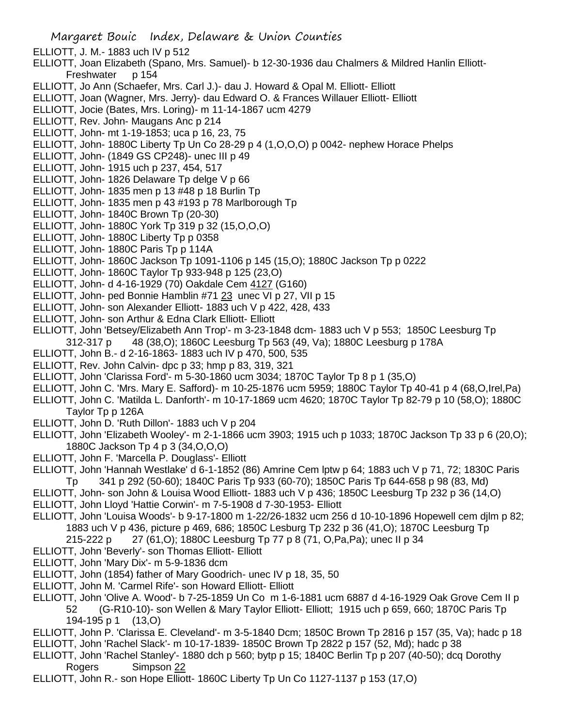ELLIOTT, J. M.- 1883 uch IV p 512

ELLIOTT, Joan Elizabeth (Spano, Mrs. Samuel)- b 12-30-1936 dau Chalmers & Mildred Hanlin Elliott- Freshwater p 154

ELLIOTT, Jo Ann (Schaefer, Mrs. Carl J.)- dau J. Howard & Opal M. Elliott- Elliott

ELLIOTT, Joan (Wagner, Mrs. Jerry)- dau Edward O. & Frances Willauer Elliott- Elliott

ELLIOTT, Jocie (Bates, Mrs. Loring)- m 11-14-1867 ucm 4279

ELLIOTT, Rev. John- Maugans Anc p 214

ELLIOTT, John- mt 1-19-1853; uca p 16, 23, 75

ELLIOTT, John- 1880C Liberty Tp Un Co 28-29 p 4 (1,O,O,O) p 0042- nephew Horace Phelps

ELLIOTT, John- (1849 GS CP248)- unec III p 49

ELLIOTT, John- 1915 uch p 237, 454, 517

ELLIOTT, John- 1826 Delaware Tp delge V p 66

ELLIOTT, John- 1835 men p 13 #48 p 18 Burlin Tp

ELLIOTT, John- 1835 men p 43 #193 p 78 Marlborough Tp

ELLIOTT, John- 1840C Brown Tp (20-30)

ELLIOTT, John- 1880C York Tp 319 p 32 (15,O,O,O)

ELLIOTT, John- 1880C Liberty Tp p 0358

ELLIOTT, John- 1880C Paris Tp p 114A

ELLIOTT, John- 1860C Jackson Tp 1091-1106 p 145 (15,O); 1880C Jackson Tp p 0222

ELLIOTT, John- 1860C Taylor Tp 933-948 p 125 (23,O)

ELLIOTT, John- d 4-16-1929 (70) Oakdale Cem 4127 (G160)

ELLIOTT, John- ped Bonnie Hamblin #71 23 unec VI p 27, VII p 15

ELLIOTT, John- son Alexander Elliott- 1883 uch V p 422, 428, 433

ELLIOTT, John- son Arthur & Edna Clark Elliott- Elliott

ELLIOTT, John 'Betsey/Elizabeth Ann Trop'- m 3-23-1848 dcm- 1883 uch V p 553; 1850C Leesburg Tp 312-317 p 48 (38,O); 1860C Leesburg Tp 563 (49, Va); 1880C Leesburg p 178A

ELLIOTT, John B.- d 2-16-1863- 1883 uch IV p 470, 500, 535

ELLIOTT, Rev. John Calvin- dpc p 33; hmp p 83, 319, 321

ELLIOTT, John 'Clarissa Ford'- m 5-30-1860 ucm 3034; 1870C Taylor Tp 8 p 1 (35,O)

ELLIOTT, John C. 'Mrs. Mary E. Safford)- m 10-25-1876 ucm 5959; 1880C Taylor Tp 40-41 p 4 (68,O,Irel,Pa)

ELLIOTT, John C. 'Matilda L. Danforth'- m 10-17-1869 ucm 4620; 1870C Taylor Tp 82-79 p 10 (58,O); 1880C Taylor Tp p 126A

ELLIOTT, John D. 'Ruth Dillon'- 1883 uch V p 204

ELLIOTT, John 'Elizabeth Wooley'- m 2-1-1866 ucm 3903; 1915 uch p 1033; 1870C Jackson Tp 33 p 6 (20,O); 1880C Jackson Tp 4 p 3 (34,O,O,O)

ELLIOTT, John F. 'Marcella P. Douglass'- Elliott

ELLIOTT, John 'Hannah Westlake' d 6-1-1852 (86) Amrine Cem lptw p 64; 1883 uch V p 71, 72; 1830C Paris Tp 341 p 292 (50-60); 1840C Paris Tp 933 (60-70); 1850C Paris Tp 644-658 p 98 (83, Md)

ELLIOTT, John- son John & Louisa Wood Elliott- 1883 uch V p 436; 1850C Leesburg Tp 232 p 36 (14,O)

ELLIOTT, John Lloyd 'Hattie Corwin'- m 7-5-1908 d 7-30-1953- Elliott

ELLIOTT, John 'Louisa Woods'- b 9-17-1800 m 1-22/26-1832 ucm 256 d 10-10-1896 Hopewell cem djlm p 82; 1883 uch V p 436, picture p 469, 686; 1850C Lesburg Tp 232 p 36 (41,O); 1870C Leesburg Tp 215-222 p 27 (61,O); 1880C Leesburg Tp 77 p 8 (71, O,Pa,Pa); unec II p 34

ELLIOTT, John 'Beverly'- son Thomas Elliott- Elliott

ELLIOTT, John 'Mary Dix'- m 5-9-1836 dcm

ELLIOTT, John (1854) father of Mary Goodrich- unec IV p 18, 35, 50

ELLIOTT, John M. 'Carmel Rife'- son Howard Elliott- Elliott

ELLIOTT, John 'Olive A. Wood'- b 7-25-1859 Un Co m 1-6-1881 ucm 6887 d 4-16-1929 Oak Grove Cem II p 52 (G-R10-10)- son Wellen & Mary Taylor Elliott- Elliott; 1915 uch p 659, 660; 1870C Paris Tp 194-195 p 1 (13,O)

ELLIOTT, John P. 'Clarissa E. Cleveland'- m 3-5-1840 Dcm; 1850C Brown Tp 2816 p 157 (35, Va); hadc p 18

ELLIOTT, John 'Rachel Slack'- m 10-17-1839- 1850C Brown Tp 2822 p 157 (52, Md); hadc p 38

ELLIOTT, John 'Rachel Stanley'- 1880 dch p 560; bytp p 15; 1840C Berlin Tp p 207 (40-50); dcq Dorothy Rogers Simpson 22

ELLIOTT, John R.- son Hope Elliott- 1860C Liberty Tp Un Co 1127-1137 p 153 (17,O)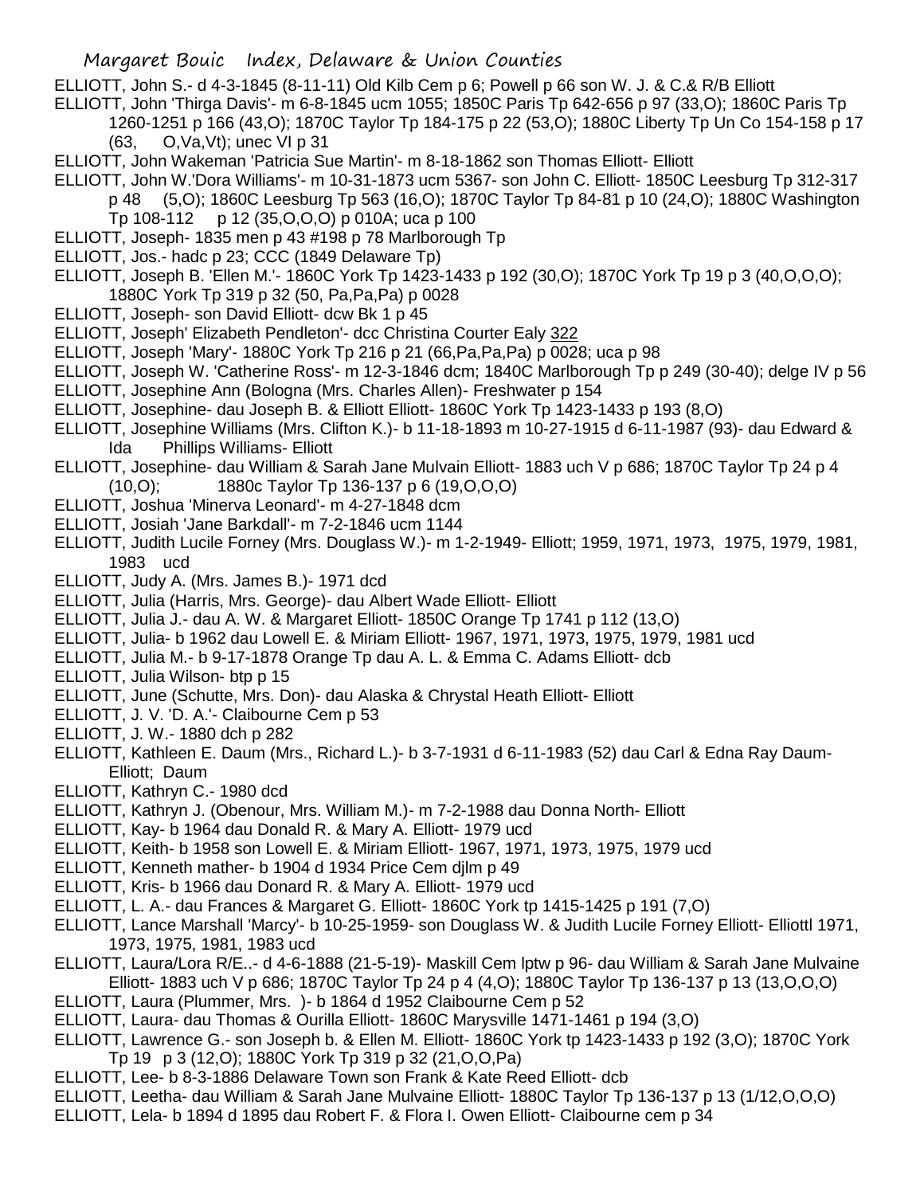ELLIOTT, John S.- d 4-3-1845 (8-11-11) Old Kilb Cem p 6; Powell p 66 son W. J. & C.& R/B Elliott

ELLIOTT, John 'Thirga Davis'- m 6-8-1845 ucm 1055; 1850C Paris Tp 642-656 p 97 (33,O); 1860C Paris Tp 1260-1251 p 166 (43,O); 1870C Taylor Tp 184-175 p 22 (53,O); 1880C Liberty Tp Un Co 154-158 p 17 (63, O,Va,Vt); unec VI p 31

ELLIOTT, John Wakeman 'Patricia Sue Martin'- m 8-18-1862 son Thomas Elliott- Elliott

ELLIOTT, John W.'Dora Williams'- m 10-31-1873 ucm 5367- son John C. Elliott- 1850C Leesburg Tp 312-317 p 48 (5,O); 1860C Leesburg Tp 563 (16,O); 1870C Taylor Tp 84-81 p 10 (24,O); 1880C Washington Tp 108-112 p 12 (35,O,O,O) p 010A; uca p 100

ELLIOTT, Joseph- 1835 men p 43 #198 p 78 Marlborough Tp

ELLIOTT, Jos.- hadc p 23; CCC (1849 Delaware Tp)

ELLIOTT, Joseph B. 'Ellen M.'- 1860C York Tp 1423-1433 p 192 (30,O); 1870C York Tp 19 p 3 (40,O,O,O); 1880C York Tp 319 p 32 (50, Pa,Pa,Pa) p 0028

ELLIOTT, Joseph- son David Elliott- dcw Bk 1 p 45

ELLIOTT, Joseph' Elizabeth Pendleton'- dcc Christina Courter Ealy 322

ELLIOTT, Joseph 'Mary'- 1880C York Tp 216 p 21 (66,Pa,Pa,Pa) p 0028; uca p 98

ELLIOTT, Joseph W. 'Catherine Ross'- m 12-3-1846 dcm; 1840C Marlborough Tp p 249 (30-40); delge IV p 56

ELLIOTT, Josephine Ann (Bologna (Mrs. Charles Allen)- Freshwater p 154

ELLIOTT, Josephine- dau Joseph B. & Elliott Elliott- 1860C York Tp 1423-1433 p 193 (8,O)

ELLIOTT, Josephine Williams (Mrs. Clifton K.)- b 11-18-1893 m 10-27-1915 d 6-11-1987 (93)- dau Edward & Ida Phillips Williams- Elliott

ELLIOTT, Josephine- dau William & Sarah Jane Mulvain Elliott- 1883 uch V p 686; 1870C Taylor Tp 24 p 4 (10,O); 1880c Taylor Tp 136-137 p 6 (19,O,O,O)

ELLIOTT, Joshua 'Minerva Leonard'- m 4-27-1848 dcm

ELLIOTT, Josiah 'Jane Barkdall'- m 7-2-1846 ucm 1144

ELLIOTT, Judith Lucile Forney (Mrs. Douglass W.)- m 1-2-1949- Elliott; 1959, 1971, 1973, 1975, 1979, 1981, 1983 ucd

ELLIOTT, Judy A. (Mrs. James B.)- 1971 dcd

ELLIOTT, Julia (Harris, Mrs. George)- dau Albert Wade Elliott- Elliott

ELLIOTT, Julia J.- dau A. W. & Margaret Elliott- 1850C Orange Tp 1741 p 112 (13,O)

ELLIOTT, Julia- b 1962 dau Lowell E. & Miriam Elliott- 1967, 1971, 1973, 1975, 1979, 1981 ucd

ELLIOTT, Julia M.- b 9-17-1878 Orange Tp dau A. L. & Emma C. Adams Elliott- dcb

ELLIOTT, Julia Wilson- btp p 15

ELLIOTT, June (Schutte, Mrs. Don)- dau Alaska & Chrystal Heath Elliott- Elliott

ELLIOTT, J. V. 'D. A.'- Claibourne Cem p 53

ELLIOTT, J. W.- 1880 dch p 282

ELLIOTT, Kathleen E. Daum (Mrs., Richard L.)- b 3-7-1931 d 6-11-1983 (52) dau Carl & Edna Ray Daum- Elliott; Daum

ELLIOTT, Kathryn C.- 1980 dcd

ELLIOTT, Kathryn J. (Obenour, Mrs. William M.)- m 7-2-1988 dau Donna North- Elliott

ELLIOTT, Kay- b 1964 dau Donald R. & Mary A. Elliott- 1979 ucd

ELLIOTT, Keith- b 1958 son Lowell E. & Miriam Elliott- 1967, 1971, 1973, 1975, 1979 ucd

ELLIOTT, Kenneth mather- b 1904 d 1934 Price Cem djlm p 49

ELLIOTT, Kris- b 1966 dau Donard R. & Mary A. Elliott- 1979 ucd

ELLIOTT, L. A.- dau Frances & Margaret G. Elliott- 1860C York tp 1415-1425 p 191 (7,O)

ELLIOTT, Lance Marshall 'Marcy'- b 10-25-1959- son Douglass W. & Judith Lucile Forney Elliott- Elliottl 1971, 1973, 1975, 1981, 1983 ucd

ELLIOTT, Laura/Lora R/E..- d 4-6-1888 (21-5-19)- Maskill Cem lptw p 96- dau William & Sarah Jane Mulvaine Elliott- 1883 uch V p 686; 1870C Taylor Tp 24 p 4 (4,O); 1880C Taylor Tp 136-137 p 13 (13,O,O,O)

ELLIOTT, Laura (Plummer, Mrs. )- b 1864 d 1952 Claibourne Cem p 52

ELLIOTT, Laura- dau Thomas & Ourilla Elliott- 1860C Marysville 1471-1461 p 194 (3,O)

ELLIOTT, Lawrence G.- son Joseph b. & Ellen M. Elliott- 1860C York tp 1423-1433 p 192 (3,O); 1870C York Tp 19 p 3 (12,O); 1880C York Tp 319 p 32 (21,O,O,Pa)

ELLIOTT, Lee- b 8-3-1886 Delaware Town son Frank & Kate Reed Elliott- dcb

ELLIOTT, Leetha- dau William & Sarah Jane Mulvaine Elliott- 1880C Taylor Tp 136-137 p 13 (1/12,O,O,O)

ELLIOTT, Lela- b 1894 d 1895 dau Robert F. & Flora I. Owen Elliott- Claibourne cem p 34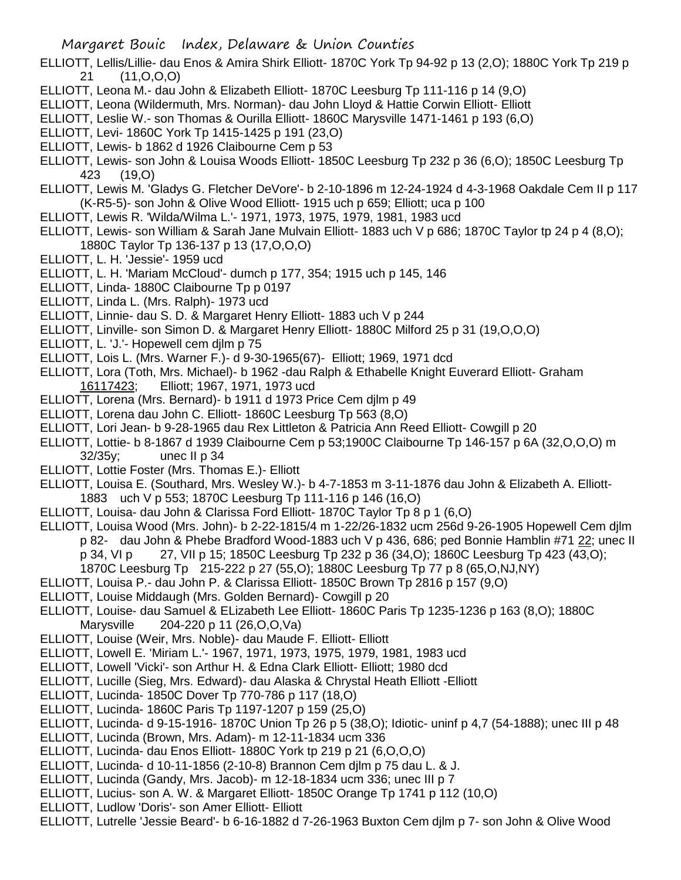ELLIOTT, Lellis/Lillie- dau Enos & Amira Shirk Elliott- 1870C York Tp 94-92 p 13 (2,O); 1880C York Tp 219 p 21 (11,O,O,O)

ELLIOTT, Leona M.- dau John & Elizabeth Elliott- 1870C Leesburg Tp 111-116 p 14 (9,O)

ELLIOTT, Leona (Wildermuth, Mrs. Norman)- dau John Lloyd & Hattie Corwin Elliott- Elliott

ELLIOTT, Leslie W.- son Thomas & Ourilla Elliott- 1860C Marysville 1471-1461 p 193 (6,O)

ELLIOTT, Levi- 1860C York Tp 1415-1425 p 191 (23,O)

ELLIOTT, Lewis- b 1862 d 1926 Claibourne Cem p 53

ELLIOTT, Lewis- son John & Louisa Woods Elliott- 1850C Leesburg Tp 232 p 36 (6,O); 1850C Leesburg Tp 423 (19,O)

ELLIOTT, Lewis M. 'Gladys G. Fletcher DeVore'- b 2-10-1896 m 12-24-1924 d 4-3-1968 Oakdale Cem II p 117 (K-R5-5)- son John & Olive Wood Elliott- 1915 uch p 659; Elliott; uca p 100

ELLIOTT, Lewis R. 'Wilda/Wilma L.'- 1971, 1973, 1975, 1979, 1981, 1983 ucd

ELLIOTT, Lewis- son William & Sarah Jane Mulvain Elliott- 1883 uch V p 686; 1870C Taylor tp 24 p 4 (8,O); 1880C Taylor Tp 136-137 p 13 (17,O,O,O)

ELLIOTT, L. H. 'Jessie'- 1959 ucd

ELLIOTT, L. H. 'Mariam McCloud'- dumch p 177, 354; 1915 uch p 145, 146

ELLIOTT, Linda- 1880C Claibourne Tp p 0197

ELLIOTT, Linda L. (Mrs. Ralph)- 1973 ucd

ELLIOTT, Linnie- dau S. D. & Margaret Henry Elliott- 1883 uch V p 244

ELLIOTT, Linville- son Simon D. & Margaret Henry Elliott- 1880C Milford 25 p 31 (19,O,O,O)

ELLIOTT, L. 'J.'- Hopewell cem djlm p 75

ELLIOTT, Lois L. (Mrs. Warner F.)- d 9-30-1965(67)- Elliott; 1969, 1971 dcd

ELLIOTT, Lora (Toth, Mrs. Michael)- b 1962 -dau Ralph & Ethabelle Knight Euverard Elliott- Graham 16117423; Elliott; 1967, 1971, 1973 ucd

ELLIOTT, Lorena (Mrs. Bernard)- b 1911 d 1973 Price Cem djlm p 49

ELLIOTT, Lorena dau John C. Elliott- 1860C Leesburg Tp 563 (8,O)

ELLIOTT, Lori Jean- b 9-28-1965 dau Rex Littleton & Patricia Ann Reed Elliott- Cowgill p 20

ELLIOTT, Lottie- b 8-1867 d 1939 Claibourne Cem p 53;1900C Claibourne Tp 146-157 p 6A (32,O,O,O) m 32/35y; unec II p 34

ELLIOTT, Lottie Foster (Mrs. Thomas E.)- Elliott

ELLIOTT, Louisa E. (Southard, Mrs. Wesley W.)- b 4-7-1853 m 3-11-1876 dau John & Elizabeth A. Elliott- 1883 uch V p 553; 1870C Leesburg Tp 111-116 p 146 (16,O)

ELLIOTT, Louisa- dau John & Clarissa Ford Elliott- 1870C Taylor Tp 8 p 1 (6,O)

ELLIOTT, Louisa Wood (Mrs. John)- b 2-22-1815/4 m 1-22/26-1832 ucm 256d 9-26-1905 Hopewell Cem djlm p 82- dau John & Phebe Bradford Wood-1883 uch V p 436, 686; ped Bonnie Hamblin #71 22; unec II p 34, VI p 27, VII p 15; 1850C Leesburg Tp 232 p 36 (34,O); 1860C Leesburg Tp 423 (43,O); 1870C Leesburg Tp 215-222 p 27 (55,O); 1880C Leesburg Tp 77 p 8 (65,O,NJ,NY)

ELLIOTT, Louisa P.- dau John P. & Clarissa Elliott- 1850C Brown Tp 2816 p 157 (9,O)

ELLIOTT, Louise Middaugh (Mrs. Golden Bernard)- Cowgill p 20

ELLIOTT, Louise- dau Samuel & ELizabeth Lee Elliott- 1860C Paris Tp 1235-1236 p 163 (8,O); 1880C Marysville 204-220 p 11 (26,O,O,Va)

ELLIOTT, Louise (Weir, Mrs. Noble)- dau Maude F. Elliott- Elliott

ELLIOTT, Lowell E. 'Miriam L.'- 1967, 1971, 1973, 1975, 1979, 1981, 1983 ucd

ELLIOTT, Lowell 'Vicki'- son Arthur H. & Edna Clark Elliott- Elliott; 1980 dcd

ELLIOTT, Lucille (Sieg, Mrs. Edward)- dau Alaska & Chrystal Heath Elliott -Elliott

ELLIOTT, Lucinda- 1850C Dover Tp 770-786 p 117 (18,O)

ELLIOTT, Lucinda- 1860C Paris Tp 1197-1207 p 159 (25,O)

ELLIOTT, Lucinda- d 9-15-1916- 1870C Union Tp 26 p 5 (38,O); Idiotic- uninf p 4,7 (54-1888); unec III p 48

ELLIOTT, Lucinda (Brown, Mrs. Adam)- m 12-11-1834 ucm 336

ELLIOTT, Lucinda- dau Enos Elliott- 1880C York tp 219 p 21 (6,O,O,O)

ELLIOTT, Lucinda- d 10-11-1856 (2-10-8) Brannon Cem djlm p 75 dau L. & J.

ELLIOTT, Lucinda (Gandy, Mrs. Jacob)- m 12-18-1834 ucm 336; unec III p 7

ELLIOTT, Lucius- son A. W. & Margaret Elliott- 1850C Orange Tp 1741 p 112 (10,O)

ELLIOTT, Ludlow 'Doris'- son Amer Elliott- Elliott

ELLIOTT, Lutrelle 'Jessie Beard'- b 6-16-1882 d 7-26-1963 Buxton Cem djlm p 7- son John & Olive Wood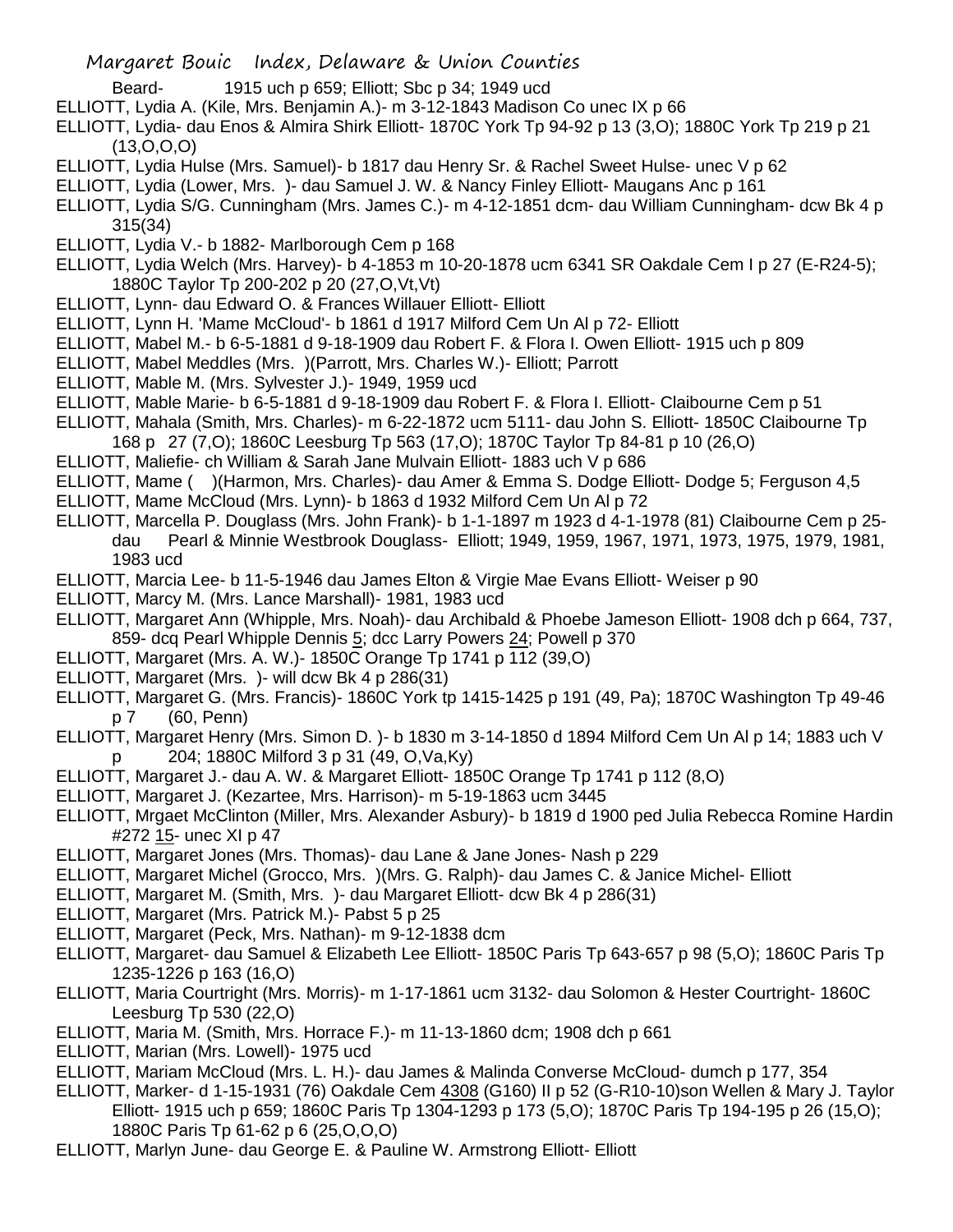Beard- 1915 uch p 659; Elliott; Sbc p 34; 1949 ucd

ELLIOTT, Lydia A. (Kile, Mrs. Benjamin A.)- m 3-12-1843 Madison Co unec IX p 66

ELLIOTT, Lydia- dau Enos & Almira Shirk Elliott- 1870C York Tp 94-92 p 13 (3,O); 1880C York Tp 219 p 21 (13,O,O,O)

ELLIOTT, Lydia Hulse (Mrs. Samuel)- b 1817 dau Henry Sr. & Rachel Sweet Hulse- unec V p 62

ELLIOTT, Lydia (Lower, Mrs. )- dau Samuel J. W. & Nancy Finley Elliott- Maugans Anc p 161

ELLIOTT, Lydia S/G. Cunningham (Mrs. James C.)- m 4-12-1851 dcm- dau William Cunningham- dcw Bk 4 p 315(34)

ELLIOTT, Lydia V.- b 1882- Marlborough Cem p 168

ELLIOTT, Lydia Welch (Mrs. Harvey)- b 4-1853 m 10-20-1878 ucm 6341 SR Oakdale Cem I p 27 (E-R24-5); 1880C Taylor Tp 200-202 p 20 (27,O,Vt,Vt)

ELLIOTT, Lynn- dau Edward O. & Frances Willauer Elliott- Elliott

ELLIOTT, Lynn H. 'Mame McCloud'- b 1861 d 1917 Milford Cem Un Al p 72- Elliott

ELLIOTT, Mabel M.- b 6-5-1881 d 9-18-1909 dau Robert F. & Flora I. Owen Elliott- 1915 uch p 809

ELLIOTT, Mabel Meddles (Mrs. )(Parrott, Mrs. Charles W.)- Elliott; Parrott

ELLIOTT, Mable M. (Mrs. Sylvester J.)- 1949, 1959 ucd

ELLIOTT, Mable Marie- b 6-5-1881 d 9-18-1909 dau Robert F. & Flora I. Elliott- Claibourne Cem p 51

ELLIOTT, Mahala (Smith, Mrs. Charles)- m 6-22-1872 ucm 5111- dau John S. Elliott- 1850C Claibourne Tp 168 p 27 (7,O); 1860C Leesburg Tp 563 (17,O); 1870C Taylor Tp 84-81 p 10 (26,O)

ELLIOTT, Maliefie- ch William & Sarah Jane Mulvain Elliott- 1883 uch V p 686

ELLIOTT, Mame ( )(Harmon, Mrs. Charles)- dau Amer & Emma S. Dodge Elliott- Dodge 5; Ferguson 4,5

ELLIOTT, Mame McCloud (Mrs. Lynn)- b 1863 d 1932 Milford Cem Un Al p 72

ELLIOTT, Marcella P. Douglass (Mrs. John Frank)- b 1-1-1897 m 1923 d 4-1-1978 (81) Claibourne Cem p 25- dau Pearl & Minnie Westbrook Douglass- Elliott; 1949, 1959, 1967, 1971, 1973, 1975, 1979, 1981, 1983 ucd

ELLIOTT, Marcia Lee- b 11-5-1946 dau James Elton & Virgie Mae Evans Elliott- Weiser p 90

ELLIOTT, Marcy M. (Mrs. Lance Marshall)- 1981, 1983 ucd

ELLIOTT, Margaret Ann (Whipple, Mrs. Noah)- dau Archibald & Phoebe Jameson Elliott- 1908 dch p 664, 737, 859- dcq Pearl Whipple Dennis 5; dcc Larry Powers 24; Powell p 370

ELLIOTT, Margaret (Mrs. A. W.)- 1850C Orange Tp 1741 p 112 (39,O)

ELLIOTT, Margaret (Mrs. )- will dcw Bk 4 p 286(31)

ELLIOTT, Margaret G. (Mrs. Francis)- 1860C York tp 1415-1425 p 191 (49, Pa); 1870C Washington Tp 49-46 p 7 (60, Penn)

ELLIOTT, Margaret Henry (Mrs. Simon D. )- b 1830 m 3-14-1850 d 1894 Milford Cem Un Al p 14; 1883 uch V p 204; 1880C Milford 3 p 31 (49, O,Va,Ky)

ELLIOTT, Margaret J.- dau A. W. & Margaret Elliott- 1850C Orange Tp 1741 p 112 (8,O)

ELLIOTT, Margaret J. (Kezartee, Mrs. Harrison)- m 5-19-1863 ucm 3445

ELLIOTT, Mrgaet McClinton (Miller, Mrs. Alexander Asbury)- b 1819 d 1900 ped Julia Rebecca Romine Hardin #272 15- unec XI p 47

ELLIOTT, Margaret Jones (Mrs. Thomas)- dau Lane & Jane Jones- Nash p 229

ELLIOTT, Margaret Michel (Grocco, Mrs. )(Mrs. G. Ralph)- dau James C. & Janice Michel- Elliott

ELLIOTT, Margaret M. (Smith, Mrs. )- dau Margaret Elliott- dcw Bk 4 p 286(31)

ELLIOTT, Margaret (Mrs. Patrick M.)- Pabst 5 p 25

ELLIOTT, Margaret (Peck, Mrs. Nathan)- m 9-12-1838 dcm

ELLIOTT, Margaret- dau Samuel & Elizabeth Lee Elliott- 1850C Paris Tp 643-657 p 98 (5,O); 1860C Paris Tp 1235-1226 p 163 (16,O)

ELLIOTT, Maria Courtright (Mrs. Morris)- m 1-17-1861 ucm 3132- dau Solomon & Hester Courtright- 1860C Leesburg Tp 530 (22,O)

ELLIOTT, Maria M. (Smith, Mrs. Horrace F.)- m 11-13-1860 dcm; 1908 dch p 661

ELLIOTT, Marian (Mrs. Lowell)- 1975 ucd

ELLIOTT, Mariam McCloud (Mrs. L. H.)- dau James & Malinda Converse McCloud- dumch p 177, 354

ELLIOTT, Marker- d 1-15-1931 (76) Oakdale Cem 4308 (G160) II p 52 (G-R10-10)son Wellen & Mary J. Taylor Elliott- 1915 uch p 659; 1860C Paris Tp 1304-1293 p 173 (5,O); 1870C Paris Tp 194-195 p 26 (15,O); 1880C Paris Tp 61-62 p 6 (25,O,O,O)

ELLIOTT, Marlyn June- dau George E. & Pauline W. Armstrong Elliott- Elliott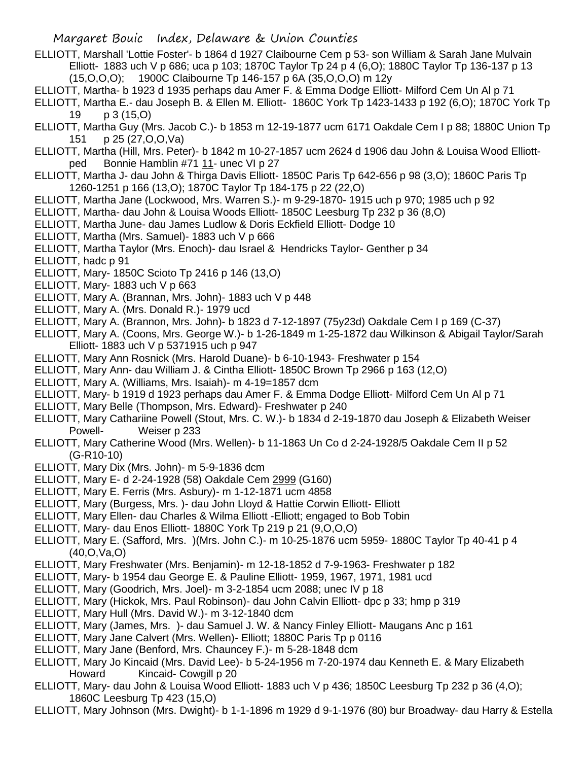ELLIOTT, Marshall 'Lottie Foster'- b 1864 d 1927 Claibourne Cem p 53- son William & Sarah Jane Mulvain Elliott- 1883 uch V p 686; uca p 103; 1870C Taylor Tp 24 p 4 (6,O); 1880C Taylor Tp 136-137 p 13 (15,O,O,O); 1900C Claibourne Tp 146-157 p 6A (35,O,O,O) m 12y

ELLIOTT, Martha- b 1923 d 1935 perhaps dau Amer F. & Emma Dodge Elliott- Milford Cem Un Al p 71

ELLIOTT, Martha E.- dau Joseph B. & Ellen M. Elliott- 1860C York Tp 1423-1433 p 192 (6,O); 1870C York Tp 19 p 3 (15,O)

ELLIOTT, Martha Guy (Mrs. Jacob C.)- b 1853 m 12-19-1877 ucm 6171 Oakdale Cem I p 88; 1880C Union Tp 151 p 25 (27,O,O,Va)

ELLIOTT, Martha (Hill, Mrs. Peter)- b 1842 m 10-27-1857 ucm 2624 d 1906 dau John & Louisa Wood Elliott- ped Bonnie Hamblin #71 11- unec VI p 27

ELLIOTT, Martha J- dau John & Thirga Davis Elliott- 1850C Paris Tp 642-656 p 98 (3,O); 1860C Paris Tp 1260-1251 p 166 (13,O); 1870C Taylor Tp 184-175 p 22 (22,O)

ELLIOTT, Martha Jane (Lockwood, Mrs. Warren S.)- m 9-29-1870- 1915 uch p 970; 1985 uch p 92

ELLIOTT, Martha- dau John & Louisa Woods Elliott- 1850C Leesburg Tp 232 p 36 (8,O)

ELLIOTT, Martha June- dau James Ludlow & Doris Eckfield Elliott- Dodge 10

ELLIOTT, Martha (Mrs. Samuel)- 1883 uch V p 666

ELLIOTT, Martha Taylor (Mrs. Enoch)- dau Israel & Hendricks Taylor- Genther p 34

ELLIOTT, hadc p 91

ELLIOTT, Mary- 1850C Scioto Tp 2416 p 146 (13,O)

ELLIOTT, Mary- 1883 uch V p 663

ELLIOTT, Mary A. (Brannan, Mrs. John)- 1883 uch V p 448

ELLIOTT, Mary A. (Mrs. Donald R.)- 1979 ucd

ELLIOTT, Mary A. (Brannon, Mrs. John)- b 1823 d 7-12-1897 (75y23d) Oakdale Cem I p 169 (C-37)

ELLIOTT, Mary A. (Coons, Mrs. George W.)- b 1-26-1849 m 1-25-1872 dau Wilkinson & Abigail Taylor/Sarah Elliott- 1883 uch V p 5371915 uch p 947

ELLIOTT, Mary Ann Rosnick (Mrs. Harold Duane)- b 6-10-1943- Freshwater p 154

ELLIOTT, Mary Ann- dau William J. & Cintha Elliott- 1850C Brown Tp 2966 p 163 (12,O)

ELLIOTT, Mary A. (Williams, Mrs. Isaiah)- m 4-19=1857 dcm

ELLIOTT, Mary- b 1919 d 1923 perhaps dau Amer F. & Emma Dodge Elliott- Milford Cem Un Al p 71

ELLIOTT, Mary Belle (Thompson, Mrs. Edward)- Freshwater p 240

ELLIOTT, Mary Catharine Powell (Stout, Mrs. C. W.)- b 1834 d 2-19-1870 dau Joseph & Elizabeth Weiser Powell- Weiser p 233

ELLIOTT, Mary Catherine Wood (Mrs. Wellen)- b 11-1863 Un Co d 2-24-1928/5 Oakdale Cem II p 52 (G-R10-10)

ELLIOTT, Mary Dix (Mrs. John)- m 5-9-1836 dcm

ELLIOTT, Mary E- d 2-24-1928 (58) Oakdale Cem 2999 (G160)

ELLIOTT, Mary E. Ferris (Mrs. Asbury)- m 1-12-1871 ucm 4858

ELLIOTT, Mary (Burgess, Mrs. )- dau John Lloyd & Hattie Corwin Elliott- Elliott

ELLIOTT, Mary Ellen- dau Charles & Wilma Elliott -Elliott; engaged to Bob Tobin

ELLIOTT, Mary- dau Enos Elliott- 1880C York Tp 219 p 21 (9,O,O,O)

ELLIOTT, Mary E. (Safford, Mrs. )(Mrs. John C.)- m 10-25-1876 ucm 5959- 1880C Taylor Tp 40-41 p 4 (40,O,Va,O)

ELLIOTT, Mary Freshwater (Mrs. Benjamin)- m 12-18-1852 d 7-9-1963- Freshwater p 182

ELLIOTT, Mary- b 1954 dau George E. & Pauline Elliott- 1959, 1967, 1971, 1981 ucd

ELLIOTT, Mary (Goodrich, Mrs. Joel)- m 3-2-1854 ucm 2088; unec IV p 18

ELLIOTT, Mary (Hickok, Mrs. Paul Robinson)- dau John Calvin Elliott- dpc p 33; hmp p 319

ELLIOTT, Mary Hull (Mrs. David W.)- m 3-12-1840 dcm

ELLIOTT, Mary (James, Mrs. )- dau Samuel J. W. & Nancy Finley Elliott- Maugans Anc p 161

ELLIOTT, Mary Jane Calvert (Mrs. Wellen)- Elliott; 1880C Paris Tp p 0116

ELLIOTT, Mary Jane (Benford, Mrs. Chauncey F.)- m 5-28-1848 dcm

ELLIOTT, Mary Jo Kincaid (Mrs. David Lee)- b 5-24-1956 m 7-20-1974 dau Kenneth E. & Mary Elizabeth Howard Kincaid- Cowgill p 20

ELLIOTT, Mary- dau John & Louisa Wood Elliott- 1883 uch V p 436; 1850C Leesburg Tp 232 p 36 (4,O); 1860C Leesburg Tp 423 (15,O)

ELLIOTT, Mary Johnson (Mrs. Dwight)- b 1-1-1896 m 1929 d 9-1-1976 (80) bur Broadway- dau Harry & Estella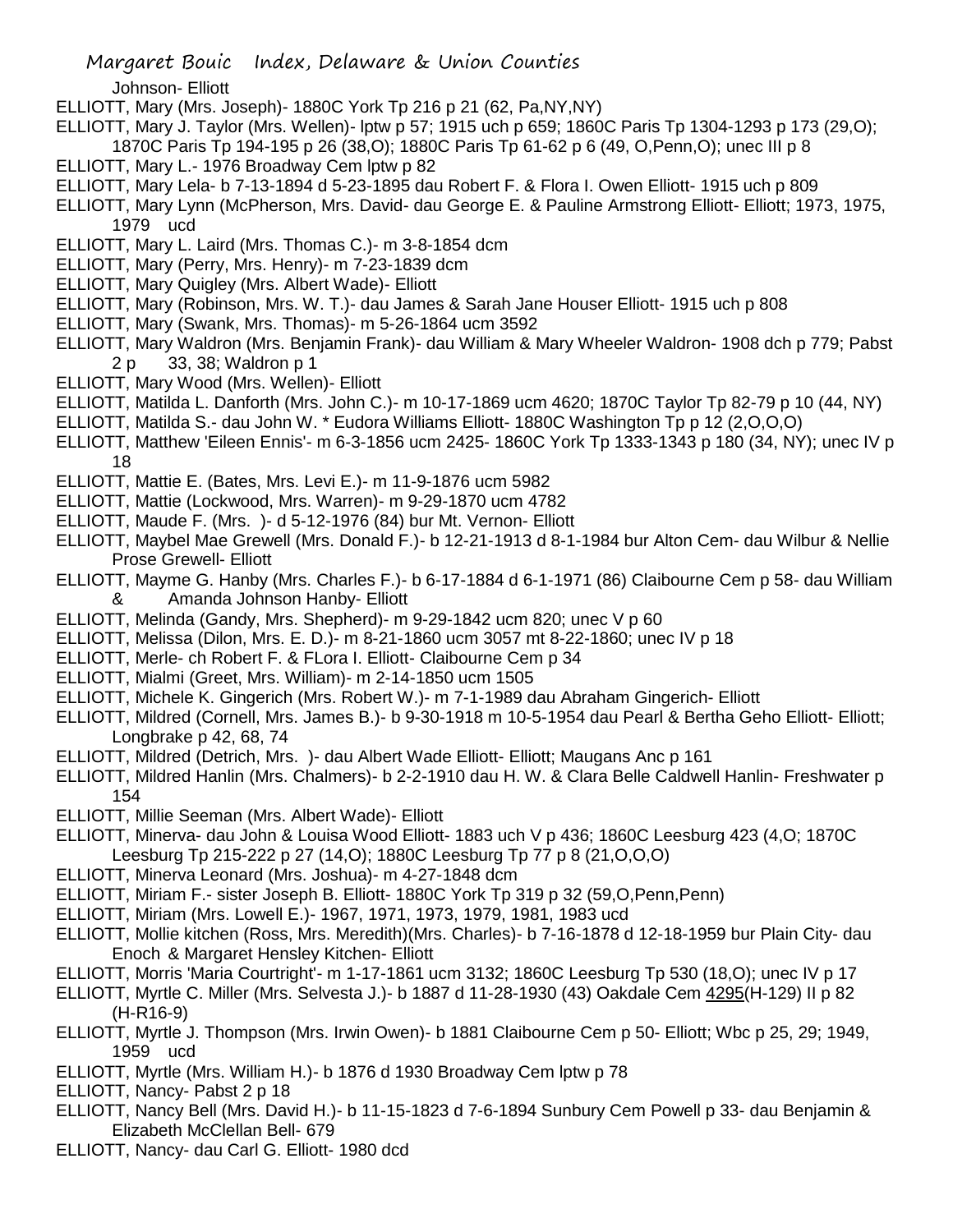Johnson- Elliott

ELLIOTT, Mary (Mrs. Joseph)- 1880C York Tp 216 p 21 (62, Pa,NY,NY)

ELLIOTT, Mary J. Taylor (Mrs. Wellen)- lptw p 57; 1915 uch p 659; 1860C Paris Tp 1304-1293 p 173 (29,O); 1870C Paris Tp 194-195 p 26 (38,O); 1880C Paris Tp 61-62 p 6 (49, O,Penn,O); unec III p 8

ELLIOTT, Mary L.- 1976 Broadway Cem lptw p 82

ELLIOTT, Mary Lela- b 7-13-1894 d 5-23-1895 dau Robert F. & Flora I. Owen Elliott- 1915 uch p 809

ELLIOTT, Mary Lynn (McPherson, Mrs. David- dau George E. & Pauline Armstrong Elliott- Elliott; 1973, 1975, 1979 ucd

ELLIOTT, Mary L. Laird (Mrs. Thomas C.)- m 3-8-1854 dcm

ELLIOTT, Mary (Perry, Mrs. Henry)- m 7-23-1839 dcm

ELLIOTT, Mary Quigley (Mrs. Albert Wade)- Elliott

ELLIOTT, Mary (Robinson, Mrs. W. T.)- dau James & Sarah Jane Houser Elliott- 1915 uch p 808

ELLIOTT, Mary (Swank, Mrs. Thomas)- m 5-26-1864 ucm 3592

ELLIOTT, Mary Waldron (Mrs. Benjamin Frank)- dau William & Mary Wheeler Waldron- 1908 dch p 779; Pabst 2 p 33, 38; Waldron p 1

ELLIOTT, Mary Wood (Mrs. Wellen)- Elliott

ELLIOTT, Matilda L. Danforth (Mrs. John C.)- m 10-17-1869 ucm 4620; 1870C Taylor Tp 82-79 p 10 (44, NY)

ELLIOTT, Matilda S.- dau John W. * Eudora Williams Elliott- 1880C Washington Tp p 12 (2,O,O,O)

ELLIOTT, Matthew 'Eileen Ennis'- m 6-3-1856 ucm 2425- 1860C York Tp 1333-1343 p 180 (34, NY); unec IV p 18

ELLIOTT, Mattie E. (Bates, Mrs. Levi E.)- m 11-9-1876 ucm 5982

ELLIOTT, Mattie (Lockwood, Mrs. Warren)- m 9-29-1870 ucm 4782

ELLIOTT, Maude F. (Mrs. )- d 5-12-1976 (84) bur Mt. Vernon- Elliott

ELLIOTT, Maybel Mae Grewell (Mrs. Donald F.)- b 12-21-1913 d 8-1-1984 bur Alton Cem- dau Wilbur & Nellie Prose Grewell- Elliott

ELLIOTT, Mayme G. Hanby (Mrs. Charles F.)- b 6-17-1884 d 6-1-1971 (86) Claibourne Cem p 58- dau William & Amanda Johnson Hanby- Elliott

ELLIOTT, Melinda (Gandy, Mrs. Shepherd)- m 9-29-1842 ucm 820; unec V p 60

ELLIOTT, Melissa (Dilon, Mrs. E. D.)- m 8-21-1860 ucm 3057 mt 8-22-1860; unec IV p 18

ELLIOTT, Merle- ch Robert F. & FLora I. Elliott- Claibourne Cem p 34

ELLIOTT, Mialmi (Greet, Mrs. William)- m 2-14-1850 ucm 1505

ELLIOTT, Michele K. Gingerich (Mrs. Robert W.)- m 7-1-1989 dau Abraham Gingerich- Elliott

ELLIOTT, Mildred (Cornell, Mrs. James B.)- b 9-30-1918 m 10-5-1954 dau Pearl & Bertha Geho Elliott- Elliott; Longbrake p 42, 68, 74

ELLIOTT, Mildred (Detrich, Mrs. )- dau Albert Wade Elliott- Elliott; Maugans Anc p 161

ELLIOTT, Mildred Hanlin (Mrs. Chalmers)- b 2-2-1910 dau H. W. & Clara Belle Caldwell Hanlin- Freshwater p 154

ELLIOTT, Millie Seeman (Mrs. Albert Wade)- Elliott

ELLIOTT, Minerva- dau John & Louisa Wood Elliott- 1883 uch V p 436; 1860C Leesburg 423 (4,O; 1870C Leesburg Tp 215-222 p 27 (14,O); 1880C Leesburg Tp 77 p 8 (21,O,O,O)

ELLIOTT, Minerva Leonard (Mrs. Joshua)- m 4-27-1848 dcm

ELLIOTT, Miriam F.- sister Joseph B. Elliott- 1880C York Tp 319 p 32 (59,O,Penn,Penn)

ELLIOTT, Miriam (Mrs. Lowell E.)- 1967, 1971, 1973, 1979, 1981, 1983 ucd

ELLIOTT, Mollie kitchen (Ross, Mrs. Meredith)(Mrs. Charles)- b 7-16-1878 d 12-18-1959 bur Plain City- dau Enoch & Margaret Hensley Kitchen- Elliott

ELLIOTT, Morris 'Maria Courtright'- m 1-17-1861 ucm 3132; 1860C Leesburg Tp 530 (18,O); unec IV p 17

ELLIOTT, Myrtle C. Miller (Mrs. Selvesta J.)- b 1887 d 11-28-1930 (43) Oakdale Cem 4295(H-129) II p 82 (H-R16-9)

ELLIOTT, Myrtle J. Thompson (Mrs. Irwin Owen)- b 1881 Claibourne Cem p 50- Elliott; Wbc p 25, 29; 1949, 1959 ucd

ELLIOTT, Myrtle (Mrs. William H.)- b 1876 d 1930 Broadway Cem lptw p 78

ELLIOTT, Nancy- Pabst 2 p 18

ELLIOTT, Nancy Bell (Mrs. David H.)- b 11-15-1823 d 7-6-1894 Sunbury Cem Powell p 33- dau Benjamin & Elizabeth McClellan Bell- 679

ELLIOTT, Nancy- dau Carl G. Elliott- 1980 dcd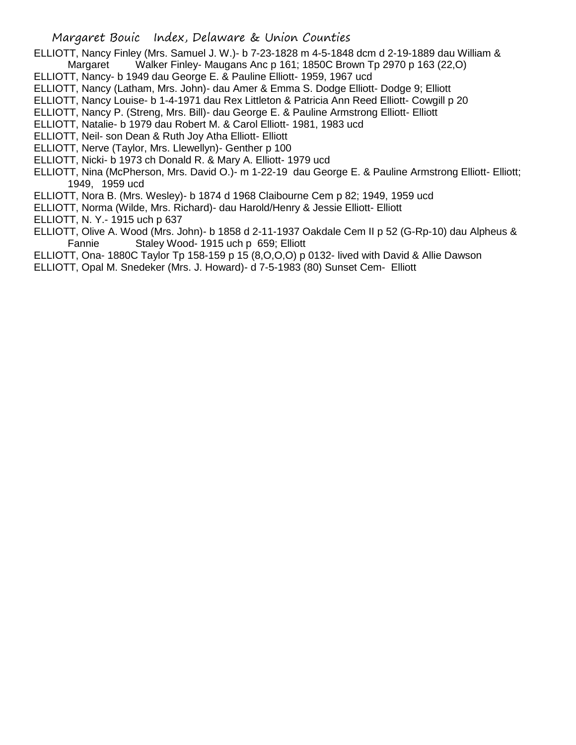ELLIOTT, Nancy Finley (Mrs. Samuel J. W.)- b 7-23-1828 m 4-5-1848 dcm d 2-19-1889 dau William & Margaret Walker Finley- Maugans Anc p 161; 1850C Brown Tp 2970 p 163 (22,O)

ELLIOTT, Nancy- b 1949 dau George E. & Pauline Elliott- 1959, 1967 ucd

ELLIOTT, Nancy (Latham, Mrs. John)- dau Amer & Emma S. Dodge Elliott- Dodge 9; Elliott

ELLIOTT, Nancy Louise- b 1-4-1971 dau Rex Littleton & Patricia Ann Reed Elliott- Cowgill p 20

ELLIOTT, Nancy P. (Streng, Mrs. Bill)- dau George E. & Pauline Armstrong Elliott- Elliott

ELLIOTT, Natalie- b 1979 dau Robert M. & Carol Elliott- 1981, 1983 ucd

ELLIOTT, Neil- son Dean & Ruth Joy Atha Elliott- Elliott

ELLIOTT, Nerve (Taylor, Mrs. Llewellyn)- Genther p 100

ELLIOTT, Nicki- b 1973 ch Donald R. & Mary A. Elliott- 1979 ucd

ELLIOTT, Nina (McPherson, Mrs. David O.)- m 1-22-19 dau George E. & Pauline Armstrong Elliott- Elliott; 1949, 1959 ucd

ELLIOTT, Nora B. (Mrs. Wesley)- b 1874 d 1968 Claibourne Cem p 82; 1949, 1959 ucd

ELLIOTT, Norma (Wilde, Mrs. Richard)- dau Harold/Henry & Jessie Elliott- Elliott

ELLIOTT, N. Y.- 1915 uch p 637

ELLIOTT, Olive A. Wood (Mrs. John)- b 1858 d 2-11-1937 Oakdale Cem II p 52 (G-Rp-10) dau Alpheus & Fannie Staley Wood- 1915 uch p 659; Elliott

ELLIOTT, Ona- 1880C Taylor Tp 158-159 p 15 (8,O,O,O) p 0132- lived with David & Allie Dawson

ELLIOTT, Opal M. Snedeker (Mrs. J. Howard)- d 7-5-1983 (80) Sunset Cem- Elliott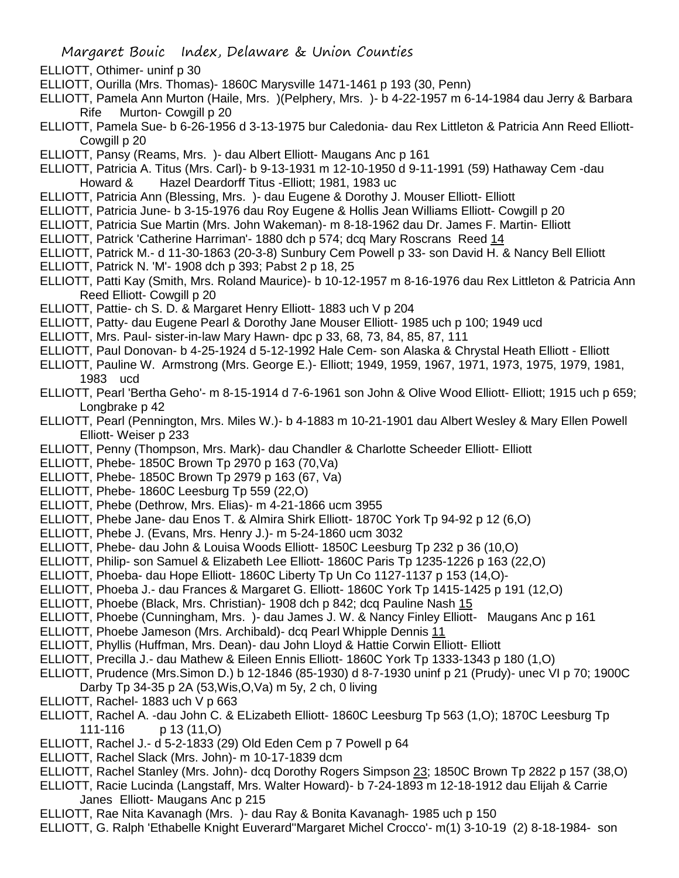ELLIOTT, Othimer- uninf p 30

ELLIOTT, Ourilla (Mrs. Thomas)- 1860C Marysville 1471-1461 p 193 (30, Penn)

ELLIOTT, Pamela Ann Murton (Haile, Mrs. )(Pelphery, Mrs. )- b 4-22-1957 m 6-14-1984 dau Jerry & Barbara Rife Murton- Cowgill p 20

ELLIOTT, Pamela Sue- b 6-26-1956 d 3-13-1975 bur Caledonia- dau Rex Littleton & Patricia Ann Reed Elliott- Cowgill p 20

ELLIOTT, Pansy (Reams, Mrs. )- dau Albert Elliott- Maugans Anc p 161

ELLIOTT, Patricia A. Titus (Mrs. Carl)- b 9-13-1931 m 12-10-1950 d 9-11-1991 (59) Hathaway Cem -dau Howard & Hazel Deardorff Titus -Elliott; 1981, 1983 uc

ELLIOTT, Patricia Ann (Blessing, Mrs. )- dau Eugene & Dorothy J. Mouser Elliott- Elliott

ELLIOTT, Patricia June- b 3-15-1976 dau Roy Eugene & Hollis Jean Williams Elliott- Cowgill p 20

ELLIOTT, Patricia Sue Martin (Mrs. John Wakeman)- m 8-18-1962 dau Dr. James F. Martin- Elliott

ELLIOTT, Patrick 'Catherine Harriman'- 1880 dch p 574; dcq Mary Roscrans Reed 14

ELLIOTT, Patrick M.- d 11-30-1863 (20-3-8) Sunbury Cem Powell p 33- son David H. & Nancy Bell Elliott

ELLIOTT, Patrick N. 'M'- 1908 dch p 393; Pabst 2 p 18, 25

ELLIOTT, Patti Kay (Smith, Mrs. Roland Maurice)- b 10-12-1957 m 8-16-1976 dau Rex Littleton & Patricia Ann Reed Elliott- Cowgill p 20

ELLIOTT, Pattie- ch S. D. & Margaret Henry Elliott- 1883 uch V p 204

ELLIOTT, Patty- dau Eugene Pearl & Dorothy Jane Mouser Elliott- 1985 uch p 100; 1949 ucd

ELLIOTT, Mrs. Paul- sister-in-law Mary Hawn- dpc p 33, 68, 73, 84, 85, 87, 111

ELLIOTT, Paul Donovan- b 4-25-1924 d 5-12-1992 Hale Cem- son Alaska & Chrystal Heath Elliott - Elliott

ELLIOTT, Pauline W. Armstrong (Mrs. George E.)- Elliott; 1949, 1959, 1967, 1971, 1973, 1975, 1979, 1981, 1983 ucd

ELLIOTT, Pearl 'Bertha Geho'- m 8-15-1914 d 7-6-1961 son John & Olive Wood Elliott- Elliott; 1915 uch p 659; Longbrake p 42

ELLIOTT, Pearl (Pennington, Mrs. Miles W.)- b 4-1883 m 10-21-1901 dau Albert Wesley & Mary Ellen Powell Elliott- Weiser p 233

ELLIOTT, Penny (Thompson, Mrs. Mark)- dau Chandler & Charlotte Scheeder Elliott- Elliott

ELLIOTT, Phebe- 1850C Brown Tp 2970 p 163 (70,Va)

ELLIOTT, Phebe- 1850C Brown Tp 2979 p 163 (67, Va)

ELLIOTT, Phebe- 1860C Leesburg Tp 559 (22,O)

ELLIOTT, Phebe (Dethrow, Mrs. Elias)- m 4-21-1866 ucm 3955

ELLIOTT, Phebe Jane- dau Enos T. & Almira Shirk Elliott- 1870C York Tp 94-92 p 12 (6,O)

ELLIOTT, Phebe J. (Evans, Mrs. Henry J.)- m 5-24-1860 ucm 3032

ELLIOTT, Phebe- dau John & Louisa Woods Elliott- 1850C Leesburg Tp 232 p 36 (10,O)

ELLIOTT, Philip- son Samuel & Elizabeth Lee Elliott- 1860C Paris Tp 1235-1226 p 163 (22,O)

ELLIOTT, Phoeba- dau Hope Elliott- 1860C Liberty Tp Un Co 1127-1137 p 153 (14,O)-

ELLIOTT, Phoeba J.- dau Frances & Margaret G. Elliott- 1860C York Tp 1415-1425 p 191 (12,O)

ELLIOTT, Phoebe (Black, Mrs. Christian)- 1908 dch p 842; dcq Pauline Nash 15

ELLIOTT, Phoebe (Cunningham, Mrs. )- dau James J. W. & Nancy Finley Elliott- Maugans Anc p 161

ELLIOTT, Phoebe Jameson (Mrs. Archibald)- dcq Pearl Whipple Dennis 11

ELLIOTT, Phyllis (Huffman, Mrs. Dean)- dau John Lloyd & Hattie Corwin Elliott- Elliott

ELLIOTT, Precilla J.- dau Mathew & Eileen Ennis Elliott- 1860C York Tp 1333-1343 p 180 (1,O)

ELLIOTT, Prudence (Mrs.Simon D.) b 12-1846 (85-1930) d 8-7-1930 uninf p 21 (Prudy)- unec VI p 70; 1900C Darby Tp 34-35 p 2A (53,Wis,O,Va) m 5y, 2 ch, 0 living

ELLIOTT, Rachel- 1883 uch V p 663

ELLIOTT, Rachel A. -dau John C. & ELizabeth Elliott- 1860C Leesburg Tp 563 (1,O); 1870C Leesburg Tp 111-116 p 13 (11,O)

ELLIOTT, Rachel J.- d 5-2-1833 (29) Old Eden Cem p 7 Powell p 64

ELLIOTT, Rachel Slack (Mrs. John)- m 10-17-1839 dcm

ELLIOTT, Rachel Stanley (Mrs. John)- dcq Dorothy Rogers Simpson 23; 1850C Brown Tp 2822 p 157 (38,O)

ELLIOTT, Racie Lucinda (Langstaff, Mrs. Walter Howard)- b 7-24-1893 m 12-18-1912 dau Elijah & Carrie Janes Elliott- Maugans Anc p 215

ELLIOTT, Rae Nita Kavanagh (Mrs. )- dau Ray & Bonita Kavanagh- 1985 uch p 150

ELLIOTT, G. Ralph 'Ethabelle Knight Euverard''Margaret Michel Crocco'- m(1) 3-10-19 (2) 8-18-1984- son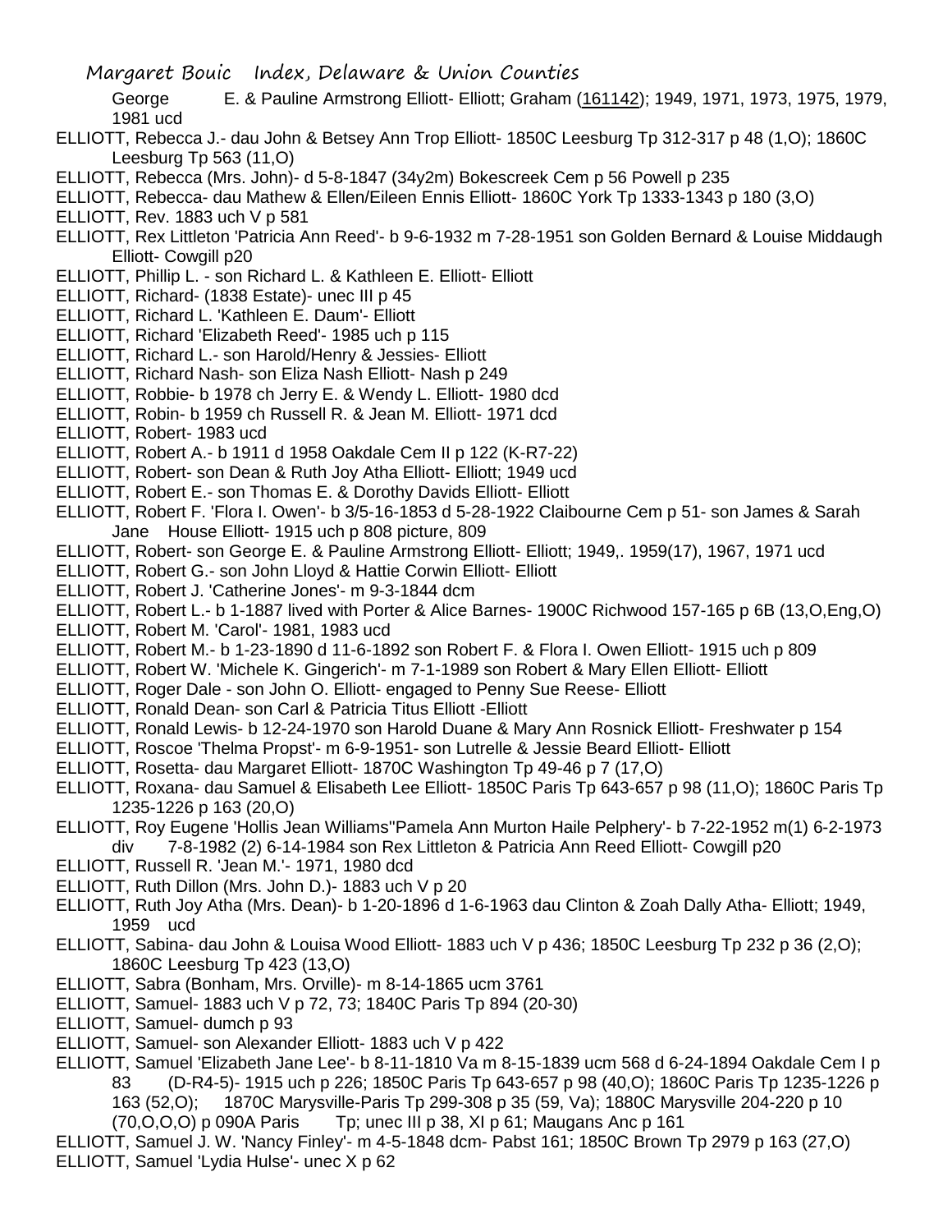George E. & Pauline Armstrong Elliott- Elliott; Graham (161142); 1949, 1971, 1973, 1975, 1979, 1981 ucd

ELLIOTT, Rebecca J.- dau John & Betsey Ann Trop Elliott- 1850C Leesburg Tp 312-317 p 48 (1,O); 1860C Leesburg Tp 563 (11,O)

ELLIOTT, Rebecca (Mrs. John)- d 5-8-1847 (34y2m) Bokescreek Cem p 56 Powell p 235

ELLIOTT, Rebecca- dau Mathew & Ellen/Eileen Ennis Elliott- 1860C York Tp 1333-1343 p 180 (3,O)

ELLIOTT, Rev. 1883 uch V p 581

ELLIOTT, Rex Littleton 'Patricia Ann Reed'- b 9-6-1932 m 7-28-1951 son Golden Bernard & Louise Middaugh Elliott- Cowgill p20

ELLIOTT, Phillip L. - son Richard L. & Kathleen E. Elliott- Elliott

ELLIOTT, Richard- (1838 Estate)- unec III p 45

ELLIOTT, Richard L. 'Kathleen E. Daum'- Elliott

ELLIOTT, Richard 'Elizabeth Reed'- 1985 uch p 115

ELLIOTT, Richard L.- son Harold/Henry & Jessies- Elliott

ELLIOTT, Richard Nash- son Eliza Nash Elliott- Nash p 249

ELLIOTT, Robbie- b 1978 ch Jerry E. & Wendy L. Elliott- 1980 dcd

ELLIOTT, Robin- b 1959 ch Russell R. & Jean M. Elliott- 1971 dcd

ELLIOTT, Robert- 1983 ucd

ELLIOTT, Robert A.- b 1911 d 1958 Oakdale Cem II p 122 (K-R7-22)

ELLIOTT, Robert- son Dean & Ruth Joy Atha Elliott- Elliott; 1949 ucd

ELLIOTT, Robert E.- son Thomas E. & Dorothy Davids Elliott- Elliott

ELLIOTT, Robert F. 'Flora I. Owen'- b 3/5-16-1853 d 5-28-1922 Claibourne Cem p 51- son James & Sarah Jane House Elliott- 1915 uch p 808 picture, 809

ELLIOTT, Robert- son George E. & Pauline Armstrong Elliott- Elliott; 1949,. 1959(17), 1967, 1971 ucd

ELLIOTT, Robert G.- son John Lloyd & Hattie Corwin Elliott- Elliott

ELLIOTT, Robert J. 'Catherine Jones'- m 9-3-1844 dcm

ELLIOTT, Robert L.- b 1-1887 lived with Porter & Alice Barnes- 1900C Richwood 157-165 p 6B (13,O,Eng,O)

ELLIOTT, Robert M. 'Carol'- 1981, 1983 ucd

ELLIOTT, Robert M.- b 1-23-1890 d 11-6-1892 son Robert F. & Flora I. Owen Elliott- 1915 uch p 809

ELLIOTT, Robert W. 'Michele K. Gingerich'- m 7-1-1989 son Robert & Mary Ellen Elliott- Elliott

ELLIOTT, Roger Dale - son John O. Elliott- engaged to Penny Sue Reese- Elliott

ELLIOTT, Ronald Dean- son Carl & Patricia Titus Elliott -Elliott

ELLIOTT, Ronald Lewis- b 12-24-1970 son Harold Duane & Mary Ann Rosnick Elliott- Freshwater p 154

ELLIOTT, Roscoe 'Thelma Propst'- m 6-9-1951- son Lutrelle & Jessie Beard Elliott- Elliott

ELLIOTT, Rosetta- dau Margaret Elliott- 1870C Washington Tp 49-46 p 7 (17,O)

ELLIOTT, Roxana- dau Samuel & Elisabeth Lee Elliott- 1850C Paris Tp 643-657 p 98 (11,O); 1860C Paris Tp 1235-1226 p 163 (20,O)

ELLIOTT, Roy Eugene 'Hollis Jean Williams''Pamela Ann Murton Haile Pelphery'- b 7-22-1952 m(1) 6-2-1973 div 7-8-1982 (2) 6-14-1984 son Rex Littleton & Patricia Ann Reed Elliott- Cowgill p20

ELLIOTT, Russell R. 'Jean M.'- 1971, 1980 dcd

ELLIOTT, Ruth Dillon (Mrs. John D.)- 1883 uch V p 20

ELLIOTT, Ruth Joy Atha (Mrs. Dean)- b 1-20-1896 d 1-6-1963 dau Clinton & Zoah Dally Atha- Elliott; 1949, 1959 ucd

ELLIOTT, Sabina- dau John & Louisa Wood Elliott- 1883 uch V p 436; 1850C Leesburg Tp 232 p 36 (2,O); 1860C Leesburg Tp 423 (13,O)

ELLIOTT, Sabra (Bonham, Mrs. Orville)- m 8-14-1865 ucm 3761

ELLIOTT, Samuel- 1883 uch V p 72, 73; 1840C Paris Tp 894 (20-30)

ELLIOTT, Samuel- dumch p 93

ELLIOTT, Samuel- son Alexander Elliott- 1883 uch V p 422

ELLIOTT, Samuel 'Elizabeth Jane Lee'- b 8-11-1810 Va m 8-15-1839 ucm 568 d 6-24-1894 Oakdale Cem I p 83 (D-R4-5)- 1915 uch p 226; 1850C Paris Tp 643-657 p 98 (40,O); 1860C Paris Tp 1235-1226 p 163 (52,O); 1870C Marysville-Paris Tp 299-308 p 35 (59, Va); 1880C Marysville 204-220 p 10 (70,O,O,O) p 090A Paris Tp; unec III p 38, XI p 61; Maugans Anc p 161

ELLIOTT, Samuel J. W. 'Nancy Finley'- m 4-5-1848 dcm- Pabst 161; 1850C Brown Tp 2979 p 163 (27,O)

ELLIOTT, Samuel 'Lydia Hulse'- unec X p 62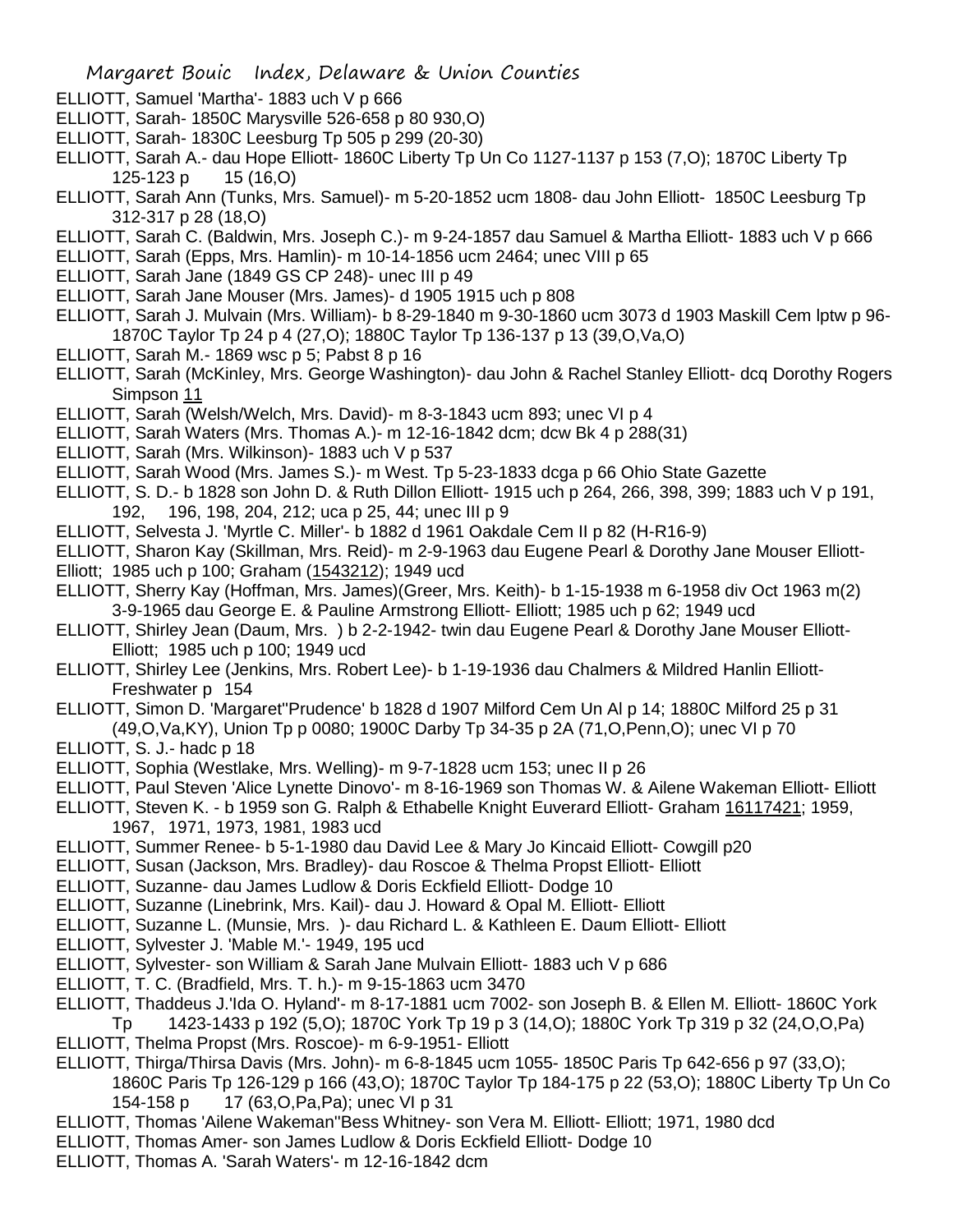ELLIOTT, Samuel 'Martha'- 1883 uch V p 666

ELLIOTT, Sarah- 1850C Marysville 526-658 p 80 930,O)

ELLIOTT, Sarah- 1830C Leesburg Tp 505 p 299 (20-30)

ELLIOTT, Sarah A.- dau Hope Elliott- 1860C Liberty Tp Un Co 1127-1137 p 153 (7,O); 1870C Liberty Tp 125-123 p 15 (16,O)

ELLIOTT, Sarah Ann (Tunks, Mrs. Samuel)- m 5-20-1852 ucm 1808- dau John Elliott- 1850C Leesburg Tp 312-317 p 28 (18,O)

ELLIOTT, Sarah C. (Baldwin, Mrs. Joseph C.)- m 9-24-1857 dau Samuel & Martha Elliott- 1883 uch V p 666

ELLIOTT, Sarah (Epps, Mrs. Hamlin)- m 10-14-1856 ucm 2464; unec VIII p 65

ELLIOTT, Sarah Jane (1849 GS CP 248)- unec III p 49

ELLIOTT, Sarah Jane Mouser (Mrs. James)- d 1905 1915 uch p 808

ELLIOTT, Sarah J. Mulvain (Mrs. William)- b 8-29-1840 m 9-30-1860 ucm 3073 d 1903 Maskill Cem lptw p 96- 1870C Taylor Tp 24 p 4 (27,O); 1880C Taylor Tp 136-137 p 13 (39,O,Va,O)

ELLIOTT, Sarah M.- 1869 wsc p 5; Pabst 8 p 16

ELLIOTT, Sarah (McKinley, Mrs. George Washington)- dau John & Rachel Stanley Elliott- dcq Dorothy Rogers Simpson 11

ELLIOTT, Sarah (Welsh/Welch, Mrs. David)- m 8-3-1843 ucm 893; unec VI p 4

ELLIOTT, Sarah Waters (Mrs. Thomas A.)- m 12-16-1842 dcm; dcw Bk 4 p 288(31)

ELLIOTT, Sarah (Mrs. Wilkinson)- 1883 uch V p 537

ELLIOTT, Sarah Wood (Mrs. James S.)- m West. Tp 5-23-1833 dcga p 66 Ohio State Gazette

ELLIOTT, S. D.- b 1828 son John D. & Ruth Dillon Elliott- 1915 uch p 264, 266, 398, 399; 1883 uch V p 191, 192, 196, 198, 204, 212; uca p 25, 44; unec III p 9

ELLIOTT, Selvesta J. 'Myrtle C. Miller'- b 1882 d 1961 Oakdale Cem II p 82 (H-R16-9)

ELLIOTT, Sharon Kay (Skillman, Mrs. Reid)- m 2-9-1963 dau Eugene Pearl & Dorothy Jane Mouser Elliott- Elliott; 1985 uch p 100; Graham (1543212); 1949 ucd

ELLIOTT, Sherry Kay (Hoffman, Mrs. James)(Greer, Mrs. Keith)- b 1-15-1938 m 6-1958 div Oct 1963 m(2) 3-9-1965 dau George E. & Pauline Armstrong Elliott- Elliott; 1985 uch p 62; 1949 ucd

ELLIOTT, Shirley Jean (Daum, Mrs. ) b 2-2-1942- twin dau Eugene Pearl & Dorothy Jane Mouser Elliott- Elliott; 1985 uch p 100; 1949 ucd

ELLIOTT, Shirley Lee (Jenkins, Mrs. Robert Lee)- b 1-19-1936 dau Chalmers & Mildred Hanlin Elliott- Freshwater p 154

ELLIOTT, Simon D. 'Margaret''Prudence' b 1828 d 1907 Milford Cem Un Al p 14; 1880C Milford 25 p 31 (49,O,Va,KY), Union Tp p 0080; 1900C Darby Tp 34-35 p 2A (71,O,Penn,O); unec VI p 70

ELLIOTT, S. J.- hadc p 18

ELLIOTT, Sophia (Westlake, Mrs. Welling)- m 9-7-1828 ucm 153; unec II p 26

ELLIOTT, Paul Steven 'Alice Lynette Dinovo'- m 8-16-1969 son Thomas W. & Ailene Wakeman Elliott- Elliott

ELLIOTT, Steven K. - b 1959 son G. Ralph & Ethabelle Knight Euverard Elliott- Graham 16117421; 1959, 1967, 1971, 1973, 1981, 1983 ucd

ELLIOTT, Summer Renee- b 5-1-1980 dau David Lee & Mary Jo Kincaid Elliott- Cowgill p20

ELLIOTT, Susan (Jackson, Mrs. Bradley)- dau Roscoe & Thelma Propst Elliott- Elliott

ELLIOTT, Suzanne- dau James Ludlow & Doris Eckfield Elliott- Dodge 10

ELLIOTT, Suzanne (Linebrink, Mrs. Kail)- dau J. Howard & Opal M. Elliott- Elliott

ELLIOTT, Suzanne L. (Munsie, Mrs. )- dau Richard L. & Kathleen E. Daum Elliott- Elliott

ELLIOTT, Sylvester J. 'Mable M.'- 1949, 195 ucd

ELLIOTT, Sylvester- son William & Sarah Jane Mulvain Elliott- 1883 uch V p 686

ELLIOTT, T. C. (Bradfield, Mrs. T. h.)- m 9-15-1863 ucm 3470

ELLIOTT, Thaddeus J.'Ida O. Hyland'- m 8-17-1881 ucm 7002- son Joseph B. & Ellen M. Elliott- 1860C York Tp 1423-1433 p 192 (5,O); 1870C York Tp 19 p 3 (14,O); 1880C York Tp 319 p 32 (24,O,O,Pa)

ELLIOTT, Thelma Propst (Mrs. Roscoe)- m 6-9-1951- Elliott

ELLIOTT, Thirga/Thirsa Davis (Mrs. John)- m 6-8-1845 ucm 1055- 1850C Paris Tp 642-656 p 97 (33,O); 1860C Paris Tp 126-129 p 166 (43,O); 1870C Taylor Tp 184-175 p 22 (53,O); 1880C Liberty Tp Un Co 154-158 p 17 (63,O,Pa,Pa); unec VI p 31

ELLIOTT, Thomas 'Ailene Wakeman''Bess Whitney- son Vera M. Elliott- Elliott; 1971, 1980 dcd

ELLIOTT, Thomas Amer- son James Ludlow & Doris Eckfield Elliott- Dodge 10

ELLIOTT, Thomas A. 'Sarah Waters'- m 12-16-1842 dcm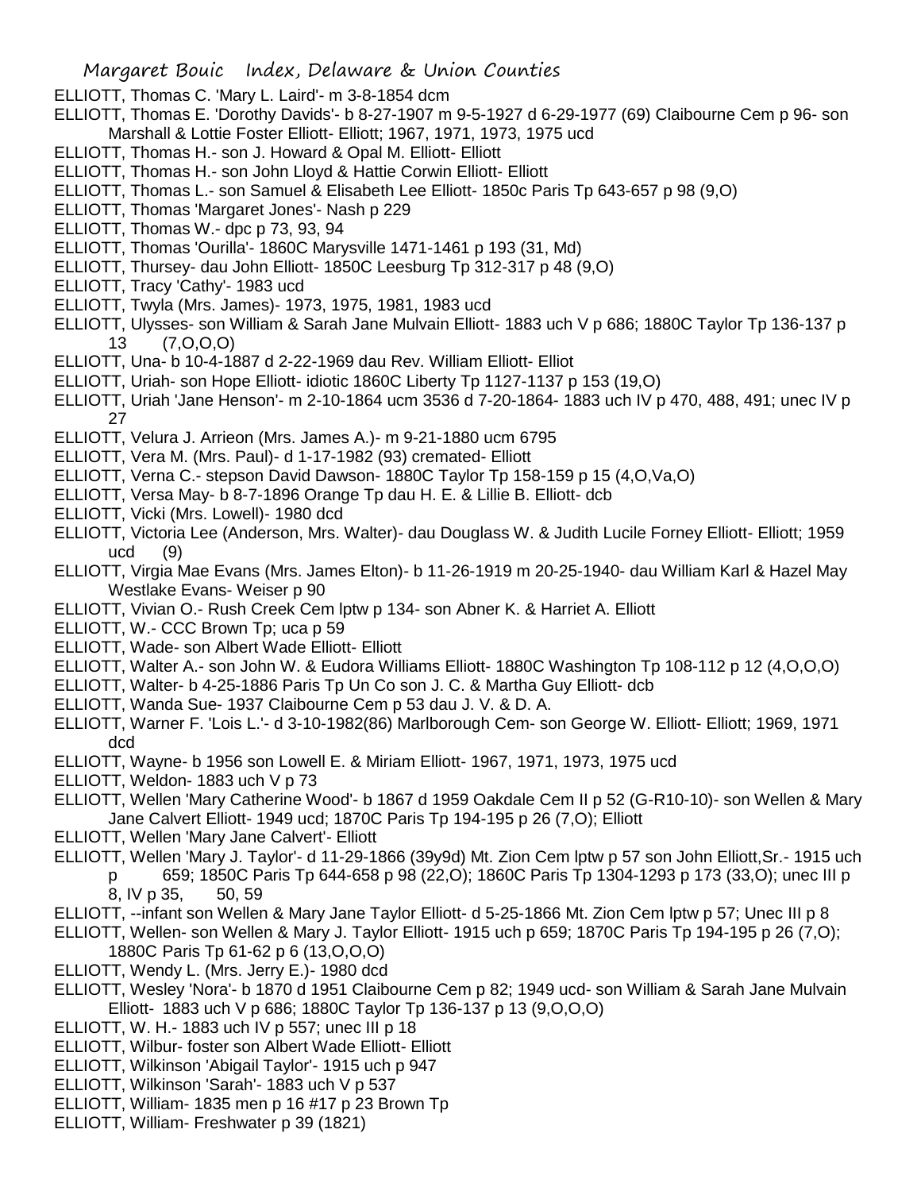ELLIOTT, Thomas C. 'Mary L. Laird'- m 3-8-1854 dcm

ELLIOTT, Thomas E. 'Dorothy Davids'- b 8-27-1907 m 9-5-1927 d 6-29-1977 (69) Claibourne Cem p 96- son Marshall & Lottie Foster Elliott- Elliott; 1967, 1971, 1973, 1975 ucd

ELLIOTT, Thomas H.- son J. Howard & Opal M. Elliott- Elliott

ELLIOTT, Thomas H.- son John Lloyd & Hattie Corwin Elliott- Elliott

ELLIOTT, Thomas L.- son Samuel & Elisabeth Lee Elliott- 1850c Paris Tp 643-657 p 98 (9,O)

ELLIOTT, Thomas 'Margaret Jones'- Nash p 229

ELLIOTT, Thomas W.- dpc p 73, 93, 94

ELLIOTT, Thomas 'Ourilla'- 1860C Marysville 1471-1461 p 193 (31, Md)

ELLIOTT, Thursey- dau John Elliott- 1850C Leesburg Tp 312-317 p 48 (9,O)

ELLIOTT, Tracy 'Cathy'- 1983 ucd

ELLIOTT, Twyla (Mrs. James)- 1973, 1975, 1981, 1983 ucd

ELLIOTT, Ulysses- son William & Sarah Jane Mulvain Elliott- 1883 uch V p 686; 1880C Taylor Tp 136-137 p 13 (7,O,O,O)

ELLIOTT, Una- b 10-4-1887 d 2-22-1969 dau Rev. William Elliott- Elliot

ELLIOTT, Uriah- son Hope Elliott- idiotic 1860C Liberty Tp 1127-1137 p 153 (19,O)

ELLIOTT, Uriah 'Jane Henson'- m 2-10-1864 ucm 3536 d 7-20-1864- 1883 uch IV p 470, 488, 491; unec IV p 27

ELLIOTT, Velura J. Arrieon (Mrs. James A.)- m 9-21-1880 ucm 6795

ELLIOTT, Vera M. (Mrs. Paul)- d 1-17-1982 (93) cremated- Elliott

ELLIOTT, Verna C.- stepson David Dawson- 1880C Taylor Tp 158-159 p 15 (4,O,Va,O)

ELLIOTT, Versa May- b 8-7-1896 Orange Tp dau H. E. & Lillie B. Elliott- dcb

ELLIOTT, Vicki (Mrs. Lowell)- 1980 dcd

ELLIOTT, Victoria Lee (Anderson, Mrs. Walter)- dau Douglass W. & Judith Lucile Forney Elliott- Elliott; 1959 ucd (9)

ELLIOTT, Virgia Mae Evans (Mrs. James Elton)- b 11-26-1919 m 20-25-1940- dau William Karl & Hazel May Westlake Evans- Weiser p 90

ELLIOTT, Vivian O.- Rush Creek Cem lptw p 134- son Abner K. & Harriet A. Elliott

ELLIOTT, W.- CCC Brown Tp; uca p 59

ELLIOTT, Wade- son Albert Wade Elliott- Elliott

ELLIOTT, Walter A.- son John W. & Eudora Williams Elliott- 1880C Washington Tp 108-112 p 12 (4,O,O,O)

ELLIOTT, Walter- b 4-25-1886 Paris Tp Un Co son J. C. & Martha Guy Elliott- dcb

ELLIOTT, Wanda Sue- 1937 Claibourne Cem p 53 dau J. V. & D. A.

ELLIOTT, Warner F. 'Lois L.'- d 3-10-1982(86) Marlborough Cem- son George W. Elliott- Elliott; 1969, 1971 dcd

ELLIOTT, Wayne- b 1956 son Lowell E. & Miriam Elliott- 1967, 1971, 1973, 1975 ucd

ELLIOTT, Weldon- 1883 uch V p 73

ELLIOTT, Wellen 'Mary Catherine Wood'- b 1867 d 1959 Oakdale Cem II p 52 (G-R10-10)- son Wellen & Mary Jane Calvert Elliott- 1949 ucd; 1870C Paris Tp 194-195 p 26 (7,O); Elliott

ELLIOTT, Wellen 'Mary Jane Calvert'- Elliott

ELLIOTT, Wellen 'Mary J. Taylor'- d 11-29-1866 (39y9d) Mt. Zion Cem lptw p 57 son John Elliott,Sr.- 1915 uch p 659; 1850C Paris Tp 644-658 p 98 (22,O); 1860C Paris Tp 1304-1293 p 173 (33,O); unec III p 8, IV p 35, 50, 59

ELLIOTT, --infant son Wellen & Mary Jane Taylor Elliott- d 5-25-1866 Mt. Zion Cem lptw p 57; Unec III p 8

ELLIOTT, Wellen- son Wellen & Mary J. Taylor Elliott- 1915 uch p 659; 1870C Paris Tp 194-195 p 26 (7,O); 1880C Paris Tp 61-62 p 6 (13,O,O,O)

ELLIOTT, Wendy L. (Mrs. Jerry E.)- 1980 dcd

ELLIOTT, Wesley 'Nora'- b 1870 d 1951 Claibourne Cem p 82; 1949 ucd- son William & Sarah Jane Mulvain Elliott- 1883 uch V p 686; 1880C Taylor Tp 136-137 p 13 (9,O,O,O)

ELLIOTT, W. H.- 1883 uch IV p 557; unec III p 18

ELLIOTT, Wilbur- foster son Albert Wade Elliott- Elliott

ELLIOTT, Wilkinson 'Abigail Taylor'- 1915 uch p 947

ELLIOTT, Wilkinson 'Sarah'- 1883 uch V p 537

ELLIOTT, William- 1835 men p 16 #17 p 23 Brown Tp

ELLIOTT, William- Freshwater p 39 (1821)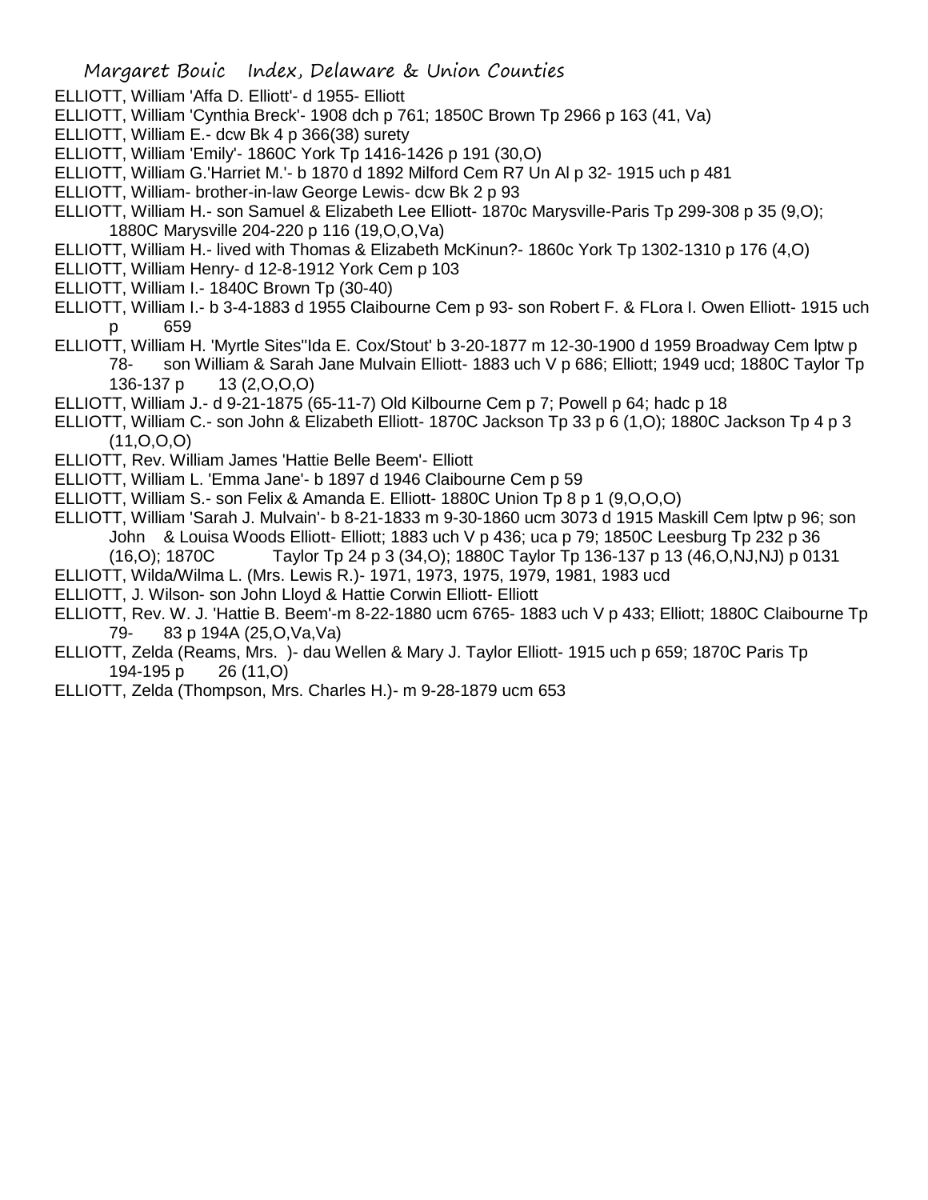ELLIOTT, William 'Affa D. Elliott'- d 1955- Elliott

ELLIOTT, William 'Cynthia Breck'- 1908 dch p 761; 1850C Brown Tp 2966 p 163 (41, Va)

ELLIOTT, William E.- dcw Bk 4 p 366(38) surety

ELLIOTT, William 'Emily'- 1860C York Tp 1416-1426 p 191 (30,O)

ELLIOTT, William G.'Harriet M.'- b 1870 d 1892 Milford Cem R7 Un Al p 32- 1915 uch p 481

ELLIOTT, William- brother-in-law George Lewis- dcw Bk 2 p 93

ELLIOTT, William H.- son Samuel & Elizabeth Lee Elliott- 1870c Marysville-Paris Tp 299-308 p 35 (9,O); 1880C Marysville 204-220 p 116 (19,O,O,Va)

ELLIOTT, William H.- lived with Thomas & Elizabeth McKinun?- 1860c York Tp 1302-1310 p 176 (4,O)

ELLIOTT, William Henry- d 12-8-1912 York Cem p 103

ELLIOTT, William I.- 1840C Brown Tp (30-40)

ELLIOTT, William I.- b 3-4-1883 d 1955 Claibourne Cem p 93- son Robert F. & FLora I. Owen Elliott- 1915 uch p 659

ELLIOTT, William H. 'Myrtle Sites''Ida E. Cox/Stout' b 3-20-1877 m 12-30-1900 d 1959 Broadway Cem lptw p 78- son William & Sarah Jane Mulvain Elliott- 1883 uch V p 686; Elliott; 1949 ucd; 1880C Taylor Tp 136-137 p 13 (2,O,O,O)

ELLIOTT, William J.- d 9-21-1875 (65-11-7) Old Kilbourne Cem p 7; Powell p 64; hadc p 18

ELLIOTT, William C.- son John & Elizabeth Elliott- 1870C Jackson Tp 33 p 6 (1,O); 1880C Jackson Tp 4 p 3 (11,O,O,O)

ELLIOTT, Rev. William James 'Hattie Belle Beem'- Elliott

ELLIOTT, William L. 'Emma Jane'- b 1897 d 1946 Claibourne Cem p 59

ELLIOTT, William S.- son Felix & Amanda E. Elliott- 1880C Union Tp 8 p 1 (9,O,O,O)

ELLIOTT, William 'Sarah J. Mulvain'- b 8-21-1833 m 9-30-1860 ucm 3073 d 1915 Maskill Cem lptw p 96; son John & Louisa Woods Elliott- Elliott; 1883 uch V p 436; uca p 79; 1850C Leesburg Tp 232 p 36 (16,O); 1870C Taylor Tp 24 p 3 (34,O); 1880C Taylor Tp 136-137 p 13 (46,O,NJ,NJ) p 0131

ELLIOTT, Wilda/Wilma L. (Mrs. Lewis R.)- 1971, 1973, 1975, 1979, 1981, 1983 ucd

ELLIOTT, J. Wilson- son John Lloyd & Hattie Corwin Elliott- Elliott

ELLIOTT, Rev. W. J. 'Hattie B. Beem'-m 8-22-1880 ucm 6765- 1883 uch V p 433; Elliott; 1880C Claibourne Tp 79- 83 p 194A (25,O,Va,Va)

ELLIOTT, Zelda (Reams, Mrs. )- dau Wellen & Mary J. Taylor Elliott- 1915 uch p 659; 1870C Paris Tp 194-195 p 26 (11,O)

ELLIOTT, Zelda (Thompson, Mrs. Charles H.)- m 9-28-1879 ucm 653